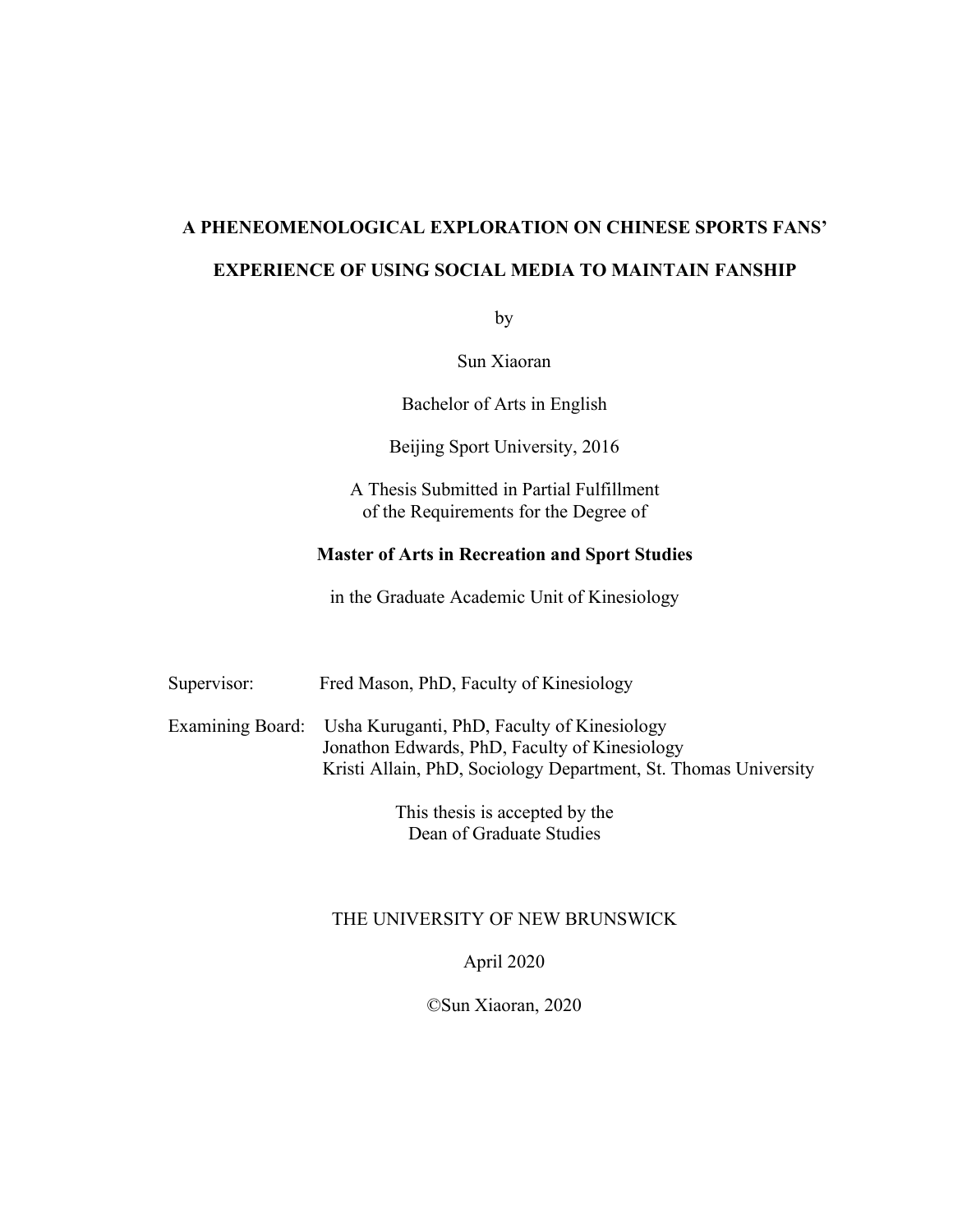**A PHENEOMENOLOGICAL EXPLORATION ON CHINESE SPORTS FANS'**

**EXPERIENCE OF USING SOCIAL MEDIA TO MAINTAIN FANSHIP**

by

Sun Xiaoran

Bachelor of Arts in English

Beijing Sport University, 2016

A Thesis Submitted in Partial Fulfillment
of the Requirements for the Degree of

**Master of Arts in Recreation and Sport Studies**

in the Graduate Academic Unit of Kinesiology

Supervisor: Fred Mason, PhD, Faculty of Kinesiology

Examining Board: Usha Kuruganti, PhD, Faculty of Kinesiology
Jonathon Edwards, PhD, Faculty of Kinesiology
Kristi Allain, PhD, Sociology Department, St. Thomas University

This thesis is accepted by the
Dean of Graduate Studies

THE UNIVERSITY OF NEW BRUNSWICK

April 2020

©Sun Xiaoran, 2020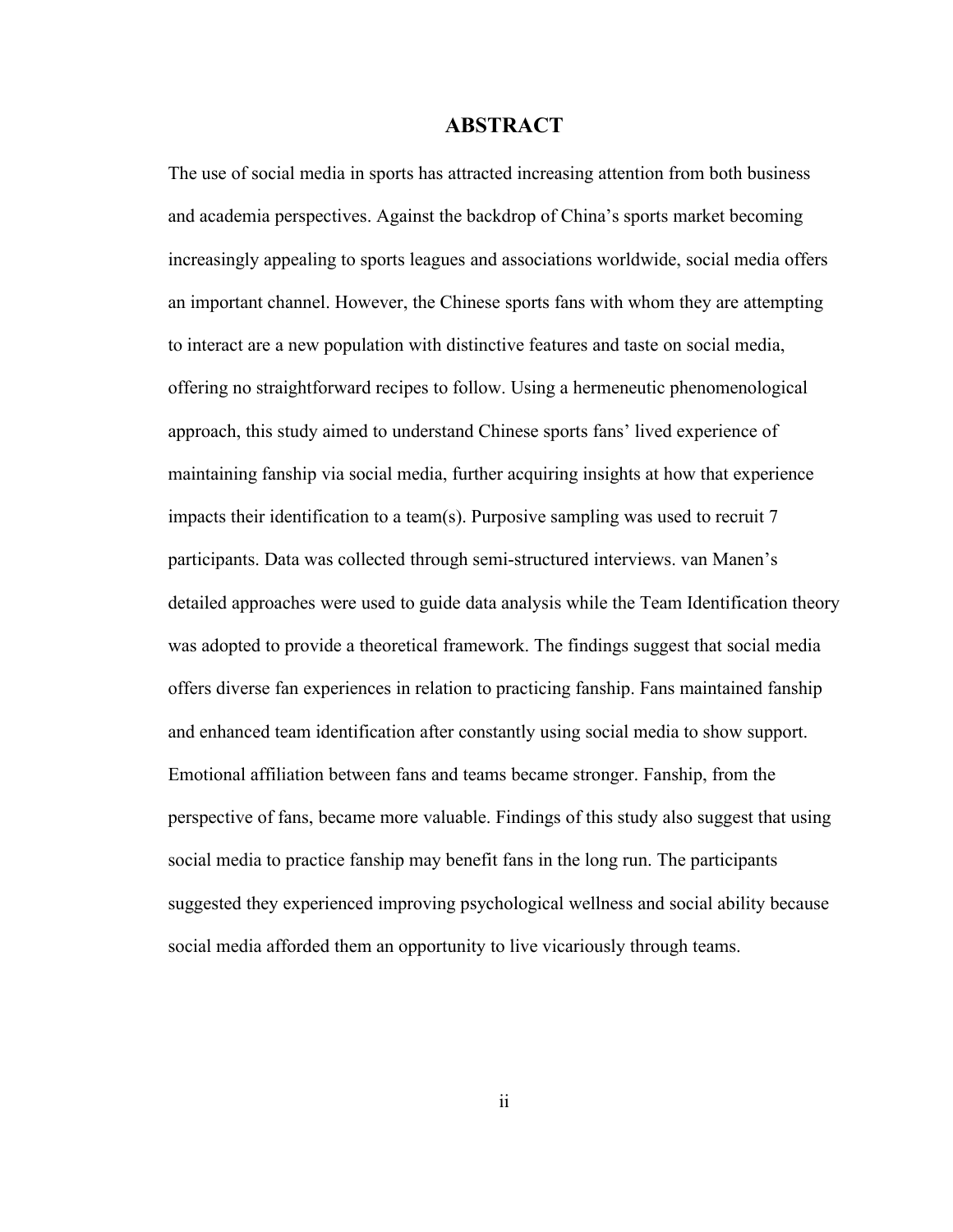# ABSTRACT

The use of social media in sports has attracted increasing attention from both business and academia perspectives. Against the backdrop of China's sports market becoming increasingly appealing to sports leagues and associations worldwide, social media offers an important channel. However, the Chinese sports fans with whom they are attempting to interact are a new population with distinctive features and taste on social media, offering no straightforward recipes to follow. Using a hermeneutic phenomenological approach, this study aimed to understand Chinese sports fans' lived experience of maintaining fanship via social media, further acquiring insights at how that experience impacts their identification to a team(s). Purposive sampling was used to recruit 7 participants. Data was collected through semi-structured interviews. van Manen's detailed approaches were used to guide data analysis while the Team Identification theory was adopted to provide a theoretical framework. The findings suggest that social media offers diverse fan experiences in relation to practicing fanship. Fans maintained fanship and enhanced team identification after constantly using social media to show support. Emotional affiliation between fans and teams became stronger. Fanship, from the perspective of fans, became more valuable. Findings of this study also suggest that using social media to practice fanship may benefit fans in the long run. The participants suggested they experienced improving psychological wellness and social ability because social media afforded them an opportunity to live vicariously through teams.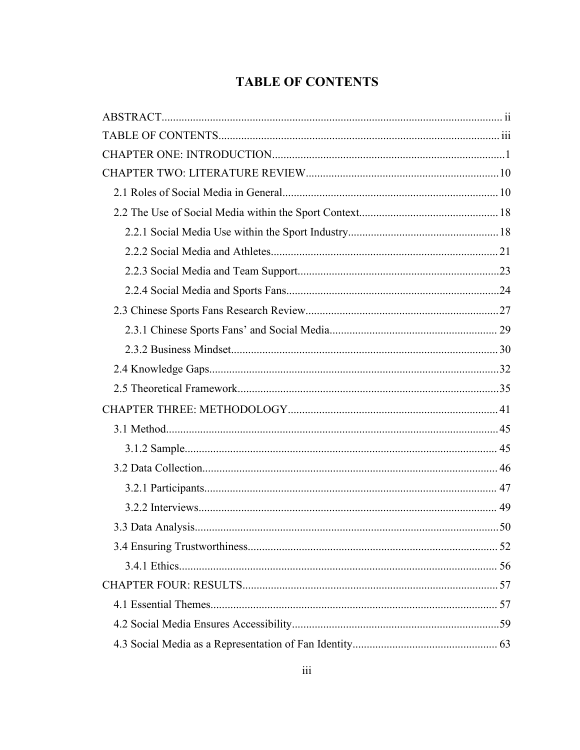# TABLE OF CONTENTS

ABSTRACT ..... ii

TABLE OF CONTENTS ..... iii

CHAPTER ONE: INTRODUCTION ..... 1

CHAPTER TWO: LITERATURE REVIEW ..... 10

- 2.1 Roles of Social Media in General ..... 10
- 2.2 The Use of Social Media within the Sport Context ..... 18
  - 2.2.1 Social Media Use within the Sport Industry ..... 18
  - 2.2.2 Social Media and Athletes ..... 21
  - 2.2.3 Social Media and Team Support ..... 23
  - 2.2.4 Social Media and Sports Fans ..... 24
- 2.3 Chinese Sports Fans Research Review ..... 27
  - 2.3.1 Chinese Sports Fans' and Social Media ..... 29
  - 2.3.2 Business Mindset ..... 30
- 2.4 Knowledge Gaps ..... 32
- 2.5 Theoretical Framework ..... 35

CHAPTER THREE: METHODOLOGY ..... 41

- 3.1 Method ..... 45
  - 3.1.2 Sample ..... 45
- 3.2 Data Collection ..... 46
  - 3.2.1 Participants ..... 47
  - 3.2.2 Interviews ..... 49
- 3.3 Data Analysis ..... 50
- 3.4 Ensuring Trustworthiness ..... 52
  - 3.4.1 Ethics ..... 56

CHAPTER FOUR: RESULTS ..... 57

- 4.1 Essential Themes ..... 57
- 4.2 Social Media Ensures Accessibility ..... 59
- 4.3 Social Media as a Representation of Fan Identity ..... 63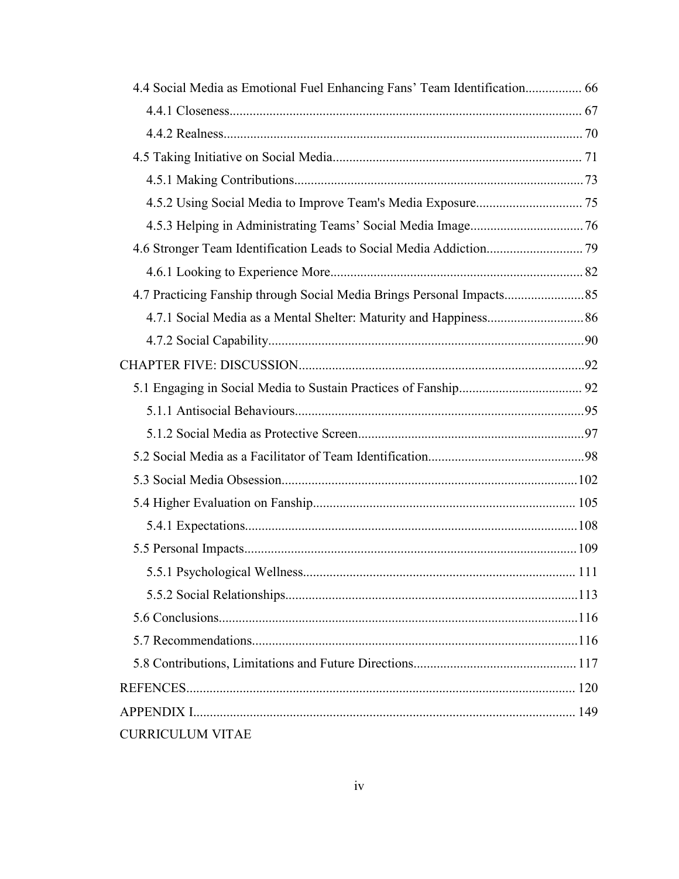4.4 Social Media as Emotional Fuel Enhancing Fans' Team Identification................. 66

4.4.1 Closeness........................................................................................................ 67

4.4.2 Realness........................................................................................................... 70

4.5 Taking Initiative on Social Media......................................................................... 71

4.5.1 Making Contributions...................................................................................... 73

4.5.2 Using Social Media to Improve Team's Media Exposure................................ 75

4.5.3 Helping in Administrating Teams' Social Media Image.................................. 76

4.6 Stronger Team Identification Leads to Social Media Addiction............................. 79

4.6.1 Looking to Experience More........................................................................... 82

4.7 Practicing Fanship through Social Media Brings Personal Impacts........................ 85

4.7.1 Social Media as a Mental Shelter: Maturity and Happiness............................. 86

4.7.2 Social Capability.............................................................................................. 90

CHAPTER FIVE: DISCUSSION.................................................................................... 92

5.1 Engaging in Social Media to Sustain Practices of Fanship..................................... 92

5.1.1 Antisocial Behaviours...................................................................................... 95

5.1.2 Social Media as Protective Screen................................................................... 97

5.2 Social Media as a Facilitator of Team Identification.............................................. 98

5.3 Social Media Obsession........................................................................................ 102

5.4 Higher Evaluation on Fanship.............................................................................. 105

5.4.1 Expectations................................................................................................... 108

5.5 Personal Impacts................................................................................................... 109

5.5.1 Psychological Wellness................................................................................. 111

5.5.2 Social Relationships....................................................................................... 113

5.6 Conclusions.......................................................................................................... 116

5.7 Recommendations................................................................................................ 116

5.8 Contributions, Limitations and Future Directions................................................ 117

REFENCES................................................................................................................... 120

APPENDIX I................................................................................................................. 149

CURRICULUM VITAE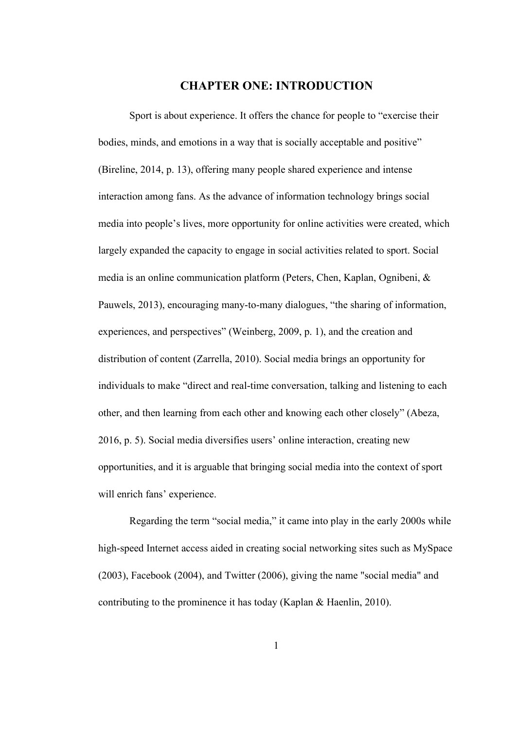# CHAPTER ONE: INTRODUCTION

Sport is about experience. It offers the chance for people to "exercise their bodies, minds, and emotions in a way that is socially acceptable and positive" (Bireline, 2014, p. 13), offering many people shared experience and intense interaction among fans. As the advance of information technology brings social media into people's lives, more opportunity for online activities were created, which largely expanded the capacity to engage in social activities related to sport. Social media is an online communication platform (Peters, Chen, Kaplan, Ognibeni, & Pauwels, 2013), encouraging many-to-many dialogues, "the sharing of information, experiences, and perspectives" (Weinberg, 2009, p. 1), and the creation and distribution of content (Zarrella, 2010). Social media brings an opportunity for individuals to make "direct and real-time conversation, talking and listening to each other, and then learning from each other and knowing each other closely" (Abeza, 2016, p. 5). Social media diversifies users' online interaction, creating new opportunities, and it is arguable that bringing social media into the context of sport will enrich fans' experience.

Regarding the term "social media," it came into play in the early 2000s while high-speed Internet access aided in creating social networking sites such as MySpace (2003), Facebook (2004), and Twitter (2006), giving the name "social media" and contributing to the prominence it has today (Kaplan & Haenlin, 2010).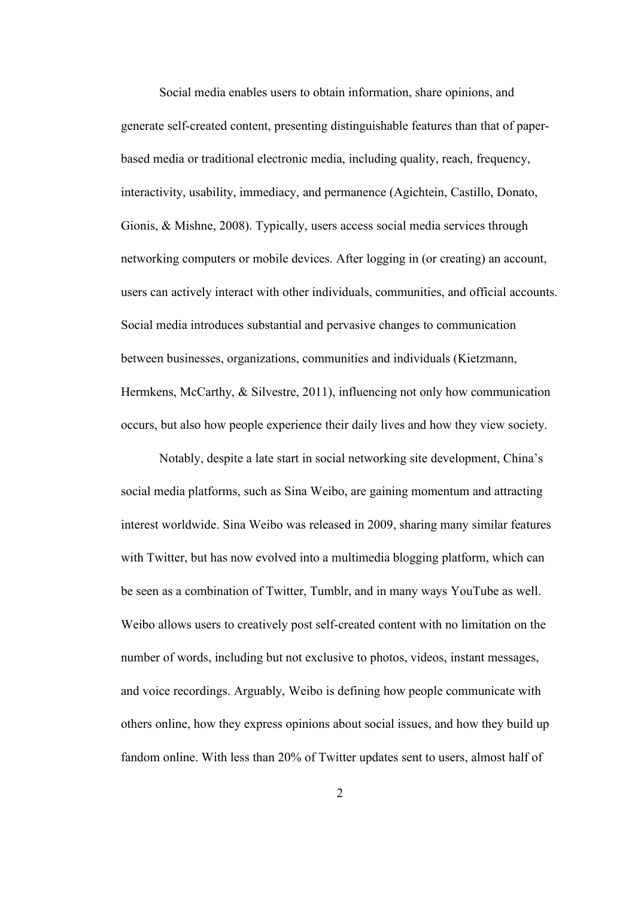Social media enables users to obtain information, share opinions, and generate self-created content, presenting distinguishable features than that of paper-based media or traditional electronic media, including quality, reach, frequency, interactivity, usability, immediacy, and permanence (Agichtein, Castillo, Donato, Gionis, & Mishne, 2008). Typically, users access social media services through networking computers or mobile devices. After logging in (or creating) an account, users can actively interact with other individuals, communities, and official accounts. Social media introduces substantial and pervasive changes to communication between businesses, organizations, communities and individuals (Kietzmann, Hermkens, McCarthy, & Silvestre, 2011), influencing not only how communication occurs, but also how people experience their daily lives and how they view society.

Notably, despite a late start in social networking site development, China's social media platforms, such as Sina Weibo, are gaining momentum and attracting interest worldwide. Sina Weibo was released in 2009, sharing many similar features with Twitter, but has now evolved into a multimedia blogging platform, which can be seen as a combination of Twitter, Tumblr, and in many ways YouTube as well. Weibo allows users to creatively post self-created content with no limitation on the number of words, including but not exclusive to photos, videos, instant messages, and voice recordings. Arguably, Weibo is defining how people communicate with others online, how they express opinions about social issues, and how they build up fandom online. With less than 20% of Twitter updates sent to users, almost half of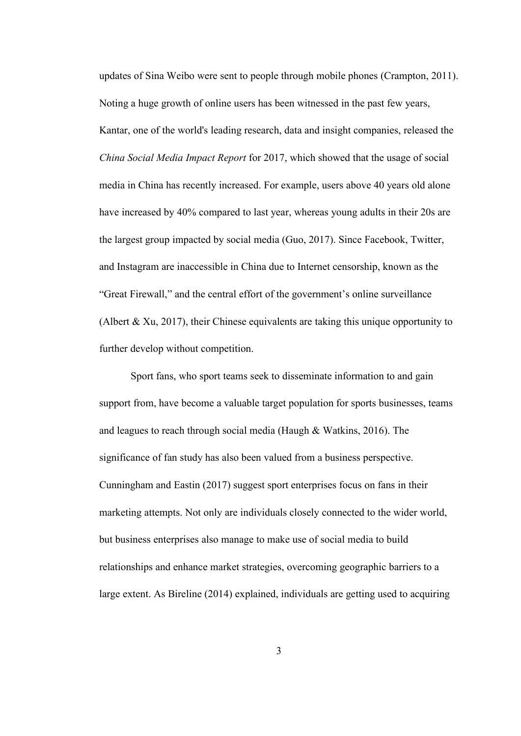updates of Sina Weibo were sent to people through mobile phones (Crampton, 2011). Noting a huge growth of online users has been witnessed in the past few years, Kantar, one of the world's leading research, data and insight companies, released the *China Social Media Impact Report* for 2017, which showed that the usage of social media in China has recently increased. For example, users above 40 years old alone have increased by 40% compared to last year, whereas young adults in their 20s are the largest group impacted by social media (Guo, 2017). Since Facebook, Twitter, and Instagram are inaccessible in China due to Internet censorship, known as the "Great Firewall," and the central effort of the government's online surveillance (Albert & Xu, 2017), their Chinese equivalents are taking this unique opportunity to further develop without competition.

Sport fans, who sport teams seek to disseminate information to and gain support from, have become a valuable target population for sports businesses, teams and leagues to reach through social media (Haugh & Watkins, 2016). The significance of fan study has also been valued from a business perspective. Cunningham and Eastin (2017) suggest sport enterprises focus on fans in their marketing attempts. Not only are individuals closely connected to the wider world, but business enterprises also manage to make use of social media to build relationships and enhance market strategies, overcoming geographic barriers to a large extent. As Bireline (2014) explained, individuals are getting used to acquiring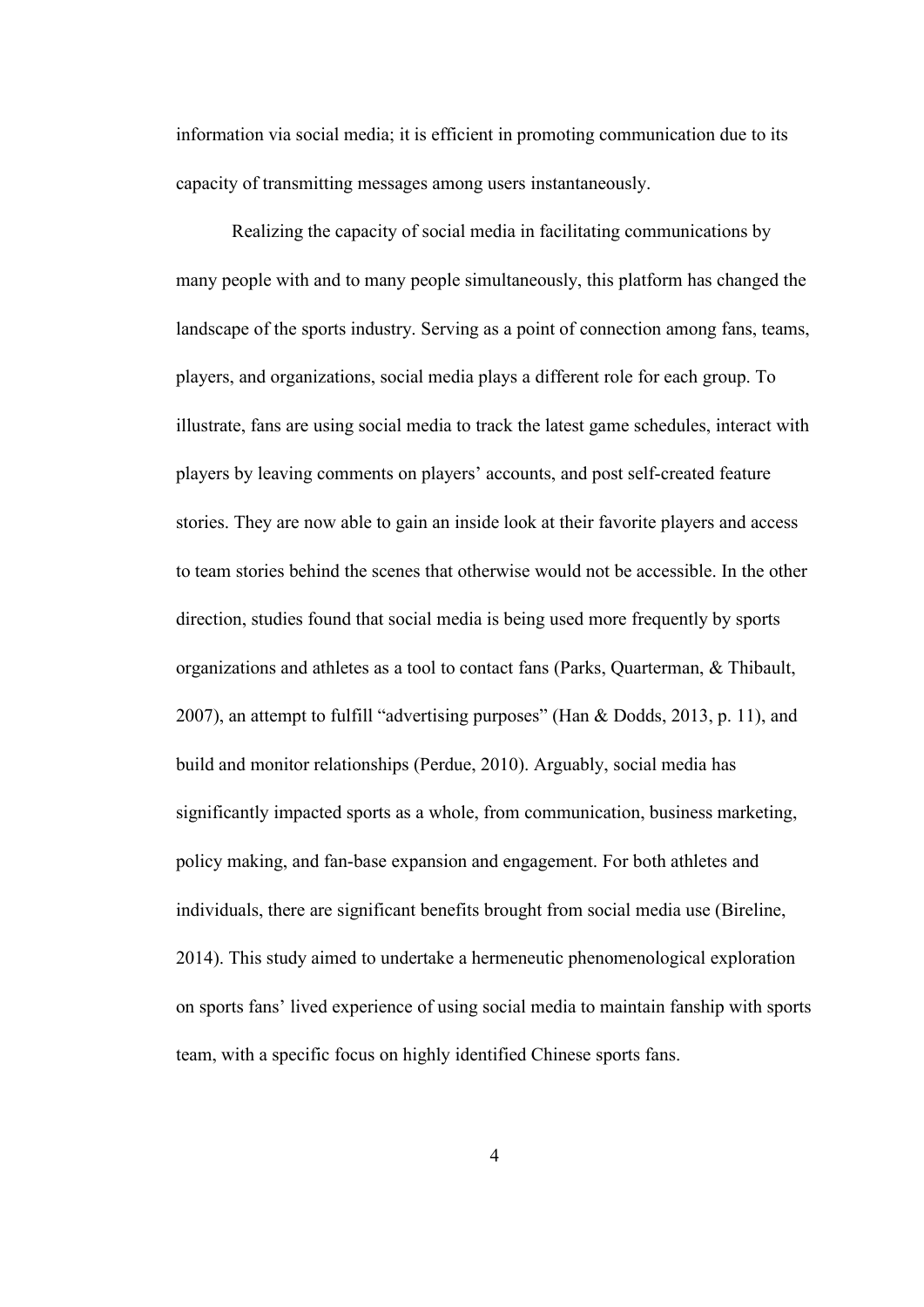information via social media; it is efficient in promoting communication due to its capacity of transmitting messages among users instantaneously.

Realizing the capacity of social media in facilitating communications by many people with and to many people simultaneously, this platform has changed the landscape of the sports industry. Serving as a point of connection among fans, teams, players, and organizations, social media plays a different role for each group. To illustrate, fans are using social media to track the latest game schedules, interact with players by leaving comments on players' accounts, and post self-created feature stories. They are now able to gain an inside look at their favorite players and access to team stories behind the scenes that otherwise would not be accessible. In the other direction, studies found that social media is being used more frequently by sports organizations and athletes as a tool to contact fans (Parks, Quarterman, & Thibault, 2007), an attempt to fulfill "advertising purposes" (Han & Dodds, 2013, p. 11), and build and monitor relationships (Perdue, 2010). Arguably, social media has significantly impacted sports as a whole, from communication, business marketing, policy making, and fan-base expansion and engagement. For both athletes and individuals, there are significant benefits brought from social media use (Bireline, 2014). This study aimed to undertake a hermeneutic phenomenological exploration on sports fans' lived experience of using social media to maintain fanship with sports team, with a specific focus on highly identified Chinese sports fans.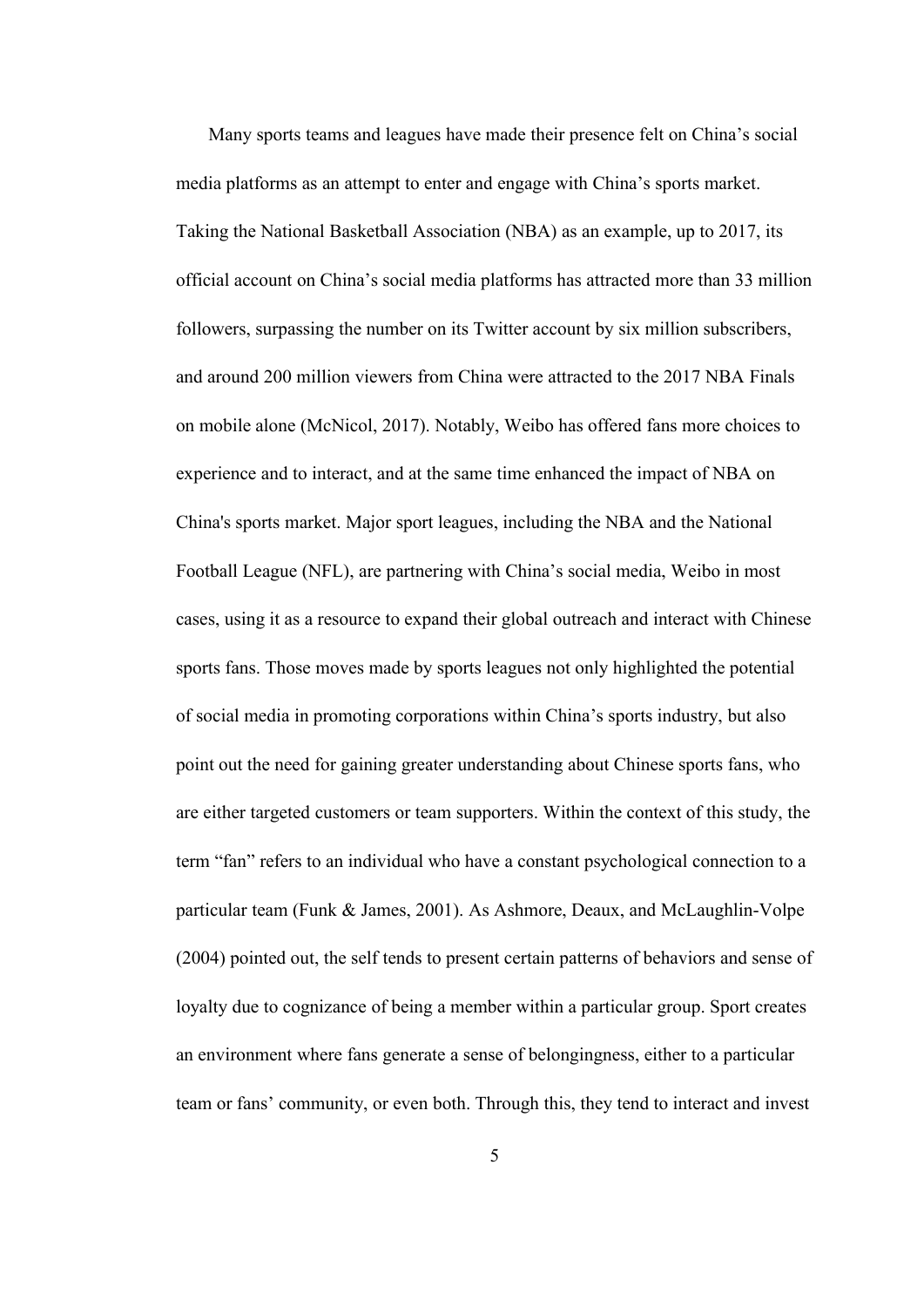Many sports teams and leagues have made their presence felt on China's social media platforms as an attempt to enter and engage with China's sports market. Taking the National Basketball Association (NBA) as an example, up to 2017, its official account on China's social media platforms has attracted more than 33 million followers, surpassing the number on its Twitter account by six million subscribers, and around 200 million viewers from China were attracted to the 2017 NBA Finals on mobile alone (McNicol, 2017). Notably, Weibo has offered fans more choices to experience and to interact, and at the same time enhanced the impact of NBA on China's sports market. Major sport leagues, including the NBA and the National Football League (NFL), are partnering with China's social media, Weibo in most cases, using it as a resource to expand their global outreach and interact with Chinese sports fans. Those moves made by sports leagues not only highlighted the potential of social media in promoting corporations within China's sports industry, but also point out the need for gaining greater understanding about Chinese sports fans, who are either targeted customers or team supporters. Within the context of this study, the term "fan" refers to an individual who have a constant psychological connection to a particular team (Funk & James, 2001). As Ashmore, Deaux, and McLaughlin-Volpe (2004) pointed out, the self tends to present certain patterns of behaviors and sense of loyalty due to cognizance of being a member within a particular group. Sport creates an environment where fans generate a sense of belongingness, either to a particular team or fans' community, or even both. Through this, they tend to interact and invest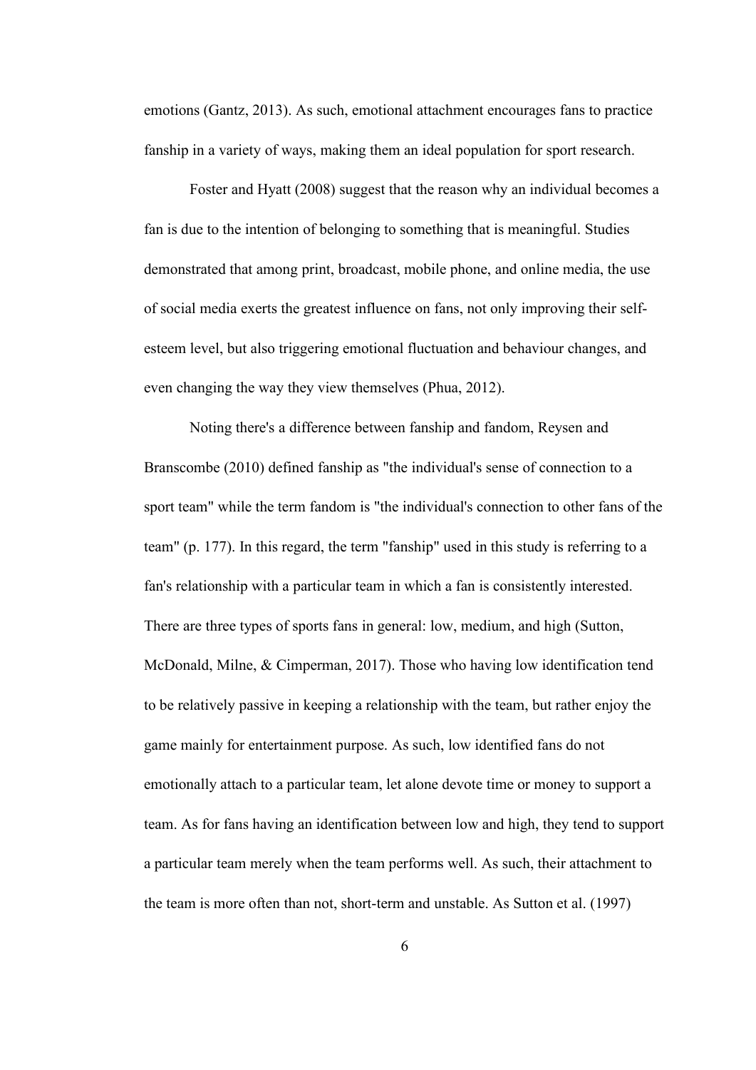emotions (Gantz, 2013). As such, emotional attachment encourages fans to practice fanship in a variety of ways, making them an ideal population for sport research.

Foster and Hyatt (2008) suggest that the reason why an individual becomes a fan is due to the intention of belonging to something that is meaningful. Studies demonstrated that among print, broadcast, mobile phone, and online media, the use of social media exerts the greatest influence on fans, not only improving their self-esteem level, but also triggering emotional fluctuation and behaviour changes, and even changing the way they view themselves (Phua, 2012).

Noting there's a difference between fanship and fandom, Reysen and Branscombe (2010) defined fanship as "the individual's sense of connection to a sport team" while the term fandom is "the individual's connection to other fans of the team" (p. 177). In this regard, the term "fanship" used in this study is referring to a fan's relationship with a particular team in which a fan is consistently interested. There are three types of sports fans in general: low, medium, and high (Sutton, McDonald, Milne, & Cimperman, 2017). Those who having low identification tend to be relatively passive in keeping a relationship with the team, but rather enjoy the game mainly for entertainment purpose. As such, low identified fans do not emotionally attach to a particular team, let alone devote time or money to support a team. As for fans having an identification between low and high, they tend to support a particular team merely when the team performs well. As such, their attachment to the team is more often than not, short-term and unstable. As Sutton et al. (1997)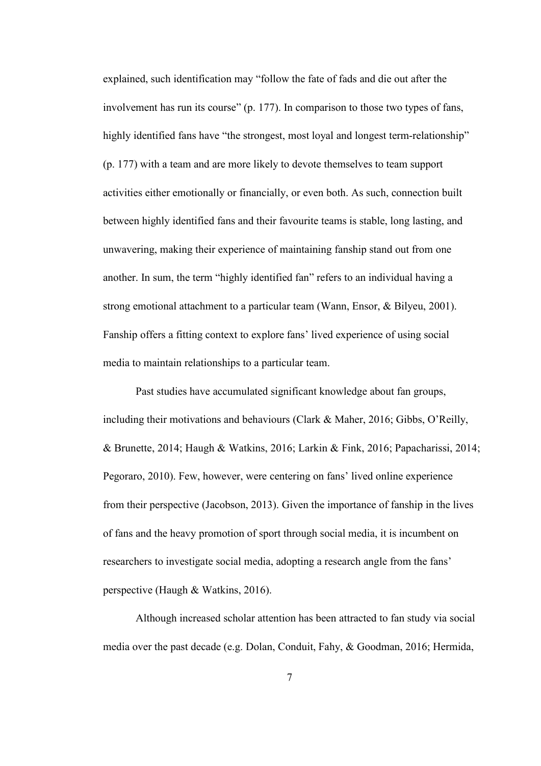explained, such identification may "follow the fate of fads and die out after the involvement has run its course" (p. 177). In comparison to those two types of fans, highly identified fans have "the strongest, most loyal and longest term-relationship" (p. 177) with a team and are more likely to devote themselves to team support activities either emotionally or financially, or even both. As such, connection built between highly identified fans and their favourite teams is stable, long lasting, and unwavering, making their experience of maintaining fanship stand out from one another. In sum, the term "highly identified fan" refers to an individual having a strong emotional attachment to a particular team (Wann, Ensor, & Bilyeu, 2001). Fanship offers a fitting context to explore fans' lived experience of using social media to maintain relationships to a particular team.

Past studies have accumulated significant knowledge about fan groups, including their motivations and behaviours (Clark & Maher, 2016; Gibbs, O'Reilly, & Brunette, 2014; Haugh & Watkins, 2016; Larkin & Fink, 2016; Papacharissi, 2014; Pegoraro, 2010). Few, however, were centering on fans' lived online experience from their perspective (Jacobson, 2013). Given the importance of fanship in the lives of fans and the heavy promotion of sport through social media, it is incumbent on researchers to investigate social media, adopting a research angle from the fans' perspective (Haugh & Watkins, 2016).

Although increased scholar attention has been attracted to fan study via social media over the past decade (e.g. Dolan, Conduit, Fahy, & Goodman, 2016; Hermida,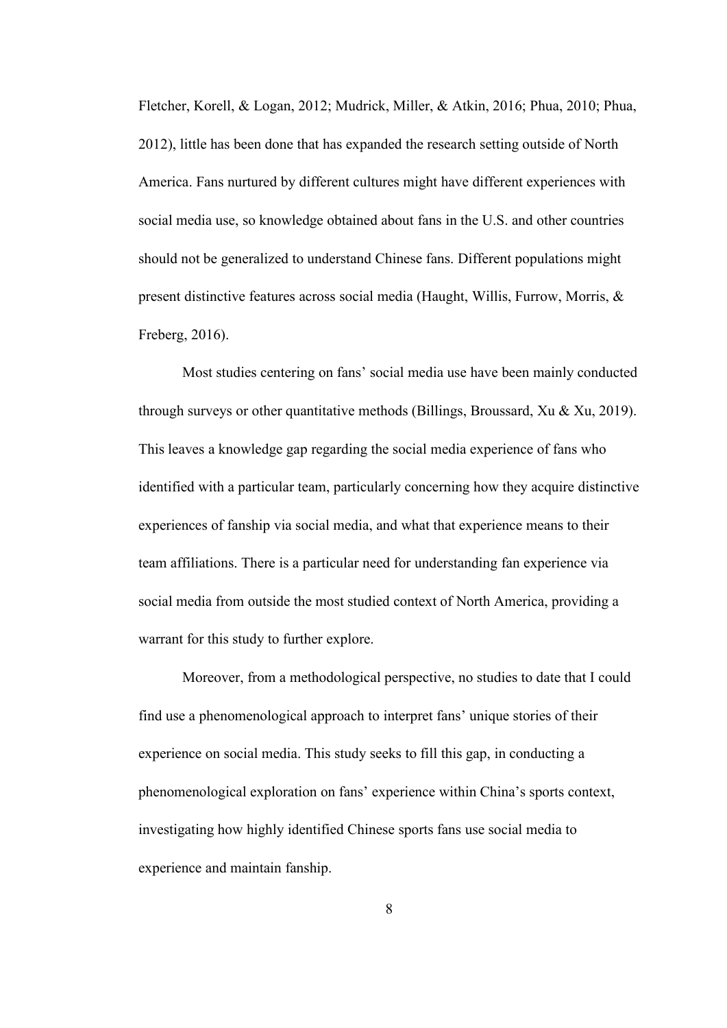Fletcher, Korell, & Logan, 2012; Mudrick, Miller, & Atkin, 2016; Phua, 2010; Phua, 2012), little has been done that has expanded the research setting outside of North America. Fans nurtured by different cultures might have different experiences with social media use, so knowledge obtained about fans in the U.S. and other countries should not be generalized to understand Chinese fans. Different populations might present distinctive features across social media (Haught, Willis, Furrow, Morris, & Freberg, 2016).

Most studies centering on fans' social media use have been mainly conducted through surveys or other quantitative methods (Billings, Broussard, Xu & Xu, 2019). This leaves a knowledge gap regarding the social media experience of fans who identified with a particular team, particularly concerning how they acquire distinctive experiences of fanship via social media, and what that experience means to their team affiliations. There is a particular need for understanding fan experience via social media from outside the most studied context of North America, providing a warrant for this study to further explore.

Moreover, from a methodological perspective, no studies to date that I could find use a phenomenological approach to interpret fans' unique stories of their experience on social media. This study seeks to fill this gap, in conducting a phenomenological exploration on fans' experience within China's sports context, investigating how highly identified Chinese sports fans use social media to experience and maintain fanship.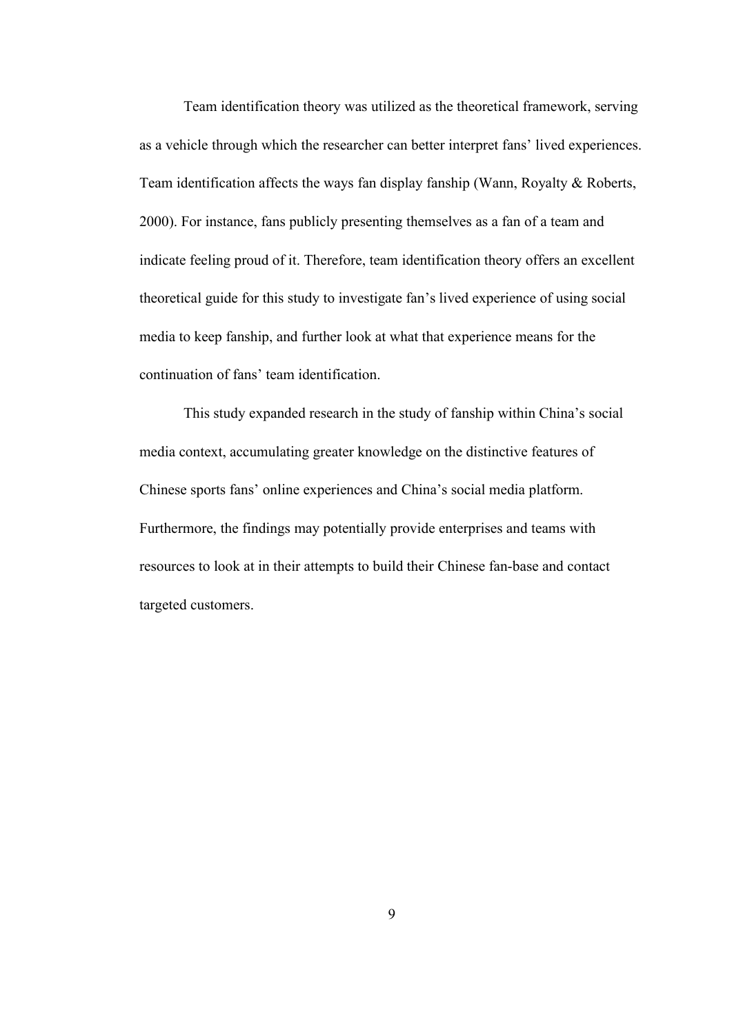Team identification theory was utilized as the theoretical framework, serving as a vehicle through which the researcher can better interpret fans' lived experiences. Team identification affects the ways fan display fanship (Wann, Royalty & Roberts, 2000). For instance, fans publicly presenting themselves as a fan of a team and indicate feeling proud of it. Therefore, team identification theory offers an excellent theoretical guide for this study to investigate fan's lived experience of using social media to keep fanship, and further look at what that experience means for the continuation of fans' team identification.

This study expanded research in the study of fanship within China's social media context, accumulating greater knowledge on the distinctive features of Chinese sports fans' online experiences and China's social media platform. Furthermore, the findings may potentially provide enterprises and teams with resources to look at in their attempts to build their Chinese fan-base and contact targeted customers.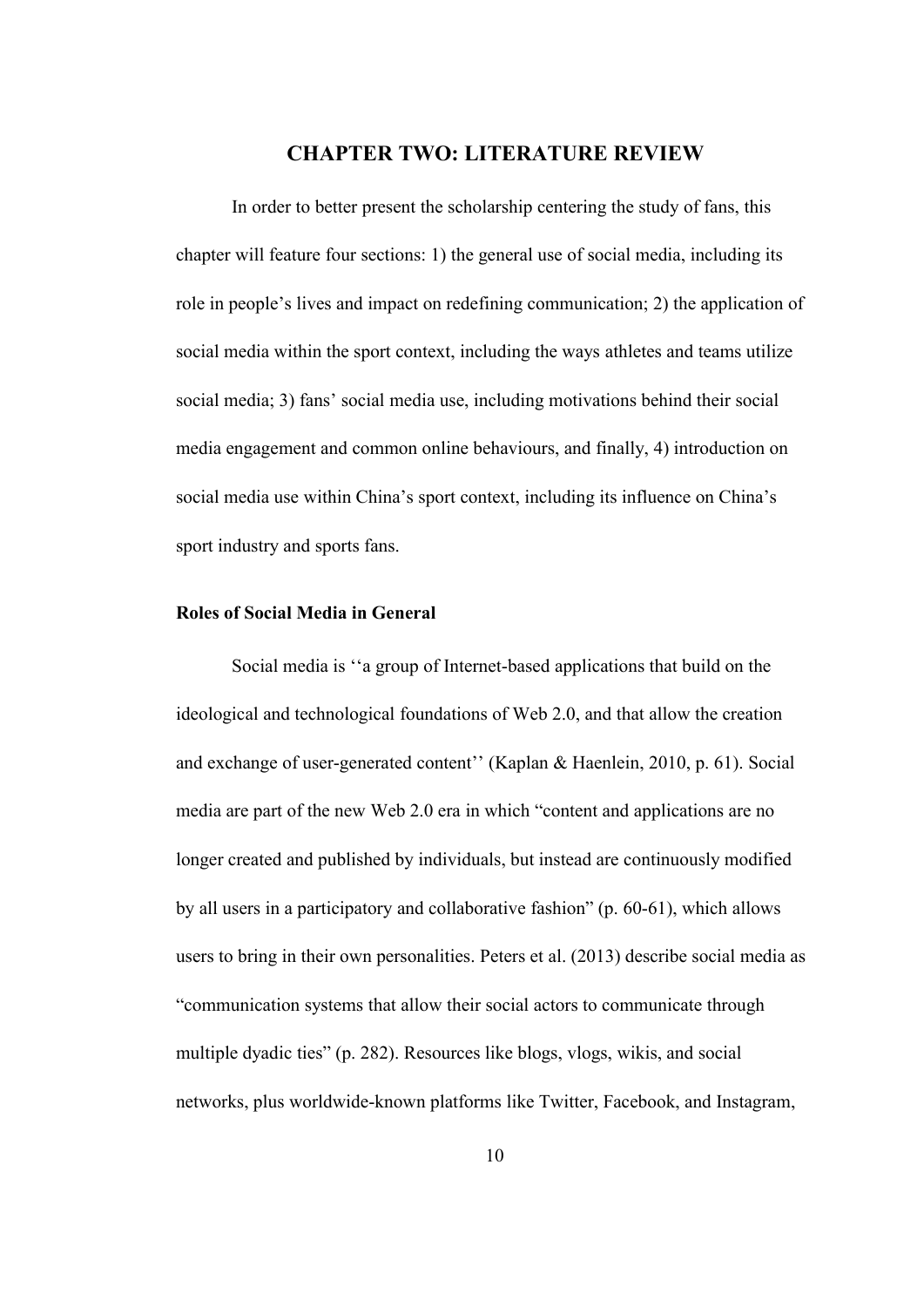# CHAPTER TWO: LITERATURE REVIEW

In order to better present the scholarship centering the study of fans, this chapter will feature four sections: 1) the general use of social media, including its role in people's lives and impact on redefining communication; 2) the application of social media within the sport context, including the ways athletes and teams utilize social media; 3) fans' social media use, including motivations behind their social media engagement and common online behaviours, and finally, 4) introduction on social media use within China's sport context, including its influence on China's sport industry and sports fans.

### Roles of Social Media in General

Social media is ''a group of Internet-based applications that build on the ideological and technological foundations of Web 2.0, and that allow the creation and exchange of user-generated content'' (Kaplan & Haenlein, 2010, p. 61). Social media are part of the new Web 2.0 era in which "content and applications are no longer created and published by individuals, but instead are continuously modified by all users in a participatory and collaborative fashion" (p. 60-61), which allows users to bring in their own personalities. Peters et al. (2013) describe social media as "communication systems that allow their social actors to communicate through multiple dyadic ties" (p. 282). Resources like blogs, vlogs, wikis, and social networks, plus worldwide-known platforms like Twitter, Facebook, and Instagram,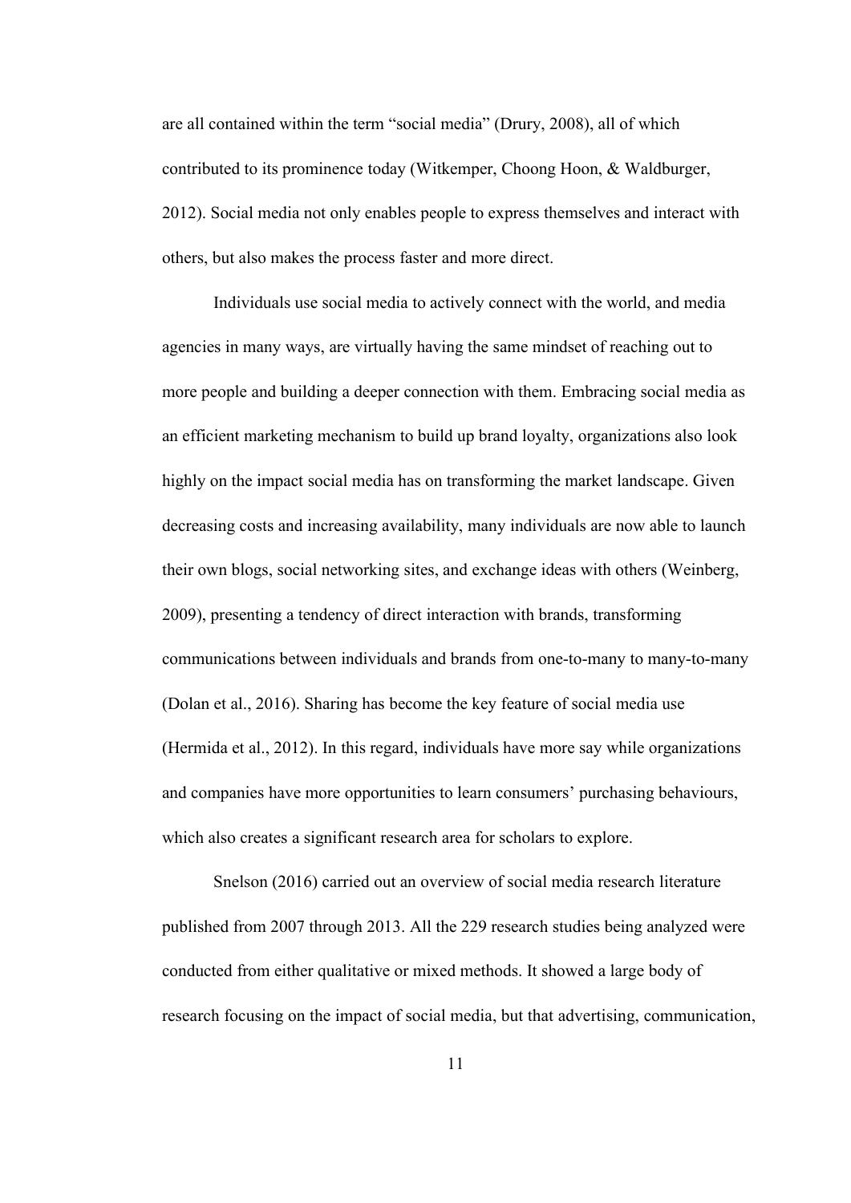are all contained within the term "social media" (Drury, 2008), all of which contributed to its prominence today (Witkemper, Choong Hoon, & Waldburger, 2012). Social media not only enables people to express themselves and interact with others, but also makes the process faster and more direct.

Individuals use social media to actively connect with the world, and media agencies in many ways, are virtually having the same mindset of reaching out to more people and building a deeper connection with them. Embracing social media as an efficient marketing mechanism to build up brand loyalty, organizations also look highly on the impact social media has on transforming the market landscape. Given decreasing costs and increasing availability, many individuals are now able to launch their own blogs, social networking sites, and exchange ideas with others (Weinberg, 2009), presenting a tendency of direct interaction with brands, transforming communications between individuals and brands from one-to-many to many-to-many (Dolan et al., 2016). Sharing has become the key feature of social media use (Hermida et al., 2012). In this regard, individuals have more say while organizations and companies have more opportunities to learn consumers' purchasing behaviours, which also creates a significant research area for scholars to explore.

Snelson (2016) carried out an overview of social media research literature published from 2007 through 2013. All the 229 research studies being analyzed were conducted from either qualitative or mixed methods. It showed a large body of research focusing on the impact of social media, but that advertising, communication,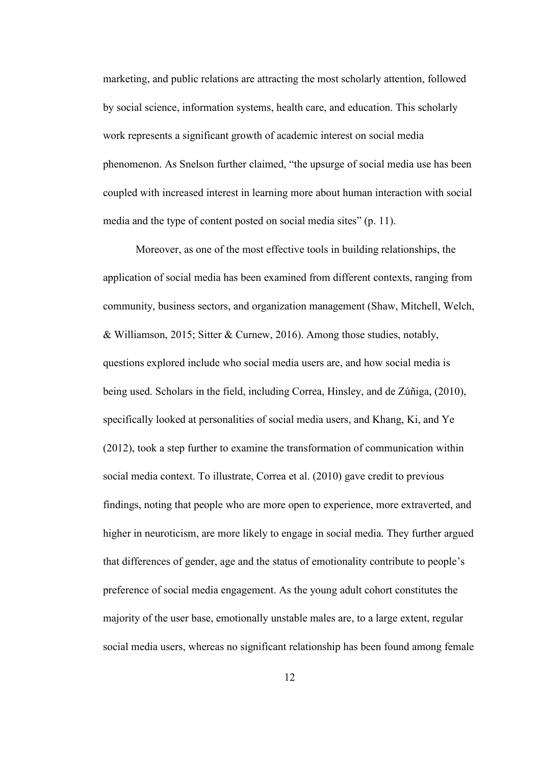marketing, and public relations are attracting the most scholarly attention, followed by social science, information systems, health care, and education. This scholarly work represents a significant growth of academic interest on social media phenomenon. As Snelson further claimed, "the upsurge of social media use has been coupled with increased interest in learning more about human interaction with social media and the type of content posted on social media sites" (p. 11).

Moreover, as one of the most effective tools in building relationships, the application of social media has been examined from different contexts, ranging from community, business sectors, and organization management (Shaw, Mitchell, Welch, & Williamson, 2015; Sitter & Curnew, 2016). Among those studies, notably, questions explored include who social media users are, and how social media is being used. Scholars in the field, including Correa, Hinsley, and de Zúñiga, (2010), specifically looked at personalities of social media users, and Khang, Ki, and Ye (2012), took a step further to examine the transformation of communication within social media context. To illustrate, Correa et al. (2010) gave credit to previous findings, noting that people who are more open to experience, more extraverted, and higher in neuroticism, are more likely to engage in social media. They further argued that differences of gender, age and the status of emotionality contribute to people's preference of social media engagement. As the young adult cohort constitutes the majority of the user base, emotionally unstable males are, to a large extent, regular social media users, whereas no significant relationship has been found among female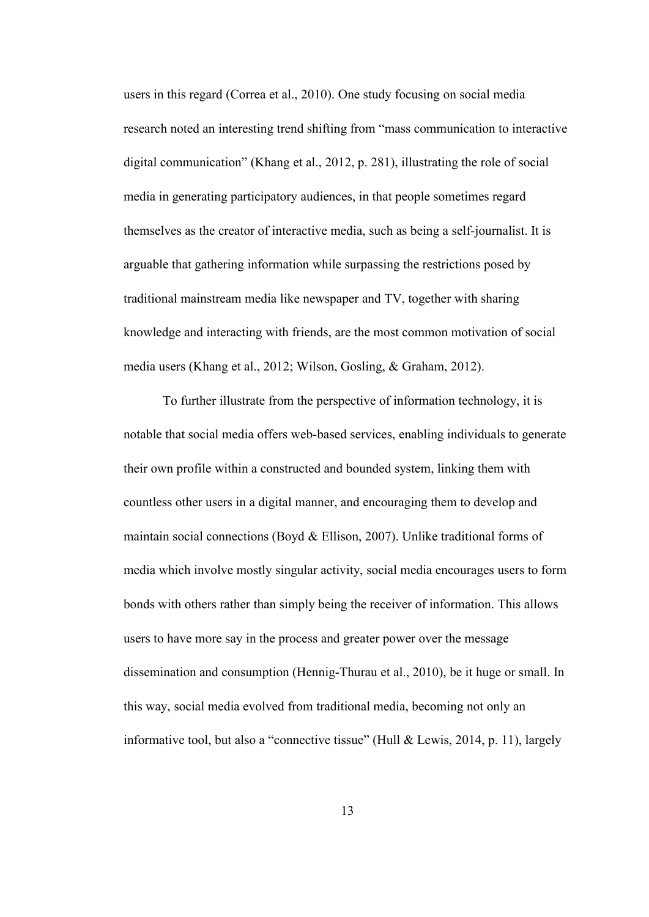users in this regard (Correa et al., 2010). One study focusing on social media research noted an interesting trend shifting from "mass communication to interactive digital communication" (Khang et al., 2012, p. 281), illustrating the role of social media in generating participatory audiences, in that people sometimes regard themselves as the creator of interactive media, such as being a self-journalist. It is arguable that gathering information while surpassing the restrictions posed by traditional mainstream media like newspaper and TV, together with sharing knowledge and interacting with friends, are the most common motivation of social media users (Khang et al., 2012; Wilson, Gosling, & Graham, 2012).

To further illustrate from the perspective of information technology, it is notable that social media offers web-based services, enabling individuals to generate their own profile within a constructed and bounded system, linking them with countless other users in a digital manner, and encouraging them to develop and maintain social connections (Boyd & Ellison, 2007). Unlike traditional forms of media which involve mostly singular activity, social media encourages users to form bonds with others rather than simply being the receiver of information. This allows users to have more say in the process and greater power over the message dissemination and consumption (Hennig-Thurau et al., 2010), be it huge or small. In this way, social media evolved from traditional media, becoming not only an informative tool, but also a "connective tissue" (Hull & Lewis, 2014, p. 11), largely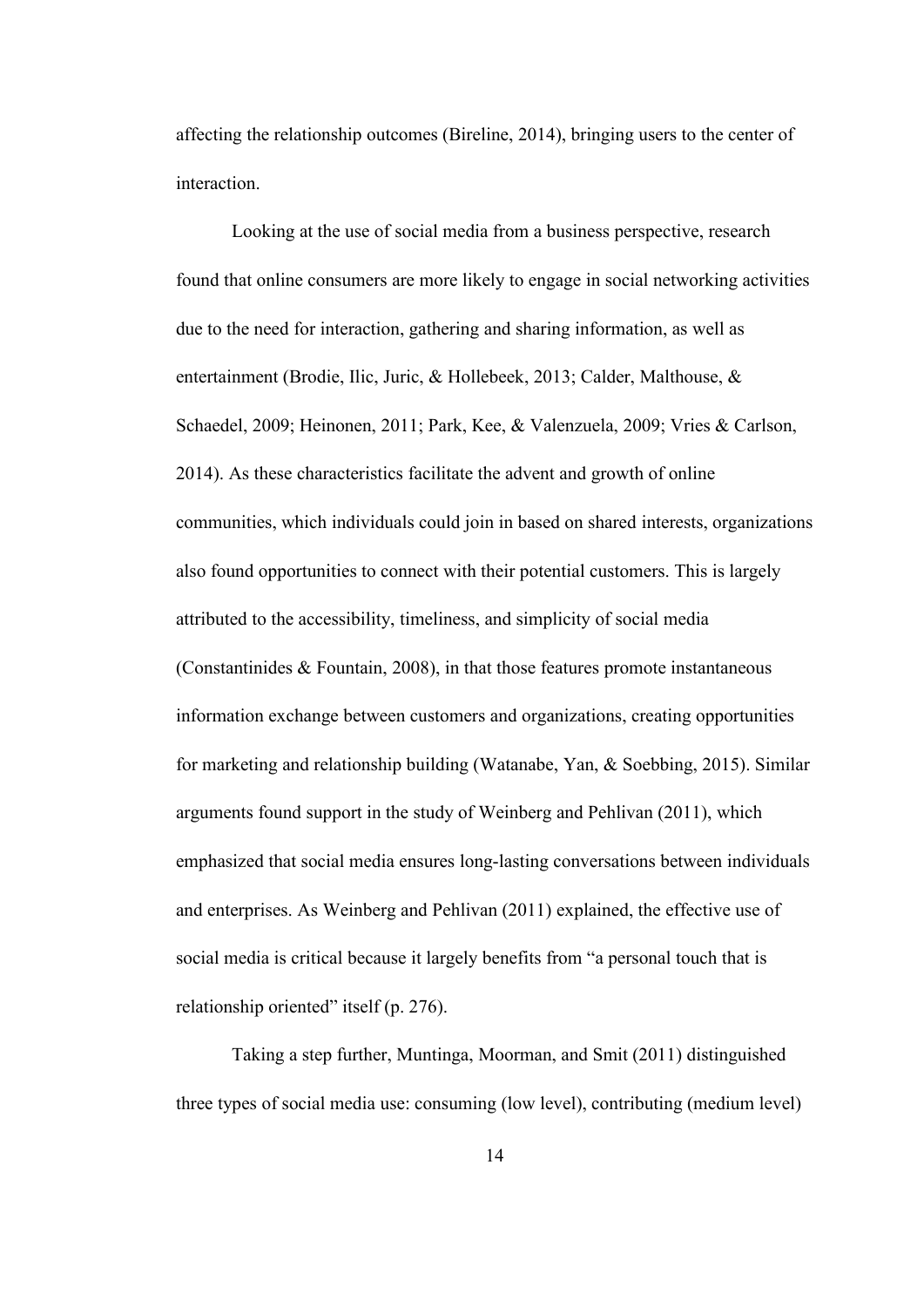affecting the relationship outcomes (Bireline, 2014), bringing users to the center of interaction.

Looking at the use of social media from a business perspective, research found that online consumers are more likely to engage in social networking activities due to the need for interaction, gathering and sharing information, as well as entertainment (Brodie, Ilic, Juric, & Hollebeek, 2013; Calder, Malthouse, & Schaedel, 2009; Heinonen, 2011; Park, Kee, & Valenzuela, 2009; Vries & Carlson, 2014). As these characteristics facilitate the advent and growth of online communities, which individuals could join in based on shared interests, organizations also found opportunities to connect with their potential customers. This is largely attributed to the accessibility, timeliness, and simplicity of social media (Constantinides & Fountain, 2008), in that those features promote instantaneous information exchange between customers and organizations, creating opportunities for marketing and relationship building (Watanabe, Yan, & Soebbing, 2015). Similar arguments found support in the study of Weinberg and Pehlivan (2011), which emphasized that social media ensures long-lasting conversations between individuals and enterprises. As Weinberg and Pehlivan (2011) explained, the effective use of social media is critical because it largely benefits from "a personal touch that is relationship oriented" itself (p. 276).

Taking a step further, Muntinga, Moorman, and Smit (2011) distinguished three types of social media use: consuming (low level), contributing (medium level)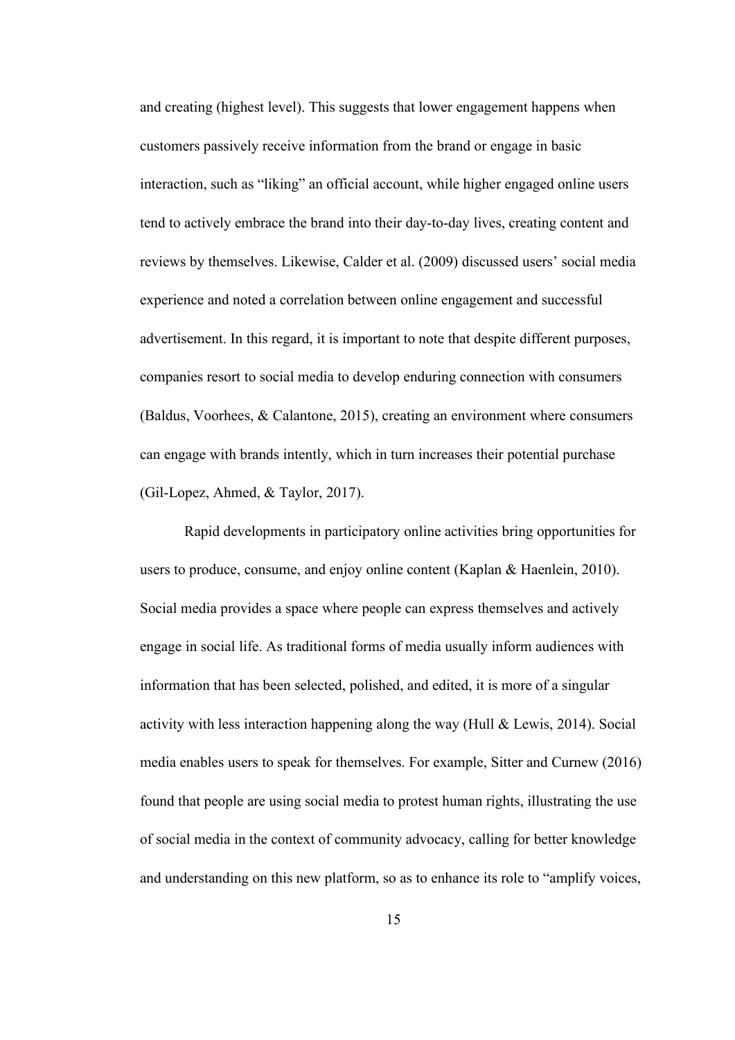and creating (highest level). This suggests that lower engagement happens when customers passively receive information from the brand or engage in basic interaction, such as “liking” an official account, while higher engaged online users tend to actively embrace the brand into their day-to-day lives, creating content and reviews by themselves. Likewise, Calder et al. (2009) discussed users’ social media experience and noted a correlation between online engagement and successful advertisement. In this regard, it is important to note that despite different purposes, companies resort to social media to develop enduring connection with consumers (Baldus, Voorhees, & Calantone, 2015), creating an environment where consumers can engage with brands intently, which in turn increases their potential purchase (Gil-Lopez, Ahmed, & Taylor, 2017).

Rapid developments in participatory online activities bring opportunities for users to produce, consume, and enjoy online content (Kaplan & Haenlein, 2010). Social media provides a space where people can express themselves and actively engage in social life. As traditional forms of media usually inform audiences with information that has been selected, polished, and edited, it is more of a singular activity with less interaction happening along the way (Hull & Lewis, 2014). Social media enables users to speak for themselves. For example, Sitter and Curnew (2016) found that people are using social media to protest human rights, illustrating the use of social media in the context of community advocacy, calling for better knowledge and understanding on this new platform, so as to enhance its role to “amplify voices,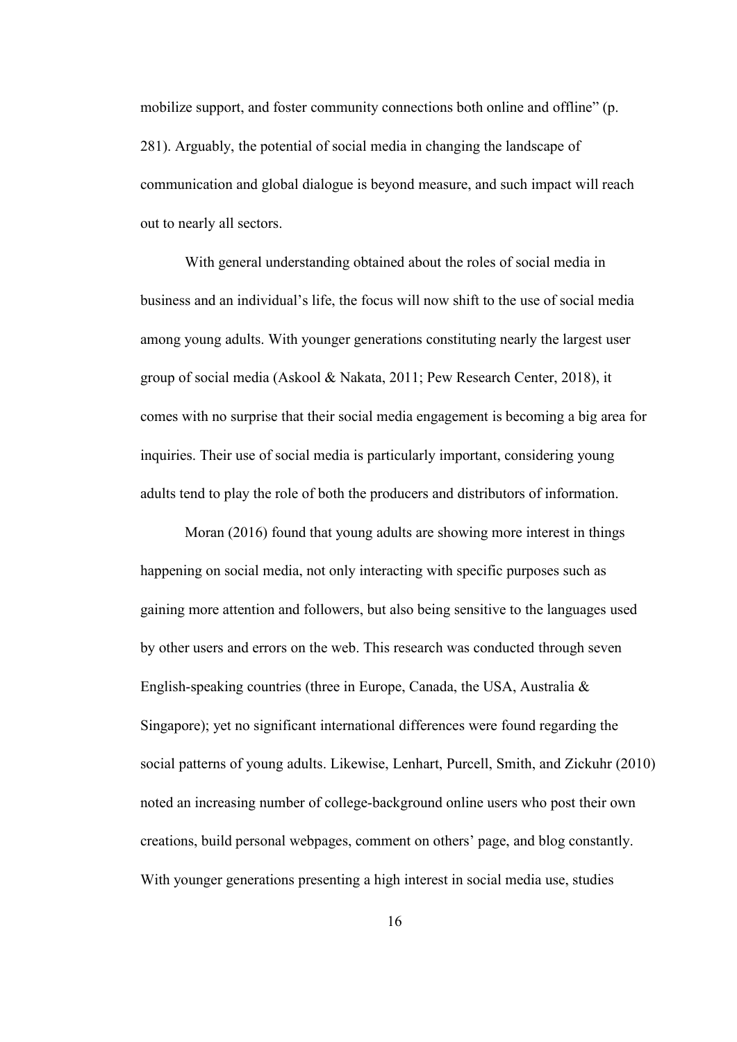mobilize support, and foster community connections both online and offline" (p. 281). Arguably, the potential of social media in changing the landscape of communication and global dialogue is beyond measure, and such impact will reach out to nearly all sectors.

With general understanding obtained about the roles of social media in business and an individual's life, the focus will now shift to the use of social media among young adults. With younger generations constituting nearly the largest user group of social media (Askool & Nakata, 2011; Pew Research Center, 2018), it comes with no surprise that their social media engagement is becoming a big area for inquiries. Their use of social media is particularly important, considering young adults tend to play the role of both the producers and distributors of information.

Moran (2016) found that young adults are showing more interest in things happening on social media, not only interacting with specific purposes such as gaining more attention and followers, but also being sensitive to the languages used by other users and errors on the web. This research was conducted through seven English-speaking countries (three in Europe, Canada, the USA, Australia & Singapore); yet no significant international differences were found regarding the social patterns of young adults. Likewise, Lenhart, Purcell, Smith, and Zickuhr (2010) noted an increasing number of college-background online users who post their own creations, build personal webpages, comment on others' page, and blog constantly. With younger generations presenting a high interest in social media use, studies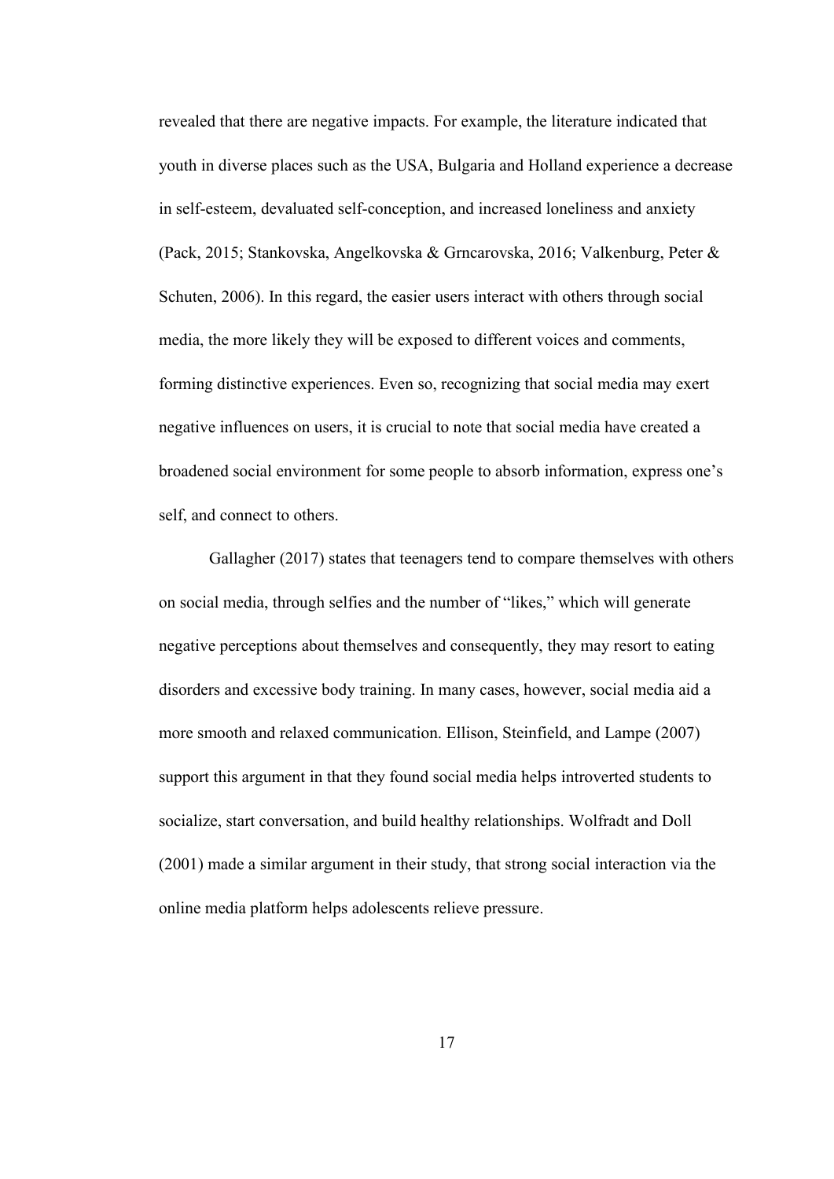revealed that there are negative impacts. For example, the literature indicated that youth in diverse places such as the USA, Bulgaria and Holland experience a decrease in self-esteem, devaluated self-conception, and increased loneliness and anxiety (Pack, 2015; Stankovska, Angelkovska & Grncarovska, 2016; Valkenburg, Peter & Schuten, 2006). In this regard, the easier users interact with others through social media, the more likely they will be exposed to different voices and comments, forming distinctive experiences. Even so, recognizing that social media may exert negative influences on users, it is crucial to note that social media have created a broadened social environment for some people to absorb information, express one's self, and connect to others.

Gallagher (2017) states that teenagers tend to compare themselves with others on social media, through selfies and the number of "likes," which will generate negative perceptions about themselves and consequently, they may resort to eating disorders and excessive body training. In many cases, however, social media aid a more smooth and relaxed communication. Ellison, Steinfield, and Lampe (2007) support this argument in that they found social media helps introverted students to socialize, start conversation, and build healthy relationships. Wolfradt and Doll (2001) made a similar argument in their study, that strong social interaction via the online media platform helps adolescents relieve pressure.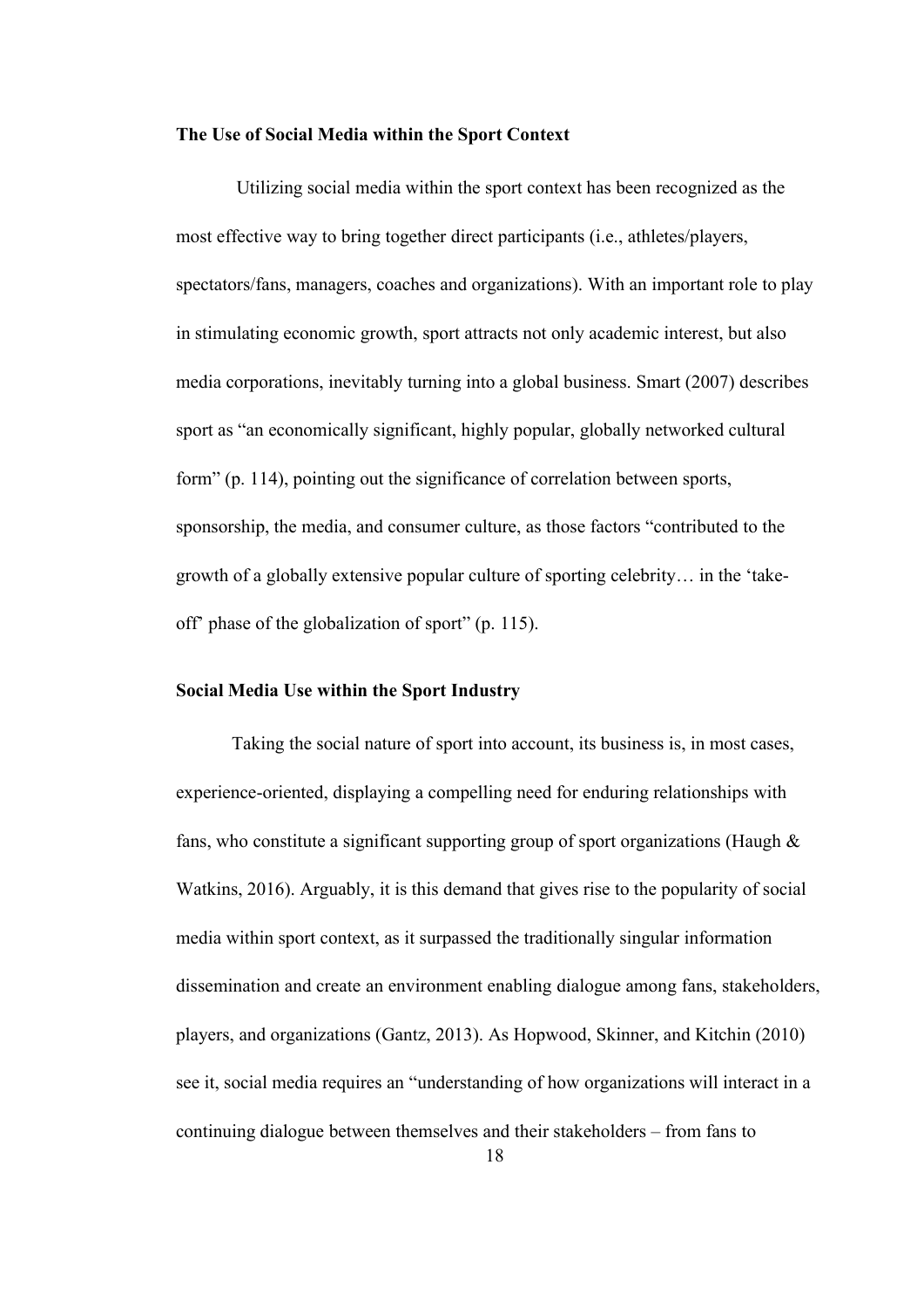**The Use of Social Media within the Sport Context**

Utilizing social media within the sport context has been recognized as the most effective way to bring together direct participants (i.e., athletes/players, spectators/fans, managers, coaches and organizations). With an important role to play in stimulating economic growth, sport attracts not only academic interest, but also media corporations, inevitably turning into a global business. Smart (2007) describes sport as "an economically significant, highly popular, globally networked cultural form" (p. 114), pointing out the significance of correlation between sports, sponsorship, the media, and consumer culture, as those factors "contributed to the growth of a globally extensive popular culture of sporting celebrity… in the 'take-off' phase of the globalization of sport" (p. 115).

**Social Media Use within the Sport Industry**

Taking the social nature of sport into account, its business is, in most cases, experience-oriented, displaying a compelling need for enduring relationships with fans, who constitute a significant supporting group of sport organizations (Haugh & Watkins, 2016). Arguably, it is this demand that gives rise to the popularity of social media within sport context, as it surpassed the traditionally singular information dissemination and create an environment enabling dialogue among fans, stakeholders, players, and organizations (Gantz, 2013). As Hopwood, Skinner, and Kitchin (2010) see it, social media requires an "understanding of how organizations will interact in a continuing dialogue between themselves and their stakeholders – from fans to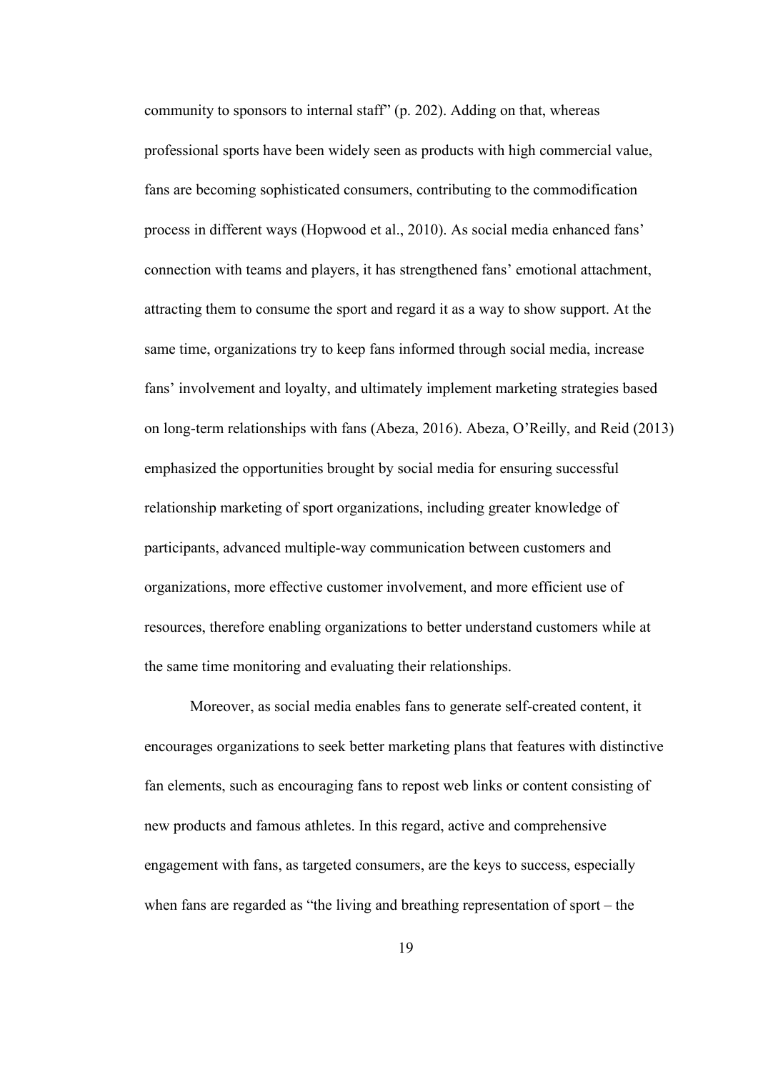community to sponsors to internal staff" (p. 202). Adding on that, whereas professional sports have been widely seen as products with high commercial value, fans are becoming sophisticated consumers, contributing to the commodification process in different ways (Hopwood et al., 2010). As social media enhanced fans' connection with teams and players, it has strengthened fans' emotional attachment, attracting them to consume the sport and regard it as a way to show support. At the same time, organizations try to keep fans informed through social media, increase fans' involvement and loyalty, and ultimately implement marketing strategies based on long-term relationships with fans (Abeza, 2016). Abeza, O'Reilly, and Reid (2013) emphasized the opportunities brought by social media for ensuring successful relationship marketing of sport organizations, including greater knowledge of participants, advanced multiple-way communication between customers and organizations, more effective customer involvement, and more efficient use of resources, therefore enabling organizations to better understand customers while at the same time monitoring and evaluating their relationships.

Moreover, as social media enables fans to generate self-created content, it encourages organizations to seek better marketing plans that features with distinctive fan elements, such as encouraging fans to repost web links or content consisting of new products and famous athletes. In this regard, active and comprehensive engagement with fans, as targeted consumers, are the keys to success, especially when fans are regarded as "the living and breathing representation of sport – the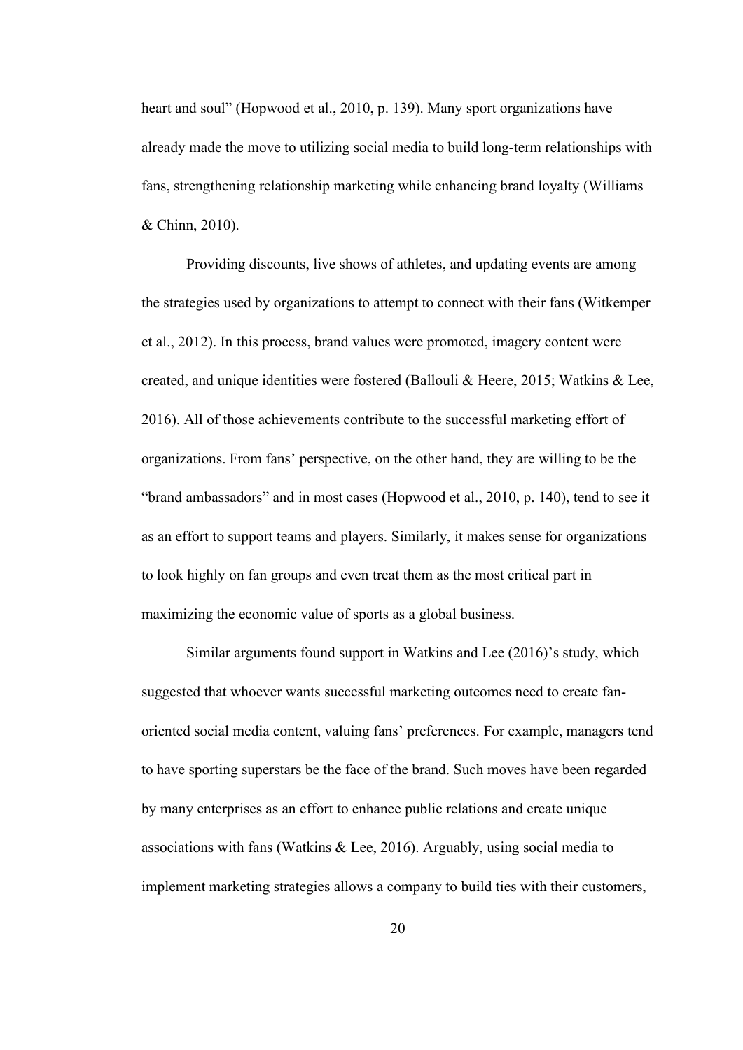heart and soul" (Hopwood et al., 2010, p. 139). Many sport organizations have already made the move to utilizing social media to build long-term relationships with fans, strengthening relationship marketing while enhancing brand loyalty (Williams & Chinn, 2010).

Providing discounts, live shows of athletes, and updating events are among the strategies used by organizations to attempt to connect with their fans (Witkemper et al., 2012). In this process, brand values were promoted, imagery content were created, and unique identities were fostered (Ballouli & Heere, 2015; Watkins & Lee, 2016). All of those achievements contribute to the successful marketing effort of organizations. From fans' perspective, on the other hand, they are willing to be the "brand ambassadors" and in most cases (Hopwood et al., 2010, p. 140), tend to see it as an effort to support teams and players. Similarly, it makes sense for organizations to look highly on fan groups and even treat them as the most critical part in maximizing the economic value of sports as a global business.

Similar arguments found support in Watkins and Lee (2016)'s study, which suggested that whoever wants successful marketing outcomes need to create fan-oriented social media content, valuing fans' preferences. For example, managers tend to have sporting superstars be the face of the brand. Such moves have been regarded by many enterprises as an effort to enhance public relations and create unique associations with fans (Watkins & Lee, 2016). Arguably, using social media to implement marketing strategies allows a company to build ties with their customers,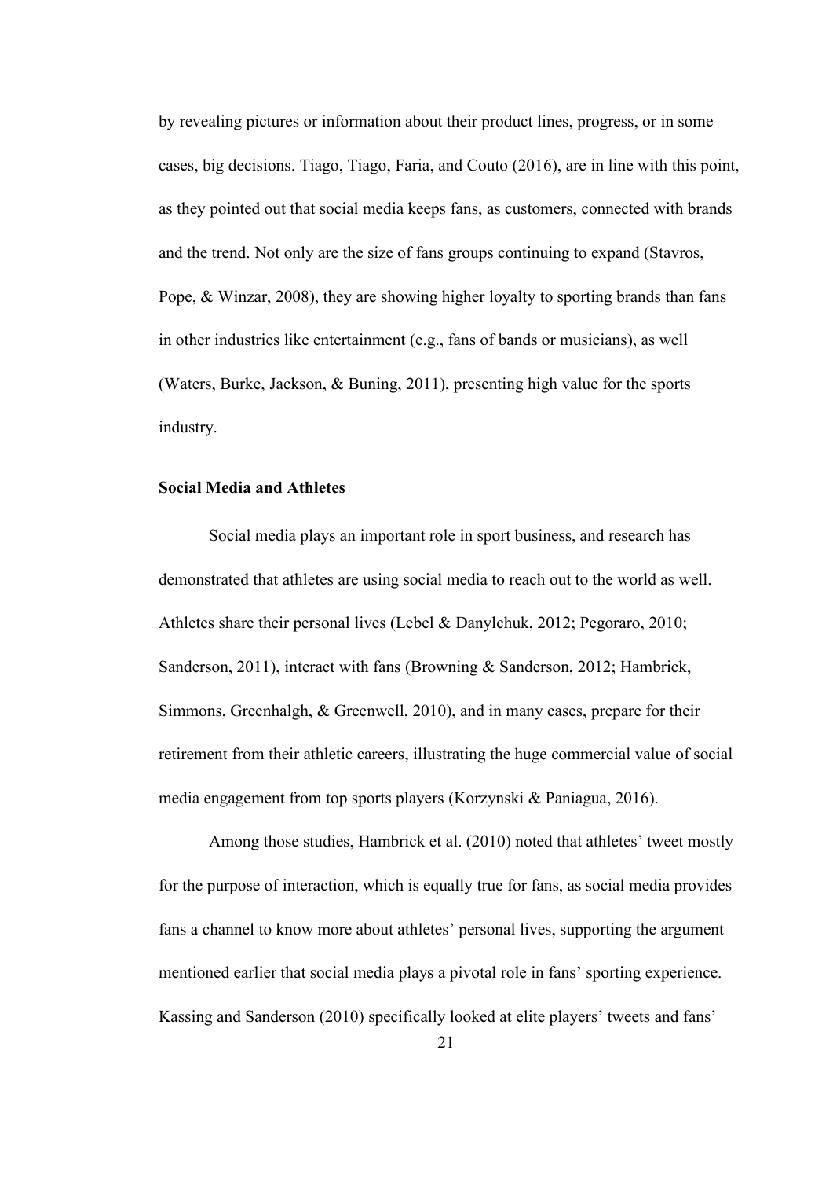by revealing pictures or information about their product lines, progress, or in some cases, big decisions. Tiago, Tiago, Faria, and Couto (2016), are in line with this point, as they pointed out that social media keeps fans, as customers, connected with brands and the trend. Not only are the size of fans groups continuing to expand (Stavros, Pope, & Winzar, 2008), they are showing higher loyalty to sporting brands than fans in other industries like entertainment (e.g., fans of bands or musicians), as well (Waters, Burke, Jackson, & Buning, 2011), presenting high value for the sports industry.

### Social Media and Athletes

Social media plays an important role in sport business, and research has demonstrated that athletes are using social media to reach out to the world as well. Athletes share their personal lives (Lebel & Danylchuk, 2012; Pegoraro, 2010; Sanderson, 2011), interact with fans (Browning & Sanderson, 2012; Hambrick, Simmons, Greenhalgh, & Greenwell, 2010), and in many cases, prepare for their retirement from their athletic careers, illustrating the huge commercial value of social media engagement from top sports players (Korzynski & Paniagua, 2016).

Among those studies, Hambrick et al. (2010) noted that athletes' tweet mostly for the purpose of interaction, which is equally true for fans, as social media provides fans a channel to know more about athletes' personal lives, supporting the argument mentioned earlier that social media plays a pivotal role in fans' sporting experience. Kassing and Sanderson (2010) specifically looked at elite players' tweets and fans'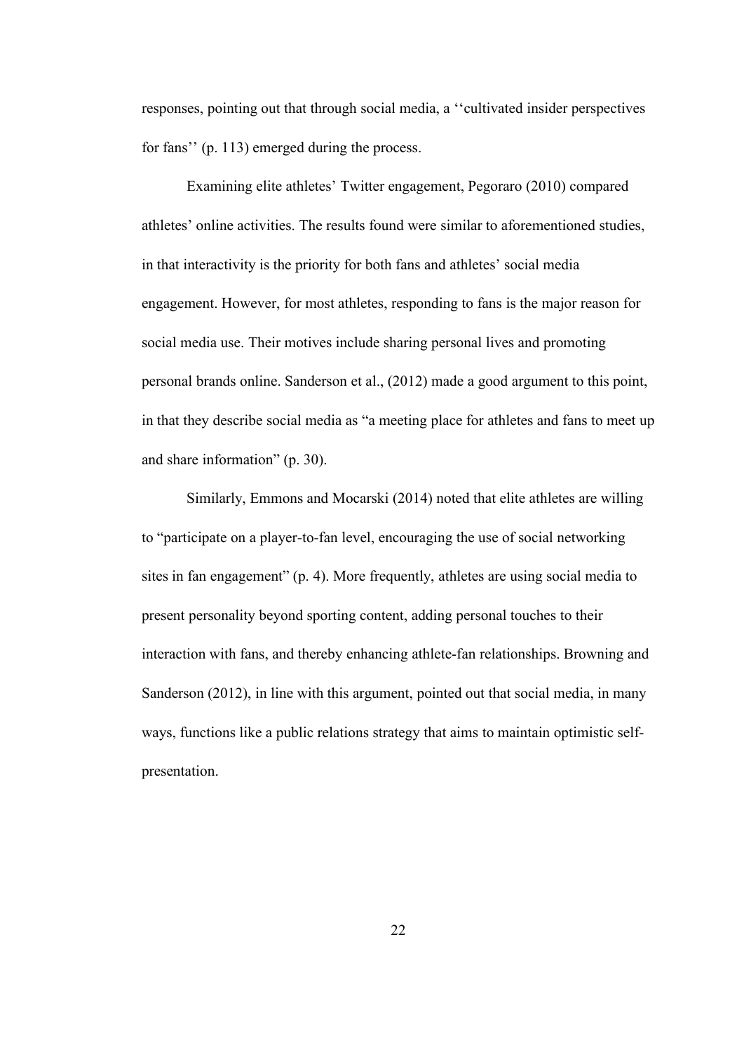responses, pointing out that through social media, a ''cultivated insider perspectives for fans'' (p. 113) emerged during the process.

Examining elite athletes' Twitter engagement, Pegoraro (2010) compared athletes' online activities. The results found were similar to aforementioned studies, in that interactivity is the priority for both fans and athletes' social media engagement. However, for most athletes, responding to fans is the major reason for social media use. Their motives include sharing personal lives and promoting personal brands online. Sanderson et al., (2012) made a good argument to this point, in that they describe social media as "a meeting place for athletes and fans to meet up and share information" (p. 30).

Similarly, Emmons and Mocarski (2014) noted that elite athletes are willing to "participate on a player-to-fan level, encouraging the use of social networking sites in fan engagement" (p. 4). More frequently, athletes are using social media to present personality beyond sporting content, adding personal touches to their interaction with fans, and thereby enhancing athlete-fan relationships. Browning and Sanderson (2012), in line with this argument, pointed out that social media, in many ways, functions like a public relations strategy that aims to maintain optimistic self-presentation.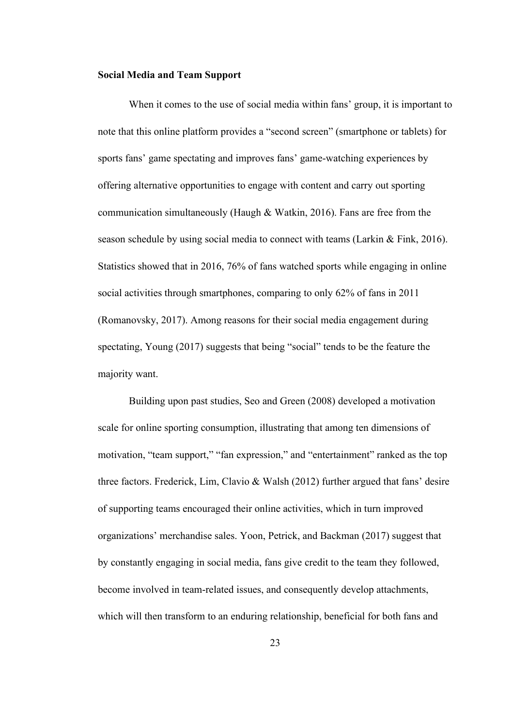**Social Media and Team Support**

When it comes to the use of social media within fans' group, it is important to note that this online platform provides a "second screen" (smartphone or tablets) for sports fans' game spectating and improves fans' game-watching experiences by offering alternative opportunities to engage with content and carry out sporting communication simultaneously (Haugh & Watkin, 2016). Fans are free from the season schedule by using social media to connect with teams (Larkin & Fink, 2016). Statistics showed that in 2016, 76% of fans watched sports while engaging in online social activities through smartphones, comparing to only 62% of fans in 2011 (Romanovsky, 2017). Among reasons for their social media engagement during spectating, Young (2017) suggests that being "social" tends to be the feature the majority want.

Building upon past studies, Seo and Green (2008) developed a motivation scale for online sporting consumption, illustrating that among ten dimensions of motivation, "team support," "fan expression," and "entertainment" ranked as the top three factors. Frederick, Lim, Clavio & Walsh (2012) further argued that fans' desire of supporting teams encouraged their online activities, which in turn improved organizations' merchandise sales. Yoon, Petrick, and Backman (2017) suggest that by constantly engaging in social media, fans give credit to the team they followed, become involved in team-related issues, and consequently develop attachments, which will then transform to an enduring relationship, beneficial for both fans and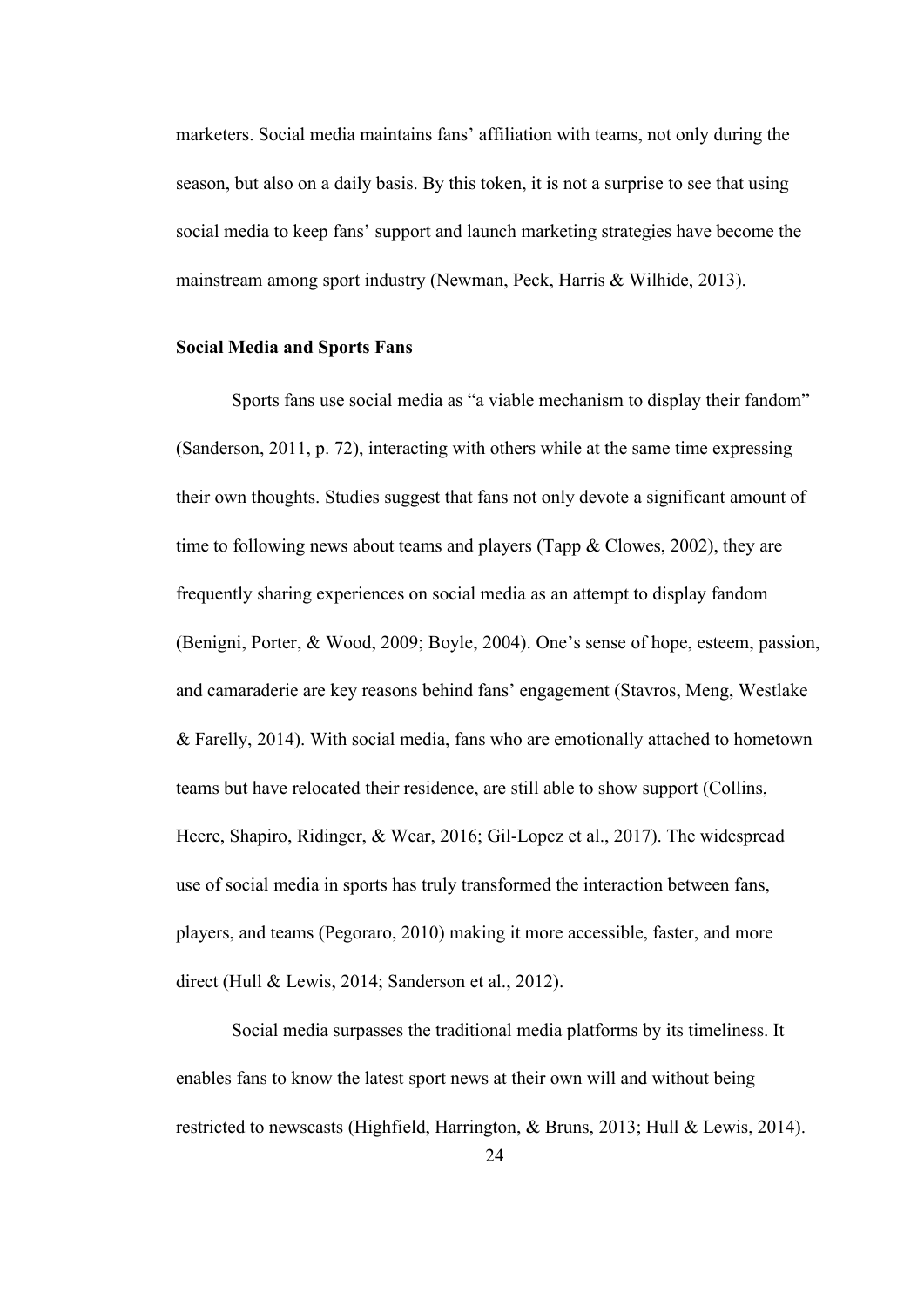marketers. Social media maintains fans' affiliation with teams, not only during the season, but also on a daily basis. By this token, it is not a surprise to see that using social media to keep fans' support and launch marketing strategies have become the mainstream among sport industry (Newman, Peck, Harris & Wilhide, 2013).

### Social Media and Sports Fans

Sports fans use social media as "a viable mechanism to display their fandom" (Sanderson, 2011, p. 72), interacting with others while at the same time expressing their own thoughts. Studies suggest that fans not only devote a significant amount of time to following news about teams and players (Tapp & Clowes, 2002), they are frequently sharing experiences on social media as an attempt to display fandom (Benigni, Porter, & Wood, 2009; Boyle, 2004). One's sense of hope, esteem, passion, and camaraderie are key reasons behind fans' engagement (Stavros, Meng, Westlake & Farelly, 2014). With social media, fans who are emotionally attached to hometown teams but have relocated their residence, are still able to show support (Collins, Heere, Shapiro, Ridinger, & Wear, 2016; Gil-Lopez et al., 2017). The widespread use of social media in sports has truly transformed the interaction between fans, players, and teams (Pegoraro, 2010) making it more accessible, faster, and more direct (Hull & Lewis, 2014; Sanderson et al., 2012).

Social media surpasses the traditional media platforms by its timeliness. It enables fans to know the latest sport news at their own will and without being restricted to newscasts (Highfield, Harrington, & Bruns, 2013; Hull & Lewis, 2014).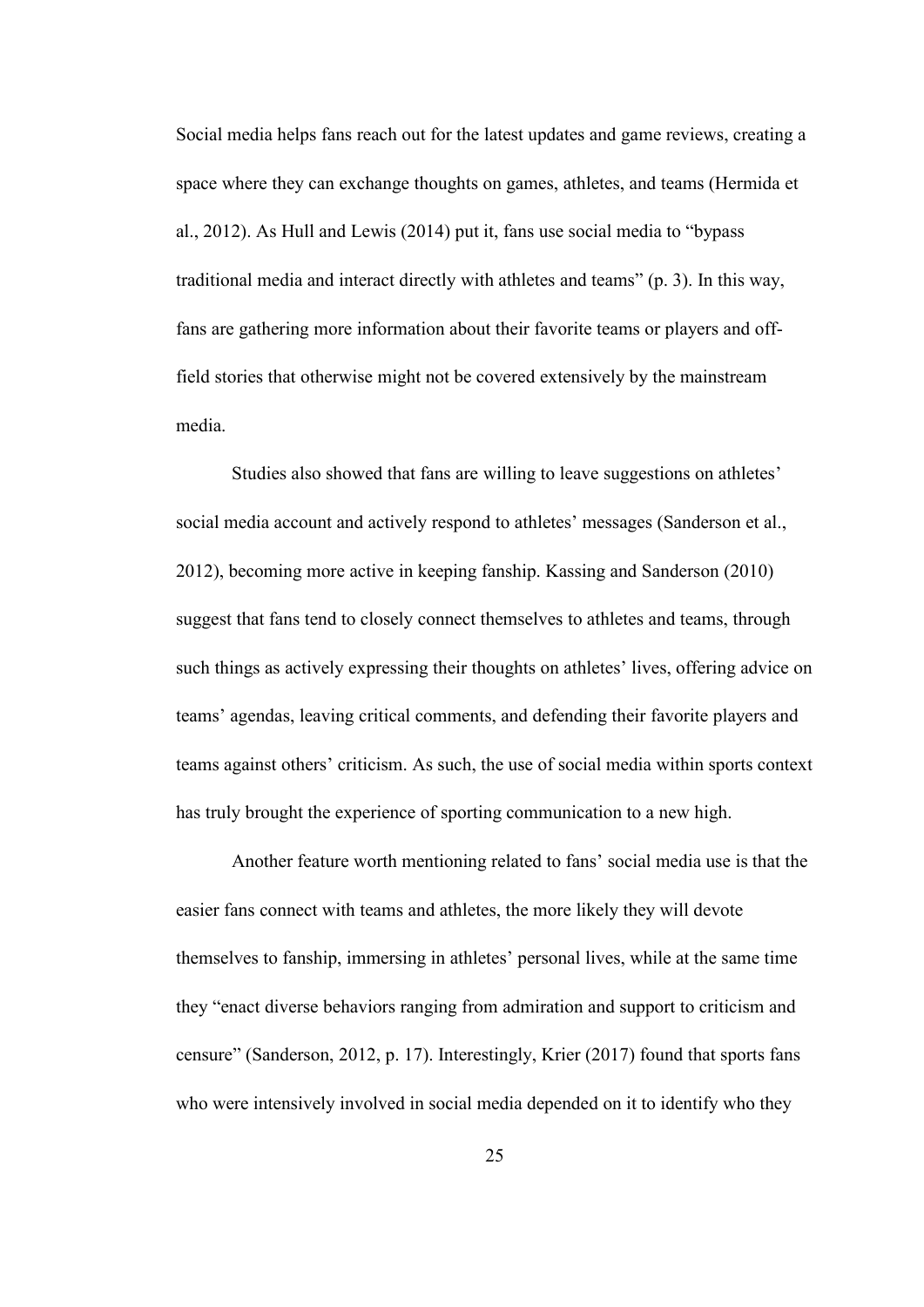Social media helps fans reach out for the latest updates and game reviews, creating a space where they can exchange thoughts on games, athletes, and teams (Hermida et al., 2012). As Hull and Lewis (2014) put it, fans use social media to "bypass traditional media and interact directly with athletes and teams" (p. 3). In this way, fans are gathering more information about their favorite teams or players and off-field stories that otherwise might not be covered extensively by the mainstream media.

Studies also showed that fans are willing to leave suggestions on athletes' social media account and actively respond to athletes' messages (Sanderson et al., 2012), becoming more active in keeping fanship. Kassing and Sanderson (2010) suggest that fans tend to closely connect themselves to athletes and teams, through such things as actively expressing their thoughts on athletes' lives, offering advice on teams' agendas, leaving critical comments, and defending their favorite players and teams against others' criticism. As such, the use of social media within sports context has truly brought the experience of sporting communication to a new high.

Another feature worth mentioning related to fans' social media use is that the easier fans connect with teams and athletes, the more likely they will devote themselves to fanship, immersing in athletes' personal lives, while at the same time they "enact diverse behaviors ranging from admiration and support to criticism and censure" (Sanderson, 2012, p. 17). Interestingly, Krier (2017) found that sports fans who were intensively involved in social media depended on it to identify who they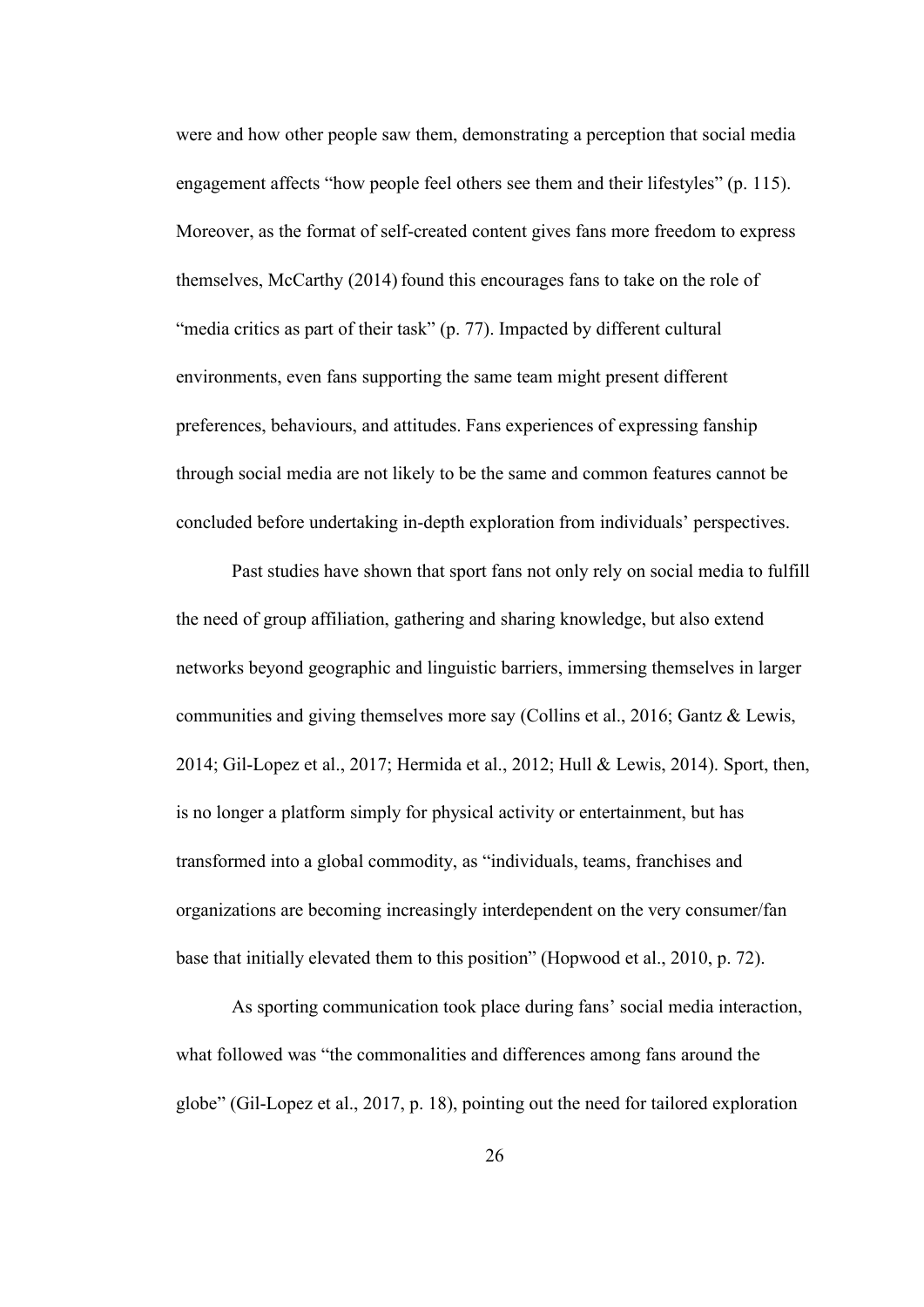were and how other people saw them, demonstrating a perception that social media engagement affects "how people feel others see them and their lifestyles" (p. 115). Moreover, as the format of self-created content gives fans more freedom to express themselves, McCarthy (2014) found this encourages fans to take on the role of "media critics as part of their task" (p. 77). Impacted by different cultural environments, even fans supporting the same team might present different preferences, behaviours, and attitudes. Fans experiences of expressing fanship through social media are not likely to be the same and common features cannot be concluded before undertaking in-depth exploration from individuals' perspectives.

Past studies have shown that sport fans not only rely on social media to fulfill the need of group affiliation, gathering and sharing knowledge, but also extend networks beyond geographic and linguistic barriers, immersing themselves in larger communities and giving themselves more say (Collins et al., 2016; Gantz & Lewis, 2014; Gil-Lopez et al., 2017; Hermida et al., 2012; Hull & Lewis, 2014). Sport, then, is no longer a platform simply for physical activity or entertainment, but has transformed into a global commodity, as "individuals, teams, franchises and organizations are becoming increasingly interdependent on the very consumer/fan base that initially elevated them to this position" (Hopwood et al., 2010, p. 72).

As sporting communication took place during fans' social media interaction, what followed was "the commonalities and differences among fans around the globe" (Gil-Lopez et al., 2017, p. 18), pointing out the need for tailored exploration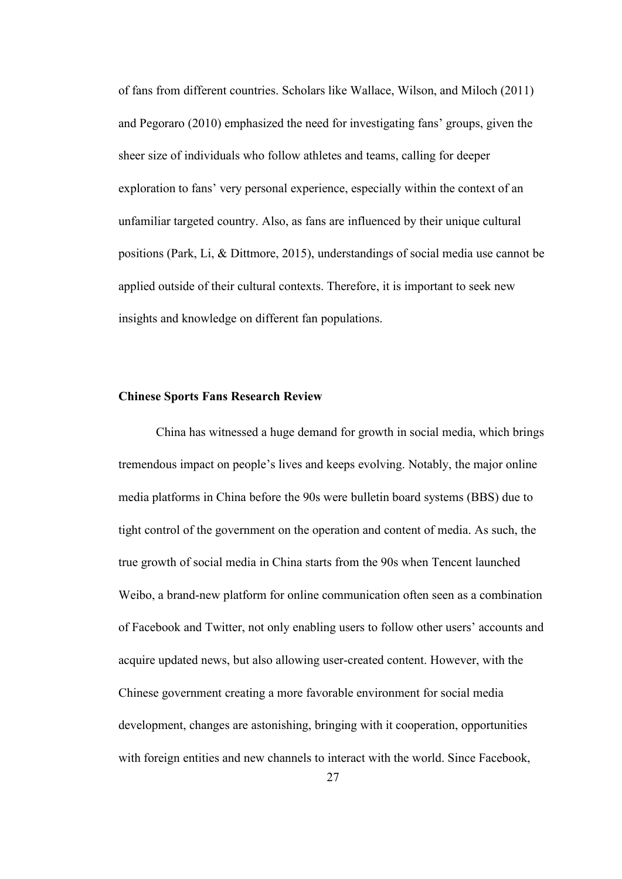of fans from different countries. Scholars like Wallace, Wilson, and Miloch (2011) and Pegoraro (2010) emphasized the need for investigating fans' groups, given the sheer size of individuals who follow athletes and teams, calling for deeper exploration to fans' very personal experience, especially within the context of an unfamiliar targeted country. Also, as fans are influenced by their unique cultural positions (Park, Li, & Dittmore, 2015), understandings of social media use cannot be applied outside of their cultural contexts. Therefore, it is important to seek new insights and knowledge on different fan populations.

## Chinese Sports Fans Research Review

China has witnessed a huge demand for growth in social media, which brings tremendous impact on people's lives and keeps evolving. Notably, the major online media platforms in China before the 90s were bulletin board systems (BBS) due to tight control of the government on the operation and content of media. As such, the true growth of social media in China starts from the 90s when Tencent launched Weibo, a brand-new platform for online communication often seen as a combination of Facebook and Twitter, not only enabling users to follow other users' accounts and acquire updated news, but also allowing user-created content. However, with the Chinese government creating a more favorable environment for social media development, changes are astonishing, bringing with it cooperation, opportunities with foreign entities and new channels to interact with the world. Since Facebook,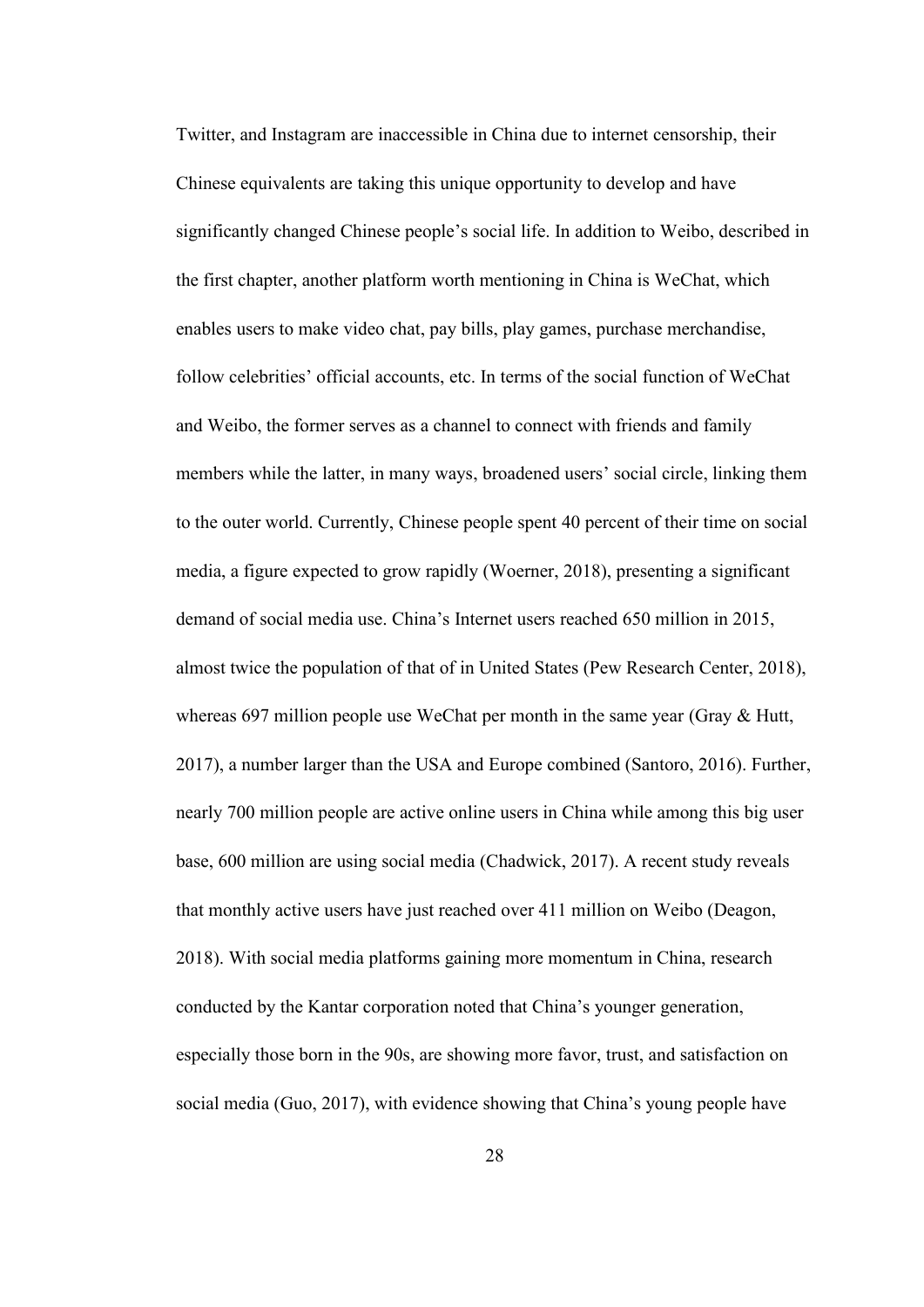Twitter, and Instagram are inaccessible in China due to internet censorship, their Chinese equivalents are taking this unique opportunity to develop and have significantly changed Chinese people's social life. In addition to Weibo, described in the first chapter, another platform worth mentioning in China is WeChat, which enables users to make video chat, pay bills, play games, purchase merchandise, follow celebrities' official accounts, etc. In terms of the social function of WeChat and Weibo, the former serves as a channel to connect with friends and family members while the latter, in many ways, broadened users' social circle, linking them to the outer world. Currently, Chinese people spent 40 percent of their time on social media, a figure expected to grow rapidly (Woerner, 2018), presenting a significant demand of social media use. China's Internet users reached 650 million in 2015, almost twice the population of that of in United States (Pew Research Center, 2018), whereas 697 million people use WeChat per month in the same year (Gray & Hutt, 2017), a number larger than the USA and Europe combined (Santoro, 2016). Further, nearly 700 million people are active online users in China while among this big user base, 600 million are using social media (Chadwick, 2017). A recent study reveals that monthly active users have just reached over 411 million on Weibo (Deagon, 2018). With social media platforms gaining more momentum in China, research conducted by the Kantar corporation noted that China's younger generation, especially those born in the 90s, are showing more favor, trust, and satisfaction on social media (Guo, 2017), with evidence showing that China's young people have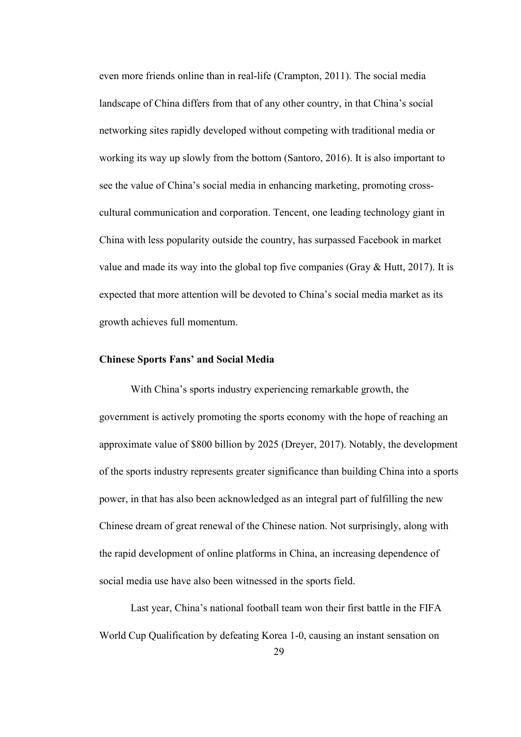even more friends online than in real-life (Crampton, 2011). The social media landscape of China differs from that of any other country, in that China's social networking sites rapidly developed without competing with traditional media or working its way up slowly from the bottom (Santoro, 2016). It is also important to see the value of China's social media in enhancing marketing, promoting cross-cultural communication and corporation. Tencent, one leading technology giant in China with less popularity outside the country, has surpassed Facebook in market value and made its way into the global top five companies (Gray & Hutt, 2017). It is expected that more attention will be devoted to China's social media market as its growth achieves full momentum.

### Chinese Sports Fans' and Social Media

With China's sports industry experiencing remarkable growth, the government is actively promoting the sports economy with the hope of reaching an approximate value of $800 billion by 2025 (Dreyer, 2017). Notably, the development of the sports industry represents greater significance than building China into a sports power, in that has also been acknowledged as an integral part of fulfilling the new Chinese dream of great renewal of the Chinese nation. Not surprisingly, along with the rapid development of online platforms in China, an increasing dependence of social media use have also been witnessed in the sports field.

Last year, China's national football team won their first battle in the FIFA World Cup Qualification by defeating Korea 1-0, causing an instant sensation on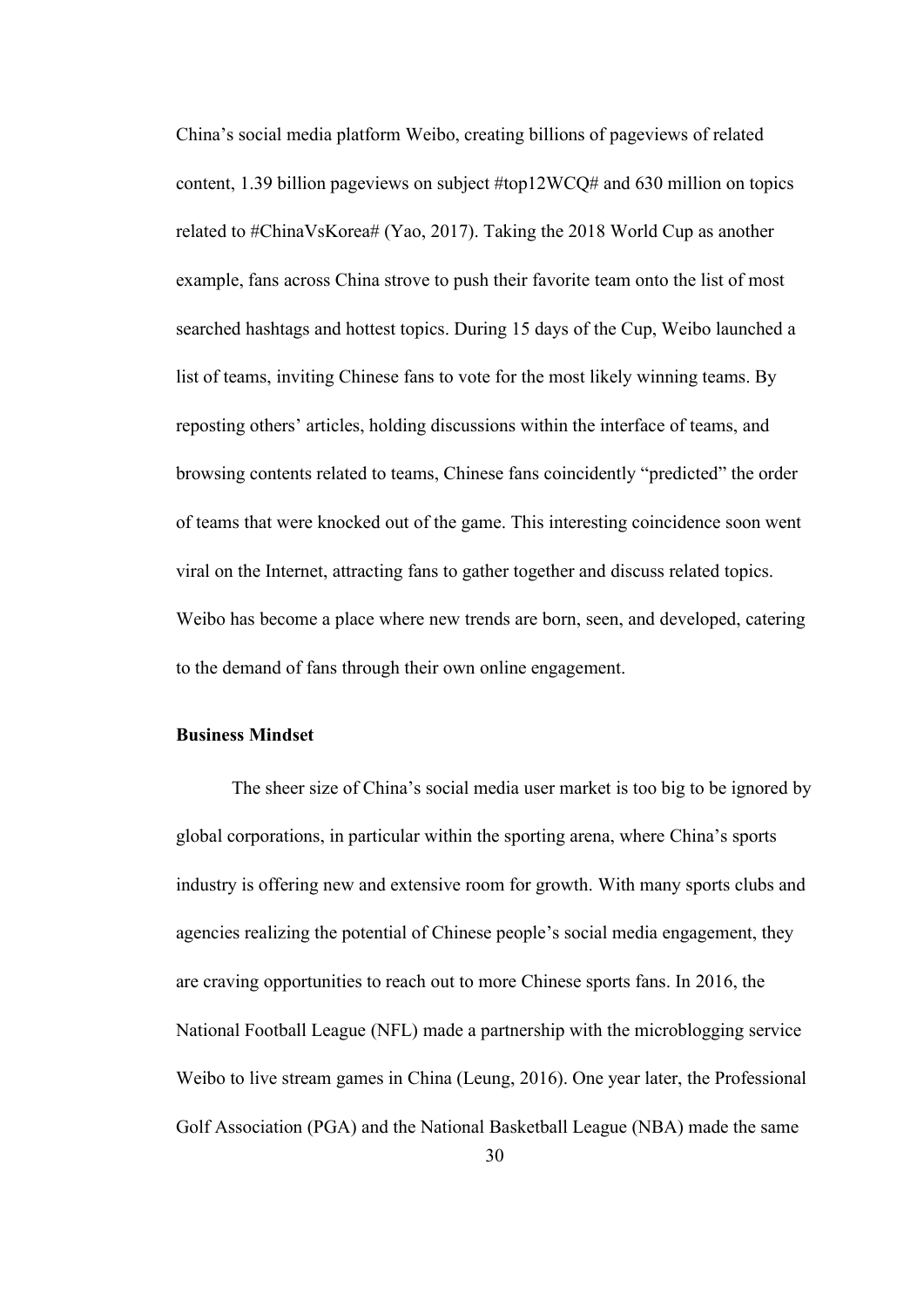China's social media platform Weibo, creating billions of pageviews of related content, 1.39 billion pageviews on subject #top12WCQ# and 630 million on topics related to #ChinaVsKorea# (Yao, 2017). Taking the 2018 World Cup as another example, fans across China strove to push their favorite team onto the list of most searched hashtags and hottest topics. During 15 days of the Cup, Weibo launched a list of teams, inviting Chinese fans to vote for the most likely winning teams. By reposting others' articles, holding discussions within the interface of teams, and browsing contents related to teams, Chinese fans coincidently "predicted" the order of teams that were knocked out of the game. This interesting coincidence soon went viral on the Internet, attracting fans to gather together and discuss related topics. Weibo has become a place where new trends are born, seen, and developed, catering to the demand of fans through their own online engagement.

### Business Mindset

The sheer size of China's social media user market is too big to be ignored by global corporations, in particular within the sporting arena, where China's sports industry is offering new and extensive room for growth. With many sports clubs and agencies realizing the potential of Chinese people's social media engagement, they are craving opportunities to reach out to more Chinese sports fans. In 2016, the National Football League (NFL) made a partnership with the microblogging service Weibo to live stream games in China (Leung, 2016). One year later, the Professional Golf Association (PGA) and the National Basketball League (NBA) made the same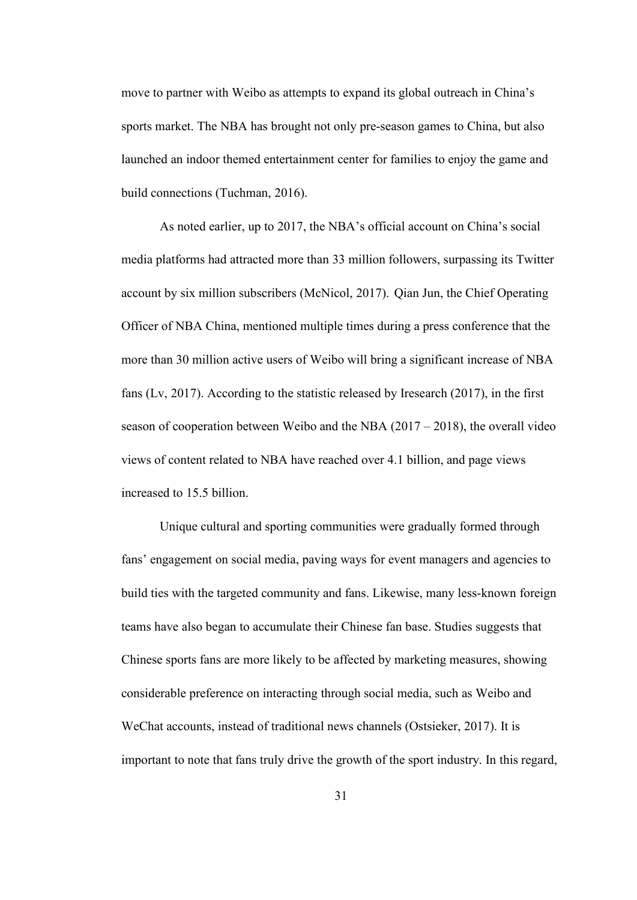move to partner with Weibo as attempts to expand its global outreach in China's sports market. The NBA has brought not only pre-season games to China, but also launched an indoor themed entertainment center for families to enjoy the game and build connections (Tuchman, 2016).

As noted earlier, up to 2017, the NBA's official account on China's social media platforms had attracted more than 33 million followers, surpassing its Twitter account by six million subscribers (McNicol, 2017). Qian Jun, the Chief Operating Officer of NBA China, mentioned multiple times during a press conference that the more than 30 million active users of Weibo will bring a significant increase of NBA fans (Lv, 2017). According to the statistic released by Iresearch (2017), in the first season of cooperation between Weibo and the NBA (2017 – 2018), the overall video views of content related to NBA have reached over 4.1 billion, and page views increased to 15.5 billion.

Unique cultural and sporting communities were gradually formed through fans' engagement on social media, paving ways for event managers and agencies to build ties with the targeted community and fans. Likewise, many less-known foreign teams have also began to accumulate their Chinese fan base. Studies suggests that Chinese sports fans are more likely to be affected by marketing measures, showing considerable preference on interacting through social media, such as Weibo and WeChat accounts, instead of traditional news channels (Ostsieker, 2017). It is important to note that fans truly drive the growth of the sport industry. In this regard,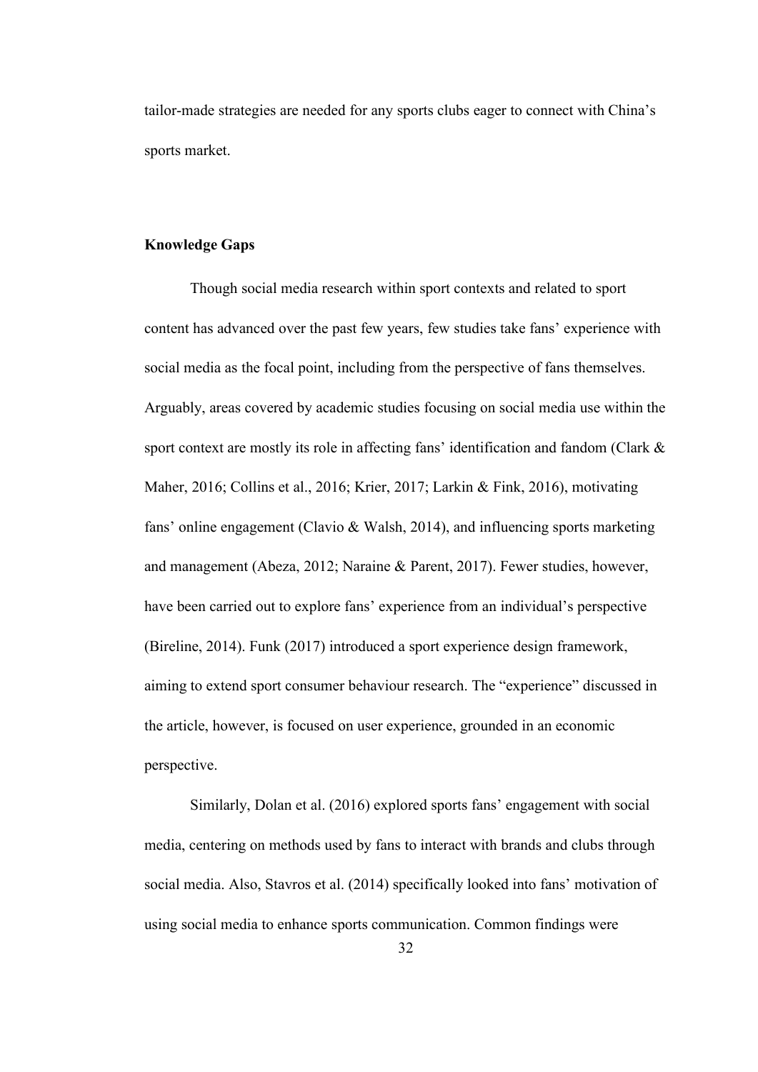tailor-made strategies are needed for any sports clubs eager to connect with China's sports market.

## Knowledge Gaps

Though social media research within sport contexts and related to sport content has advanced over the past few years, few studies take fans' experience with social media as the focal point, including from the perspective of fans themselves. Arguably, areas covered by academic studies focusing on social media use within the sport context are mostly its role in affecting fans' identification and fandom (Clark & Maher, 2016; Collins et al., 2016; Krier, 2017; Larkin & Fink, 2016), motivating fans' online engagement (Clavio & Walsh, 2014), and influencing sports marketing and management (Abeza, 2012; Naraine & Parent, 2017). Fewer studies, however, have been carried out to explore fans' experience from an individual's perspective (Bireline, 2014). Funk (2017) introduced a sport experience design framework, aiming to extend sport consumer behaviour research. The "experience" discussed in the article, however, is focused on user experience, grounded in an economic perspective.

Similarly, Dolan et al. (2016) explored sports fans' engagement with social media, centering on methods used by fans to interact with brands and clubs through social media. Also, Stavros et al. (2014) specifically looked into fans' motivation of using social media to enhance sports communication. Common findings were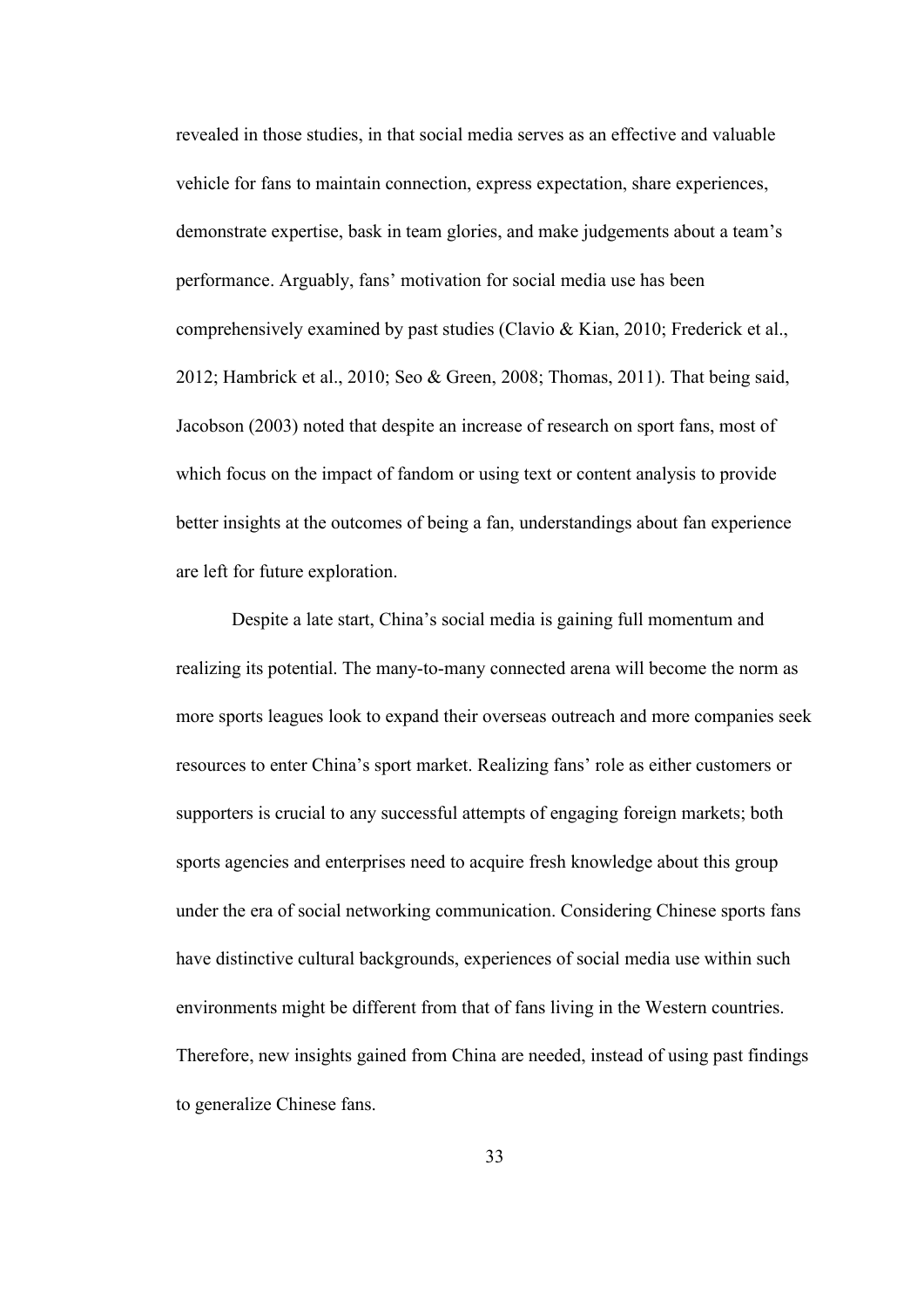revealed in those studies, in that social media serves as an effective and valuable vehicle for fans to maintain connection, express expectation, share experiences, demonstrate expertise, bask in team glories, and make judgements about a team's performance. Arguably, fans' motivation for social media use has been comprehensively examined by past studies (Clavio & Kian, 2010; Frederick et al., 2012; Hambrick et al., 2010; Seo & Green, 2008; Thomas, 2011). That being said, Jacobson (2003) noted that despite an increase of research on sport fans, most of which focus on the impact of fandom or using text or content analysis to provide better insights at the outcomes of being a fan, understandings about fan experience are left for future exploration.

Despite a late start, China's social media is gaining full momentum and realizing its potential. The many-to-many connected arena will become the norm as more sports leagues look to expand their overseas outreach and more companies seek resources to enter China's sport market. Realizing fans' role as either customers or supporters is crucial to any successful attempts of engaging foreign markets; both sports agencies and enterprises need to acquire fresh knowledge about this group under the era of social networking communication. Considering Chinese sports fans have distinctive cultural backgrounds, experiences of social media use within such environments might be different from that of fans living in the Western countries. Therefore, new insights gained from China are needed, instead of using past findings to generalize Chinese fans.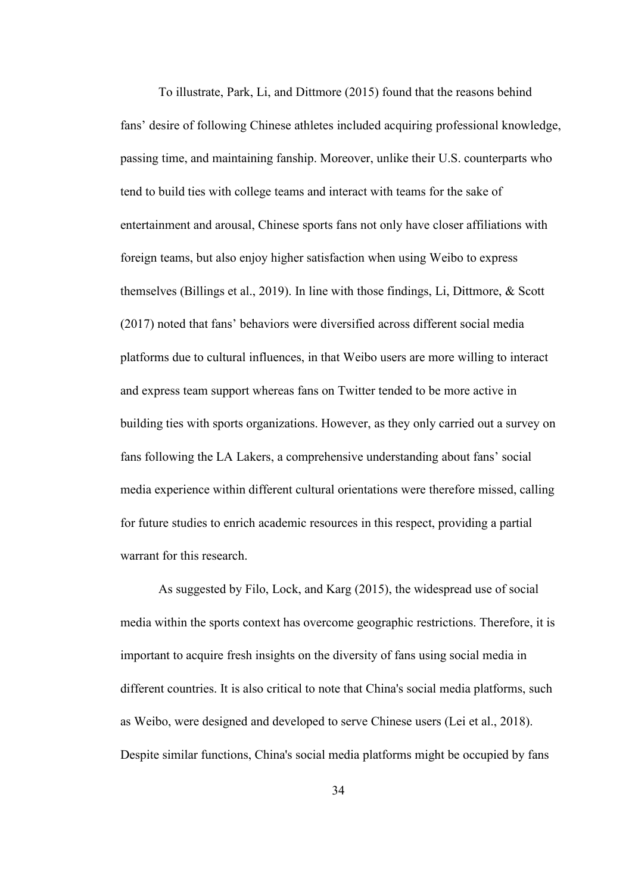To illustrate, Park, Li, and Dittmore (2015) found that the reasons behind fans' desire of following Chinese athletes included acquiring professional knowledge, passing time, and maintaining fanship. Moreover, unlike their U.S. counterparts who tend to build ties with college teams and interact with teams for the sake of entertainment and arousal, Chinese sports fans not only have closer affiliations with foreign teams, but also enjoy higher satisfaction when using Weibo to express themselves (Billings et al., 2019). In line with those findings, Li, Dittmore, & Scott (2017) noted that fans' behaviors were diversified across different social media platforms due to cultural influences, in that Weibo users are more willing to interact and express team support whereas fans on Twitter tended to be more active in building ties with sports organizations. However, as they only carried out a survey on fans following the LA Lakers, a comprehensive understanding about fans' social media experience within different cultural orientations were therefore missed, calling for future studies to enrich academic resources in this respect, providing a partial warrant for this research.

As suggested by Filo, Lock, and Karg (2015), the widespread use of social media within the sports context has overcome geographic restrictions. Therefore, it is important to acquire fresh insights on the diversity of fans using social media in different countries. It is also critical to note that China's social media platforms, such as Weibo, were designed and developed to serve Chinese users (Lei et al., 2018). Despite similar functions, China's social media platforms might be occupied by fans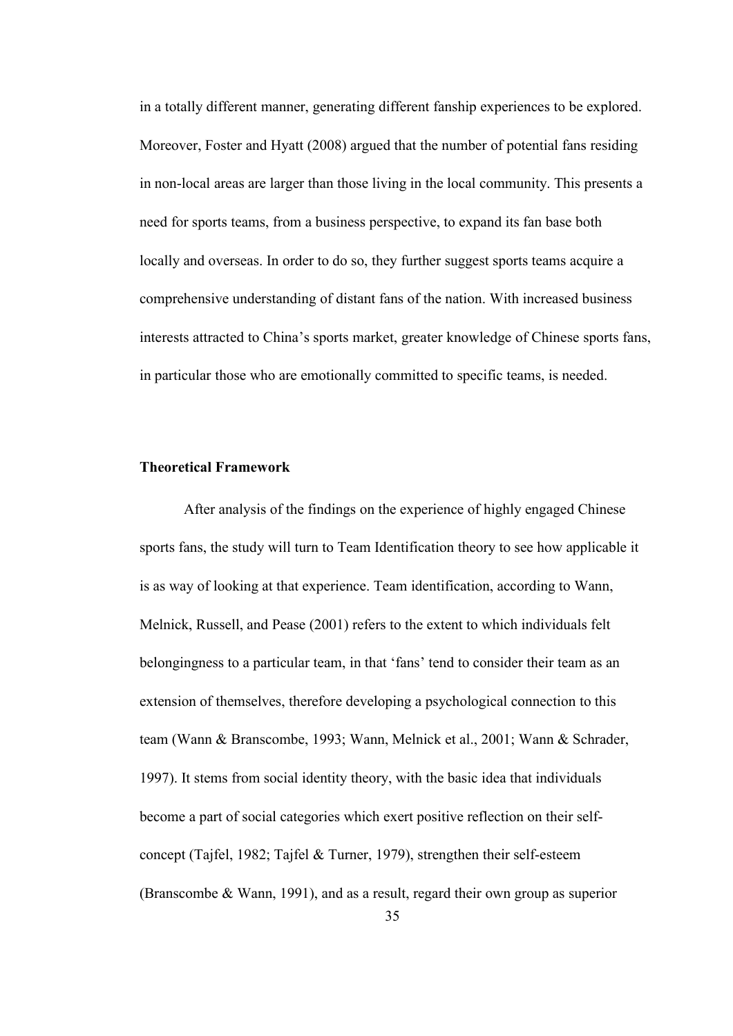in a totally different manner, generating different fanship experiences to be explored. Moreover, Foster and Hyatt (2008) argued that the number of potential fans residing in non-local areas are larger than those living in the local community. This presents a need for sports teams, from a business perspective, to expand its fan base both locally and overseas. In order to do so, they further suggest sports teams acquire a comprehensive understanding of distant fans of the nation. With increased business interests attracted to China's sports market, greater knowledge of Chinese sports fans, in particular those who are emotionally committed to specific teams, is needed.

**Theoretical Framework**

After analysis of the findings on the experience of highly engaged Chinese sports fans, the study will turn to Team Identification theory to see how applicable it is as way of looking at that experience. Team identification, according to Wann, Melnick, Russell, and Pease (2001) refers to the extent to which individuals felt belongingness to a particular team, in that 'fans' tend to consider their team as an extension of themselves, therefore developing a psychological connection to this team (Wann & Branscombe, 1993; Wann, Melnick et al., 2001; Wann & Schrader, 1997). It stems from social identity theory, with the basic idea that individuals become a part of social categories which exert positive reflection on their self-concept (Tajfel, 1982; Tajfel & Turner, 1979), strengthen their self-esteem (Branscombe & Wann, 1991), and as a result, regard their own group as superior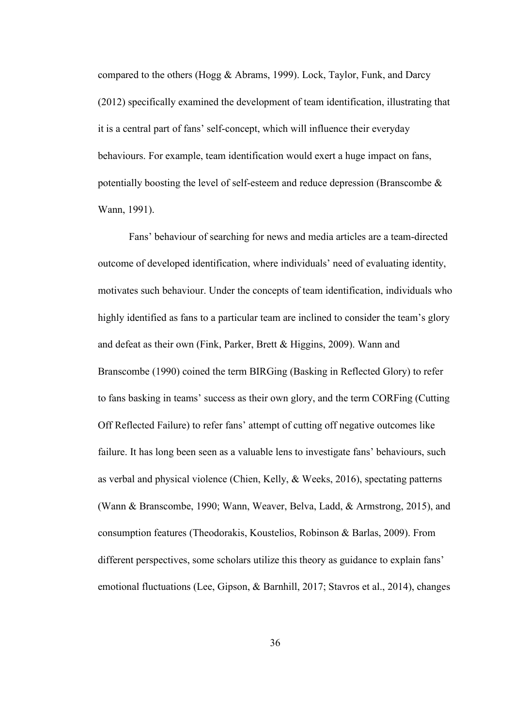compared to the others (Hogg & Abrams, 1999). Lock, Taylor, Funk, and Darcy (2012) specifically examined the development of team identification, illustrating that it is a central part of fans' self-concept, which will influence their everyday behaviours. For example, team identification would exert a huge impact on fans, potentially boosting the level of self-esteem and reduce depression (Branscombe & Wann, 1991).

Fans' behaviour of searching for news and media articles are a team-directed outcome of developed identification, where individuals' need of evaluating identity, motivates such behaviour. Under the concepts of team identification, individuals who highly identified as fans to a particular team are inclined to consider the team's glory and defeat as their own (Fink, Parker, Brett & Higgins, 2009). Wann and Branscombe (1990) coined the term BIRGing (Basking in Reflected Glory) to refer to fans basking in teams' success as their own glory, and the term CORFing (Cutting Off Reflected Failure) to refer fans' attempt of cutting off negative outcomes like failure. It has long been seen as a valuable lens to investigate fans' behaviours, such as verbal and physical violence (Chien, Kelly, & Weeks, 2016), spectating patterns (Wann & Branscombe, 1990; Wann, Weaver, Belva, Ladd, & Armstrong, 2015), and consumption features (Theodorakis, Koustelios, Robinson & Barlas, 2009). From different perspectives, some scholars utilize this theory as guidance to explain fans' emotional fluctuations (Lee, Gipson, & Barnhill, 2017; Stavros et al., 2014), changes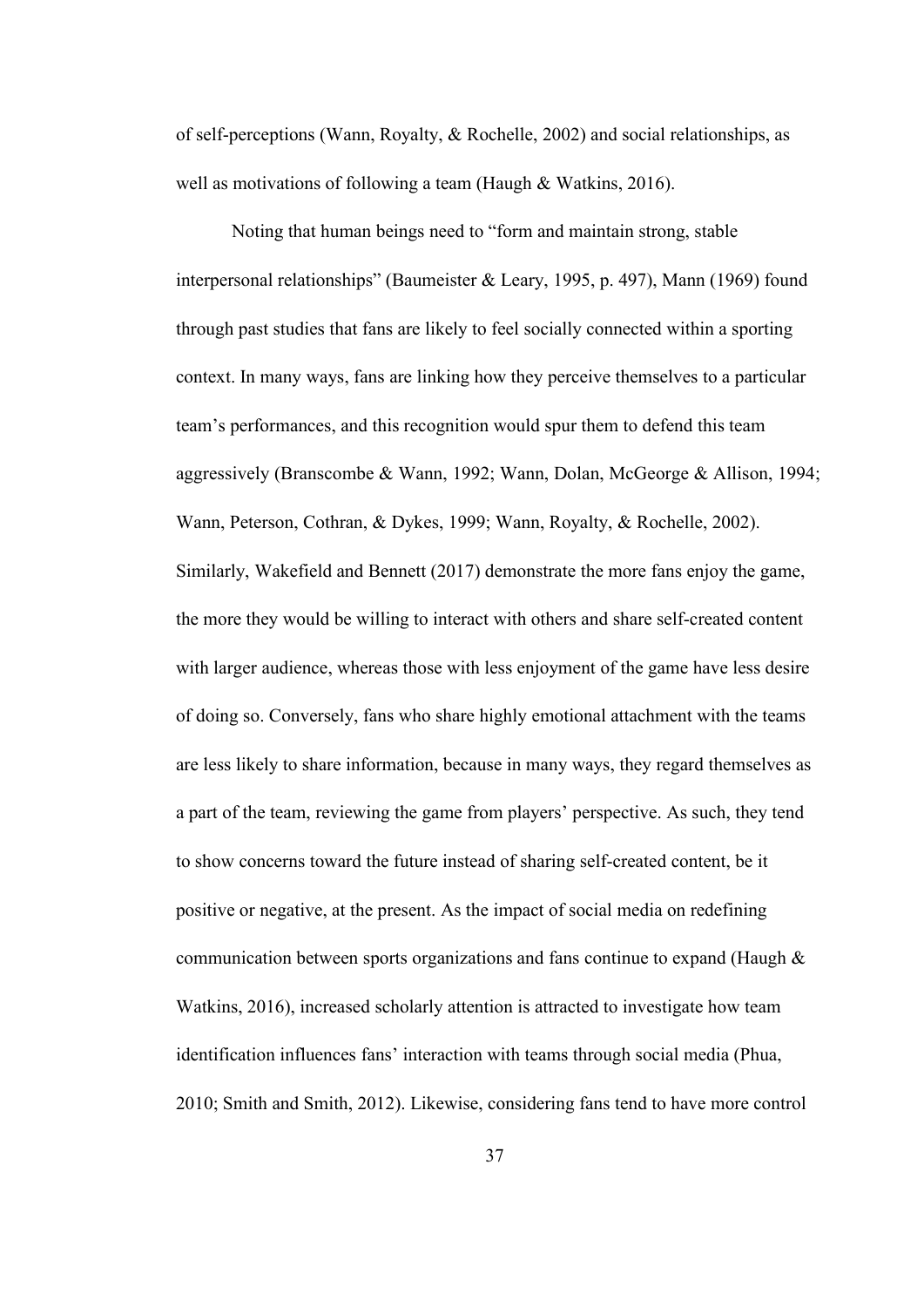of self-perceptions (Wann, Royalty, & Rochelle, 2002) and social relationships, as well as motivations of following a team (Haugh & Watkins, 2016).

Noting that human beings need to "form and maintain strong, stable interpersonal relationships" (Baumeister & Leary, 1995, p. 497), Mann (1969) found through past studies that fans are likely to feel socially connected within a sporting context. In many ways, fans are linking how they perceive themselves to a particular team's performances, and this recognition would spur them to defend this team aggressively (Branscombe & Wann, 1992; Wann, Dolan, McGeorge & Allison, 1994; Wann, Peterson, Cothran, & Dykes, 1999; Wann, Royalty, & Rochelle, 2002). Similarly, Wakefield and Bennett (2017) demonstrate the more fans enjoy the game, the more they would be willing to interact with others and share self-created content with larger audience, whereas those with less enjoyment of the game have less desire of doing so. Conversely, fans who share highly emotional attachment with the teams are less likely to share information, because in many ways, they regard themselves as a part of the team, reviewing the game from players' perspective. As such, they tend to show concerns toward the future instead of sharing self-created content, be it positive or negative, at the present. As the impact of social media on redefining communication between sports organizations and fans continue to expand (Haugh & Watkins, 2016), increased scholarly attention is attracted to investigate how team identification influences fans' interaction with teams through social media (Phua, 2010; Smith and Smith, 2012). Likewise, considering fans tend to have more control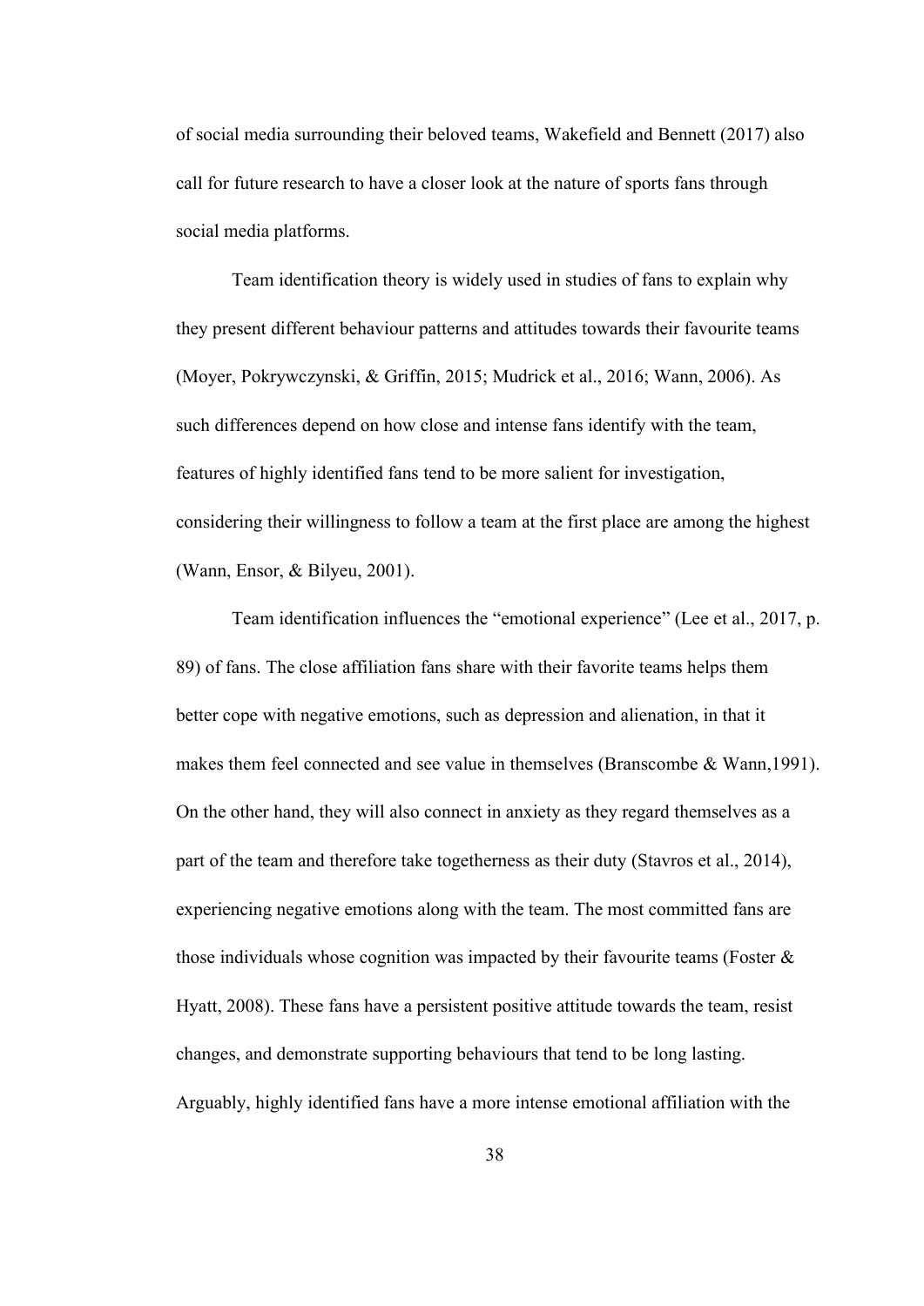of social media surrounding their beloved teams, Wakefield and Bennett (2017) also call for future research to have a closer look at the nature of sports fans through social media platforms.

Team identification theory is widely used in studies of fans to explain why they present different behaviour patterns and attitudes towards their favourite teams (Moyer, Pokrywczynski, & Griffin, 2015; Mudrick et al., 2016; Wann, 2006). As such differences depend on how close and intense fans identify with the team, features of highly identified fans tend to be more salient for investigation, considering their willingness to follow a team at the first place are among the highest (Wann, Ensor, & Bilyeu, 2001).

Team identification influences the "emotional experience" (Lee et al., 2017, p. 89) of fans. The close affiliation fans share with their favorite teams helps them better cope with negative emotions, such as depression and alienation, in that it makes them feel connected and see value in themselves (Branscombe & Wann,1991). On the other hand, they will also connect in anxiety as they regard themselves as a part of the team and therefore take togetherness as their duty (Stavros et al., 2014), experiencing negative emotions along with the team. The most committed fans are those individuals whose cognition was impacted by their favourite teams (Foster & Hyatt, 2008). These fans have a persistent positive attitude towards the team, resist changes, and demonstrate supporting behaviours that tend to be long lasting. Arguably, highly identified fans have a more intense emotional affiliation with the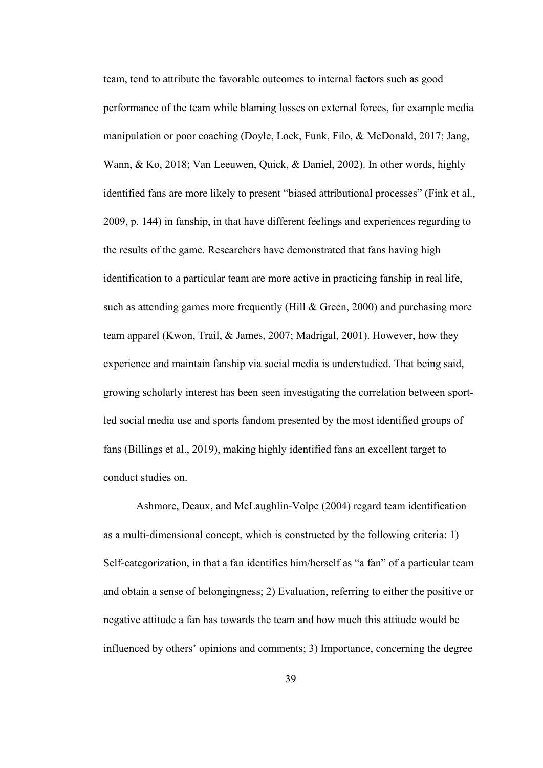team, tend to attribute the favorable outcomes to internal factors such as good performance of the team while blaming losses on external forces, for example media manipulation or poor coaching (Doyle, Lock, Funk, Filo, & McDonald, 2017; Jang, Wann, & Ko, 2018; Van Leeuwen, Quick, & Daniel, 2002). In other words, highly identified fans are more likely to present "biased attributional processes" (Fink et al., 2009, p. 144) in fanship, in that have different feelings and experiences regarding to the results of the game. Researchers have demonstrated that fans having high identification to a particular team are more active in practicing fanship in real life, such as attending games more frequently (Hill & Green, 2000) and purchasing more team apparel (Kwon, Trail, & James, 2007; Madrigal, 2001). However, how they experience and maintain fanship via social media is understudied. That being said, growing scholarly interest has been seen investigating the correlation between sport-led social media use and sports fandom presented by the most identified groups of fans (Billings et al., 2019), making highly identified fans an excellent target to conduct studies on.

Ashmore, Deaux, and McLaughlin-Volpe (2004) regard team identification as a multi-dimensional concept, which is constructed by the following criteria: 1) Self-categorization, in that a fan identifies him/herself as "a fan" of a particular team and obtain a sense of belongingness; 2) Evaluation, referring to either the positive or negative attitude a fan has towards the team and how much this attitude would be influenced by others' opinions and comments; 3) Importance, concerning the degree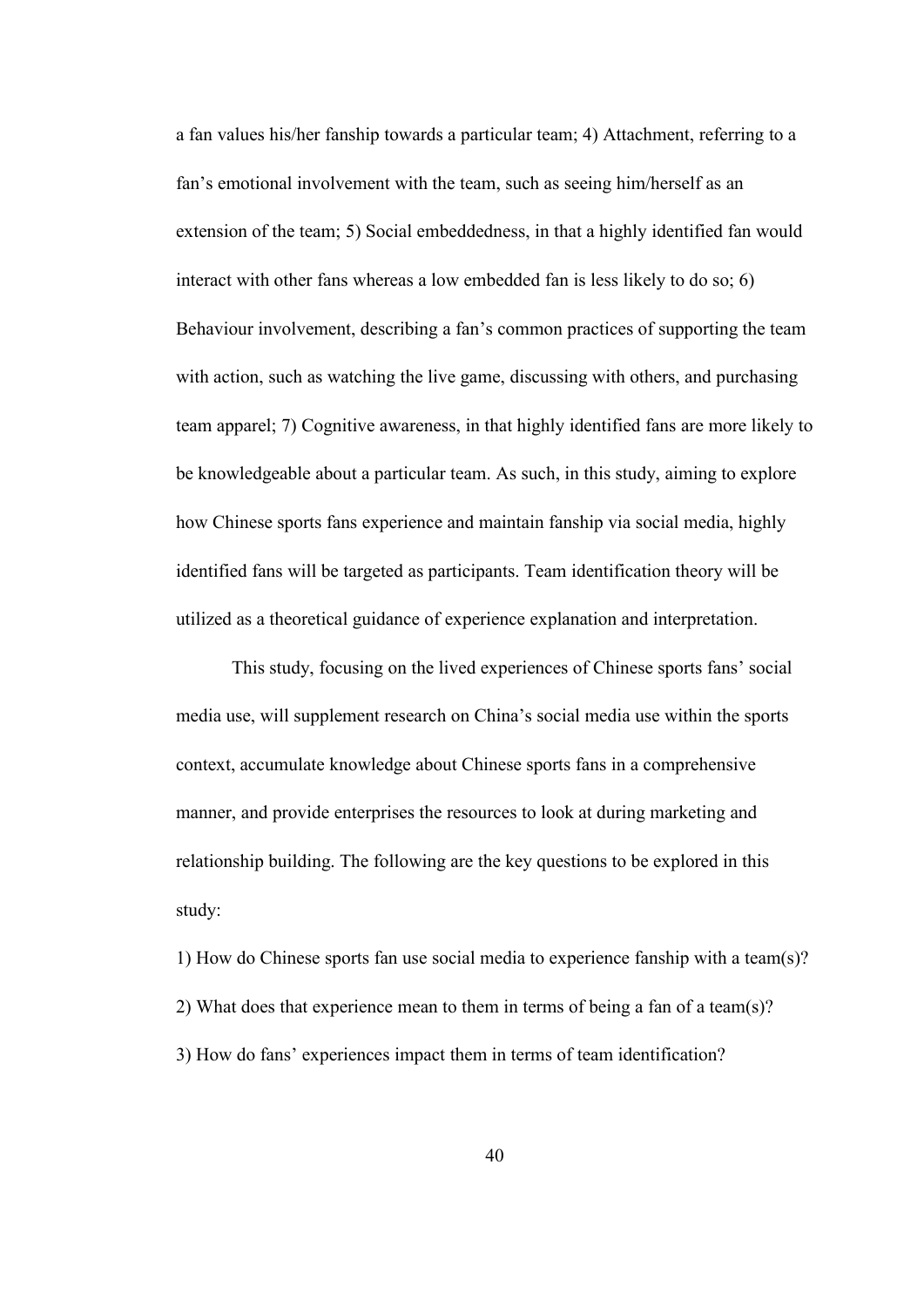a fan values his/her fanship towards a particular team; 4) Attachment, referring to a fan's emotional involvement with the team, such as seeing him/herself as an extension of the team; 5) Social embeddedness, in that a highly identified fan would interact with other fans whereas a low embedded fan is less likely to do so; 6) Behaviour involvement, describing a fan's common practices of supporting the team with action, such as watching the live game, discussing with others, and purchasing team apparel; 7) Cognitive awareness, in that highly identified fans are more likely to be knowledgeable about a particular team. As such, in this study, aiming to explore how Chinese sports fans experience and maintain fanship via social media, highly identified fans will be targeted as participants. Team identification theory will be utilized as a theoretical guidance of experience explanation and interpretation.

This study, focusing on the lived experiences of Chinese sports fans' social media use, will supplement research on China's social media use within the sports context, accumulate knowledge about Chinese sports fans in a comprehensive manner, and provide enterprises the resources to look at during marketing and relationship building. The following are the key questions to be explored in this study:

1) How do Chinese sports fan use social media to experience fanship with a team(s)?

2) What does that experience mean to them in terms of being a fan of a team(s)?

3) How do fans' experiences impact them in terms of team identification?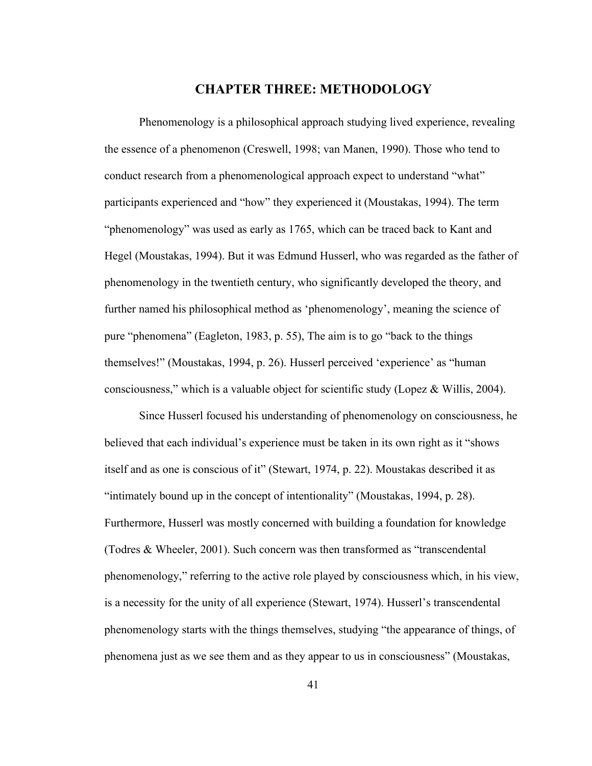# CHAPTER THREE: METHODOLOGY

Phenomenology is a philosophical approach studying lived experience, revealing the essence of a phenomenon (Creswell, 1998; van Manen, 1990). Those who tend to conduct research from a phenomenological approach expect to understand "what" participants experienced and "how" they experienced it (Moustakas, 1994). The term "phenomenology" was used as early as 1765, which can be traced back to Kant and Hegel (Moustakas, 1994). But it was Edmund Husserl, who was regarded as the father of phenomenology in the twentieth century, who significantly developed the theory, and further named his philosophical method as 'phenomenology', meaning the science of pure "phenomena" (Eagleton, 1983, p. 55), The aim is to go "back to the things themselves!" (Moustakas, 1994, p. 26). Husserl perceived 'experience' as "human consciousness," which is a valuable object for scientific study (Lopez & Willis, 2004).

Since Husserl focused his understanding of phenomenology on consciousness, he believed that each individual's experience must be taken in its own right as it "shows itself and as one is conscious of it" (Stewart, 1974, p. 22). Moustakas described it as "intimately bound up in the concept of intentionality" (Moustakas, 1994, p. 28). Furthermore, Husserl was mostly concerned with building a foundation for knowledge (Todres & Wheeler, 2001). Such concern was then transformed as "transcendental phenomenology," referring to the active role played by consciousness which, in his view, is a necessity for the unity of all experience (Stewart, 1974). Husserl's transcendental phenomenology starts with the things themselves, studying "the appearance of things, of phenomena just as we see them and as they appear to us in consciousness" (Moustakas,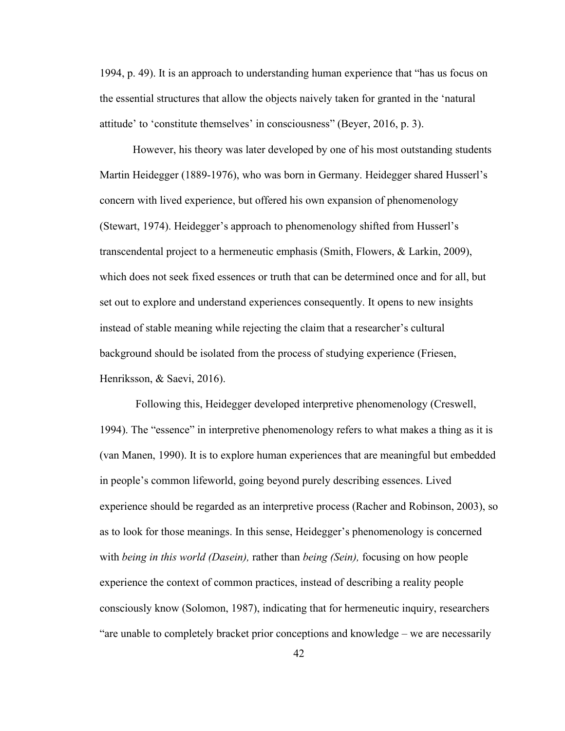1994, p. 49). It is an approach to understanding human experience that "has us focus on the essential structures that allow the objects naively taken for granted in the 'natural attitude' to 'constitute themselves' in consciousness" (Beyer, 2016, p. 3).

However, his theory was later developed by one of his most outstanding students Martin Heidegger (1889-1976), who was born in Germany. Heidegger shared Husserl's concern with lived experience, but offered his own expansion of phenomenology (Stewart, 1974). Heidegger's approach to phenomenology shifted from Husserl's transcendental project to a hermeneutic emphasis (Smith, Flowers, & Larkin, 2009), which does not seek fixed essences or truth that can be determined once and for all, but set out to explore and understand experiences consequently. It opens to new insights instead of stable meaning while rejecting the claim that a researcher's cultural background should be isolated from the process of studying experience (Friesen, Henriksson, & Saevi, 2016).

Following this, Heidegger developed interpretive phenomenology (Creswell, 1994). The "essence" in interpretive phenomenology refers to what makes a thing as it is (van Manen, 1990). It is to explore human experiences that are meaningful but embedded in people's common lifeworld, going beyond purely describing essences. Lived experience should be regarded as an interpretive process (Racher and Robinson, 2003), so as to look for those meanings. In this sense, Heidegger's phenomenology is concerned with *being in this world (Dasein),* rather than *being (Sein),* focusing on how people experience the context of common practices, instead of describing a reality people consciously know (Solomon, 1987), indicating that for hermeneutic inquiry, researchers "are unable to completely bracket prior conceptions and knowledge – we are necessarily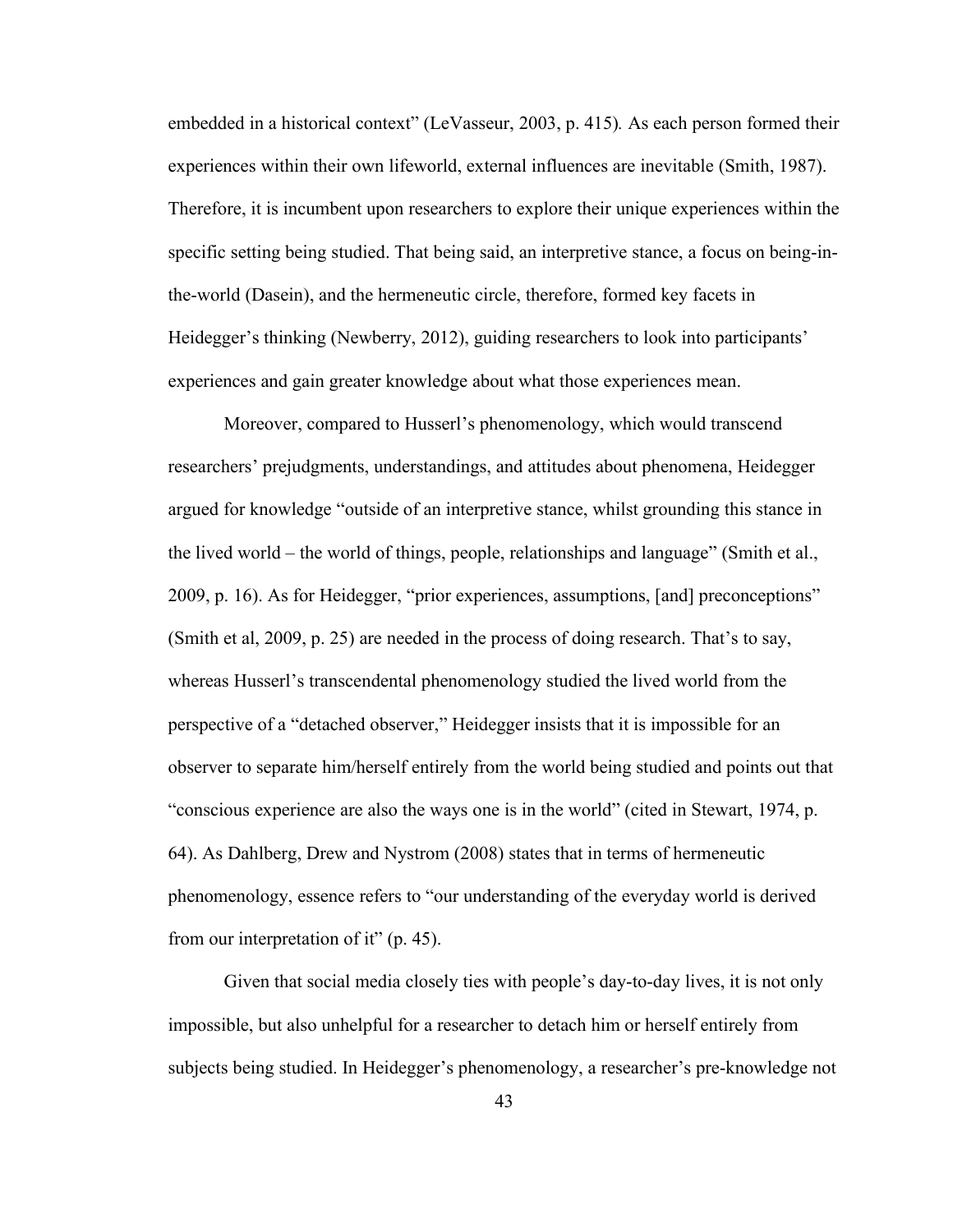embedded in a historical context" (LeVasseur, 2003, p. 415). As each person formed their experiences within their own lifeworld, external influences are inevitable (Smith, 1987). Therefore, it is incumbent upon researchers to explore their unique experiences within the specific setting being studied. That being said, an interpretive stance, a focus on being-in-the-world (Dasein), and the hermeneutic circle, therefore, formed key facets in Heidegger's thinking (Newberry, 2012), guiding researchers to look into participants' experiences and gain greater knowledge about what those experiences mean.

Moreover, compared to Husserl's phenomenology, which would transcend researchers' prejudgments, understandings, and attitudes about phenomena, Heidegger argued for knowledge "outside of an interpretive stance, whilst grounding this stance in the lived world – the world of things, people, relationships and language" (Smith et al., 2009, p. 16). As for Heidegger, "prior experiences, assumptions, [and] preconceptions" (Smith et al, 2009, p. 25) are needed in the process of doing research. That's to say, whereas Husserl's transcendental phenomenology studied the lived world from the perspective of a "detached observer," Heidegger insists that it is impossible for an observer to separate him/herself entirely from the world being studied and points out that "conscious experience are also the ways one is in the world" (cited in Stewart, 1974, p. 64). As Dahlberg, Drew and Nystrom (2008) states that in terms of hermeneutic phenomenology, essence refers to "our understanding of the everyday world is derived from our interpretation of it" (p. 45).

Given that social media closely ties with people's day-to-day lives, it is not only impossible, but also unhelpful for a researcher to detach him or herself entirely from subjects being studied. In Heidegger's phenomenology, a researcher's pre-knowledge not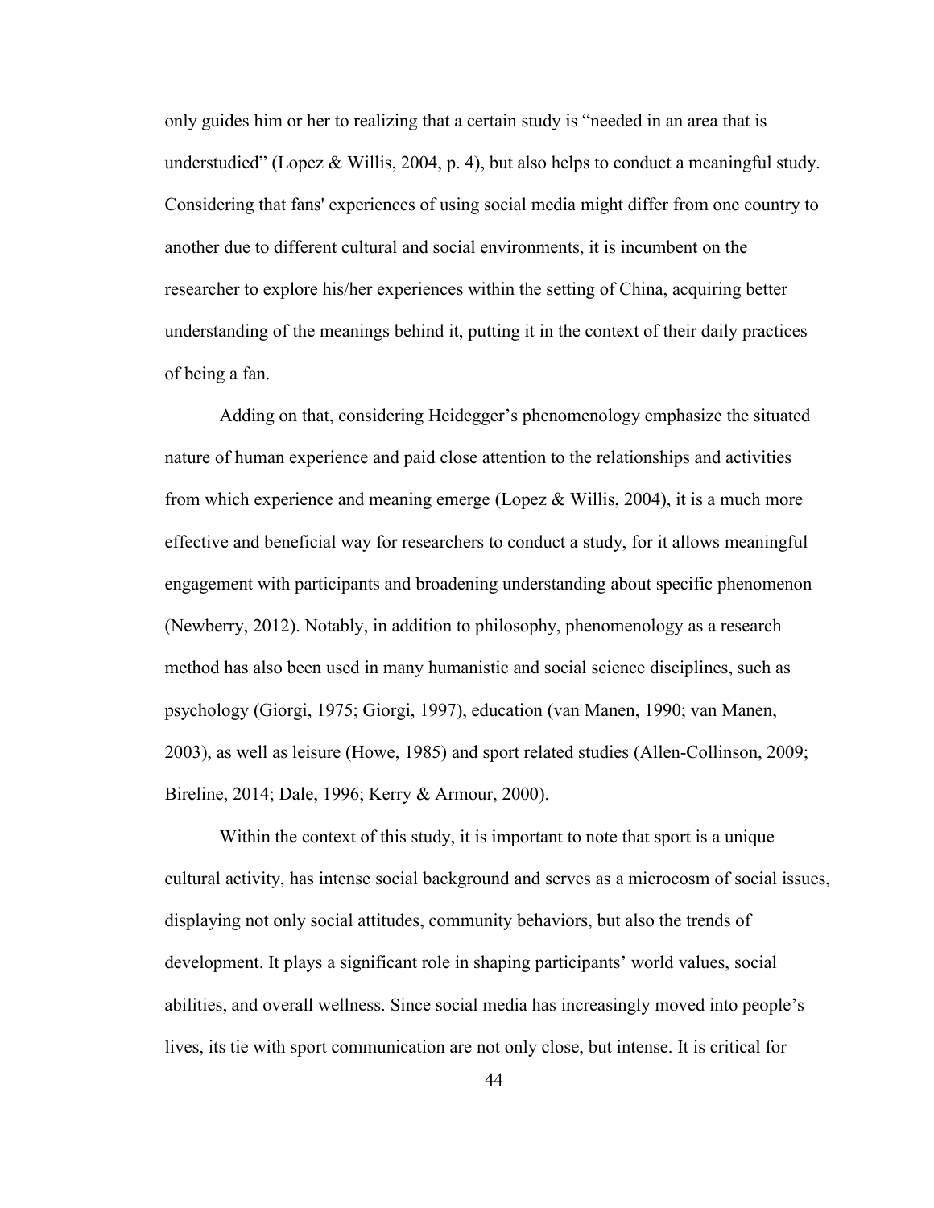only guides him or her to realizing that a certain study is "needed in an area that is understudied" (Lopez & Willis, 2004, p. 4), but also helps to conduct a meaningful study. Considering that fans' experiences of using social media might differ from one country to another due to different cultural and social environments, it is incumbent on the researcher to explore his/her experiences within the setting of China, acquiring better understanding of the meanings behind it, putting it in the context of their daily practices of being a fan.

Adding on that, considering Heidegger's phenomenology emphasize the situated nature of human experience and paid close attention to the relationships and activities from which experience and meaning emerge (Lopez & Willis, 2004), it is a much more effective and beneficial way for researchers to conduct a study, for it allows meaningful engagement with participants and broadening understanding about specific phenomenon (Newberry, 2012). Notably, in addition to philosophy, phenomenology as a research method has also been used in many humanistic and social science disciplines, such as psychology (Giorgi, 1975; Giorgi, 1997), education (van Manen, 1990; van Manen, 2003), as well as leisure (Howe, 1985) and sport related studies (Allen-Collinson, 2009; Bireline, 2014; Dale, 1996; Kerry & Armour, 2000).

Within the context of this study, it is important to note that sport is a unique cultural activity, has intense social background and serves as a microcosm of social issues, displaying not only social attitudes, community behaviors, but also the trends of development. It plays a significant role in shaping participants' world values, social abilities, and overall wellness. Since social media has increasingly moved into people's lives, its tie with sport communication are not only close, but intense. It is critical for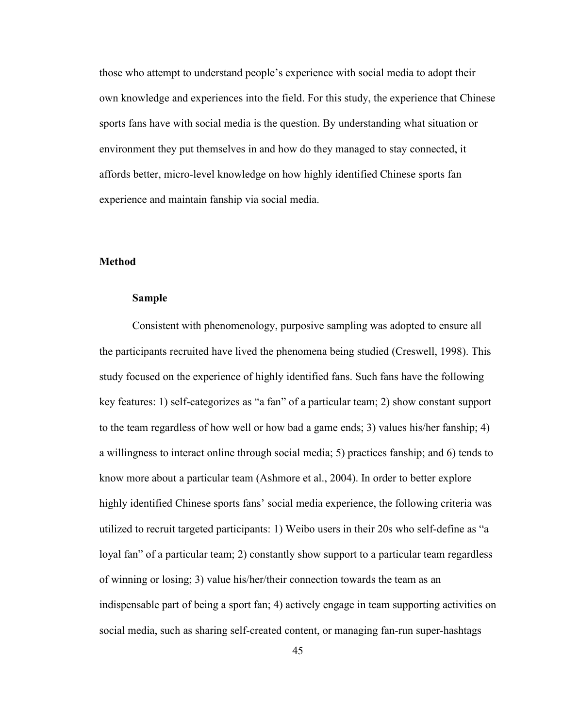those who attempt to understand people's experience with social media to adopt their own knowledge and experiences into the field. For this study, the experience that Chinese sports fans have with social media is the question. By understanding what situation or environment they put themselves in and how do they managed to stay connected, it affords better, micro-level knowledge on how highly identified Chinese sports fan experience and maintain fanship via social media.

## Method

### Sample

Consistent with phenomenology, purposive sampling was adopted to ensure all the participants recruited have lived the phenomena being studied (Creswell, 1998). This study focused on the experience of highly identified fans. Such fans have the following key features: 1) self-categorizes as "a fan" of a particular team; 2) show constant support to the team regardless of how well or how bad a game ends; 3) values his/her fanship; 4) a willingness to interact online through social media; 5) practices fanship; and 6) tends to know more about a particular team (Ashmore et al., 2004). In order to better explore highly identified Chinese sports fans' social media experience, the following criteria was utilized to recruit targeted participants: 1) Weibo users in their 20s who self-define as "a loyal fan" of a particular team; 2) constantly show support to a particular team regardless of winning or losing; 3) value his/her/their connection towards the team as an indispensable part of being a sport fan; 4) actively engage in team supporting activities on social media, such as sharing self-created content, or managing fan-run super-hashtags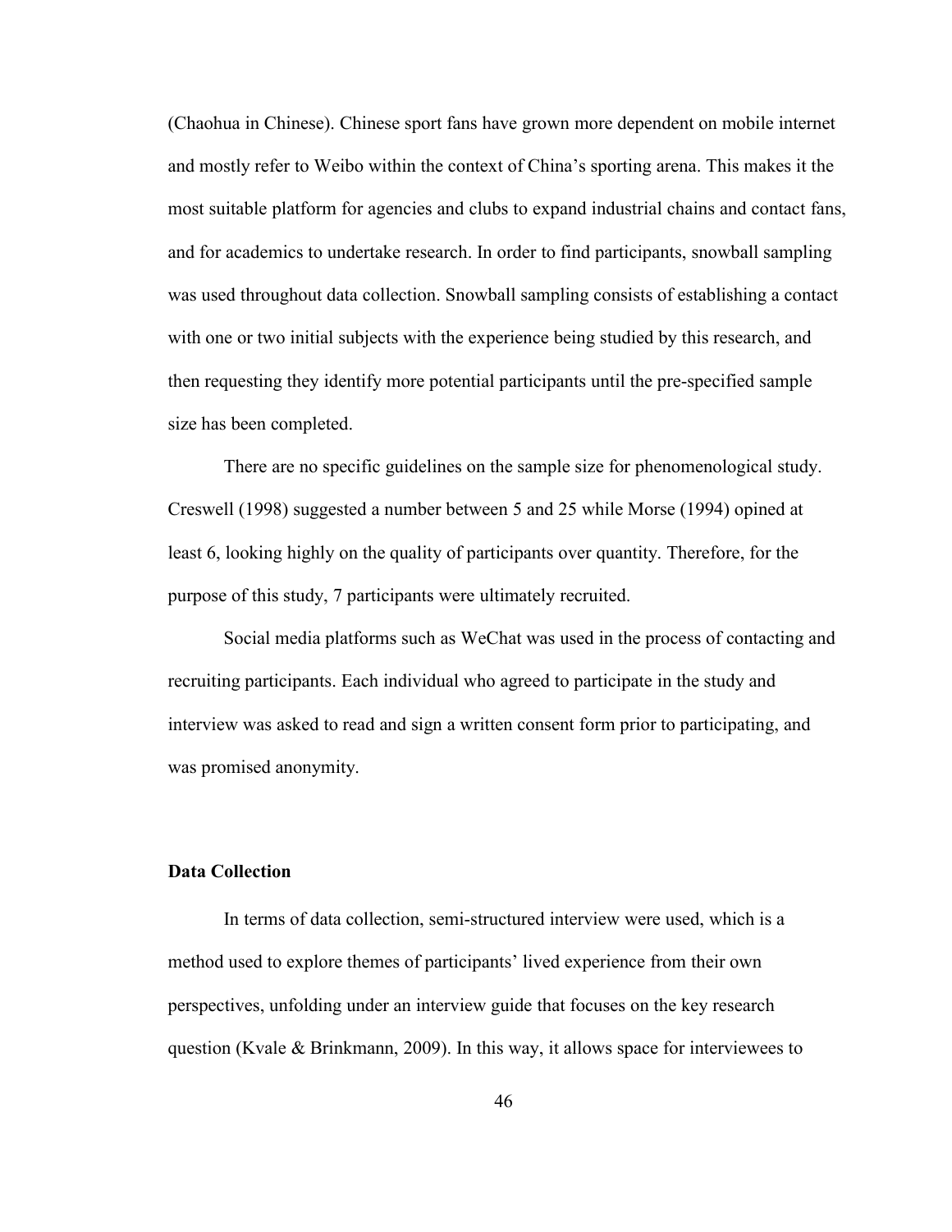(Chaohua in Chinese). Chinese sport fans have grown more dependent on mobile internet and mostly refer to Weibo within the context of China's sporting arena. This makes it the most suitable platform for agencies and clubs to expand industrial chains and contact fans, and for academics to undertake research. In order to find participants, snowball sampling was used throughout data collection. Snowball sampling consists of establishing a contact with one or two initial subjects with the experience being studied by this research, and then requesting they identify more potential participants until the pre-specified sample size has been completed.

There are no specific guidelines on the sample size for phenomenological study. Creswell (1998) suggested a number between 5 and 25 while Morse (1994) opined at least 6, looking highly on the quality of participants over quantity. Therefore, for the purpose of this study, 7 participants were ultimately recruited.

Social media platforms such as WeChat was used in the process of contacting and recruiting participants. Each individual who agreed to participate in the study and interview was asked to read and sign a written consent form prior to participating, and was promised anonymity.

**Data Collection**

In terms of data collection, semi-structured interview were used, which is a method used to explore themes of participants' lived experience from their own perspectives, unfolding under an interview guide that focuses on the key research question (Kvale & Brinkmann, 2009). In this way, it allows space for interviewees to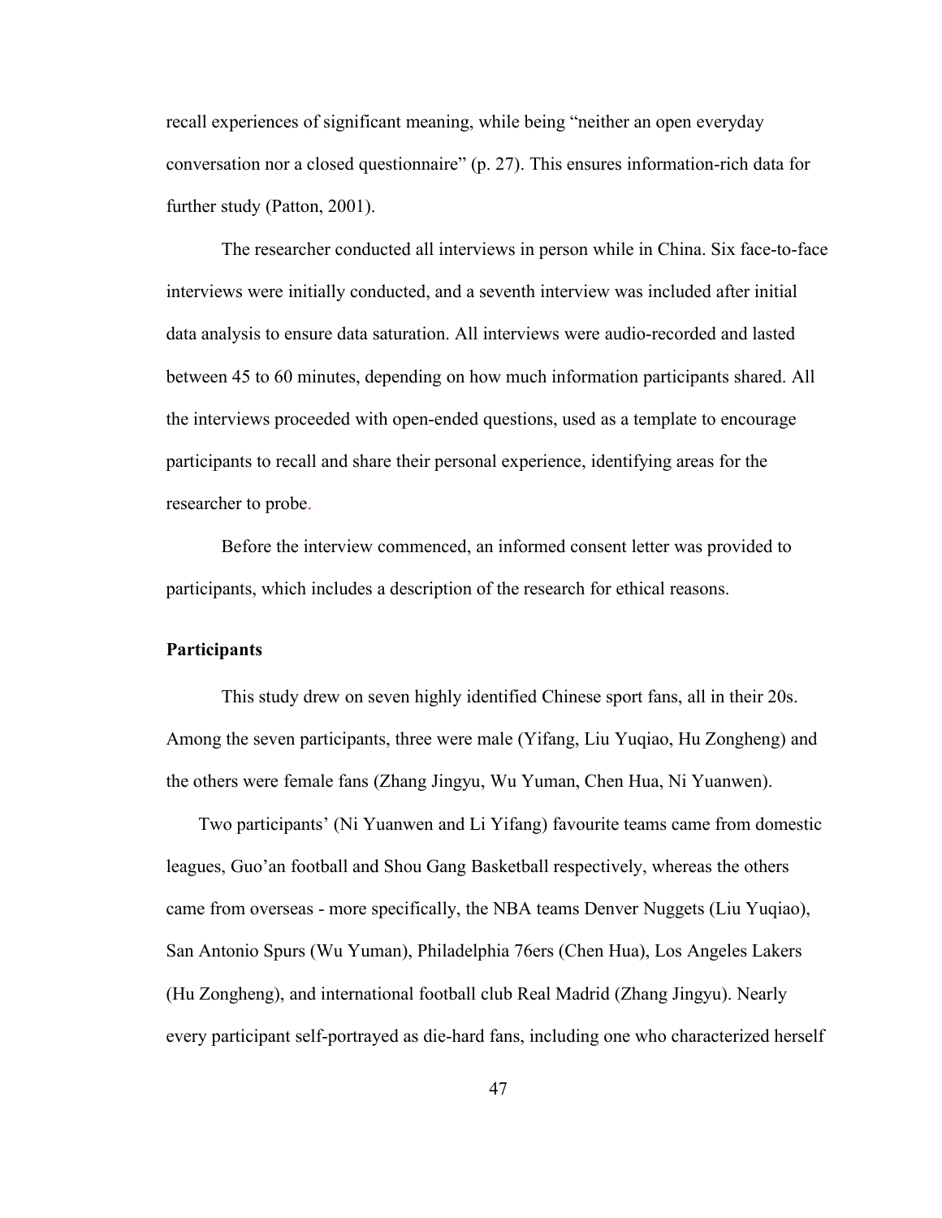recall experiences of significant meaning, while being "neither an open everyday conversation nor a closed questionnaire" (p. 27). This ensures information-rich data for further study (Patton, 2001).

The researcher conducted all interviews in person while in China. Six face-to-face interviews were initially conducted, and a seventh interview was included after initial data analysis to ensure data saturation. All interviews were audio-recorded and lasted between 45 to 60 minutes, depending on how much information participants shared. All the interviews proceeded with open-ended questions, used as a template to encourage participants to recall and share their personal experience, identifying areas for the researcher to probe.

Before the interview commenced, an informed consent letter was provided to participants, which includes a description of the research for ethical reasons.

**Participants**

This study drew on seven highly identified Chinese sport fans, all in their 20s. Among the seven participants, three were male (Yifang, Liu Yuqiao, Hu Zongheng) and the others were female fans (Zhang Jingyu, Wu Yuman, Chen Hua, Ni Yuanwen).

Two participants' (Ni Yuanwen and Li Yifang) favourite teams came from domestic leagues, Guo'an football and Shou Gang Basketball respectively, whereas the others came from overseas - more specifically, the NBA teams Denver Nuggets (Liu Yuqiao), San Antonio Spurs (Wu Yuman), Philadelphia 76ers (Chen Hua), Los Angeles Lakers (Hu Zongheng), and international football club Real Madrid (Zhang Jingyu). Nearly every participant self-portrayed as die-hard fans, including one who characterized herself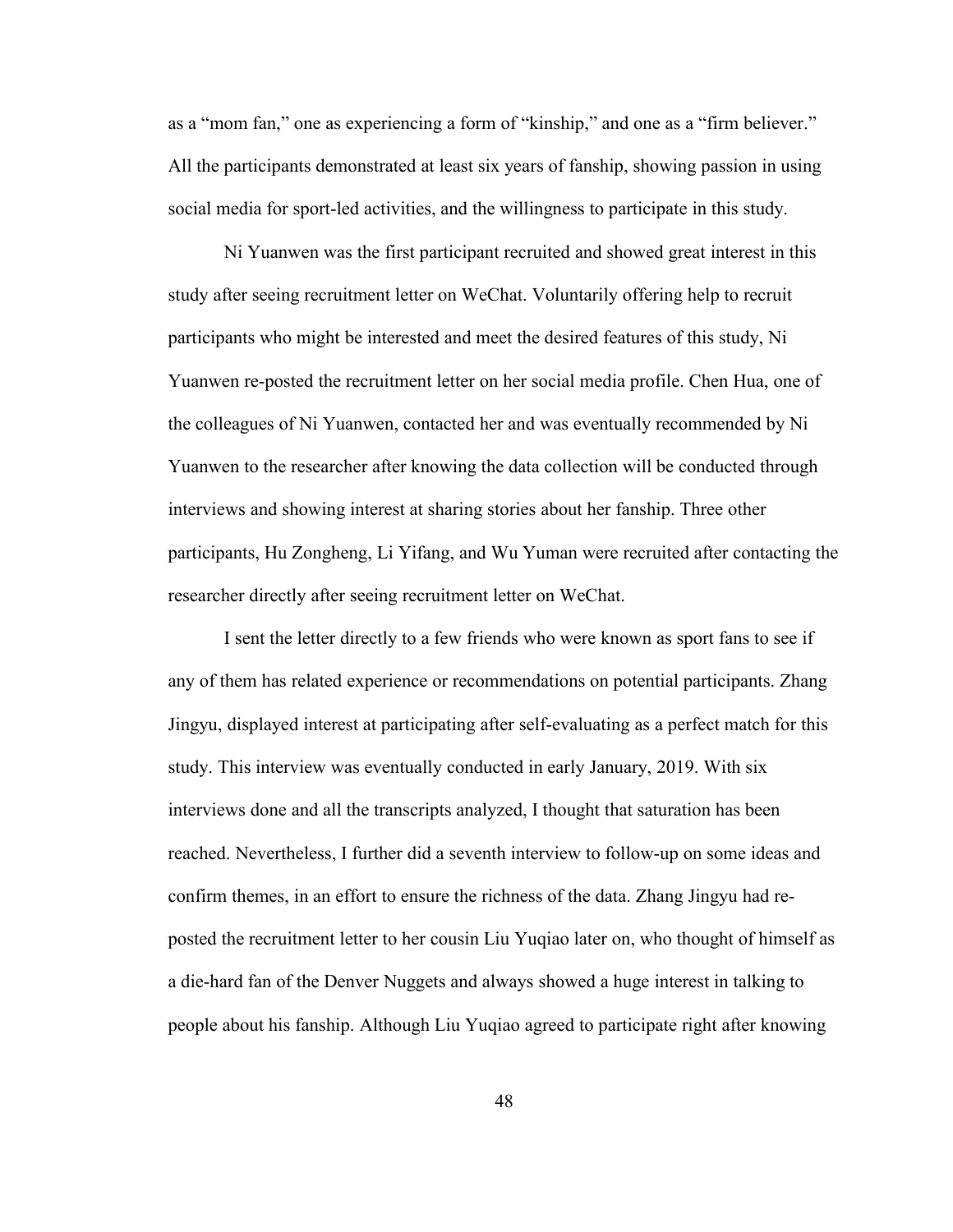as a "mom fan," one as experiencing a form of "kinship," and one as a "firm believer." All the participants demonstrated at least six years of fanship, showing passion in using social media for sport-led activities, and the willingness to participate in this study.

Ni Yuanwen was the first participant recruited and showed great interest in this study after seeing recruitment letter on WeChat. Voluntarily offering help to recruit participants who might be interested and meet the desired features of this study, Ni Yuanwen re-posted the recruitment letter on her social media profile. Chen Hua, one of the colleagues of Ni Yuanwen, contacted her and was eventually recommended by Ni Yuanwen to the researcher after knowing the data collection will be conducted through interviews and showing interest at sharing stories about her fanship. Three other participants, Hu Zongheng, Li Yifang, and Wu Yuman were recruited after contacting the researcher directly after seeing recruitment letter on WeChat.

I sent the letter directly to a few friends who were known as sport fans to see if any of them has related experience or recommendations on potential participants. Zhang Jingyu, displayed interest at participating after self-evaluating as a perfect match for this study. This interview was eventually conducted in early January, 2019. With six interviews done and all the transcripts analyzed, I thought that saturation has been reached. Nevertheless, I further did a seventh interview to follow-up on some ideas and confirm themes, in an effort to ensure the richness of the data. Zhang Jingyu had re-posted the recruitment letter to her cousin Liu Yuqiao later on, who thought of himself as a die-hard fan of the Denver Nuggets and always showed a huge interest in talking to people about his fanship. Although Liu Yuqiao agreed to participate right after knowing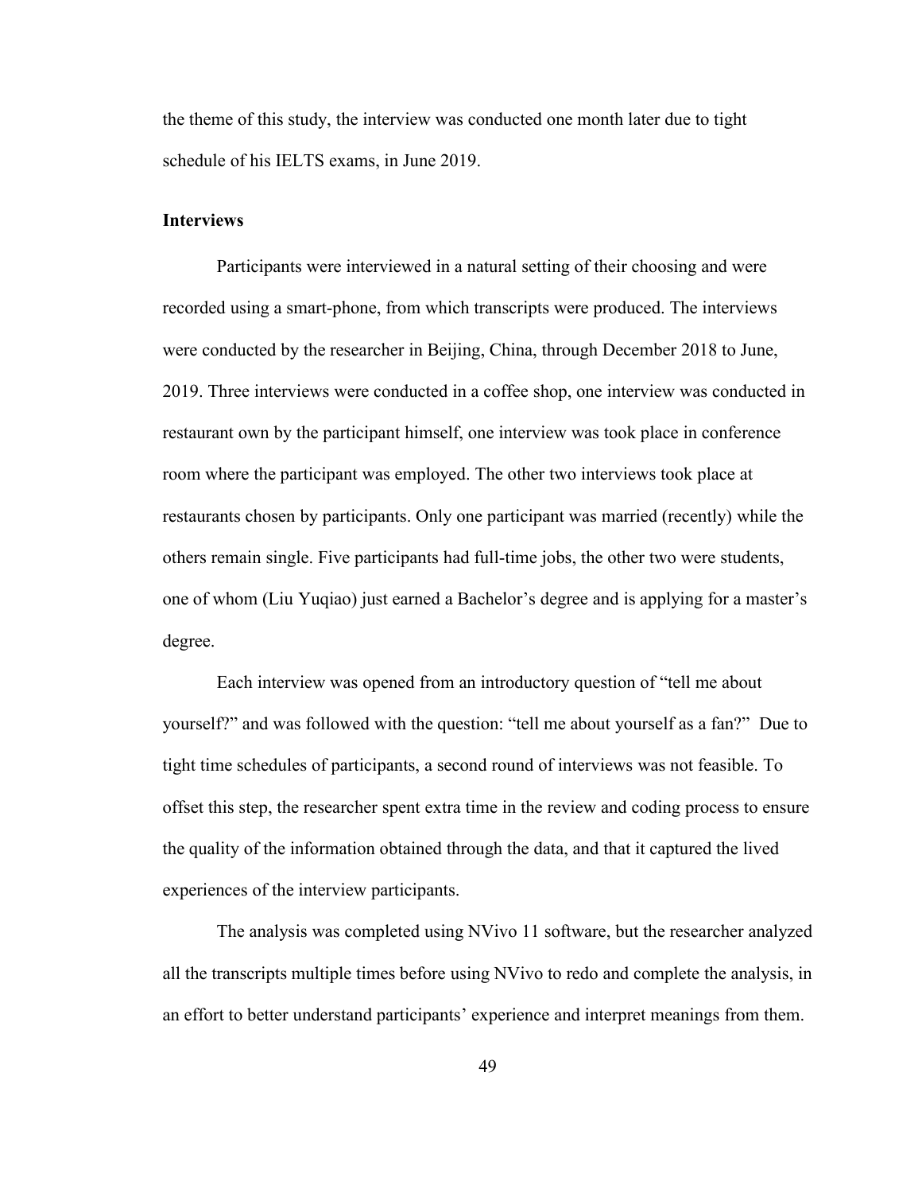the theme of this study, the interview was conducted one month later due to tight schedule of his IELTS exams, in June 2019.

**Interviews**

Participants were interviewed in a natural setting of their choosing and were recorded using a smart-phone, from which transcripts were produced. The interviews were conducted by the researcher in Beijing, China, through December 2018 to June, 2019. Three interviews were conducted in a coffee shop, one interview was conducted in restaurant own by the participant himself, one interview was took place in conference room where the participant was employed. The other two interviews took place at restaurants chosen by participants. Only one participant was married (recently) while the others remain single. Five participants had full-time jobs, the other two were students, one of whom (Liu Yuqiao) just earned a Bachelor's degree and is applying for a master's degree.

Each interview was opened from an introductory question of "tell me about yourself?" and was followed with the question: "tell me about yourself as a fan?" Due to tight time schedules of participants, a second round of interviews was not feasible. To offset this step, the researcher spent extra time in the review and coding process to ensure the quality of the information obtained through the data, and that it captured the lived experiences of the interview participants.

The analysis was completed using NVivo 11 software, but the researcher analyzed all the transcripts multiple times before using NVivo to redo and complete the analysis, in an effort to better understand participants' experience and interpret meanings from them.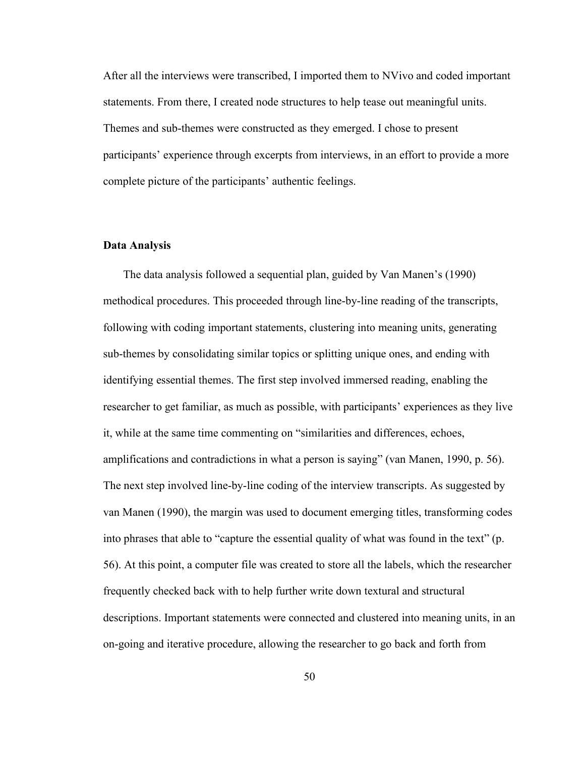After all the interviews were transcribed, I imported them to NVivo and coded important statements. From there, I created node structures to help tease out meaningful units. Themes and sub-themes were constructed as they emerged. I chose to present participants' experience through excerpts from interviews, in an effort to provide a more complete picture of the participants' authentic feelings.

### Data Analysis

The data analysis followed a sequential plan, guided by Van Manen's (1990) methodical procedures. This proceeded through line-by-line reading of the transcripts, following with coding important statements, clustering into meaning units, generating sub-themes by consolidating similar topics or splitting unique ones, and ending with identifying essential themes. The first step involved immersed reading, enabling the researcher to get familiar, as much as possible, with participants' experiences as they live it, while at the same time commenting on "similarities and differences, echoes, amplifications and contradictions in what a person is saying" (van Manen, 1990, p. 56). The next step involved line-by-line coding of the interview transcripts. As suggested by van Manen (1990), the margin was used to document emerging titles, transforming codes into phrases that able to "capture the essential quality of what was found in the text" (p. 56). At this point, a computer file was created to store all the labels, which the researcher frequently checked back with to help further write down textural and structural descriptions. Important statements were connected and clustered into meaning units, in an on-going and iterative procedure, allowing the researcher to go back and forth from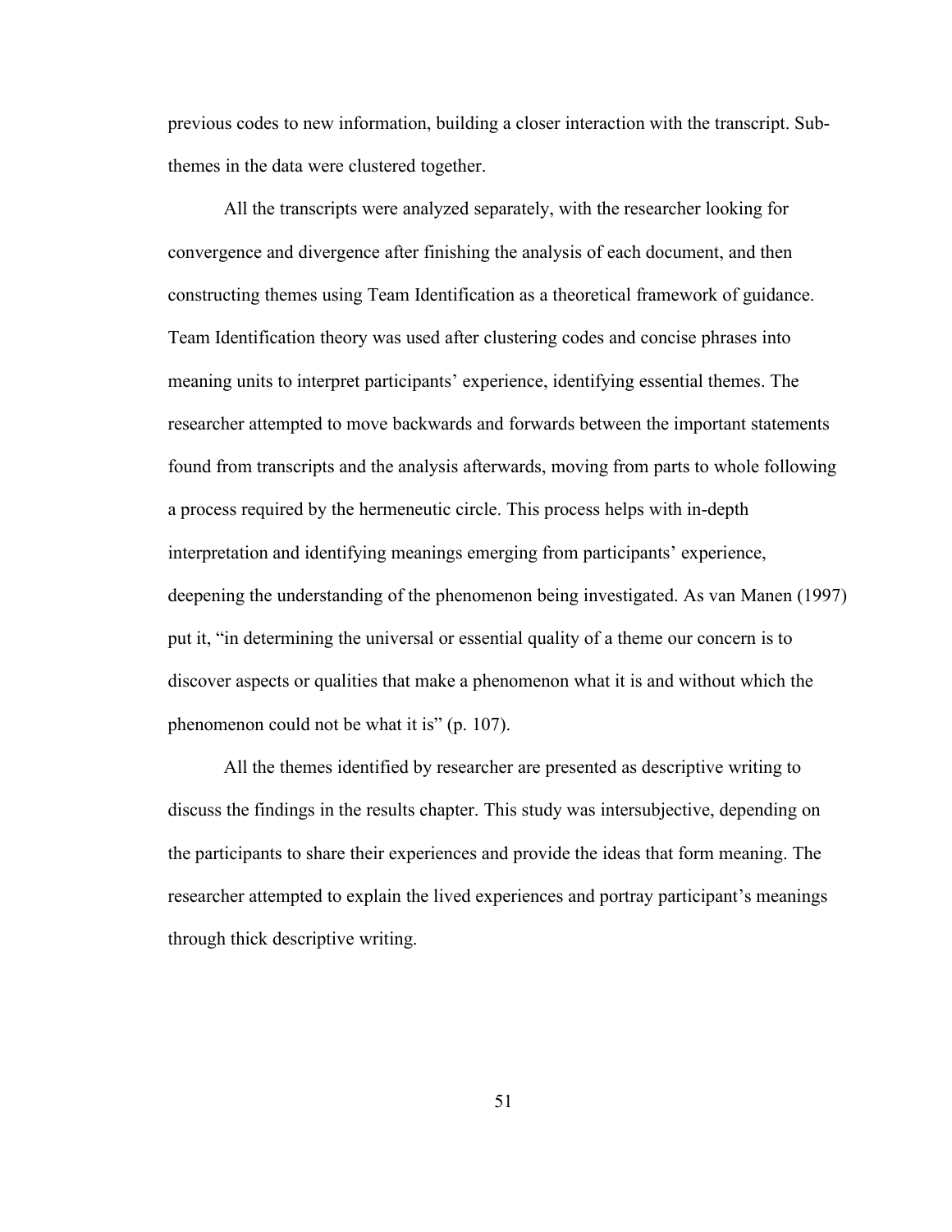previous codes to new information, building a closer interaction with the transcript. Sub-themes in the data were clustered together.

All the transcripts were analyzed separately, with the researcher looking for convergence and divergence after finishing the analysis of each document, and then constructing themes using Team Identification as a theoretical framework of guidance. Team Identification theory was used after clustering codes and concise phrases into meaning units to interpret participants' experience, identifying essential themes. The researcher attempted to move backwards and forwards between the important statements found from transcripts and the analysis afterwards, moving from parts to whole following a process required by the hermeneutic circle. This process helps with in-depth interpretation and identifying meanings emerging from participants' experience, deepening the understanding of the phenomenon being investigated. As van Manen (1997) put it, "in determining the universal or essential quality of a theme our concern is to discover aspects or qualities that make a phenomenon what it is and without which the phenomenon could not be what it is" (p. 107).

All the themes identified by researcher are presented as descriptive writing to discuss the findings in the results chapter. This study was intersubjective, depending on the participants to share their experiences and provide the ideas that form meaning. The researcher attempted to explain the lived experiences and portray participant's meanings through thick descriptive writing.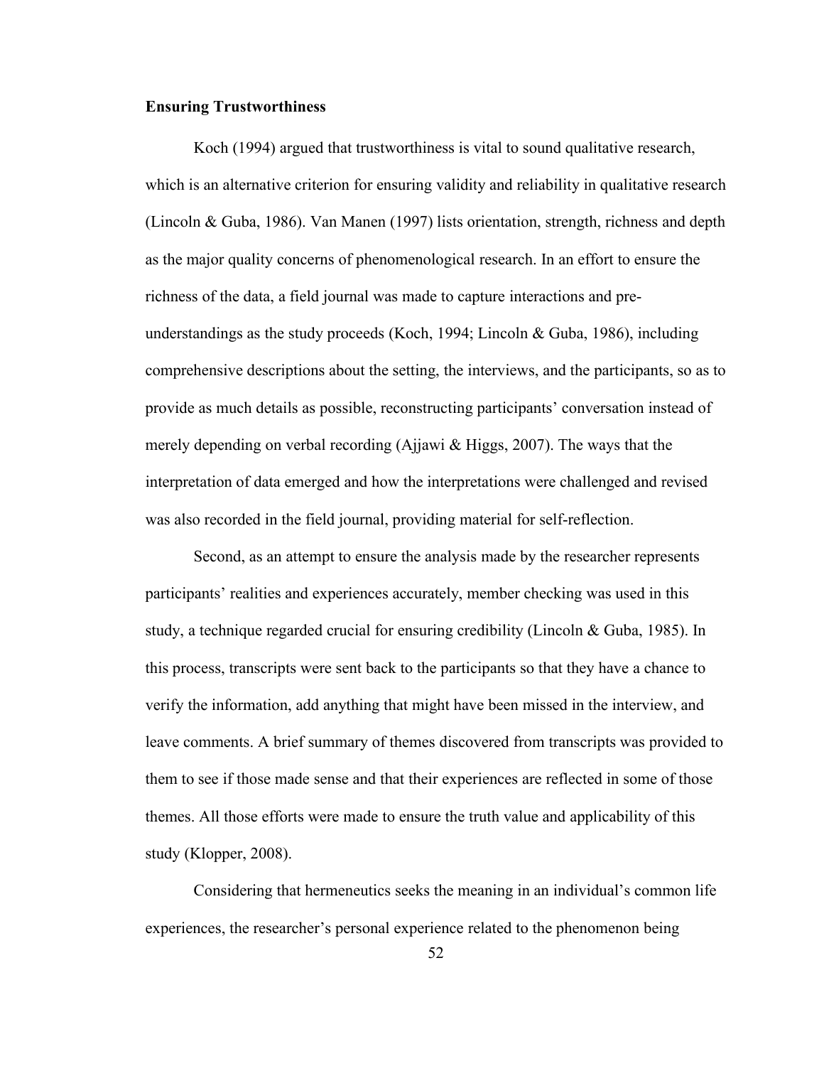**Ensuring Trustworthiness**

Koch (1994) argued that trustworthiness is vital to sound qualitative research, which is an alternative criterion for ensuring validity and reliability in qualitative research (Lincoln & Guba, 1986). Van Manen (1997) lists orientation, strength, richness and depth as the major quality concerns of phenomenological research. In an effort to ensure the richness of the data, a field journal was made to capture interactions and pre-understandings as the study proceeds (Koch, 1994; Lincoln & Guba, 1986), including comprehensive descriptions about the setting, the interviews, and the participants, so as to provide as much details as possible, reconstructing participants' conversation instead of merely depending on verbal recording (Ajjawi & Higgs, 2007). The ways that the interpretation of data emerged and how the interpretations were challenged and revised was also recorded in the field journal, providing material for self-reflection.

Second, as an attempt to ensure the analysis made by the researcher represents participants' realities and experiences accurately, member checking was used in this study, a technique regarded crucial for ensuring credibility (Lincoln & Guba, 1985). In this process, transcripts were sent back to the participants so that they have a chance to verify the information, add anything that might have been missed in the interview, and leave comments. A brief summary of themes discovered from transcripts was provided to them to see if those made sense and that their experiences are reflected in some of those themes. All those efforts were made to ensure the truth value and applicability of this study (Klopper, 2008).

Considering that hermeneutics seeks the meaning in an individual's common life experiences, the researcher's personal experience related to the phenomenon being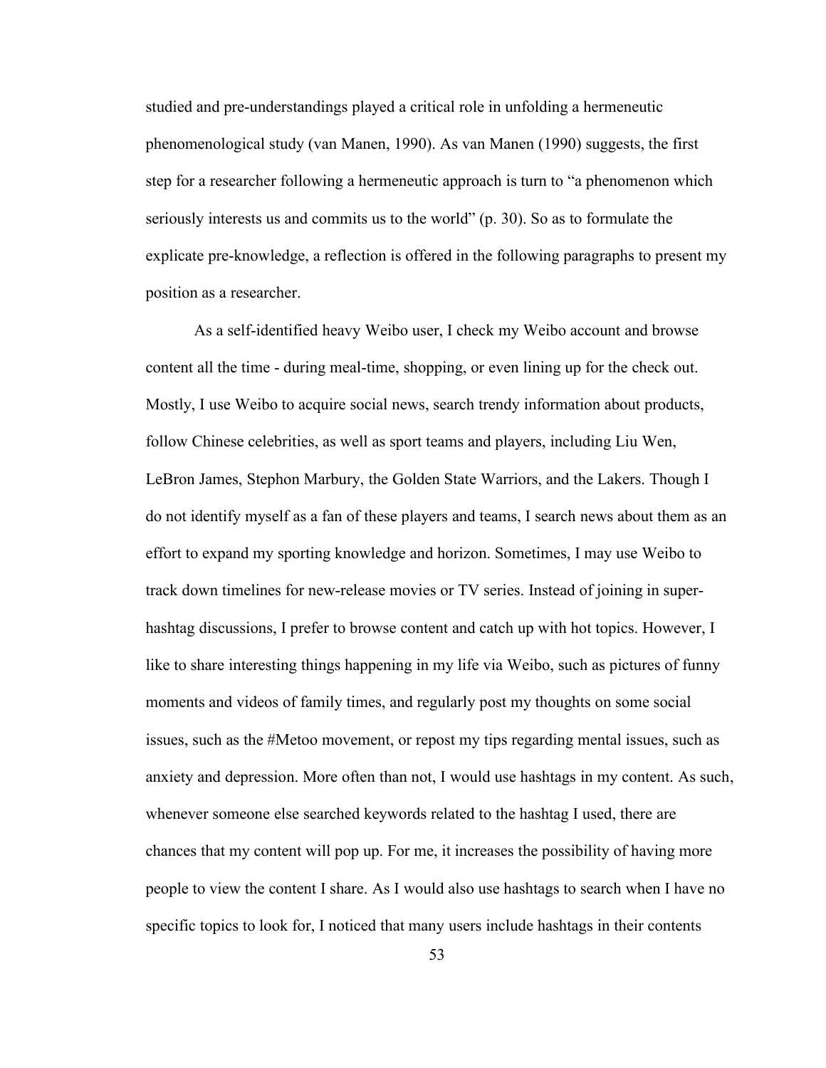studied and pre-understandings played a critical role in unfolding a hermeneutic phenomenological study (van Manen, 1990). As van Manen (1990) suggests, the first step for a researcher following a hermeneutic approach is turn to “a phenomenon which seriously interests us and commits us to the world” (p. 30). So as to formulate the explicate pre-knowledge, a reflection is offered in the following paragraphs to present my position as a researcher.

As a self-identified heavy Weibo user, I check my Weibo account and browse content all the time - during meal-time, shopping, or even lining up for the check out. Mostly, I use Weibo to acquire social news, search trendy information about products, follow Chinese celebrities, as well as sport teams and players, including Liu Wen, LeBron James, Stephon Marbury, the Golden State Warriors, and the Lakers. Though I do not identify myself as a fan of these players and teams, I search news about them as an effort to expand my sporting knowledge and horizon. Sometimes, I may use Weibo to track down timelines for new-release movies or TV series. Instead of joining in super-hashtag discussions, I prefer to browse content and catch up with hot topics. However, I like to share interesting things happening in my life via Weibo, such as pictures of funny moments and videos of family times, and regularly post my thoughts on some social issues, such as the #Metoo movement, or repost my tips regarding mental issues, such as anxiety and depression. More often than not, I would use hashtags in my content. As such, whenever someone else searched keywords related to the hashtag I used, there are chances that my content will pop up. For me, it increases the possibility of having more people to view the content I share. As I would also use hashtags to search when I have no specific topics to look for, I noticed that many users include hashtags in their contents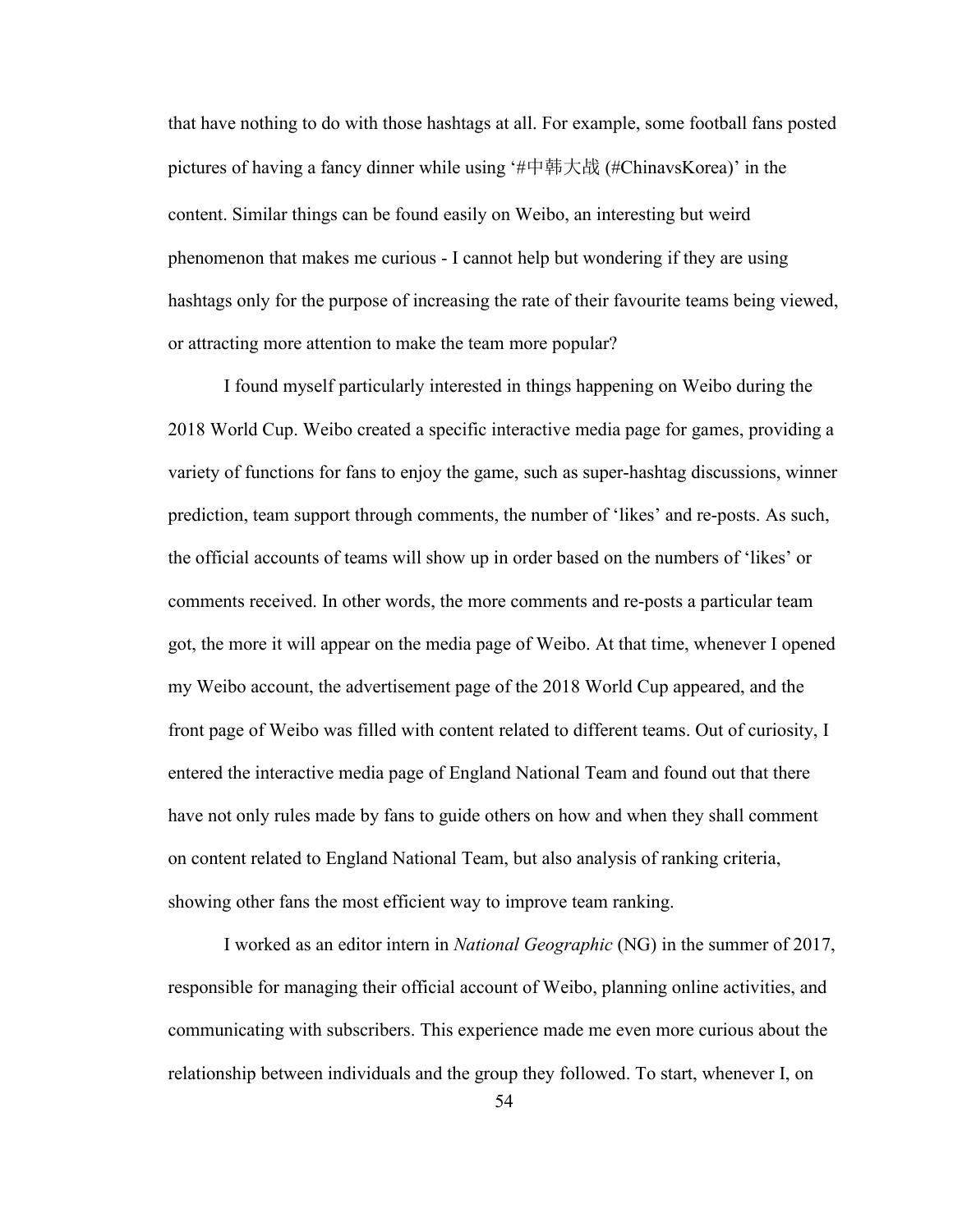that have nothing to do with those hashtags at all. For example, some football fans posted pictures of having a fancy dinner while using '#中韩大战 (#ChinavsKorea)' in the content. Similar things can be found easily on Weibo, an interesting but weird phenomenon that makes me curious - I cannot help but wondering if they are using hashtags only for the purpose of increasing the rate of their favourite teams being viewed, or attracting more attention to make the team more popular?

I found myself particularly interested in things happening on Weibo during the 2018 World Cup. Weibo created a specific interactive media page for games, providing a variety of functions for fans to enjoy the game, such as super-hashtag discussions, winner prediction, team support through comments, the number of 'likes' and re-posts. As such, the official accounts of teams will show up in order based on the numbers of 'likes' or comments received. In other words, the more comments and re-posts a particular team got, the more it will appear on the media page of Weibo. At that time, whenever I opened my Weibo account, the advertisement page of the 2018 World Cup appeared, and the front page of Weibo was filled with content related to different teams. Out of curiosity, I entered the interactive media page of England National Team and found out that there have not only rules made by fans to guide others on how and when they shall comment on content related to England National Team, but also analysis of ranking criteria, showing other fans the most efficient way to improve team ranking.

I worked as an editor intern in *National Geographic* (NG) in the summer of 2017, responsible for managing their official account of Weibo, planning online activities, and communicating with subscribers. This experience made me even more curious about the relationship between individuals and the group they followed. To start, whenever I, on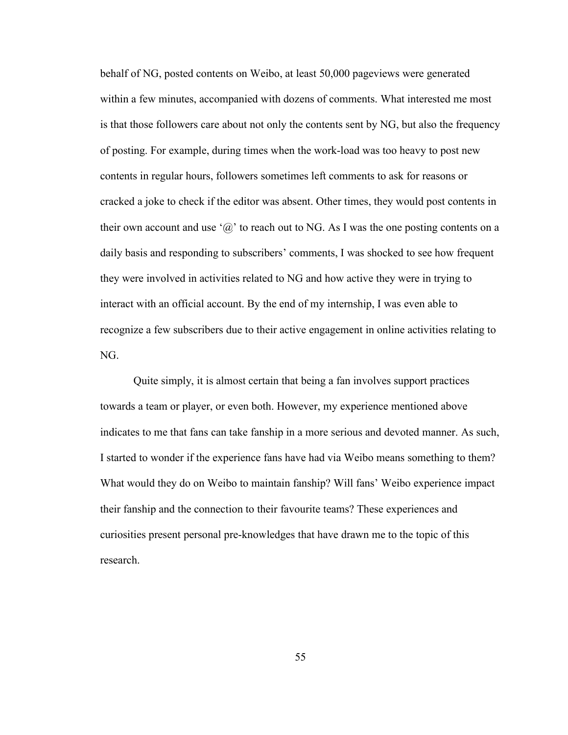behalf of NG, posted contents on Weibo, at least 50,000 pageviews were generated within a few minutes, accompanied with dozens of comments. What interested me most is that those followers care about not only the contents sent by NG, but also the frequency of posting. For example, during times when the work-load was too heavy to post new contents in regular hours, followers sometimes left comments to ask for reasons or cracked a joke to check if the editor was absent. Other times, they would post contents in their own account and use '@' to reach out to NG. As I was the one posting contents on a daily basis and responding to subscribers' comments, I was shocked to see how frequent they were involved in activities related to NG and how active they were in trying to interact with an official account. By the end of my internship, I was even able to recognize a few subscribers due to their active engagement in online activities relating to NG.

Quite simply, it is almost certain that being a fan involves support practices towards a team or player, or even both. However, my experience mentioned above indicates to me that fans can take fanship in a more serious and devoted manner. As such, I started to wonder if the experience fans have had via Weibo means something to them? What would they do on Weibo to maintain fanship? Will fans' Weibo experience impact their fanship and the connection to their favourite teams? These experiences and curiosities present personal pre-knowledges that have drawn me to the topic of this research.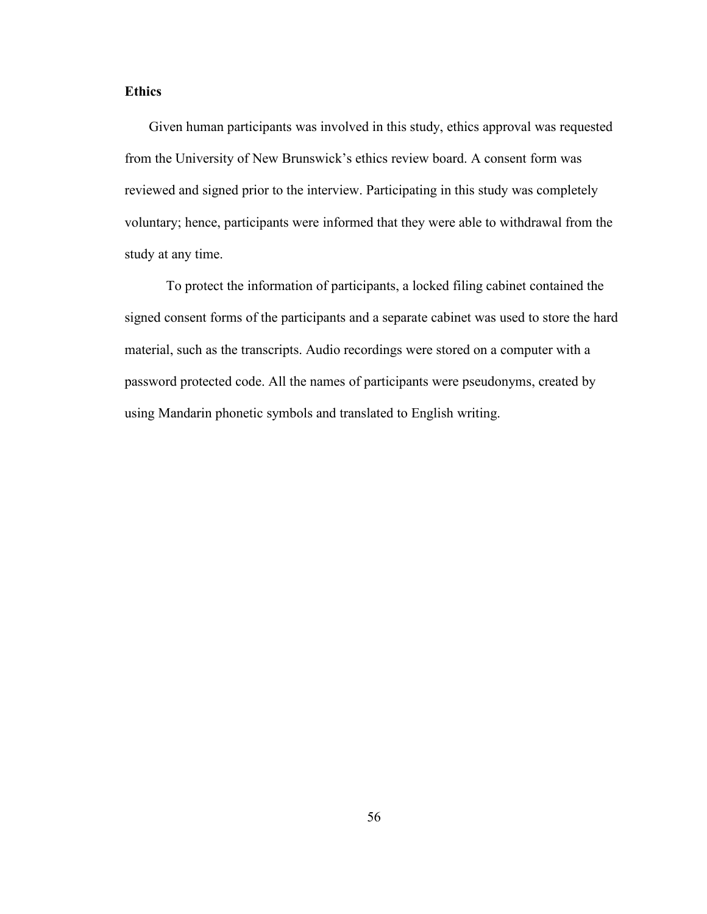**Ethics**

Given human participants was involved in this study, ethics approval was requested from the University of New Brunswick's ethics review board. A consent form was reviewed and signed prior to the interview. Participating in this study was completely voluntary; hence, participants were informed that they were able to withdrawal from the study at any time.

To protect the information of participants, a locked filing cabinet contained the signed consent forms of the participants and a separate cabinet was used to store the hard material, such as the transcripts. Audio recordings were stored on a computer with a password protected code. All the names of participants were pseudonyms, created by using Mandarin phonetic symbols and translated to English writing.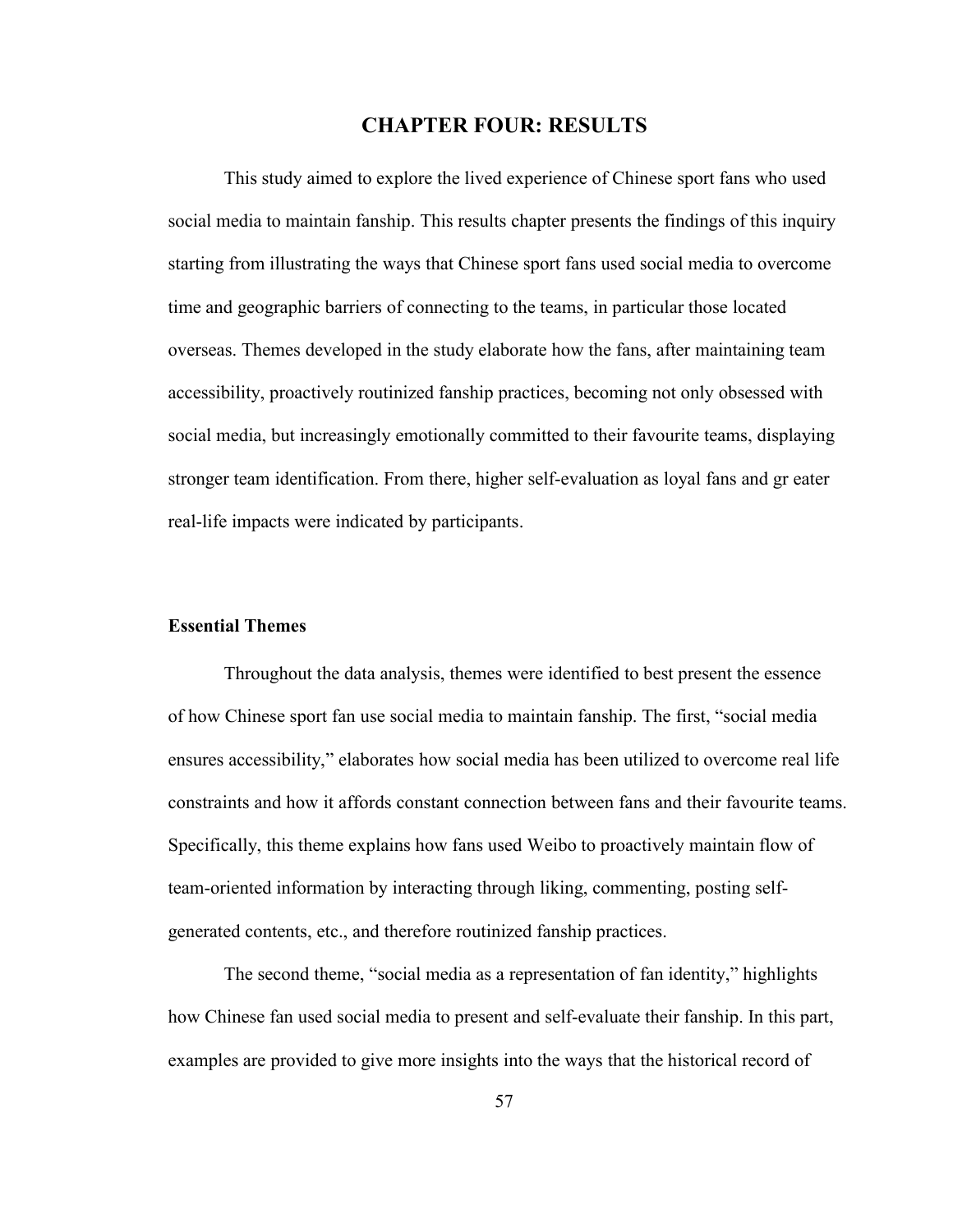# CHAPTER FOUR: RESULTS

This study aimed to explore the lived experience of Chinese sport fans who used social media to maintain fanship. This results chapter presents the findings of this inquiry starting from illustrating the ways that Chinese sport fans used social media to overcome time and geographic barriers of connecting to the teams, in particular those located overseas. Themes developed in the study elaborate how the fans, after maintaining team accessibility, proactively routinized fanship practices, becoming not only obsessed with social media, but increasingly emotionally committed to their favourite teams, displaying stronger team identification. From there, higher self-evaluation as loyal fans and gr eater real-life impacts were indicated by participants.

## Essential Themes

Throughout the data analysis, themes were identified to best present the essence of how Chinese sport fan use social media to maintain fanship. The first, "social media ensures accessibility," elaborates how social media has been utilized to overcome real life constraints and how it affords constant connection between fans and their favourite teams. Specifically, this theme explains how fans used Weibo to proactively maintain flow of team-oriented information by interacting through liking, commenting, posting self-generated contents, etc., and therefore routinized fanship practices.

The second theme, "social media as a representation of fan identity," highlights how Chinese fan used social media to present and self-evaluate their fanship. In this part, examples are provided to give more insights into the ways that the historical record of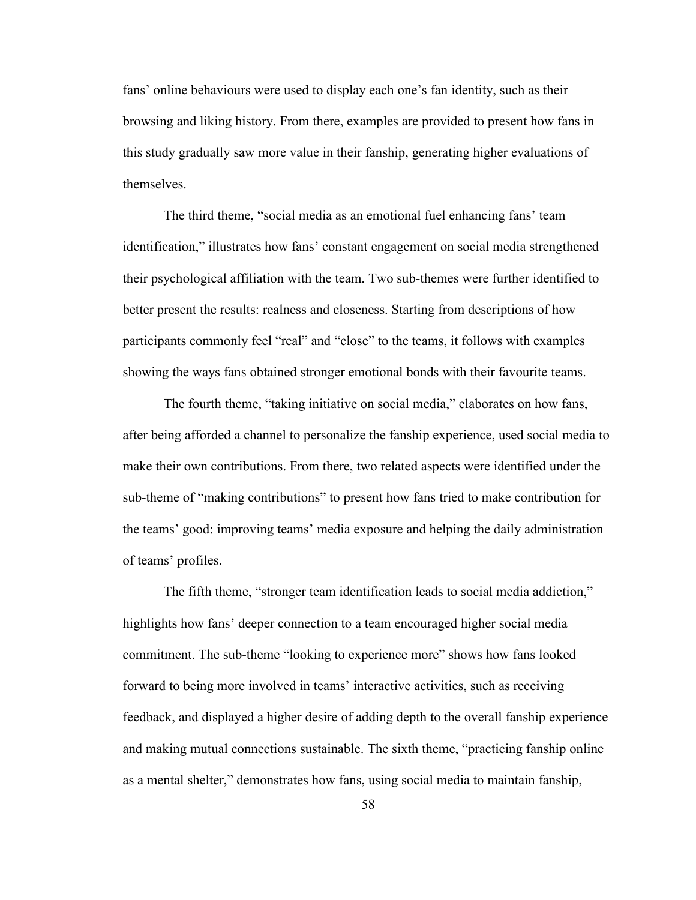fans' online behaviours were used to display each one's fan identity, such as their browsing and liking history. From there, examples are provided to present how fans in this study gradually saw more value in their fanship, generating higher evaluations of themselves.

The third theme, "social media as an emotional fuel enhancing fans' team identification," illustrates how fans' constant engagement on social media strengthened their psychological affiliation with the team. Two sub-themes were further identified to better present the results: realness and closeness. Starting from descriptions of how participants commonly feel "real" and "close" to the teams, it follows with examples showing the ways fans obtained stronger emotional bonds with their favourite teams.

The fourth theme, "taking initiative on social media," elaborates on how fans, after being afforded a channel to personalize the fanship experience, used social media to make their own contributions. From there, two related aspects were identified under the sub-theme of "making contributions" to present how fans tried to make contribution for the teams' good: improving teams' media exposure and helping the daily administration of teams' profiles.

The fifth theme, "stronger team identification leads to social media addiction," highlights how fans' deeper connection to a team encouraged higher social media commitment. The sub-theme "looking to experience more" shows how fans looked forward to being more involved in teams' interactive activities, such as receiving feedback, and displayed a higher desire of adding depth to the overall fanship experience and making mutual connections sustainable. The sixth theme, "practicing fanship online as a mental shelter," demonstrates how fans, using social media to maintain fanship,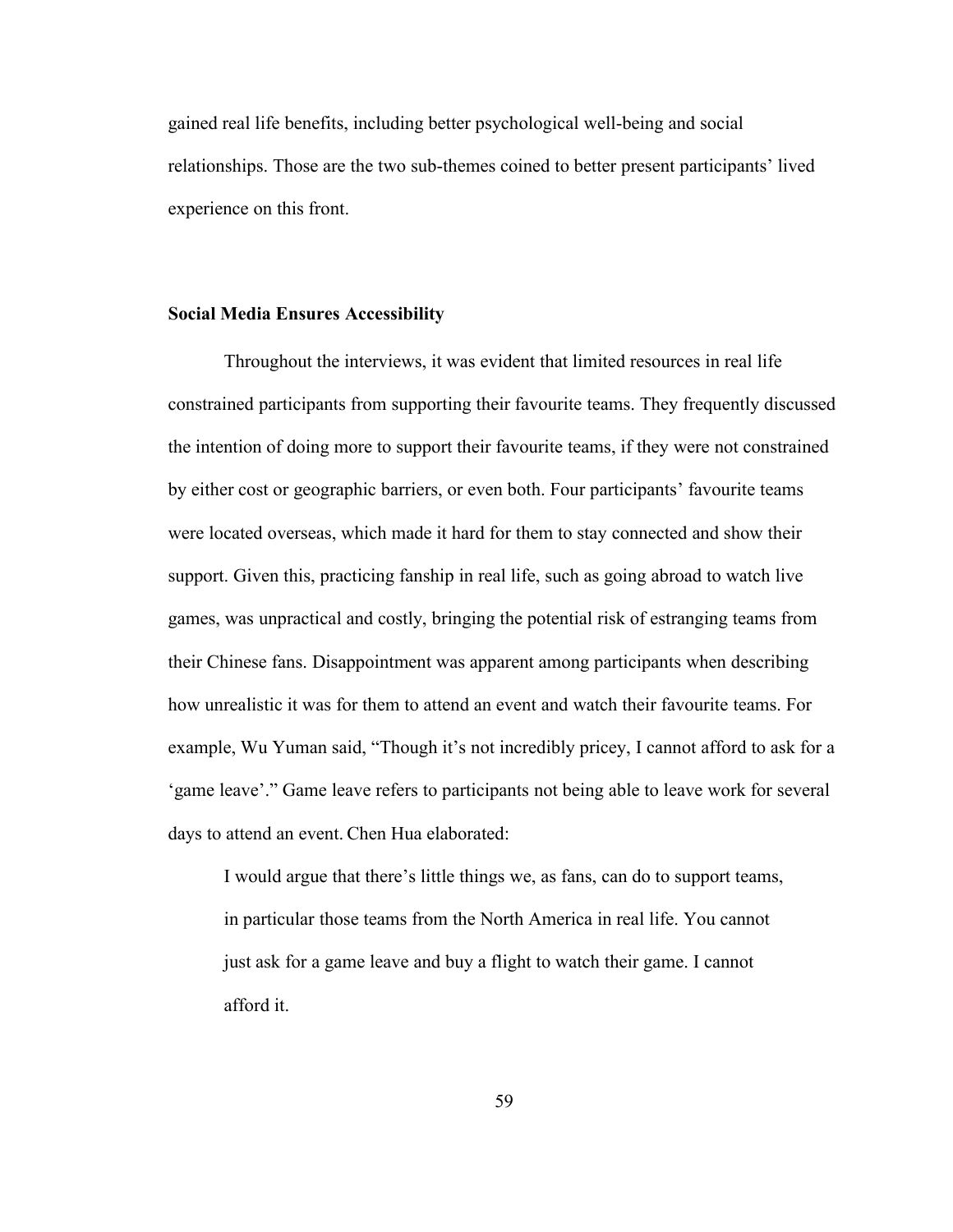gained real life benefits, including better psychological well-being and social relationships. Those are the two sub-themes coined to better present participants' lived experience on this front.

**Social Media Ensures Accessibility**

Throughout the interviews, it was evident that limited resources in real life constrained participants from supporting their favourite teams. They frequently discussed the intention of doing more to support their favourite teams, if they were not constrained by either cost or geographic barriers, or even both. Four participants' favourite teams were located overseas, which made it hard for them to stay connected and show their support. Given this, practicing fanship in real life, such as going abroad to watch live games, was unpractical and costly, bringing the potential risk of estranging teams from their Chinese fans. Disappointment was apparent among participants when describing how unrealistic it was for them to attend an event and watch their favourite teams. For example, Wu Yuman said, "Though it's not incredibly pricey, I cannot afford to ask for a 'game leave'." Game leave refers to participants not being able to leave work for several days to attend an event. Chen Hua elaborated:

> I would argue that there's little things we, as fans, can do to support teams, in particular those teams from the North America in real life. You cannot just ask for a game leave and buy a flight to watch their game. I cannot afford it.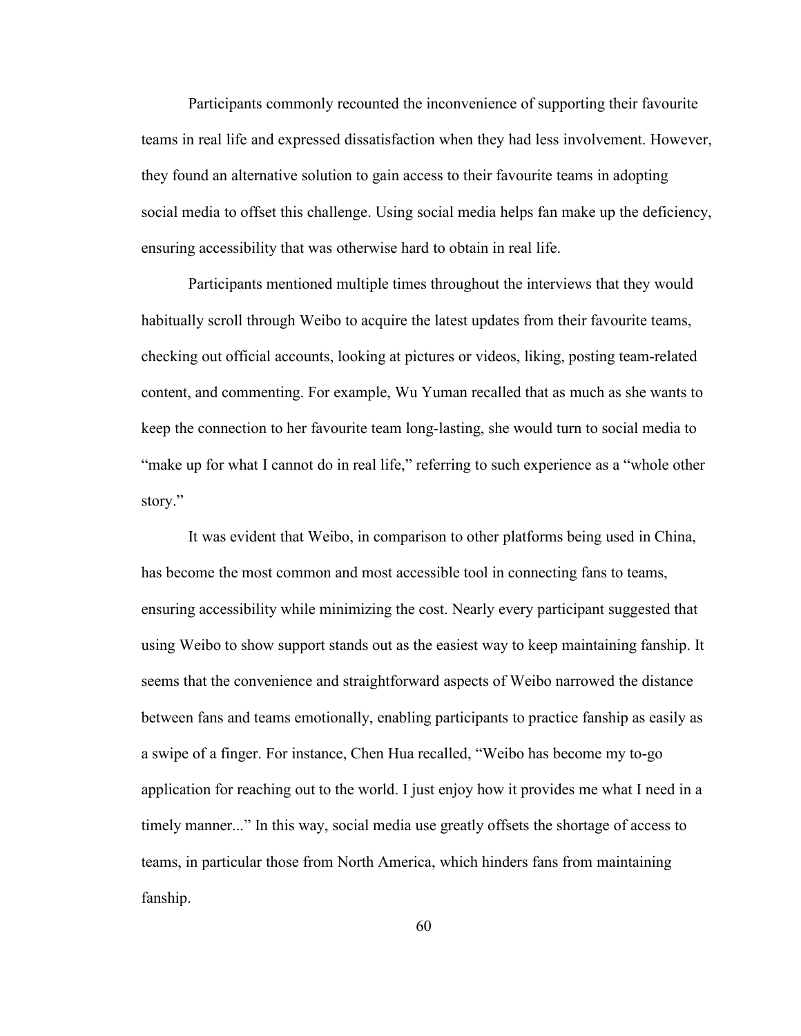Participants commonly recounted the inconvenience of supporting their favourite teams in real life and expressed dissatisfaction when they had less involvement. However, they found an alternative solution to gain access to their favourite teams in adopting social media to offset this challenge. Using social media helps fan make up the deficiency, ensuring accessibility that was otherwise hard to obtain in real life.

Participants mentioned multiple times throughout the interviews that they would habitually scroll through Weibo to acquire the latest updates from their favourite teams, checking out official accounts, looking at pictures or videos, liking, posting team-related content, and commenting. For example, Wu Yuman recalled that as much as she wants to keep the connection to her favourite team long-lasting, she would turn to social media to "make up for what I cannot do in real life," referring to such experience as a "whole other story."

It was evident that Weibo, in comparison to other platforms being used in China, has become the most common and most accessible tool in connecting fans to teams, ensuring accessibility while minimizing the cost. Nearly every participant suggested that using Weibo to show support stands out as the easiest way to keep maintaining fanship. It seems that the convenience and straightforward aspects of Weibo narrowed the distance between fans and teams emotionally, enabling participants to practice fanship as easily as a swipe of a finger. For instance, Chen Hua recalled, "Weibo has become my to-go application for reaching out to the world. I just enjoy how it provides me what I need in a timely manner..." In this way, social media use greatly offsets the shortage of access to teams, in particular those from North America, which hinders fans from maintaining fanship.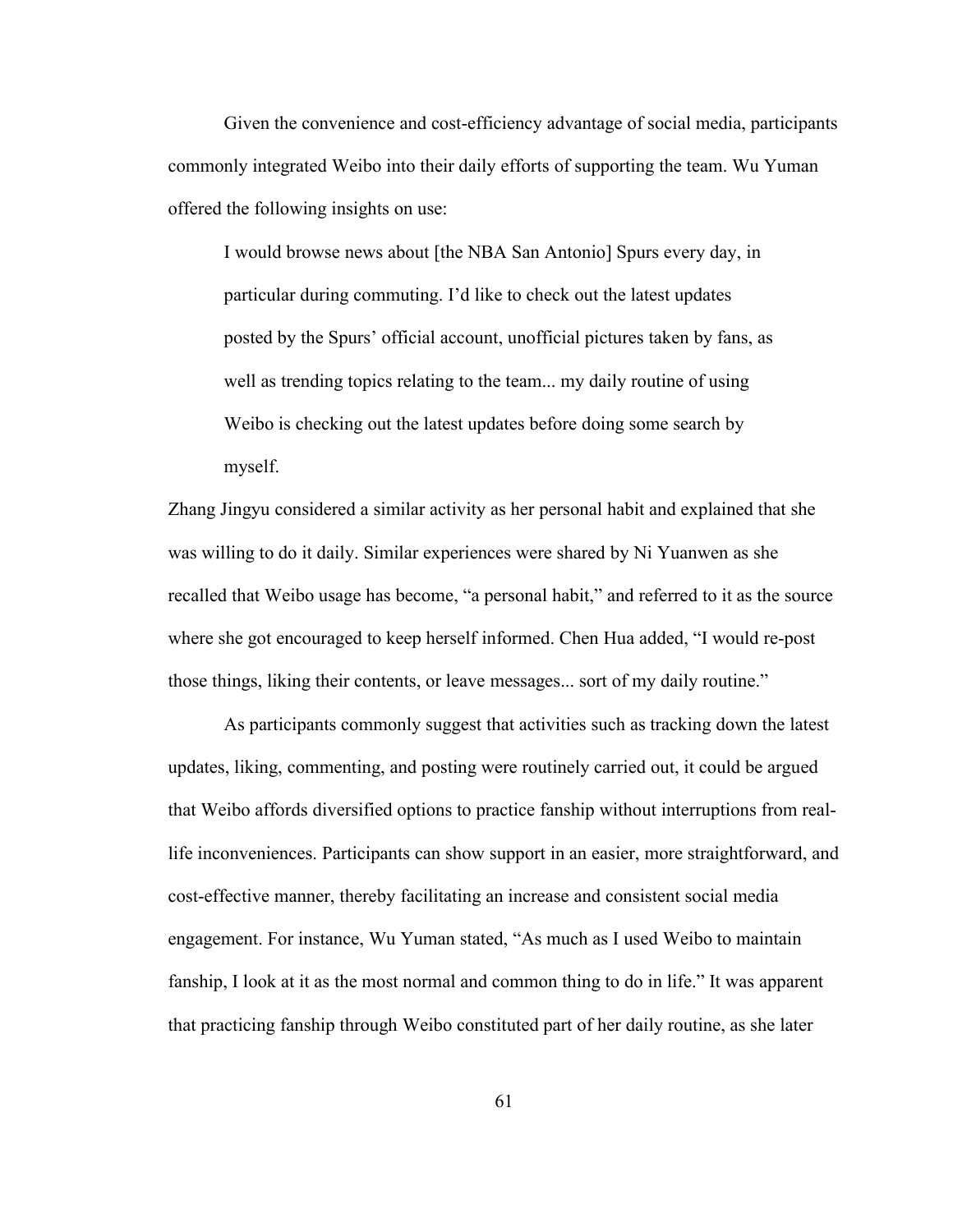Given the convenience and cost-efficiency advantage of social media, participants commonly integrated Weibo into their daily efforts of supporting the team. Wu Yuman offered the following insights on use:

> I would browse news about [the NBA San Antonio] Spurs every day, in particular during commuting. I'd like to check out the latest updates posted by the Spurs' official account, unofficial pictures taken by fans, as well as trending topics relating to the team... my daily routine of using Weibo is checking out the latest updates before doing some search by myself.

Zhang Jingyu considered a similar activity as her personal habit and explained that she was willing to do it daily. Similar experiences were shared by Ni Yuanwen as she recalled that Weibo usage has become, "a personal habit," and referred to it as the source where she got encouraged to keep herself informed. Chen Hua added, "I would re-post those things, liking their contents, or leave messages... sort of my daily routine."

As participants commonly suggest that activities such as tracking down the latest updates, liking, commenting, and posting were routinely carried out, it could be argued that Weibo affords diversified options to practice fanship without interruptions from real-life inconveniences. Participants can show support in an easier, more straightforward, and cost-effective manner, thereby facilitating an increase and consistent social media engagement. For instance, Wu Yuman stated, "As much as I used Weibo to maintain fanship, I look at it as the most normal and common thing to do in life." It was apparent that practicing fanship through Weibo constituted part of her daily routine, as she later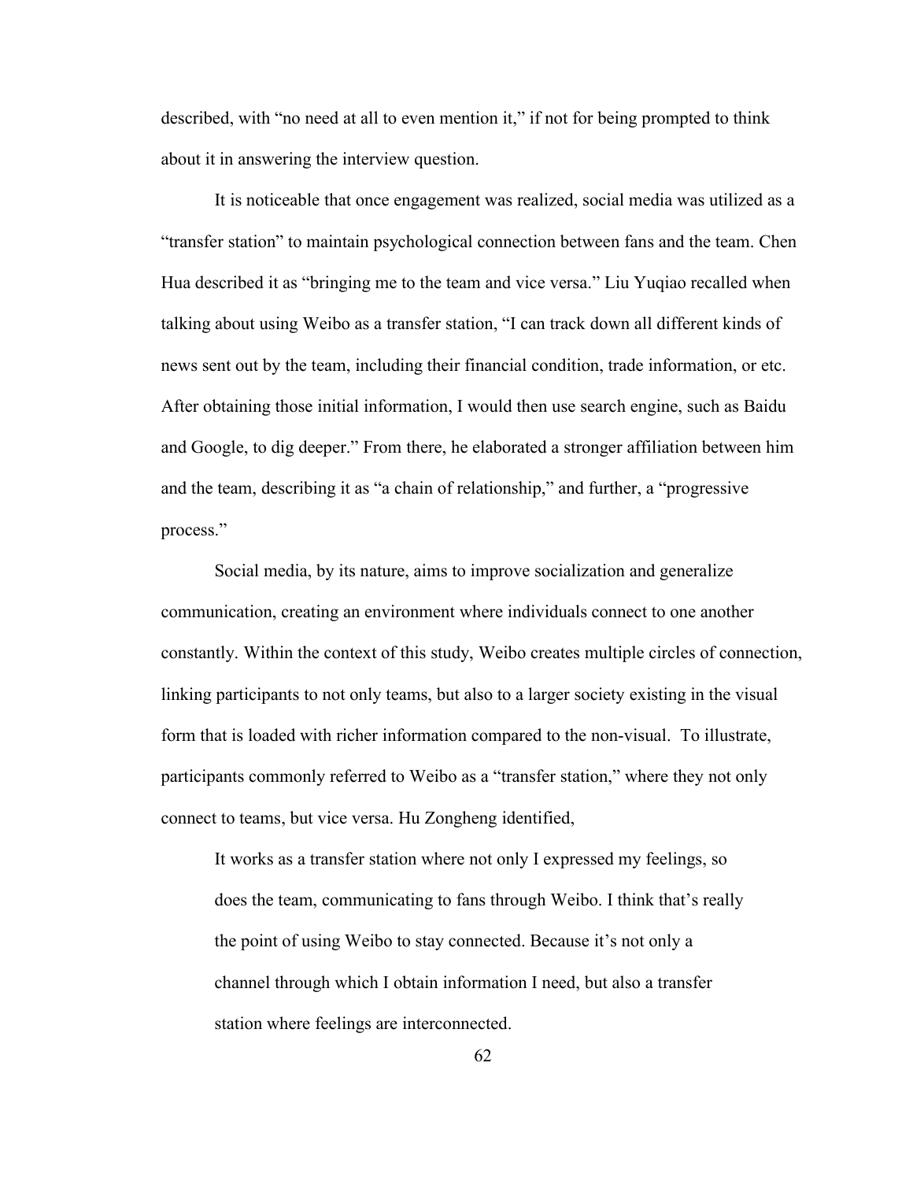described, with "no need at all to even mention it," if not for being prompted to think about it in answering the interview question.

It is noticeable that once engagement was realized, social media was utilized as a "transfer station" to maintain psychological connection between fans and the team. Chen Hua described it as "bringing me to the team and vice versa." Liu Yuqiao recalled when talking about using Weibo as a transfer station, "I can track down all different kinds of news sent out by the team, including their financial condition, trade information, or etc. After obtaining those initial information, I would then use search engine, such as Baidu and Google, to dig deeper." From there, he elaborated a stronger affiliation between him and the team, describing it as "a chain of relationship," and further, a "progressive process."

Social media, by its nature, aims to improve socialization and generalize communication, creating an environment where individuals connect to one another constantly. Within the context of this study, Weibo creates multiple circles of connection, linking participants to not only teams, but also to a larger society existing in the visual form that is loaded with richer information compared to the non-visual. To illustrate, participants commonly referred to Weibo as a "transfer station," where they not only connect to teams, but vice versa. Hu Zongheng identified,

> It works as a transfer station where not only I expressed my feelings, so does the team, communicating to fans through Weibo. I think that's really the point of using Weibo to stay connected. Because it's not only a channel through which I obtain information I need, but also a transfer station where feelings are interconnected.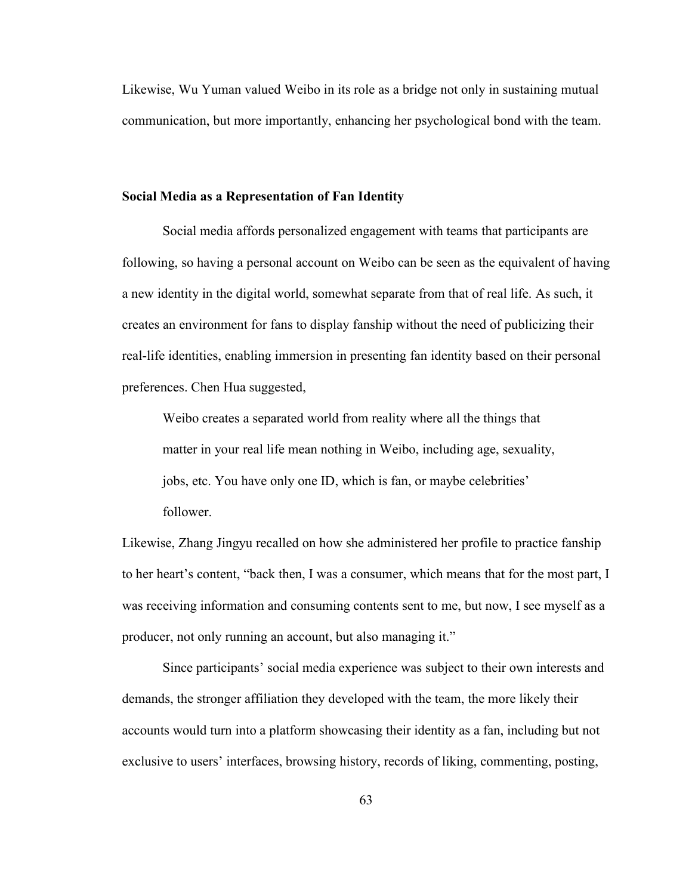Likewise, Wu Yuman valued Weibo in its role as a bridge not only in sustaining mutual communication, but more importantly, enhancing her psychological bond with the team.

**Social Media as a Representation of Fan Identity**

Social media affords personalized engagement with teams that participants are following, so having a personal account on Weibo can be seen as the equivalent of having a new identity in the digital world, somewhat separate from that of real life. As such, it creates an environment for fans to display fanship without the need of publicizing their real-life identities, enabling immersion in presenting fan identity based on their personal preferences. Chen Hua suggested,

> Weibo creates a separated world from reality where all the things that matter in your real life mean nothing in Weibo, including age, sexuality, jobs, etc. You have only one ID, which is fan, or maybe celebrities' follower.

Likewise, Zhang Jingyu recalled on how she administered her profile to practice fanship to her heart's content, "back then, I was a consumer, which means that for the most part, I was receiving information and consuming contents sent to me, but now, I see myself as a producer, not only running an account, but also managing it."

Since participants' social media experience was subject to their own interests and demands, the stronger affiliation they developed with the team, the more likely their accounts would turn into a platform showcasing their identity as a fan, including but not exclusive to users' interfaces, browsing history, records of liking, commenting, posting,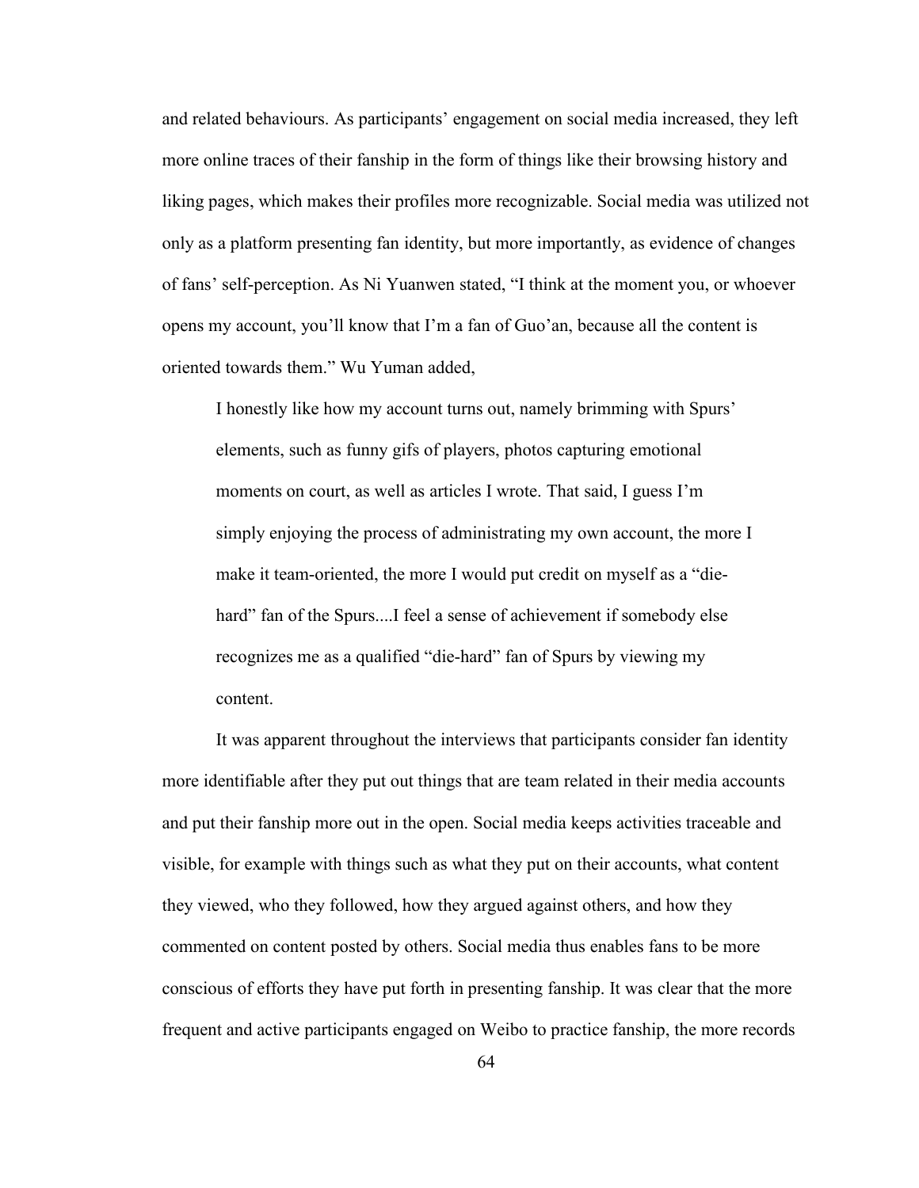and related behaviours. As participants' engagement on social media increased, they left more online traces of their fanship in the form of things like their browsing history and liking pages, which makes their profiles more recognizable. Social media was utilized not only as a platform presenting fan identity, but more importantly, as evidence of changes of fans' self-perception. As Ni Yuanwen stated, "I think at the moment you, or whoever opens my account, you'll know that I'm a fan of Guo'an, because all the content is oriented towards them." Wu Yuman added,

> I honestly like how my account turns out, namely brimming with Spurs' elements, such as funny gifs of players, photos capturing emotional moments on court, as well as articles I wrote. That said, I guess I'm simply enjoying the process of administrating my own account, the more I make it team-oriented, the more I would put credit on myself as a "die-hard" fan of the Spurs....I feel a sense of achievement if somebody else recognizes me as a qualified "die-hard" fan of Spurs by viewing my content.

It was apparent throughout the interviews that participants consider fan identity more identifiable after they put out things that are team related in their media accounts and put their fanship more out in the open. Social media keeps activities traceable and visible, for example with things such as what they put on their accounts, what content they viewed, who they followed, how they argued against others, and how they commented on content posted by others. Social media thus enables fans to be more conscious of efforts they have put forth in presenting fanship. It was clear that the more frequent and active participants engaged on Weibo to practice fanship, the more records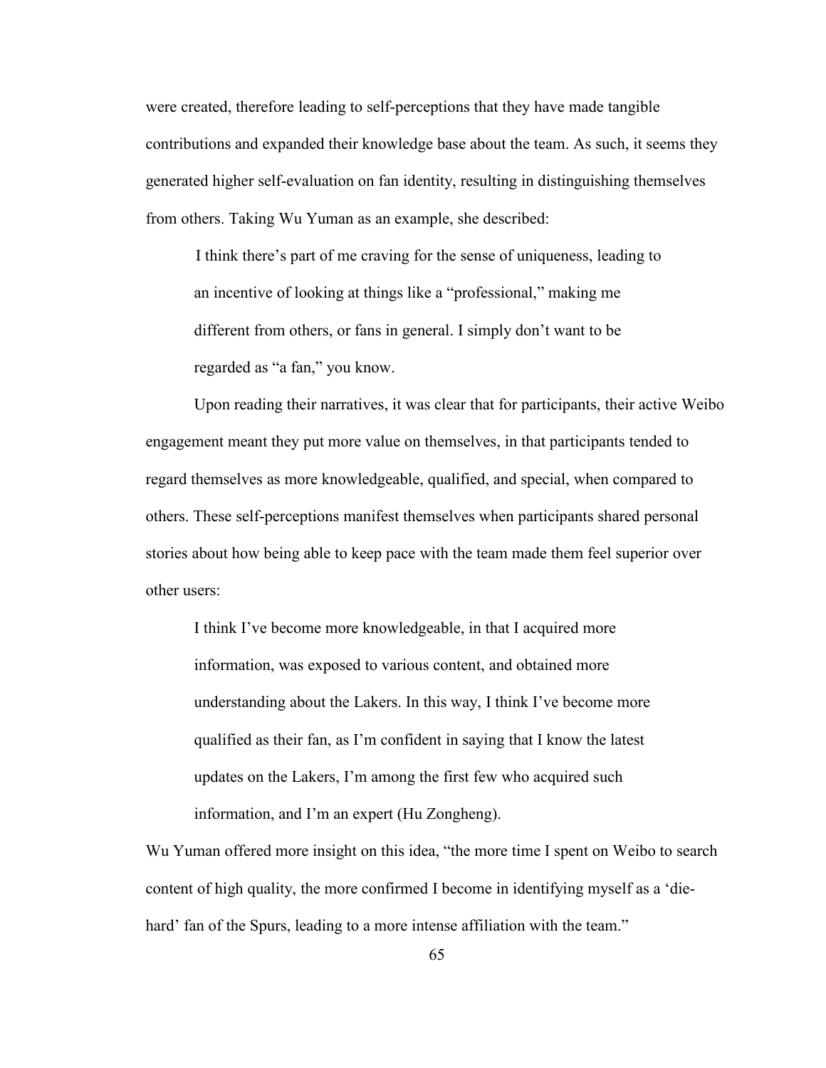were created, therefore leading to self-perceptions that they have made tangible contributions and expanded their knowledge base about the team. As such, it seems they generated higher self-evaluation on fan identity, resulting in distinguishing themselves from others. Taking Wu Yuman as an example, she described:

> I think there's part of me craving for the sense of uniqueness, leading to an incentive of looking at things like a "professional," making me different from others, or fans in general. I simply don't want to be regarded as "a fan," you know.

Upon reading their narratives, it was clear that for participants, their active Weibo engagement meant they put more value on themselves, in that participants tended to regard themselves as more knowledgeable, qualified, and special, when compared to others. These self-perceptions manifest themselves when participants shared personal stories about how being able to keep pace with the team made them feel superior over other users:

> I think I've become more knowledgeable, in that I acquired more information, was exposed to various content, and obtained more understanding about the Lakers. In this way, I think I've become more qualified as their fan, as I'm confident in saying that I know the latest updates on the Lakers, I'm among the first few who acquired such information, and I'm an expert (Hu Zongheng).

Wu Yuman offered more insight on this idea, "the more time I spent on Weibo to search content of high quality, the more confirmed I become in identifying myself as a 'die-hard' fan of the Spurs, leading to a more intense affiliation with the team."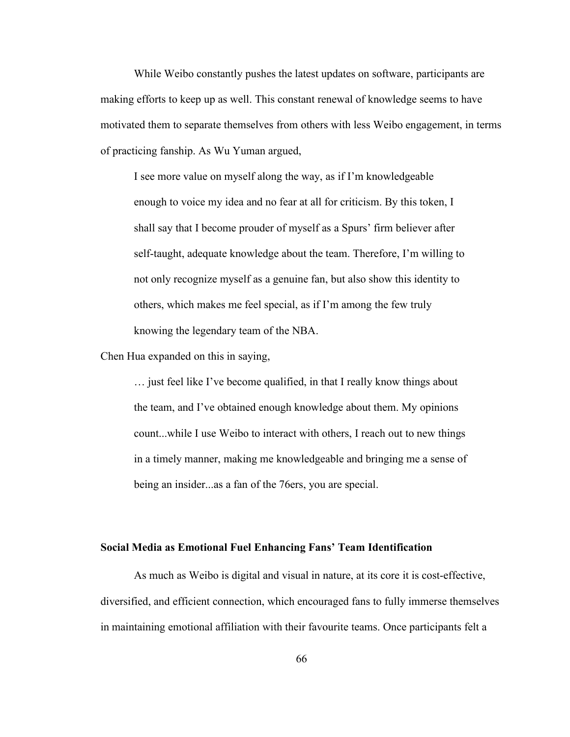While Weibo constantly pushes the latest updates on software, participants are making efforts to keep up as well. This constant renewal of knowledge seems to have motivated them to separate themselves from others with less Weibo engagement, in terms of practicing fanship. As Wu Yuman argued,

> I see more value on myself along the way, as if I'm knowledgeable enough to voice my idea and no fear at all for criticism. By this token, I shall say that I become prouder of myself as a Spurs' firm believer after self-taught, adequate knowledge about the team. Therefore, I'm willing to not only recognize myself as a genuine fan, but also show this identity to others, which makes me feel special, as if I'm among the few truly knowing the legendary team of the NBA.

Chen Hua expanded on this in saying,

> … just feel like I've become qualified, in that I really know things about the team, and I've obtained enough knowledge about them. My opinions count...while I use Weibo to interact with others, I reach out to new things in a timely manner, making me knowledgeable and bringing me a sense of being an insider...as a fan of the 76ers, you are special.

**Social Media as Emotional Fuel Enhancing Fans' Team Identification**

As much as Weibo is digital and visual in nature, at its core it is cost-effective, diversified, and efficient connection, which encouraged fans to fully immerse themselves in maintaining emotional affiliation with their favourite teams. Once participants felt a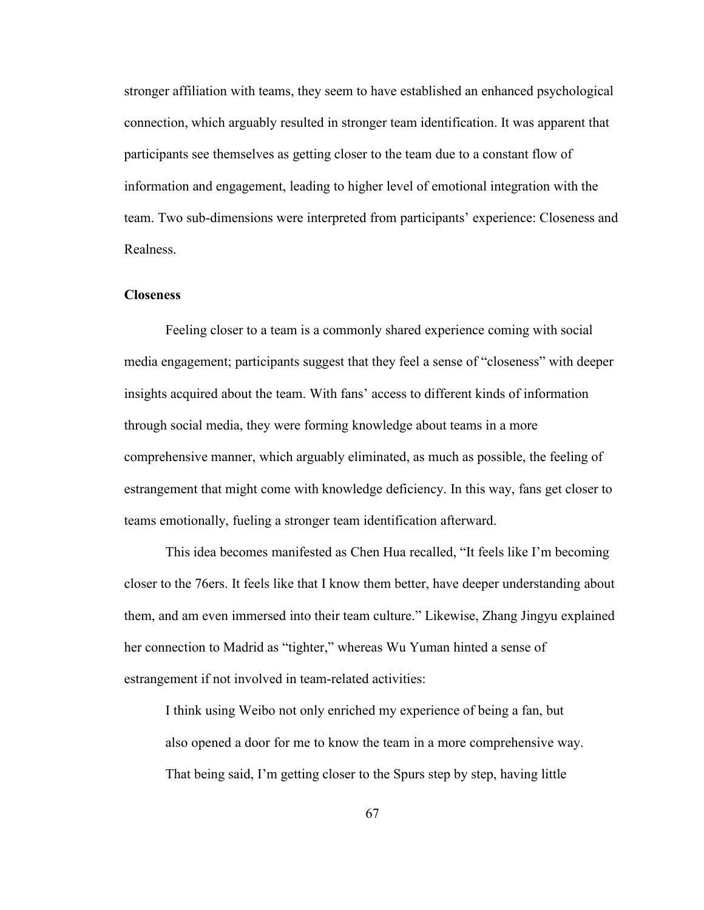stronger affiliation with teams, they seem to have established an enhanced psychological connection, which arguably resulted in stronger team identification. It was apparent that participants see themselves as getting closer to the team due to a constant flow of information and engagement, leading to higher level of emotional integration with the team. Two sub-dimensions were interpreted from participants' experience: Closeness and Realness.

### Closeness

Feeling closer to a team is a commonly shared experience coming with social media engagement; participants suggest that they feel a sense of "closeness" with deeper insights acquired about the team. With fans' access to different kinds of information through social media, they were forming knowledge about teams in a more comprehensive manner, which arguably eliminated, as much as possible, the feeling of estrangement that might come with knowledge deficiency. In this way, fans get closer to teams emotionally, fueling a stronger team identification afterward.

This idea becomes manifested as Chen Hua recalled, "It feels like I'm becoming closer to the 76ers. It feels like that I know them better, have deeper understanding about them, and am even immersed into their team culture." Likewise, Zhang Jingyu explained her connection to Madrid as "tighter," whereas Wu Yuman hinted a sense of estrangement if not involved in team-related activities:

> I think using Weibo not only enriched my experience of being a fan, but also opened a door for me to know the team in a more comprehensive way. That being said, I'm getting closer to the Spurs step by step, having little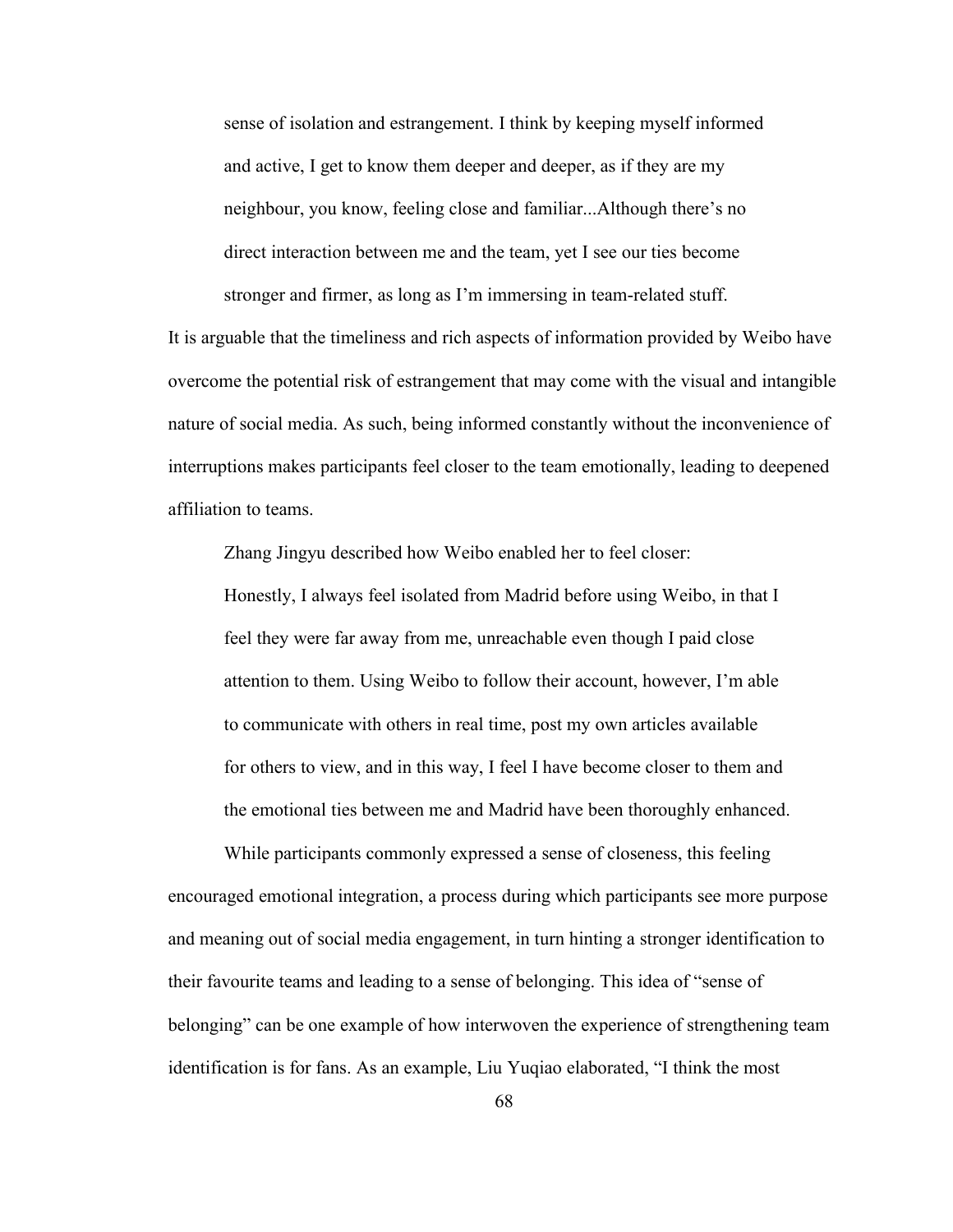> sense of isolation and estrangement. I think by keeping myself informed and active, I get to know them deeper and deeper, as if they are my neighbour, you know, feeling close and familiar...Although there's no direct interaction between me and the team, yet I see our ties become stronger and firmer, as long as I'm immersing in team-related stuff.

It is arguable that the timeliness and rich aspects of information provided by Weibo have overcome the potential risk of estrangement that may come with the visual and intangible nature of social media. As such, being informed constantly without the inconvenience of interruptions makes participants feel closer to the team emotionally, leading to deepened affiliation to teams.

Zhang Jingyu described how Weibo enabled her to feel closer:

> Honestly, I always feel isolated from Madrid before using Weibo, in that I feel they were far away from me, unreachable even though I paid close attention to them. Using Weibo to follow their account, however, I'm able to communicate with others in real time, post my own articles available for others to view, and in this way, I feel I have become closer to them and the emotional ties between me and Madrid have been thoroughly enhanced.

While participants commonly expressed a sense of closeness, this feeling encouraged emotional integration, a process during which participants see more purpose and meaning out of social media engagement, in turn hinting a stronger identification to their favourite teams and leading to a sense of belonging. This idea of "sense of belonging" can be one example of how interwoven the experience of strengthening team identification is for fans. As an example, Liu Yuqiao elaborated, "I think the most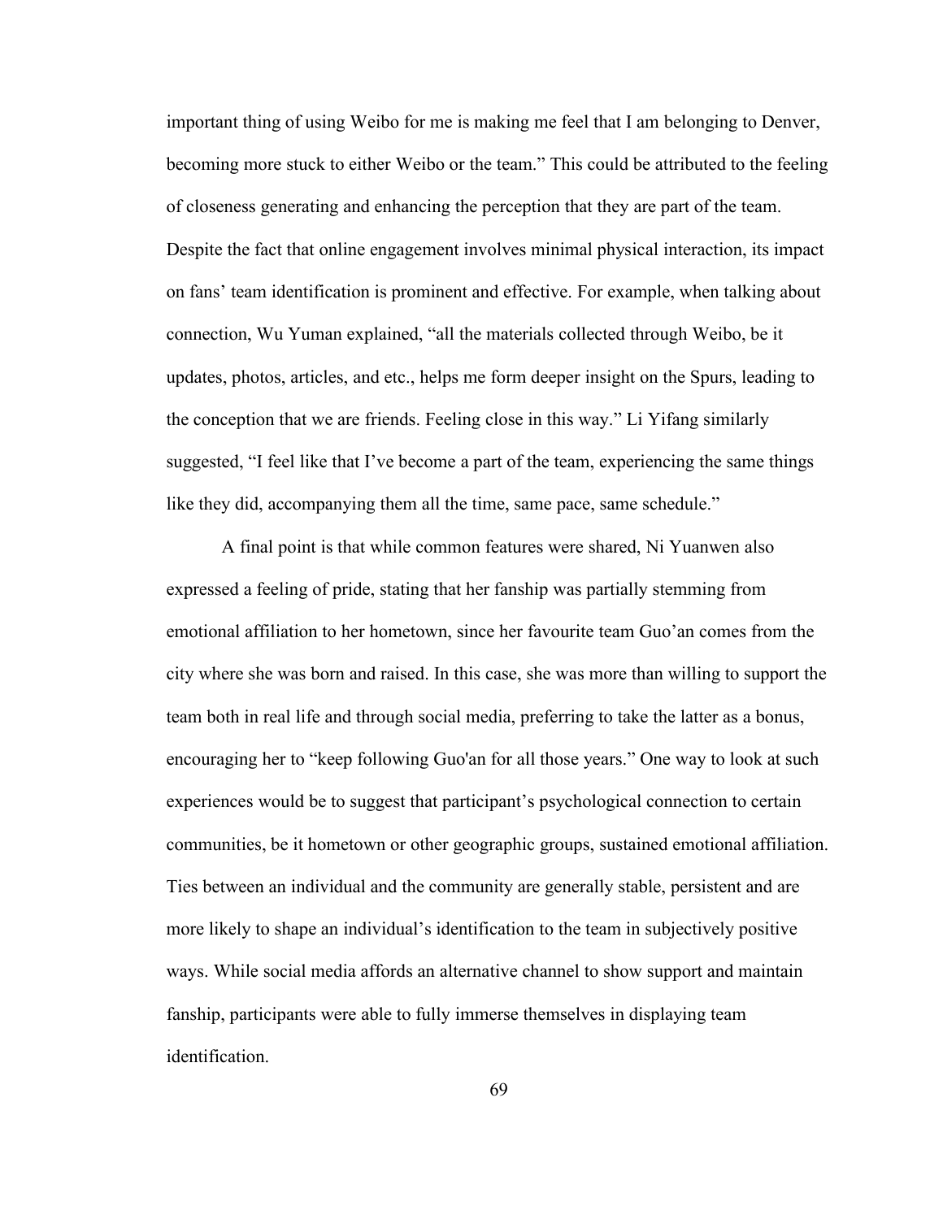important thing of using Weibo for me is making me feel that I am belonging to Denver, becoming more stuck to either Weibo or the team." This could be attributed to the feeling of closeness generating and enhancing the perception that they are part of the team. Despite the fact that online engagement involves minimal physical interaction, its impact on fans' team identification is prominent and effective. For example, when talking about connection, Wu Yuman explained, "all the materials collected through Weibo, be it updates, photos, articles, and etc., helps me form deeper insight on the Spurs, leading to the conception that we are friends. Feeling close in this way." Li Yifang similarly suggested, "I feel like that I've become a part of the team, experiencing the same things like they did, accompanying them all the time, same pace, same schedule."

A final point is that while common features were shared, Ni Yuanwen also expressed a feeling of pride, stating that her fanship was partially stemming from emotional affiliation to her hometown, since her favourite team Guo'an comes from the city where she was born and raised. In this case, she was more than willing to support the team both in real life and through social media, preferring to take the latter as a bonus, encouraging her to "keep following Guo'an for all those years." One way to look at such experiences would be to suggest that participant's psychological connection to certain communities, be it hometown or other geographic groups, sustained emotional affiliation. Ties between an individual and the community are generally stable, persistent and are more likely to shape an individual's identification to the team in subjectively positive ways. While social media affords an alternative channel to show support and maintain fanship, participants were able to fully immerse themselves in displaying team identification.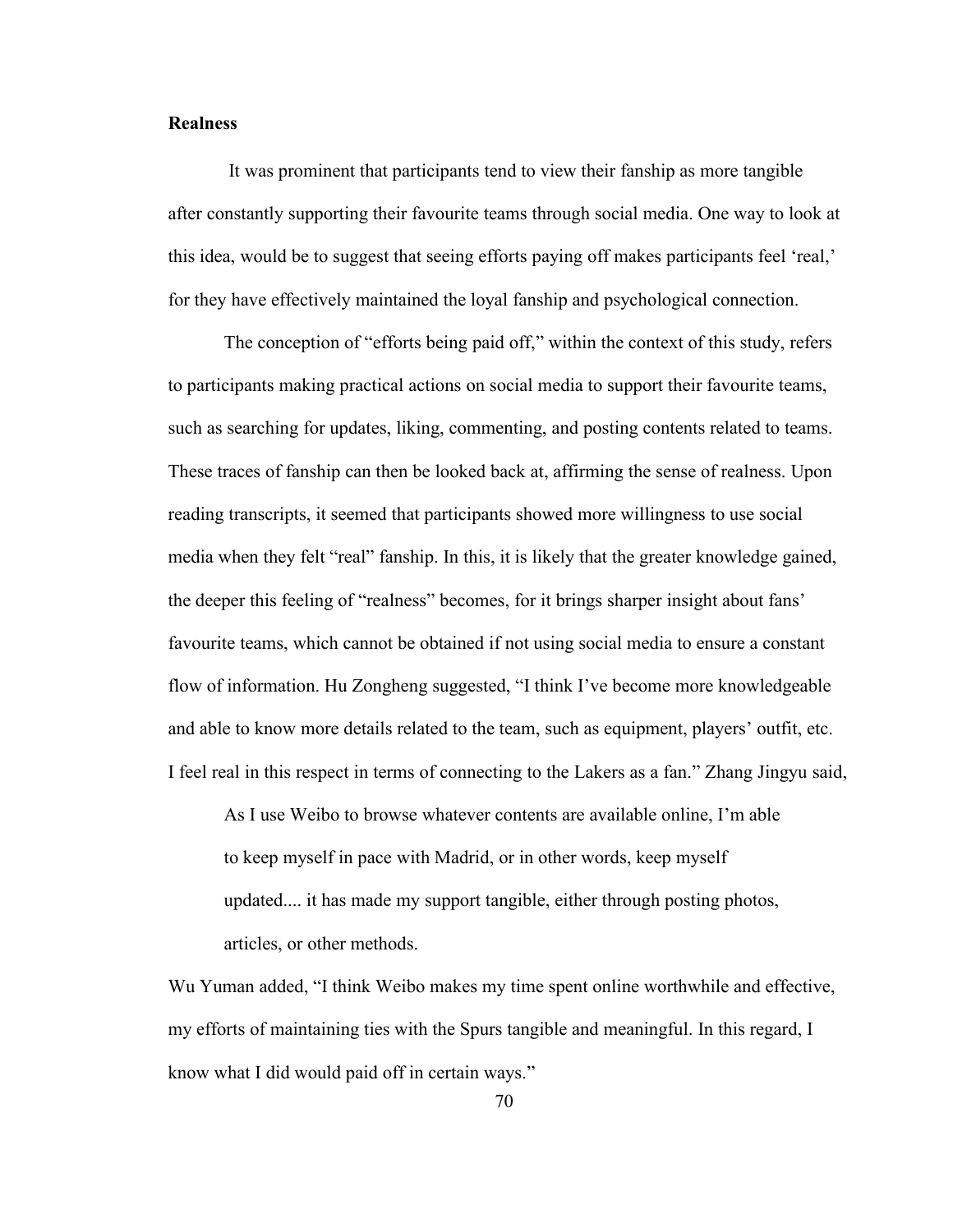**Realness**

It was prominent that participants tend to view their fanship as more tangible after constantly supporting their favourite teams through social media. One way to look at this idea, would be to suggest that seeing efforts paying off makes participants feel 'real,' for they have effectively maintained the loyal fanship and psychological connection.

The conception of "efforts being paid off," within the context of this study, refers to participants making practical actions on social media to support their favourite teams, such as searching for updates, liking, commenting, and posting contents related to teams. These traces of fanship can then be looked back at, affirming the sense of realness. Upon reading transcripts, it seemed that participants showed more willingness to use social media when they felt "real" fanship. In this, it is likely that the greater knowledge gained, the deeper this feeling of "realness" becomes, for it brings sharper insight about fans' favourite teams, which cannot be obtained if not using social media to ensure a constant flow of information. Hu Zongheng suggested, "I think I've become more knowledgeable and able to know more details related to the team, such as equipment, players' outfit, etc. I feel real in this respect in terms of connecting to the Lakers as a fan." Zhang Jingyu said,

> As I use Weibo to browse whatever contents are available online, I'm able to keep myself in pace with Madrid, or in other words, keep myself updated.... it has made my support tangible, either through posting photos, articles, or other methods.

Wu Yuman added, "I think Weibo makes my time spent online worthwhile and effective, my efforts of maintaining ties with the Spurs tangible and meaningful. In this regard, I know what I did would paid off in certain ways."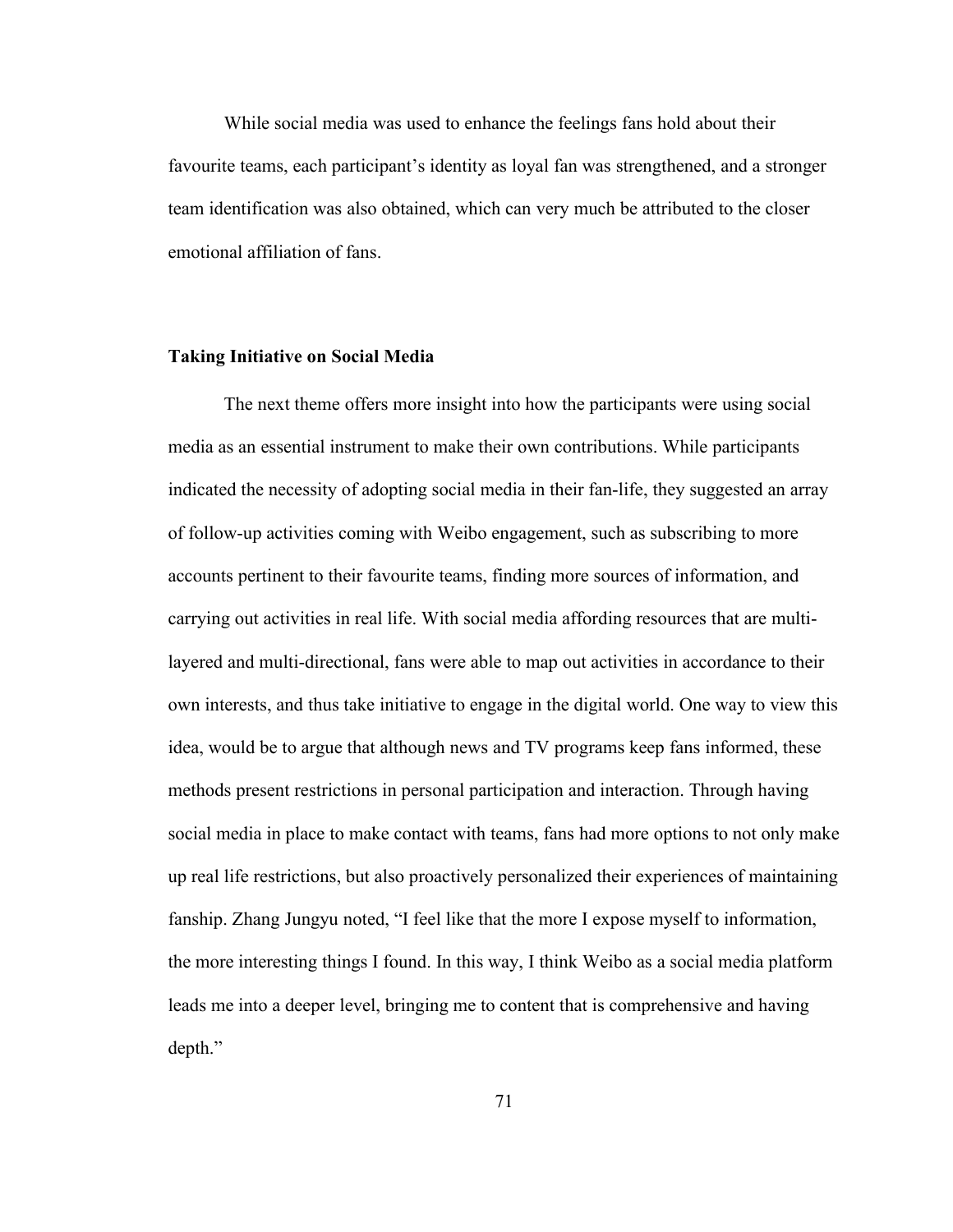While social media was used to enhance the feelings fans hold about their favourite teams, each participant's identity as loyal fan was strengthened, and a stronger team identification was also obtained, which can very much be attributed to the closer emotional affiliation of fans.

**Taking Initiative on Social Media**

The next theme offers more insight into how the participants were using social media as an essential instrument to make their own contributions. While participants indicated the necessity of adopting social media in their fan-life, they suggested an array of follow-up activities coming with Weibo engagement, such as subscribing to more accounts pertinent to their favourite teams, finding more sources of information, and carrying out activities in real life. With social media affording resources that are multi-layered and multi-directional, fans were able to map out activities in accordance to their own interests, and thus take initiative to engage in the digital world. One way to view this idea, would be to argue that although news and TV programs keep fans informed, these methods present restrictions in personal participation and interaction. Through having social media in place to make contact with teams, fans had more options to not only make up real life restrictions, but also proactively personalized their experiences of maintaining fanship. Zhang Jungyu noted, "I feel like that the more I expose myself to information, the more interesting things I found. In this way, I think Weibo as a social media platform leads me into a deeper level, bringing me to content that is comprehensive and having depth."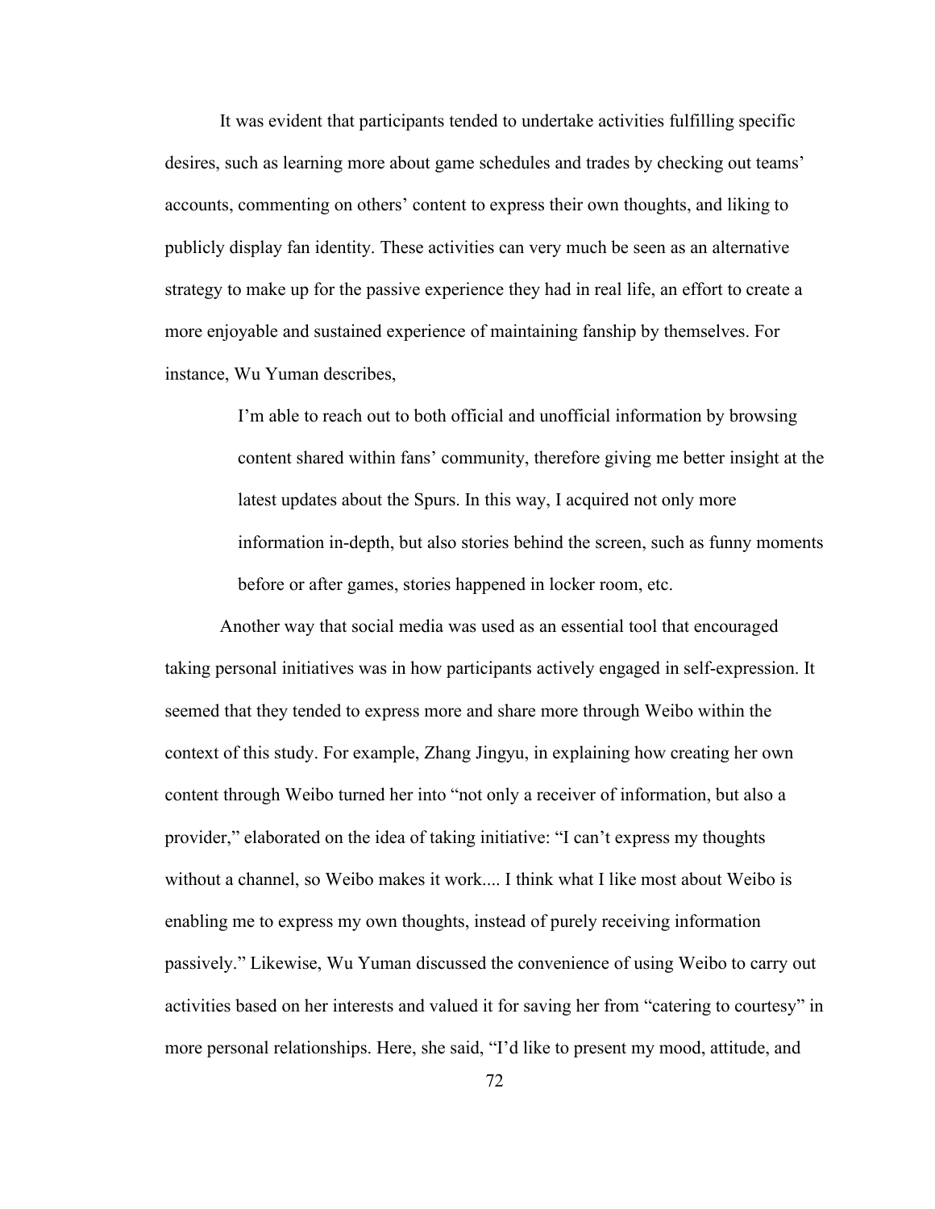It was evident that participants tended to undertake activities fulfilling specific desires, such as learning more about game schedules and trades by checking out teams' accounts, commenting on others' content to express their own thoughts, and liking to publicly display fan identity. These activities can very much be seen as an alternative strategy to make up for the passive experience they had in real life, an effort to create a more enjoyable and sustained experience of maintaining fanship by themselves. For instance, Wu Yuman describes,

> I'm able to reach out to both official and unofficial information by browsing content shared within fans' community, therefore giving me better insight at the latest updates about the Spurs. In this way, I acquired not only more information in-depth, but also stories behind the screen, such as funny moments before or after games, stories happened in locker room, etc.

Another way that social media was used as an essential tool that encouraged taking personal initiatives was in how participants actively engaged in self-expression. It seemed that they tended to express more and share more through Weibo within the context of this study. For example, Zhang Jingyu, in explaining how creating her own content through Weibo turned her into "not only a receiver of information, but also a provider," elaborated on the idea of taking initiative: "I can't express my thoughts without a channel, so Weibo makes it work.... I think what I like most about Weibo is enabling me to express my own thoughts, instead of purely receiving information passively." Likewise, Wu Yuman discussed the convenience of using Weibo to carry out activities based on her interests and valued it for saving her from "catering to courtesy" in more personal relationships. Here, she said, "I'd like to present my mood, attitude, and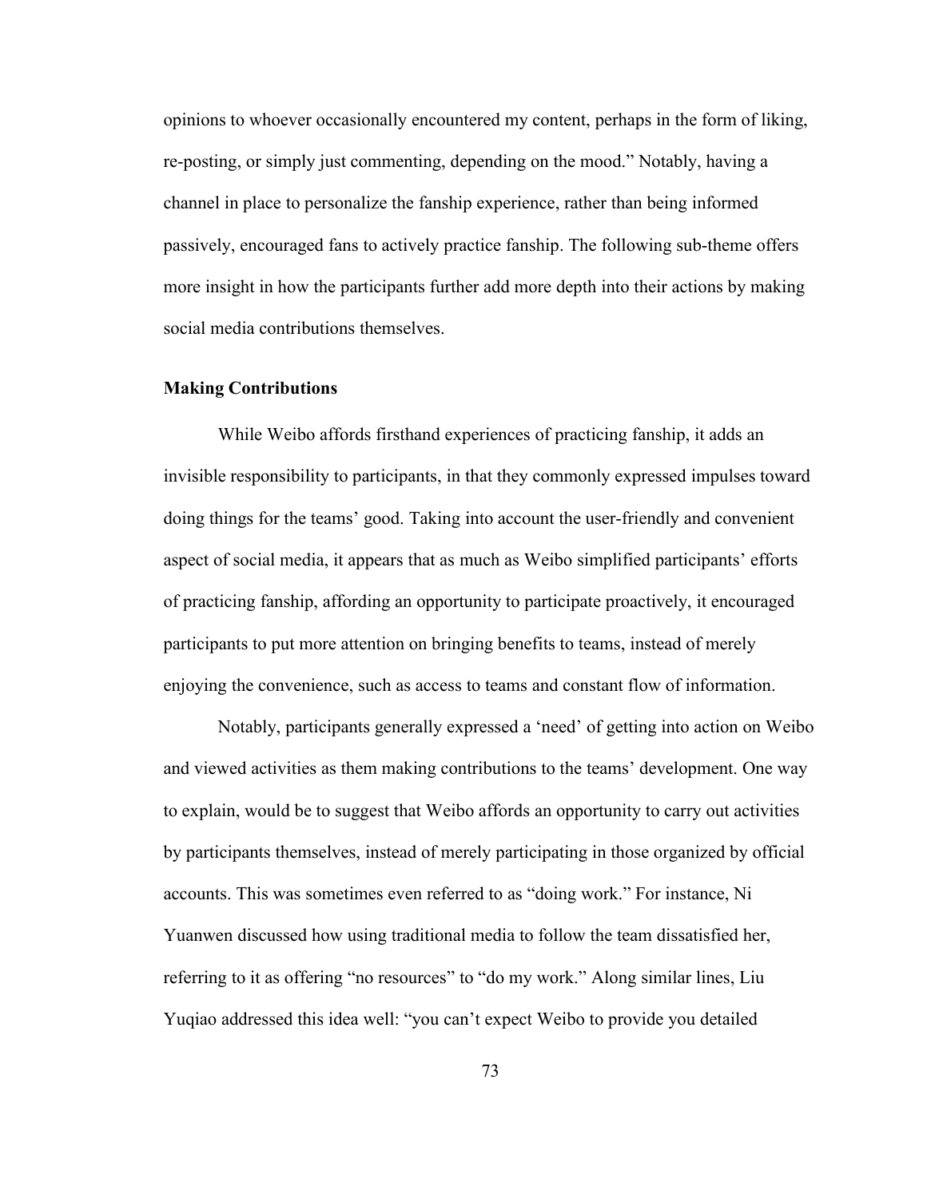opinions to whoever occasionally encountered my content, perhaps in the form of liking, re-posting, or simply just commenting, depending on the mood." Notably, having a channel in place to personalize the fanship experience, rather than being informed passively, encouraged fans to actively practice fanship. The following sub-theme offers more insight in how the participants further add more depth into their actions by making social media contributions themselves.

### Making Contributions

While Weibo affords firsthand experiences of practicing fanship, it adds an invisible responsibility to participants, in that they commonly expressed impulses toward doing things for the teams' good. Taking into account the user-friendly and convenient aspect of social media, it appears that as much as Weibo simplified participants' efforts of practicing fanship, affording an opportunity to participate proactively, it encouraged participants to put more attention on bringing benefits to teams, instead of merely enjoying the convenience, such as access to teams and constant flow of information.

Notably, participants generally expressed a 'need' of getting into action on Weibo and viewed activities as them making contributions to the teams' development. One way to explain, would be to suggest that Weibo affords an opportunity to carry out activities by participants themselves, instead of merely participating in those organized by official accounts. This was sometimes even referred to as "doing work." For instance, Ni Yuanwen discussed how using traditional media to follow the team dissatisfied her, referring to it as offering "no resources" to "do my work." Along similar lines, Liu Yuqiao addressed this idea well: "you can't expect Weibo to provide you detailed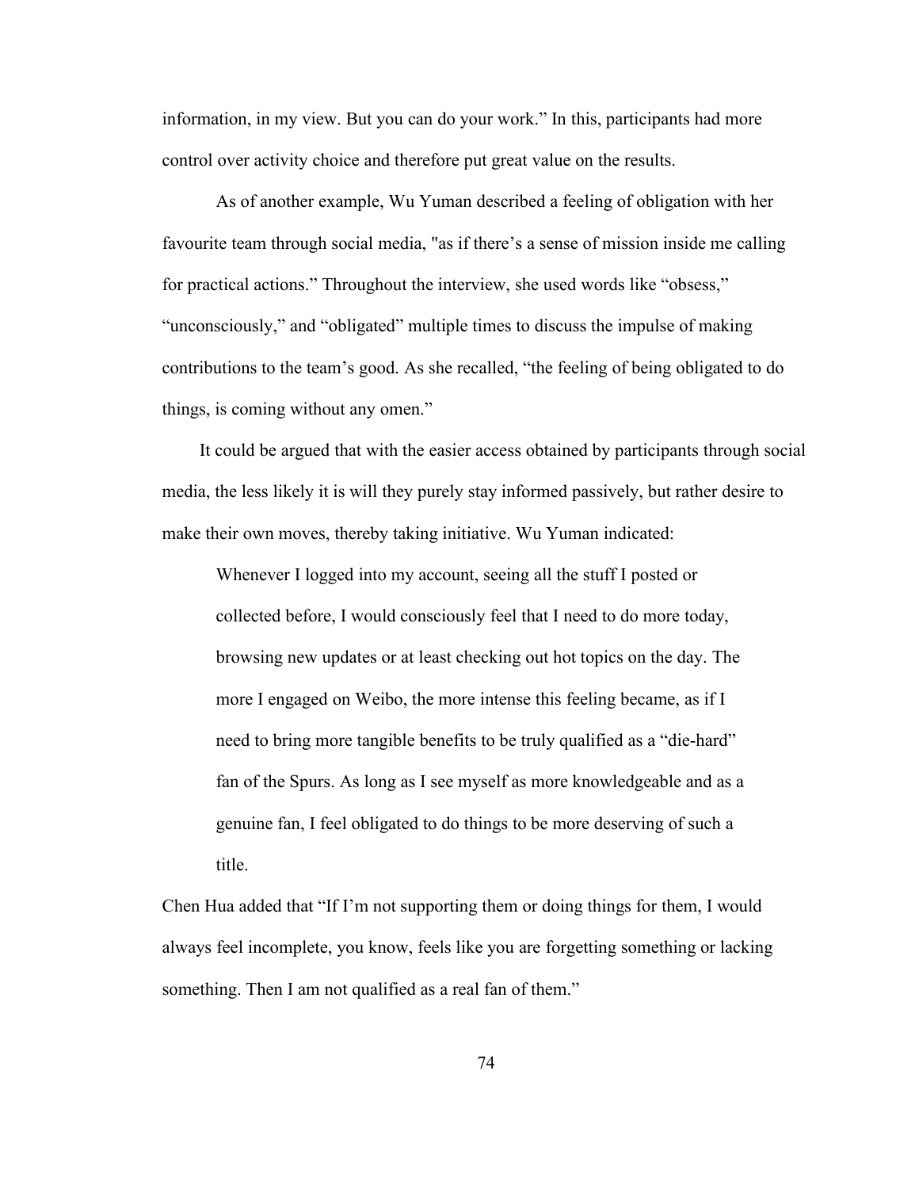information, in my view. But you can do your work." In this, participants had more control over activity choice and therefore put great value on the results.

As of another example, Wu Yuman described a feeling of obligation with her favourite team through social media, "as if there's a sense of mission inside me calling for practical actions." Throughout the interview, she used words like "obsess," "unconsciously," and "obligated" multiple times to discuss the impulse of making contributions to the team's good. As she recalled, "the feeling of being obligated to do things, is coming without any omen."

It could be argued that with the easier access obtained by participants through social media, the less likely it is will they purely stay informed passively, but rather desire to make their own moves, thereby taking initiative. Wu Yuman indicated:

> Whenever I logged into my account, seeing all the stuff I posted or collected before, I would consciously feel that I need to do more today, browsing new updates or at least checking out hot topics on the day. The more I engaged on Weibo, the more intense this feeling became, as if I need to bring more tangible benefits to be truly qualified as a "die-hard" fan of the Spurs. As long as I see myself as more knowledgeable and as a genuine fan, I feel obligated to do things to be more deserving of such a title.

Chen Hua added that "If I'm not supporting them or doing things for them, I would always feel incomplete, you know, feels like you are forgetting something or lacking something. Then I am not qualified as a real fan of them."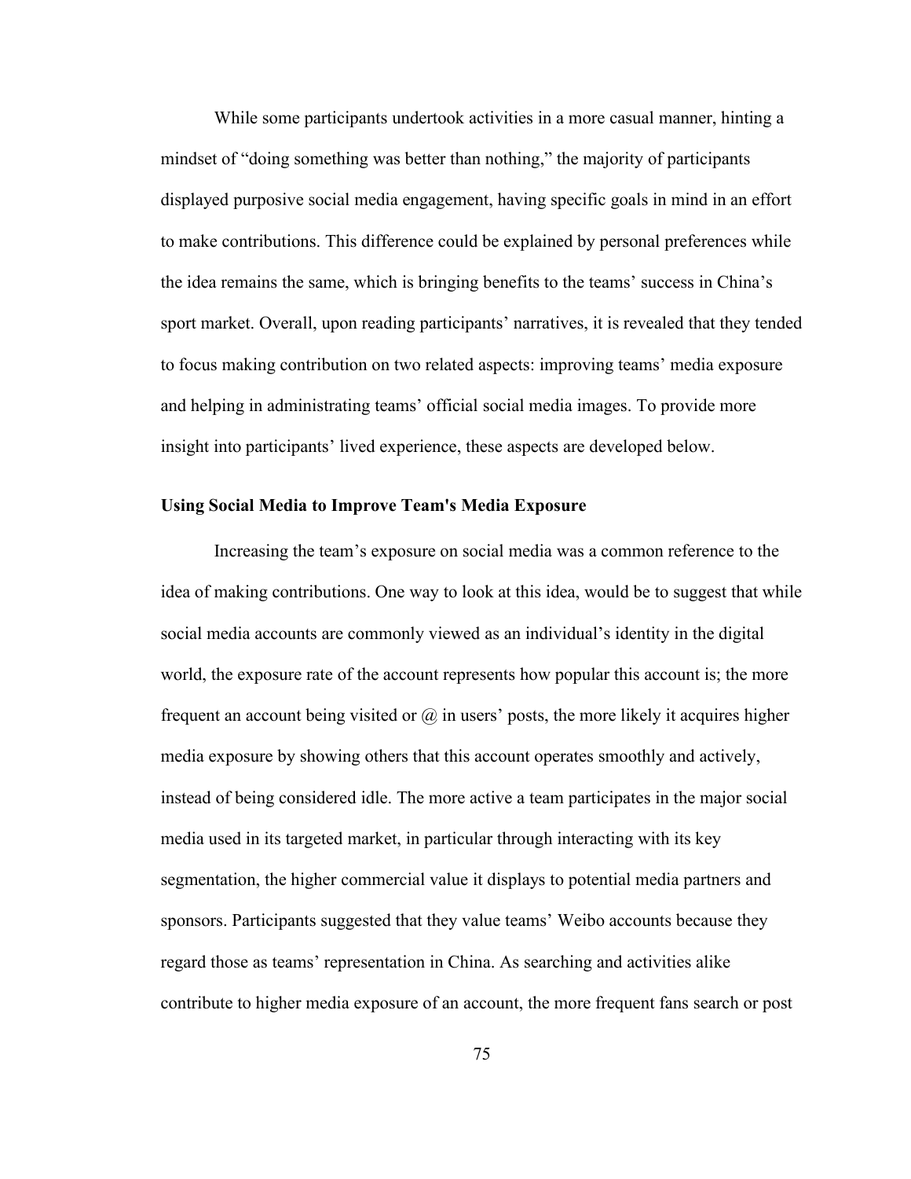While some participants undertook activities in a more casual manner, hinting a mindset of "doing something was better than nothing," the majority of participants displayed purposive social media engagement, having specific goals in mind in an effort to make contributions. This difference could be explained by personal preferences while the idea remains the same, which is bringing benefits to the teams' success in China's sport market. Overall, upon reading participants' narratives, it is revealed that they tended to focus making contribution on two related aspects: improving teams' media exposure and helping in administrating teams' official social media images. To provide more insight into participants' lived experience, these aspects are developed below.

### Using Social Media to Improve Team's Media Exposure

Increasing the team's exposure on social media was a common reference to the idea of making contributions. One way to look at this idea, would be to suggest that while social media accounts are commonly viewed as an individual's identity in the digital world, the exposure rate of the account represents how popular this account is; the more frequent an account being visited or @ in users' posts, the more likely it acquires higher media exposure by showing others that this account operates smoothly and actively, instead of being considered idle. The more active a team participates in the major social media used in its targeted market, in particular through interacting with its key segmentation, the higher commercial value it displays to potential media partners and sponsors. Participants suggested that they value teams' Weibo accounts because they regard those as teams' representation in China. As searching and activities alike contribute to higher media exposure of an account, the more frequent fans search or post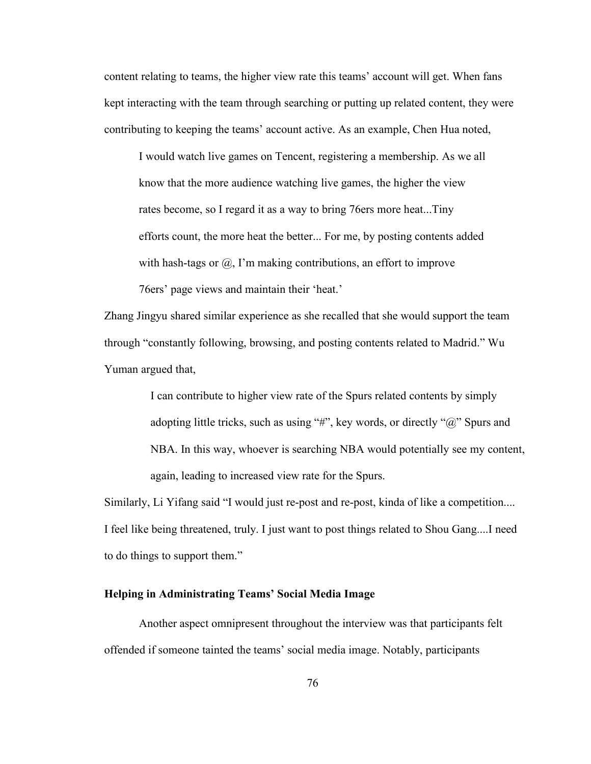content relating to teams, the higher view rate this teams' account will get. When fans kept interacting with the team through searching or putting up related content, they were contributing to keeping the teams' account active. As an example, Chen Hua noted,

> I would watch live games on Tencent, registering a membership. As we all know that the more audience watching live games, the higher the view rates become, so I regard it as a way to bring 76ers more heat...Tiny efforts count, the more heat the better... For me, by posting contents added with hash-tags or @, I'm making contributions, an effort to improve 76ers' page views and maintain their 'heat.'

Zhang Jingyu shared similar experience as she recalled that she would support the team through "constantly following, browsing, and posting contents related to Madrid." Wu Yuman argued that,

> I can contribute to higher view rate of the Spurs related contents by simply adopting little tricks, such as using "#", key words, or directly "@" Spurs and NBA. In this way, whoever is searching NBA would potentially see my content, again, leading to increased view rate for the Spurs.

Similarly, Li Yifang said "I would just re-post and re-post, kinda of like a competition.... I feel like being threatened, truly. I just want to post things related to Shou Gang....I need to do things to support them."

### Helping in Administrating Teams' Social Media Image

Another aspect omnipresent throughout the interview was that participants felt offended if someone tainted the teams' social media image. Notably, participants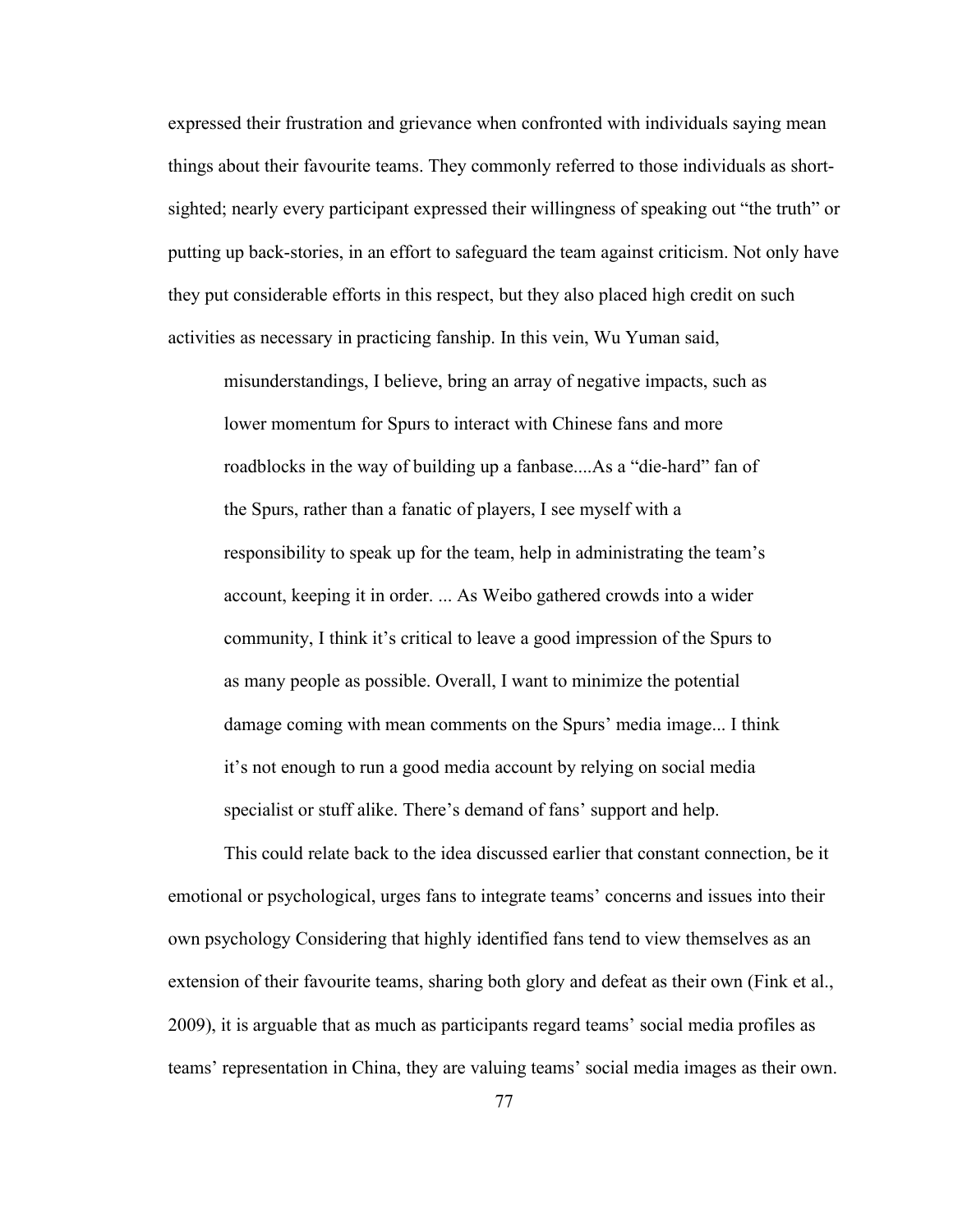expressed their frustration and grievance when confronted with individuals saying mean things about their favourite teams. They commonly referred to those individuals as short-sighted; nearly every participant expressed their willingness of speaking out "the truth" or putting up back-stories, in an effort to safeguard the team against criticism. Not only have they put considerable efforts in this respect, but they also placed high credit on such activities as necessary in practicing fanship. In this vein, Wu Yuman said,

> misunderstandings, I believe, bring an array of negative impacts, such as lower momentum for Spurs to interact with Chinese fans and more roadblocks in the way of building up a fanbase....As a "die-hard" fan of the Spurs, rather than a fanatic of players, I see myself with a responsibility to speak up for the team, help in administrating the team's account, keeping it in order. ... As Weibo gathered crowds into a wider community, I think it's critical to leave a good impression of the Spurs to as many people as possible. Overall, I want to minimize the potential damage coming with mean comments on the Spurs' media image... I think it's not enough to run a good media account by relying on social media specialist or stuff alike. There's demand of fans' support and help.

This could relate back to the idea discussed earlier that constant connection, be it emotional or psychological, urges fans to integrate teams' concerns and issues into their own psychology Considering that highly identified fans tend to view themselves as an extension of their favourite teams, sharing both glory and defeat as their own (Fink et al., 2009), it is arguable that as much as participants regard teams' social media profiles as teams' representation in China, they are valuing teams' social media images as their own.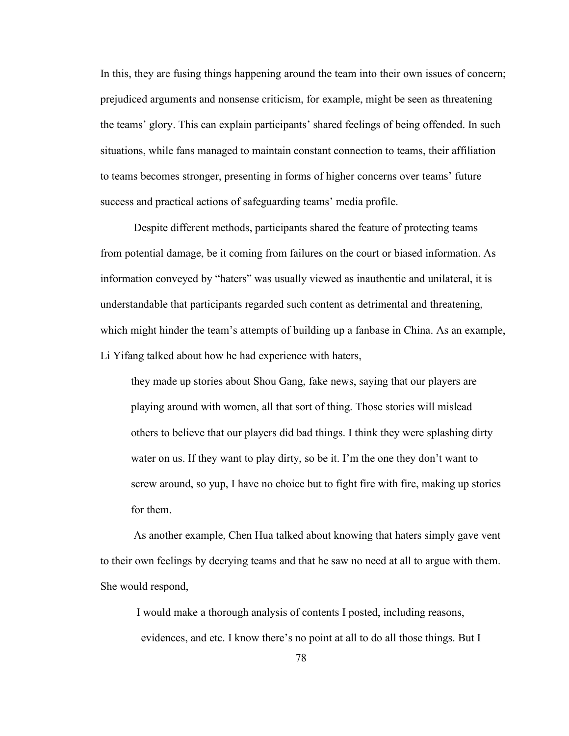In this, they are fusing things happening around the team into their own issues of concern; prejudiced arguments and nonsense criticism, for example, might be seen as threatening the teams' glory. This can explain participants' shared feelings of being offended. In such situations, while fans managed to maintain constant connection to teams, their affiliation to teams becomes stronger, presenting in forms of higher concerns over teams' future success and practical actions of safeguarding teams' media profile.

Despite different methods, participants shared the feature of protecting teams from potential damage, be it coming from failures on the court or biased information. As information conveyed by "haters" was usually viewed as inauthentic and unilateral, it is understandable that participants regarded such content as detrimental and threatening, which might hinder the team's attempts of building up a fanbase in China. As an example, Li Yifang talked about how he had experience with haters,

> they made up stories about Shou Gang, fake news, saying that our players are playing around with women, all that sort of thing. Those stories will mislead others to believe that our players did bad things. I think they were splashing dirty water on us. If they want to play dirty, so be it. I'm the one they don't want to screw around, so yup, I have no choice but to fight fire with fire, making up stories for them.

As another example, Chen Hua talked about knowing that haters simply gave vent to their own feelings by decrying teams and that he saw no need at all to argue with them. She would respond,

> I would make a thorough analysis of contents I posted, including reasons, evidences, and etc. I know there's no point at all to do all those things. But I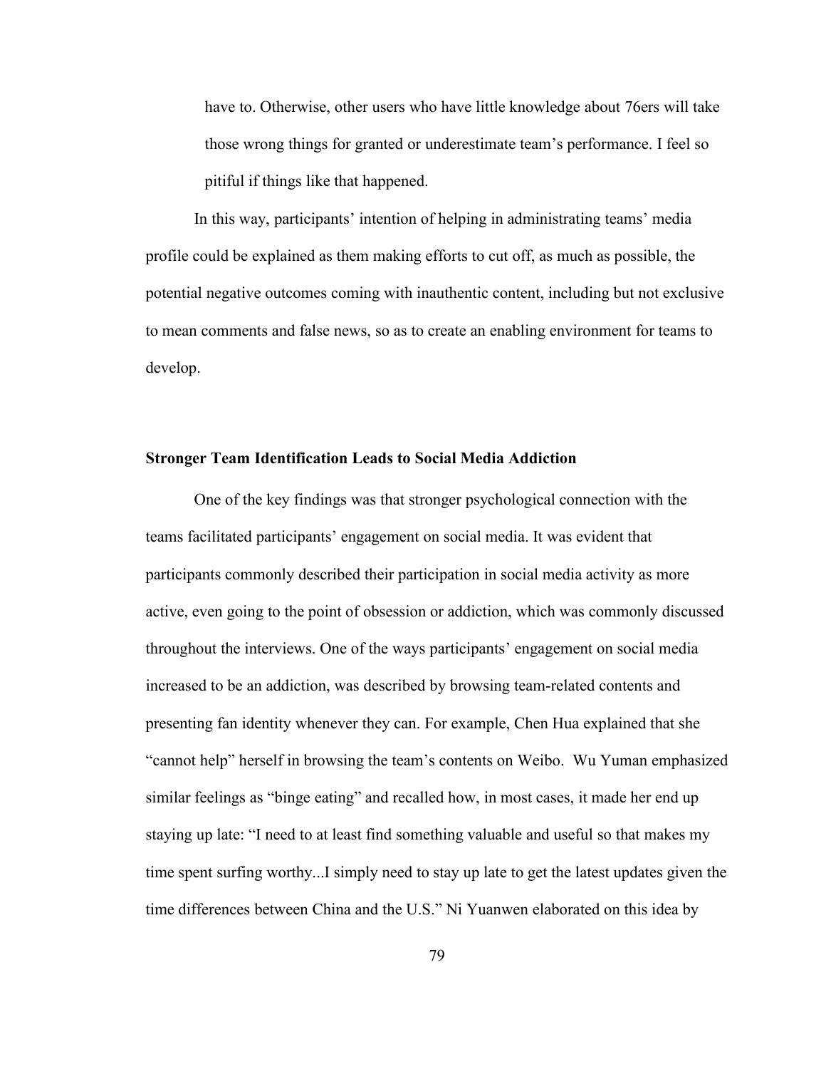> have to. Otherwise, other users who have little knowledge about 76ers will take those wrong things for granted or underestimate team's performance. I feel so pitiful if things like that happened.

In this way, participants' intention of helping in administrating teams' media profile could be explained as them making efforts to cut off, as much as possible, the potential negative outcomes coming with inauthentic content, including but not exclusive to mean comments and false news, so as to create an enabling environment for teams to develop.

**Stronger Team Identification Leads to Social Media Addiction**

One of the key findings was that stronger psychological connection with the teams facilitated participants' engagement on social media. It was evident that participants commonly described their participation in social media activity as more active, even going to the point of obsession or addiction, which was commonly discussed throughout the interviews. One of the ways participants' engagement on social media increased to be an addiction, was described by browsing team-related contents and presenting fan identity whenever they can. For example, Chen Hua explained that she "cannot help" herself in browsing the team's contents on Weibo. Wu Yuman emphasized similar feelings as "binge eating" and recalled how, in most cases, it made her end up staying up late: "I need to at least find something valuable and useful so that makes my time spent surfing worthy...I simply need to stay up late to get the latest updates given the time differences between China and the U.S." Ni Yuanwen elaborated on this idea by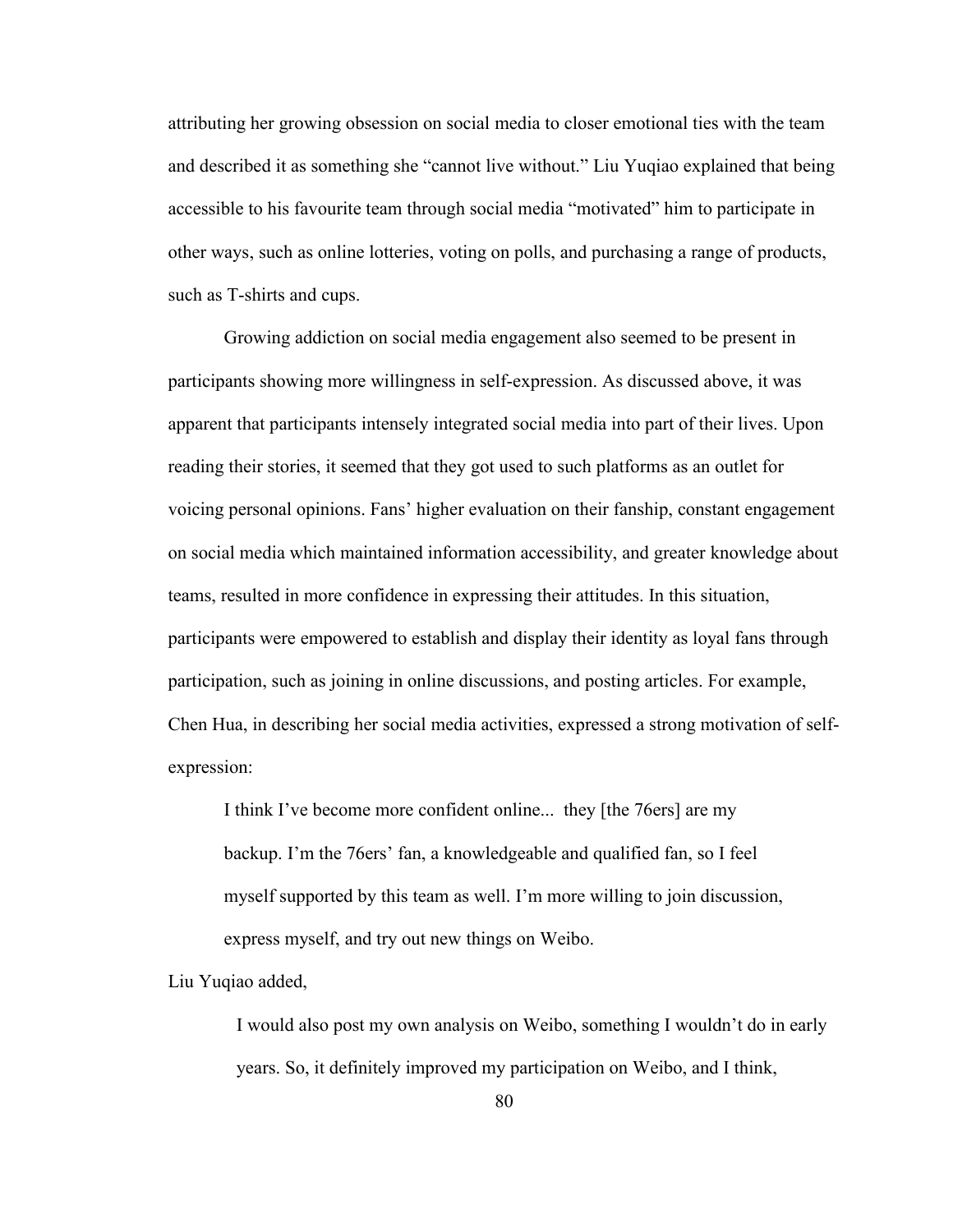attributing her growing obsession on social media to closer emotional ties with the team and described it as something she "cannot live without." Liu Yuqiao explained that being accessible to his favourite team through social media "motivated" him to participate in other ways, such as online lotteries, voting on polls, and purchasing a range of products, such as T-shirts and cups.

Growing addiction on social media engagement also seemed to be present in participants showing more willingness in self-expression. As discussed above, it was apparent that participants intensely integrated social media into part of their lives. Upon reading their stories, it seemed that they got used to such platforms as an outlet for voicing personal opinions. Fans' higher evaluation on their fanship, constant engagement on social media which maintained information accessibility, and greater knowledge about teams, resulted in more confidence in expressing their attitudes. In this situation, participants were empowered to establish and display their identity as loyal fans through participation, such as joining in online discussions, and posting articles. For example, Chen Hua, in describing her social media activities, expressed a strong motivation of self-expression:

> I think I've become more confident online... they [the 76ers] are my backup. I'm the 76ers' fan, a knowledgeable and qualified fan, so I feel myself supported by this team as well. I'm more willing to join discussion, express myself, and try out new things on Weibo.

Liu Yuqiao added,

> I would also post my own analysis on Weibo, something I wouldn't do in early years. So, it definitely improved my participation on Weibo, and I think,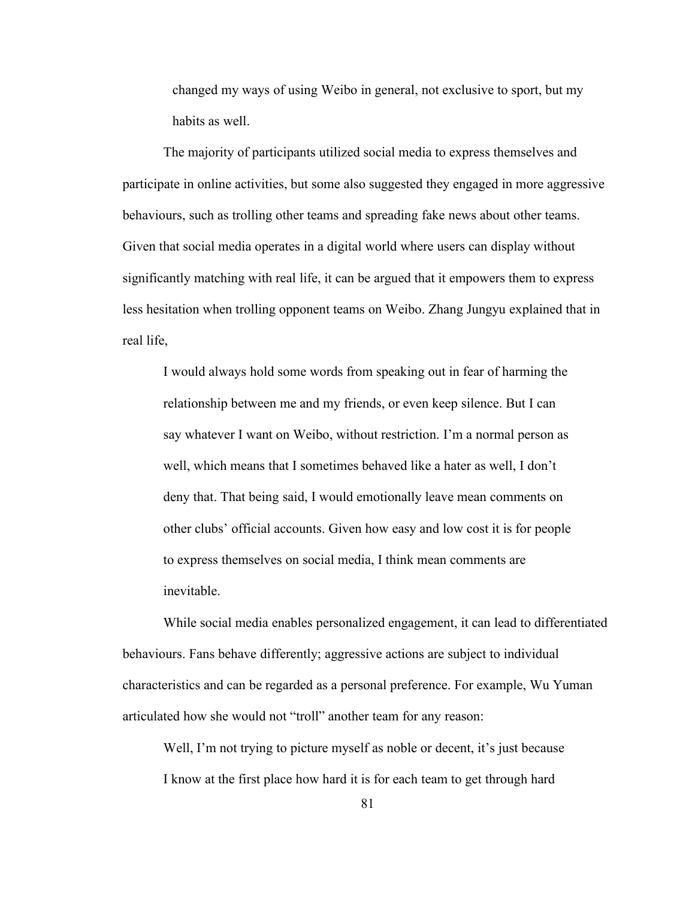> changed my ways of using Weibo in general, not exclusive to sport, but my habits as well.

The majority of participants utilized social media to express themselves and participate in online activities, but some also suggested they engaged in more aggressive behaviours, such as trolling other teams and spreading fake news about other teams. Given that social media operates in a digital world where users can display without significantly matching with real life, it can be argued that it empowers them to express less hesitation when trolling opponent teams on Weibo. Zhang Jungyu explained that in real life,

> I would always hold some words from speaking out in fear of harming the relationship between me and my friends, or even keep silence. But I can say whatever I want on Weibo, without restriction. I'm a normal person as well, which means that I sometimes behaved like a hater as well, I don't deny that. That being said, I would emotionally leave mean comments on other clubs' official accounts. Given how easy and low cost it is for people to express themselves on social media, I think mean comments are inevitable.

While social media enables personalized engagement, it can lead to differentiated behaviours. Fans behave differently; aggressive actions are subject to individual characteristics and can be regarded as a personal preference. For example, Wu Yuman articulated how she would not "troll" another team for any reason:

> Well, I'm not trying to picture myself as noble or decent, it's just because I know at the first place how hard it is for each team to get through hard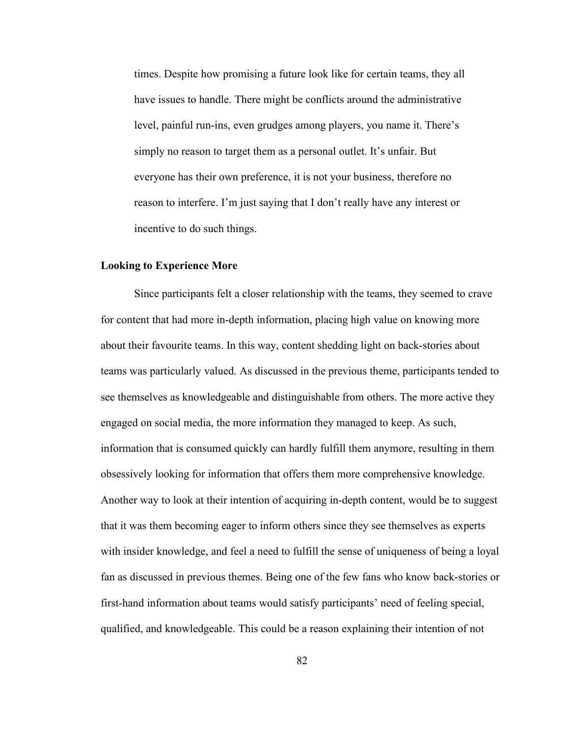> times. Despite how promising a future look like for certain teams, they all have issues to handle. There might be conflicts around the administrative level, painful run-ins, even grudges among players, you name it. There's simply no reason to target them as a personal outlet. It's unfair. But everyone has their own preference, it is not your business, therefore no reason to interfere. I'm just saying that I don't really have any interest or incentive to do such things.

**Looking to Experience More**

Since participants felt a closer relationship with the teams, they seemed to crave for content that had more in-depth information, placing high value on knowing more about their favourite teams. In this way, content shedding light on back-stories about teams was particularly valued. As discussed in the previous theme, participants tended to see themselves as knowledgeable and distinguishable from others. The more active they engaged on social media, the more information they managed to keep. As such, information that is consumed quickly can hardly fulfill them anymore, resulting in them obsessively looking for information that offers them more comprehensive knowledge. Another way to look at their intention of acquiring in-depth content, would be to suggest that it was them becoming eager to inform others since they see themselves as experts with insider knowledge, and feel a need to fulfill the sense of uniqueness of being a loyal fan as discussed in previous themes. Being one of the few fans who know back-stories or first-hand information about teams would satisfy participants' need of feeling special, qualified, and knowledgeable. This could be a reason explaining their intention of not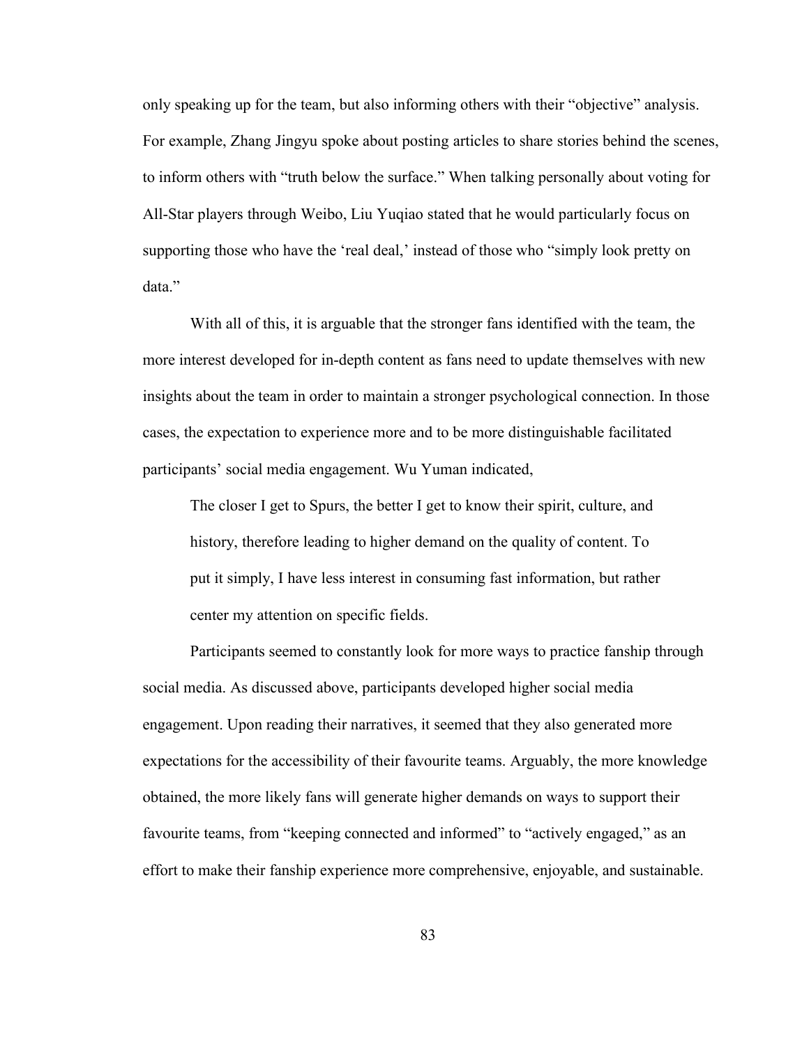only speaking up for the team, but also informing others with their "objective" analysis. For example, Zhang Jingyu spoke about posting articles to share stories behind the scenes, to inform others with "truth below the surface." When talking personally about voting for All-Star players through Weibo, Liu Yuqiao stated that he would particularly focus on supporting those who have the 'real deal,' instead of those who "simply look pretty on data."

With all of this, it is arguable that the stronger fans identified with the team, the more interest developed for in-depth content as fans need to update themselves with new insights about the team in order to maintain a stronger psychological connection. In those cases, the expectation to experience more and to be more distinguishable facilitated participants' social media engagement. Wu Yuman indicated,

> The closer I get to Spurs, the better I get to know their spirit, culture, and history, therefore leading to higher demand on the quality of content. To put it simply, I have less interest in consuming fast information, but rather center my attention on specific fields.

Participants seemed to constantly look for more ways to practice fanship through social media. As discussed above, participants developed higher social media engagement. Upon reading their narratives, it seemed that they also generated more expectations for the accessibility of their favourite teams. Arguably, the more knowledge obtained, the more likely fans will generate higher demands on ways to support their favourite teams, from "keeping connected and informed" to "actively engaged," as an effort to make their fanship experience more comprehensive, enjoyable, and sustainable.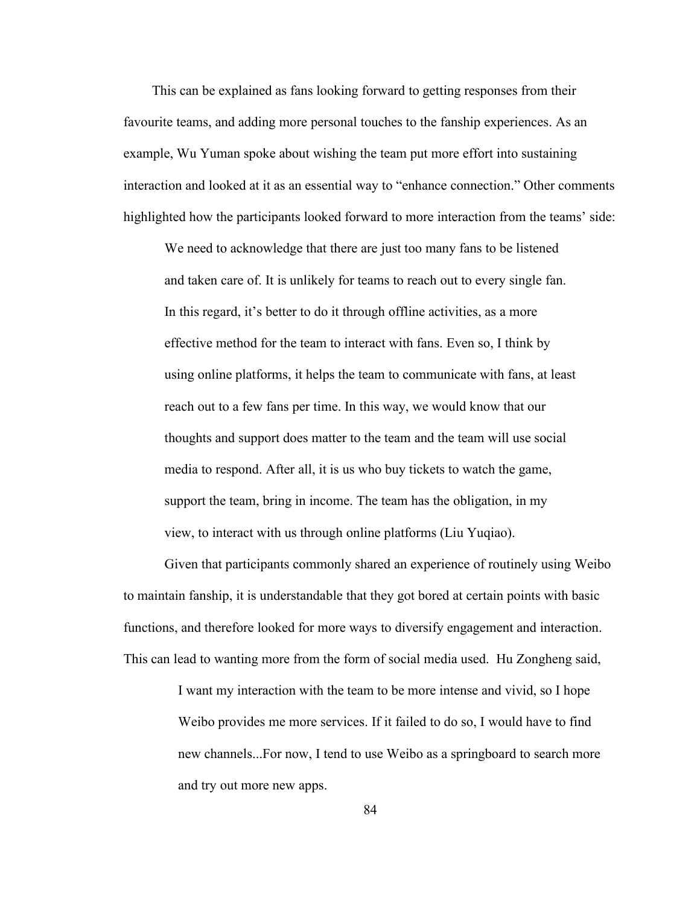This can be explained as fans looking forward to getting responses from their favourite teams, and adding more personal touches to the fanship experiences. As an example, Wu Yuman spoke about wishing the team put more effort into sustaining interaction and looked at it as an essential way to "enhance connection." Other comments highlighted how the participants looked forward to more interaction from the teams' side:

> We need to acknowledge that there are just too many fans to be listened and taken care of. It is unlikely for teams to reach out to every single fan. In this regard, it's better to do it through offline activities, as a more effective method for the team to interact with fans. Even so, I think by using online platforms, it helps the team to communicate with fans, at least reach out to a few fans per time. In this way, we would know that our thoughts and support does matter to the team and the team will use social media to respond. After all, it is us who buy tickets to watch the game, support the team, bring in income. The team has the obligation, in my view, to interact with us through online platforms (Liu Yuqiao).

Given that participants commonly shared an experience of routinely using Weibo to maintain fanship, it is understandable that they got bored at certain points with basic functions, and therefore looked for more ways to diversify engagement and interaction. This can lead to wanting more from the form of social media used. Hu Zongheng said,

> I want my interaction with the team to be more intense and vivid, so I hope Weibo provides me more services. If it failed to do so, I would have to find new channels...For now, I tend to use Weibo as a springboard to search more and try out more new apps.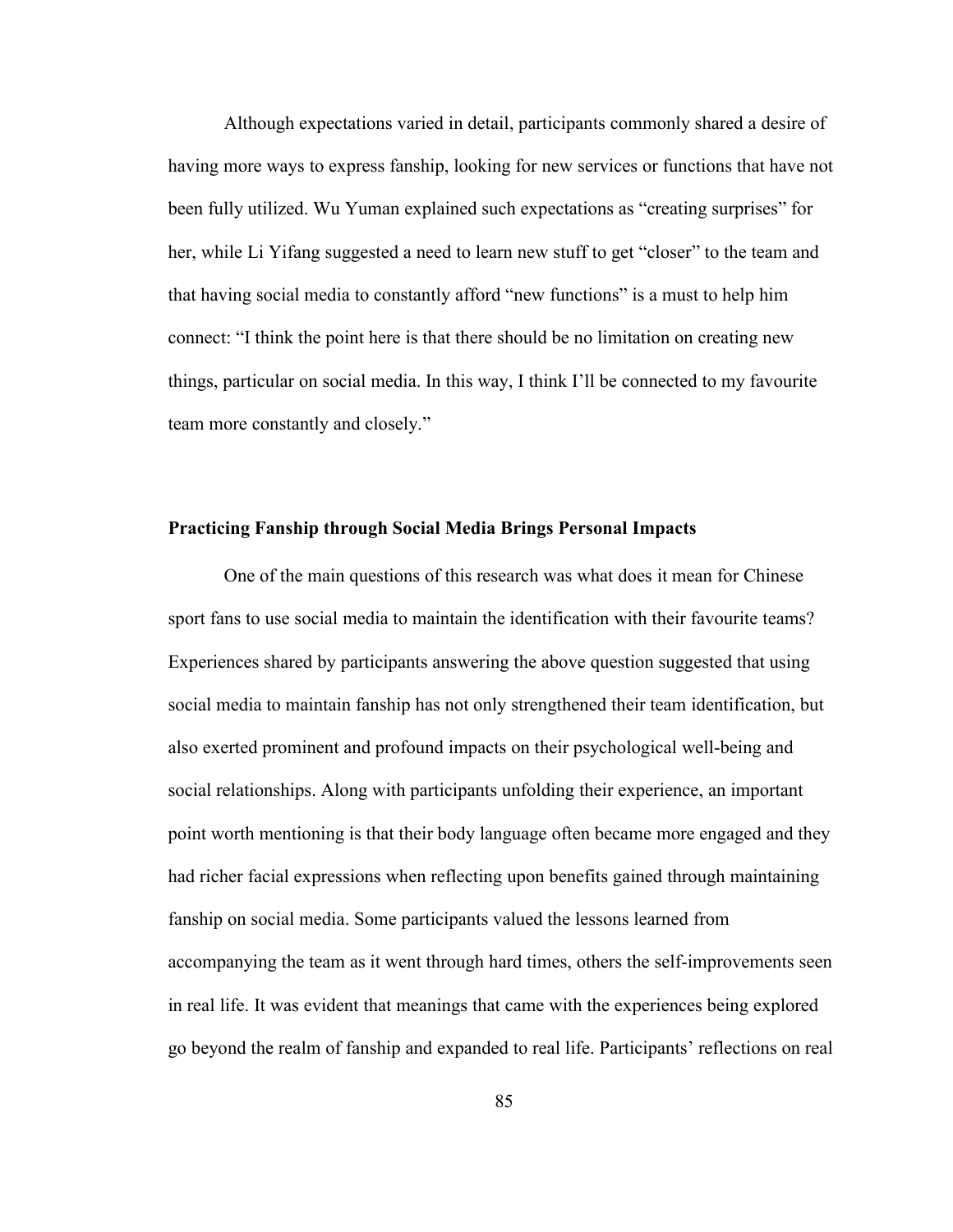Although expectations varied in detail, participants commonly shared a desire of having more ways to express fanship, looking for new services or functions that have not been fully utilized. Wu Yuman explained such expectations as "creating surprises" for her, while Li Yifang suggested a need to learn new stuff to get "closer" to the team and that having social media to constantly afford "new functions" is a must to help him connect: "I think the point here is that there should be no limitation on creating new things, particular on social media. In this way, I think I'll be connected to my favourite team more constantly and closely."

**Practicing Fanship through Social Media Brings Personal Impacts**

One of the main questions of this research was what does it mean for Chinese sport fans to use social media to maintain the identification with their favourite teams? Experiences shared by participants answering the above question suggested that using social media to maintain fanship has not only strengthened their team identification, but also exerted prominent and profound impacts on their psychological well-being and social relationships. Along with participants unfolding their experience, an important point worth mentioning is that their body language often became more engaged and they had richer facial expressions when reflecting upon benefits gained through maintaining fanship on social media. Some participants valued the lessons learned from accompanying the team as it went through hard times, others the self-improvements seen in real life. It was evident that meanings that came with the experiences being explored go beyond the realm of fanship and expanded to real life. Participants' reflections on real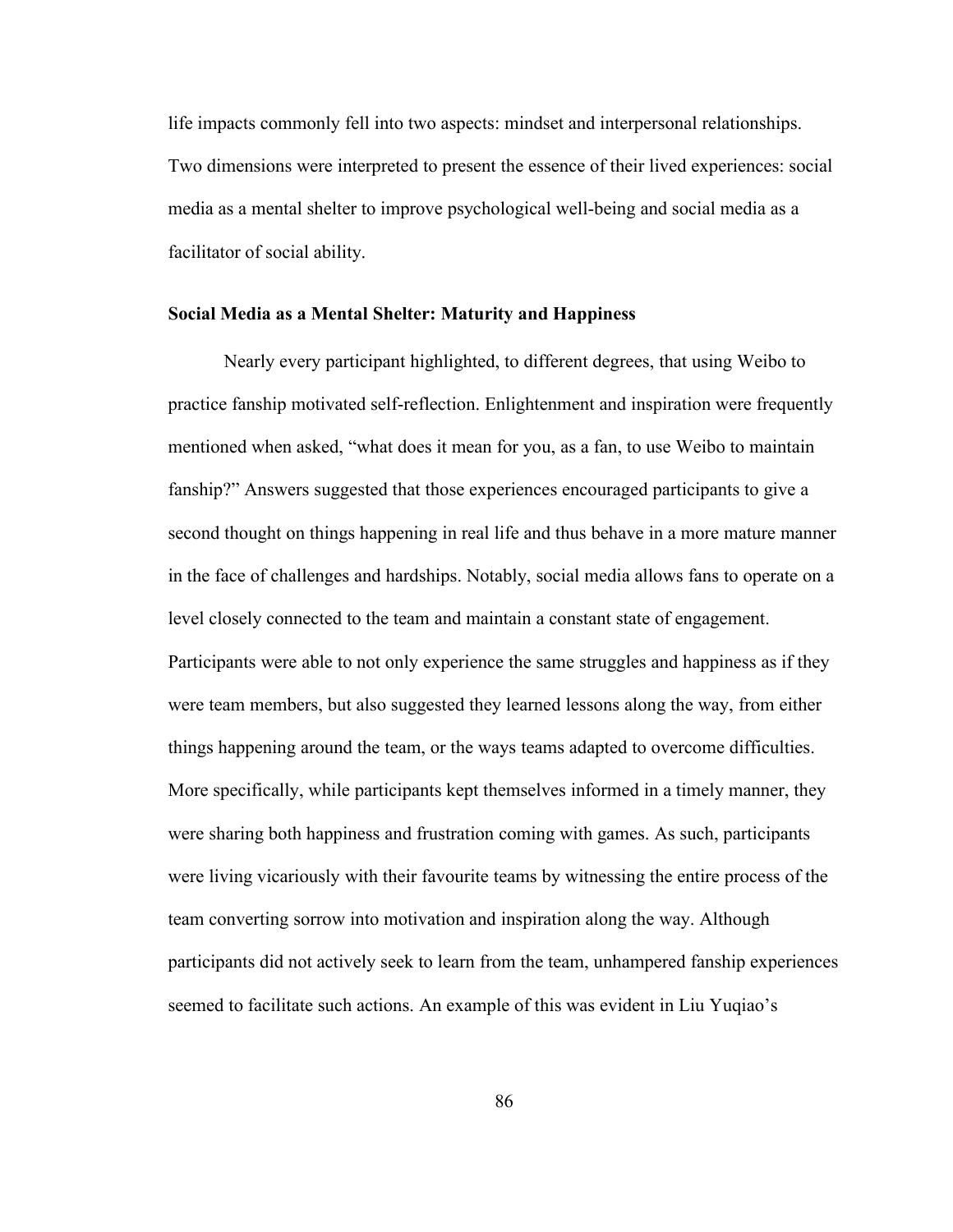life impacts commonly fell into two aspects: mindset and interpersonal relationships. Two dimensions were interpreted to present the essence of their lived experiences: social media as a mental shelter to improve psychological well-being and social media as a facilitator of social ability.

### Social Media as a Mental Shelter: Maturity and Happiness

Nearly every participant highlighted, to different degrees, that using Weibo to practice fanship motivated self-reflection. Enlightenment and inspiration were frequently mentioned when asked, "what does it mean for you, as a fan, to use Weibo to maintain fanship?" Answers suggested that those experiences encouraged participants to give a second thought on things happening in real life and thus behave in a more mature manner in the face of challenges and hardships. Notably, social media allows fans to operate on a level closely connected to the team and maintain a constant state of engagement. Participants were able to not only experience the same struggles and happiness as if they were team members, but also suggested they learned lessons along the way, from either things happening around the team, or the ways teams adapted to overcome difficulties. More specifically, while participants kept themselves informed in a timely manner, they were sharing both happiness and frustration coming with games. As such, participants were living vicariously with their favourite teams by witnessing the entire process of the team converting sorrow into motivation and inspiration along the way. Although participants did not actively seek to learn from the team, unhampered fanship experiences seemed to facilitate such actions. An example of this was evident in Liu Yuqiao's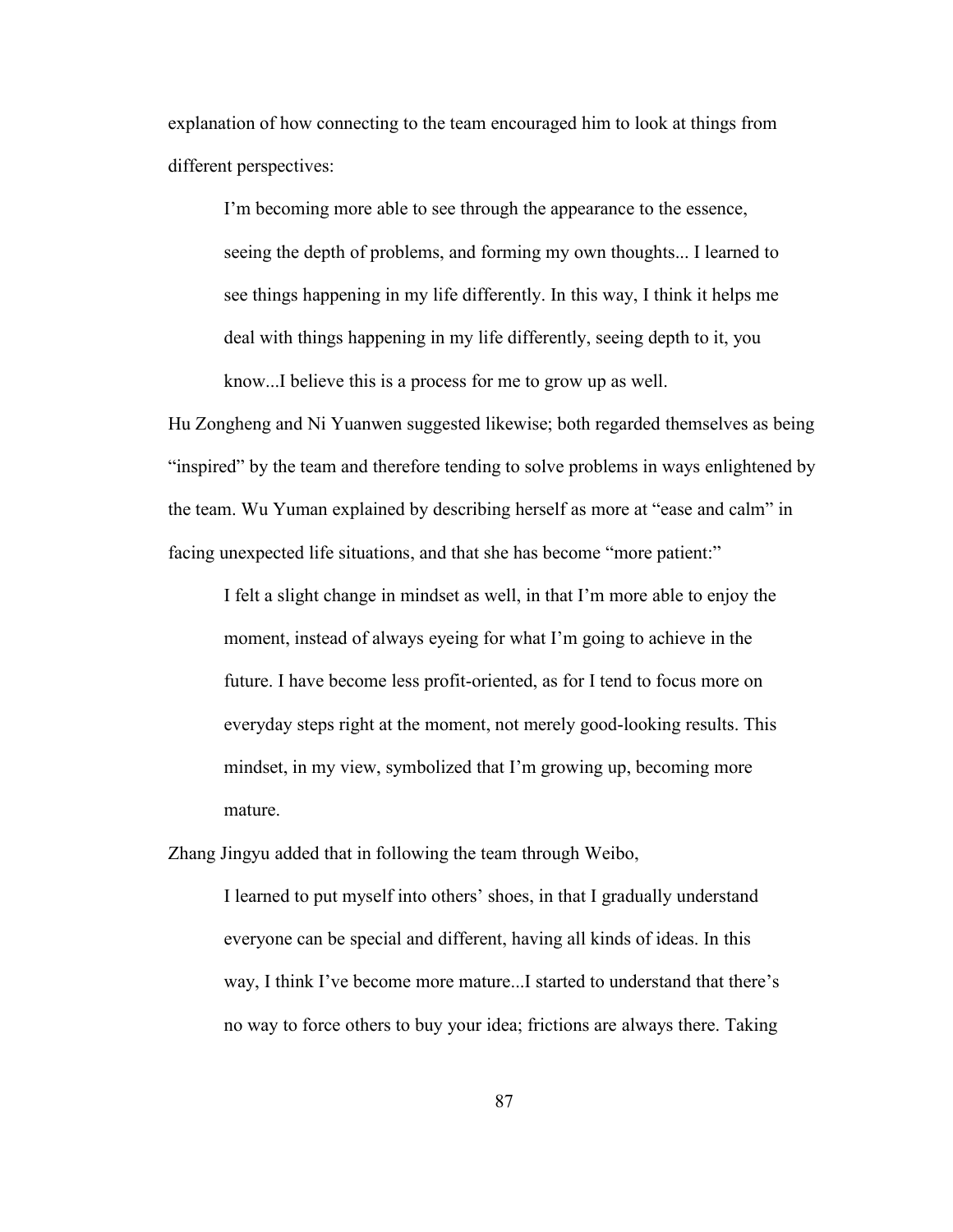explanation of how connecting to the team encouraged him to look at things from different perspectives:

> I'm becoming more able to see through the appearance to the essence, seeing the depth of problems, and forming my own thoughts... I learned to see things happening in my life differently. In this way, I think it helps me deal with things happening in my life differently, seeing depth to it, you know...I believe this is a process for me to grow up as well.

Hu Zongheng and Ni Yuanwen suggested likewise; both regarded themselves as being "inspired" by the team and therefore tending to solve problems in ways enlightened by the team. Wu Yuman explained by describing herself as more at "ease and calm" in facing unexpected life situations, and that she has become "more patient:"

> I felt a slight change in mindset as well, in that I'm more able to enjoy the moment, instead of always eyeing for what I'm going to achieve in the future. I have become less profit-oriented, as for I tend to focus more on everyday steps right at the moment, not merely good-looking results. This mindset, in my view, symbolized that I'm growing up, becoming more mature.

Zhang Jingyu added that in following the team through Weibo,

> I learned to put myself into others' shoes, in that I gradually understand everyone can be special and different, having all kinds of ideas. In this way, I think I've become more mature...I started to understand that there's no way to force others to buy your idea; frictions are always there. Taking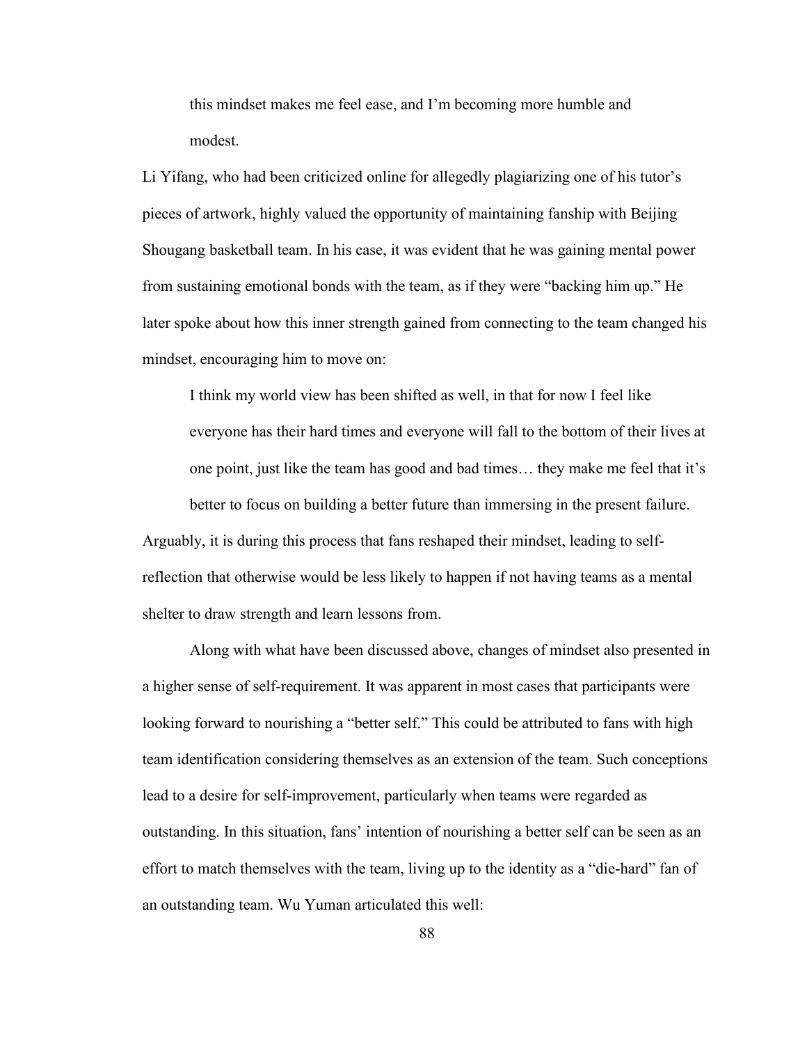> this mindset makes me feel ease, and I'm becoming more humble and modest.

Li Yifang, who had been criticized online for allegedly plagiarizing one of his tutor's pieces of artwork, highly valued the opportunity of maintaining fanship with Beijing Shougang basketball team. In his case, it was evident that he was gaining mental power from sustaining emotional bonds with the team, as if they were "backing him up." He later spoke about how this inner strength gained from connecting to the team changed his mindset, encouraging him to move on:

> I think my world view has been shifted as well, in that for now I feel like everyone has their hard times and everyone will fall to the bottom of their lives at one point, just like the team has good and bad times… they make me feel that it's better to focus on building a better future than immersing in the present failure.

Arguably, it is during this process that fans reshaped their mindset, leading to self-reflection that otherwise would be less likely to happen if not having teams as a mental shelter to draw strength and learn lessons from.

Along with what have been discussed above, changes of mindset also presented in a higher sense of self-requirement. It was apparent in most cases that participants were looking forward to nourishing a "better self." This could be attributed to fans with high team identification considering themselves as an extension of the team. Such conceptions lead to a desire for self-improvement, particularly when teams were regarded as outstanding. In this situation, fans' intention of nourishing a better self can be seen as an effort to match themselves with the team, living up to the identity as a "die-hard" fan of an outstanding team. Wu Yuman articulated this well: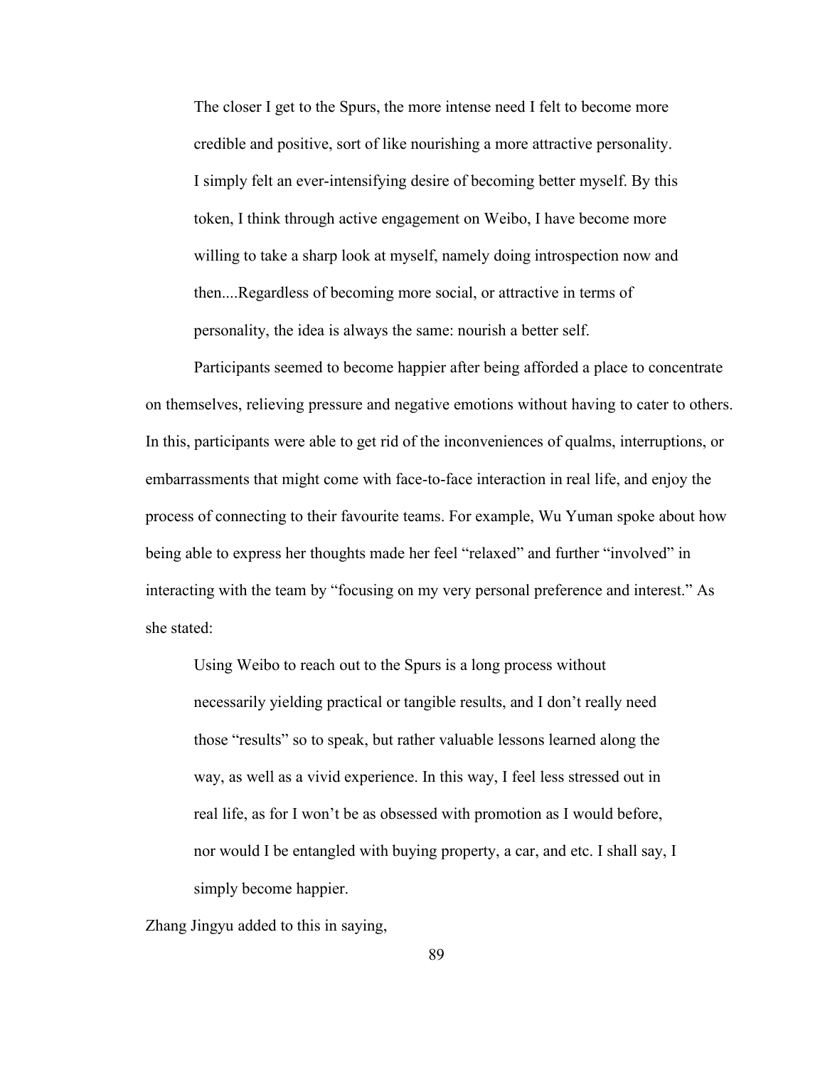> The closer I get to the Spurs, the more intense need I felt to become more credible and positive, sort of like nourishing a more attractive personality. I simply felt an ever-intensifying desire of becoming better myself. By this token, I think through active engagement on Weibo, I have become more willing to take a sharp look at myself, namely doing introspection now and then....Regardless of becoming more social, or attractive in terms of personality, the idea is always the same: nourish a better self.

Participants seemed to become happier after being afforded a place to concentrate on themselves, relieving pressure and negative emotions without having to cater to others. In this, participants were able to get rid of the inconveniences of qualms, interruptions, or embarrassments that might come with face-to-face interaction in real life, and enjoy the process of connecting to their favourite teams. For example, Wu Yuman spoke about how being able to express her thoughts made her feel "relaxed" and further "involved" in interacting with the team by "focusing on my very personal preference and interest." As she stated:

> Using Weibo to reach out to the Spurs is a long process without necessarily yielding practical or tangible results, and I don't really need those "results" so to speak, but rather valuable lessons learned along the way, as well as a vivid experience. In this way, I feel less stressed out in real life, as for I won't be as obsessed with promotion as I would before, nor would I be entangled with buying property, a car, and etc. I shall say, I simply become happier.

Zhang Jingyu added to this in saying,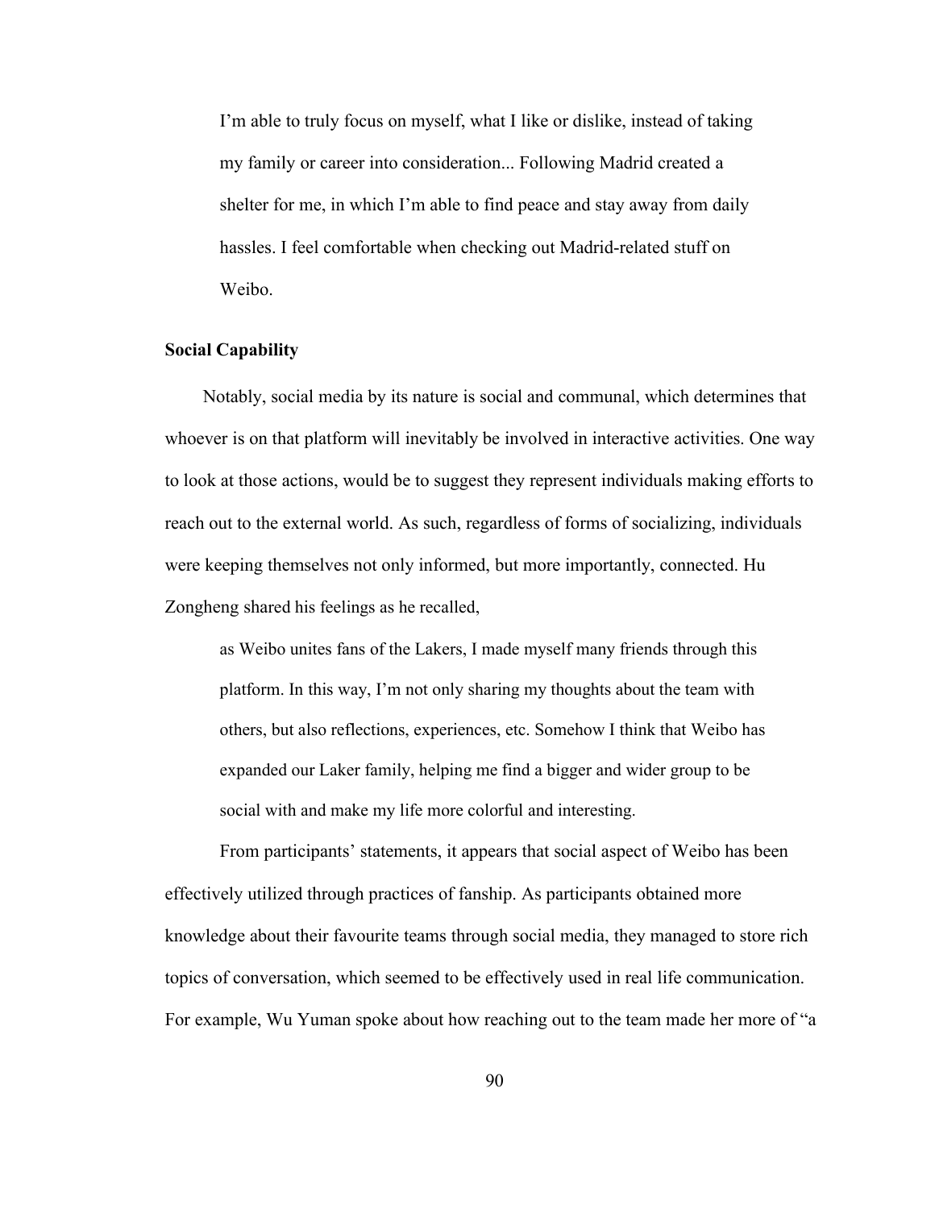> I'm able to truly focus on myself, what I like or dislike, instead of taking my family or career into consideration... Following Madrid created a shelter for me, in which I'm able to find peace and stay away from daily hassles. I feel comfortable when checking out Madrid-related stuff on Weibo.

**Social Capability**

Notably, social media by its nature is social and communal, which determines that whoever is on that platform will inevitably be involved in interactive activities. One way to look at those actions, would be to suggest they represent individuals making efforts to reach out to the external world. As such, regardless of forms of socializing, individuals were keeping themselves not only informed, but more importantly, connected. Hu Zongheng shared his feelings as he recalled,

> as Weibo unites fans of the Lakers, I made myself many friends through this platform. In this way, I'm not only sharing my thoughts about the team with others, but also reflections, experiences, etc. Somehow I think that Weibo has expanded our Laker family, helping me find a bigger and wider group to be social with and make my life more colorful and interesting.

From participants' statements, it appears that social aspect of Weibo has been effectively utilized through practices of fanship. As participants obtained more knowledge about their favourite teams through social media, they managed to store rich topics of conversation, which seemed to be effectively used in real life communication. For example, Wu Yuman spoke about how reaching out to the team made her more of "a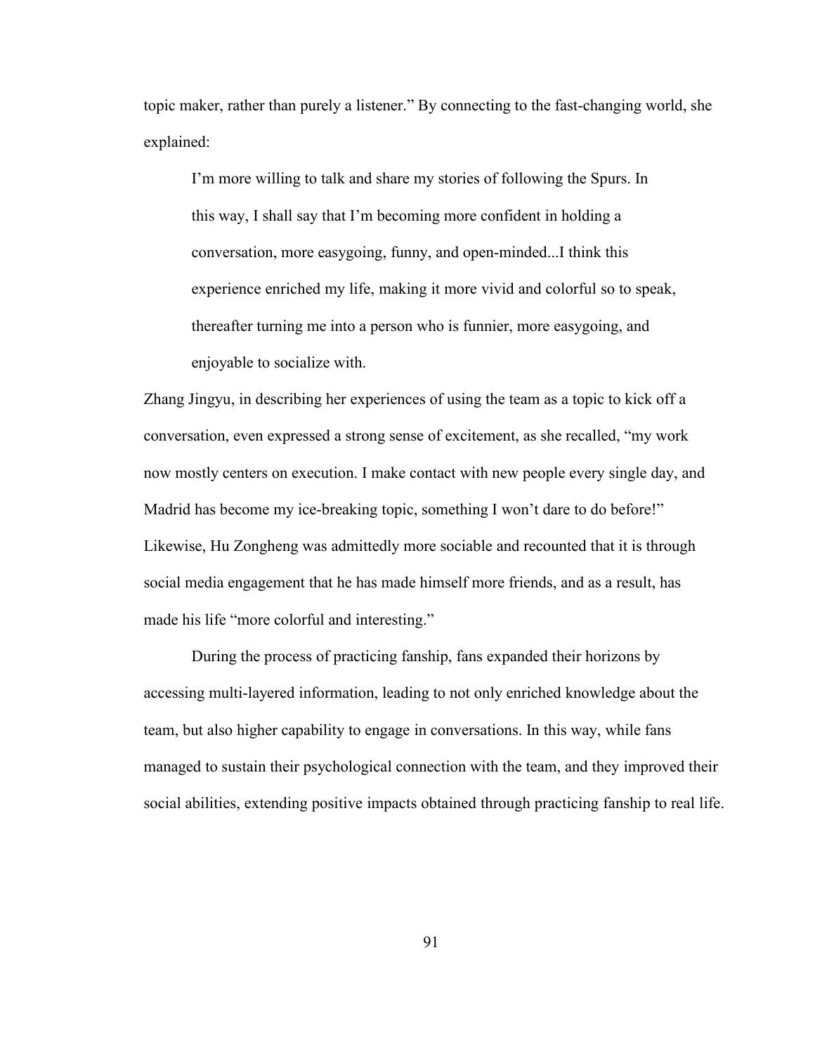topic maker, rather than purely a listener." By connecting to the fast-changing world, she explained:

> I'm more willing to talk and share my stories of following the Spurs. In this way, I shall say that I'm becoming more confident in holding a conversation, more easygoing, funny, and open-minded...I think this experience enriched my life, making it more vivid and colorful so to speak, thereafter turning me into a person who is funnier, more easygoing, and enjoyable to socialize with.

Zhang Jingyu, in describing her experiences of using the team as a topic to kick off a conversation, even expressed a strong sense of excitement, as she recalled, "my work now mostly centers on execution. I make contact with new people every single day, and Madrid has become my ice-breaking topic, something I won't dare to do before!" Likewise, Hu Zongheng was admittedly more sociable and recounted that it is through social media engagement that he has made himself more friends, and as a result, has made his life "more colorful and interesting."

During the process of practicing fanship, fans expanded their horizons by accessing multi-layered information, leading to not only enriched knowledge about the team, but also higher capability to engage in conversations. In this way, while fans managed to sustain their psychological connection with the team, and they improved their social abilities, extending positive impacts obtained through practicing fanship to real life.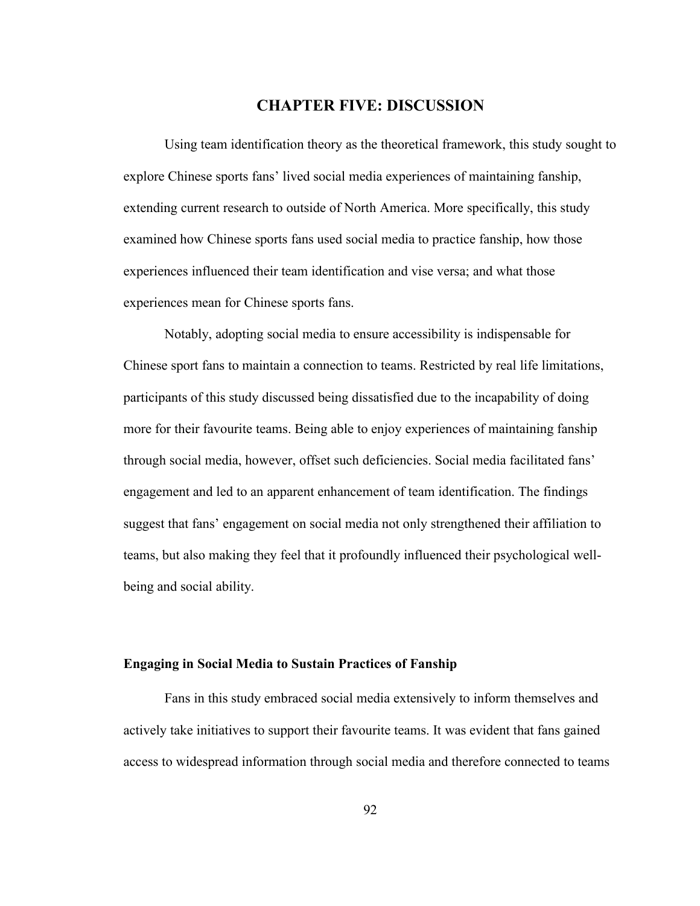# CHAPTER FIVE: DISCUSSION

Using team identification theory as the theoretical framework, this study sought to explore Chinese sports fans' lived social media experiences of maintaining fanship, extending current research to outside of North America. More specifically, this study examined how Chinese sports fans used social media to practice fanship, how those experiences influenced their team identification and vise versa; and what those experiences mean for Chinese sports fans.

Notably, adopting social media to ensure accessibility is indispensable for Chinese sport fans to maintain a connection to teams. Restricted by real life limitations, participants of this study discussed being dissatisfied due to the incapability of doing more for their favourite teams. Being able to enjoy experiences of maintaining fanship through social media, however, offset such deficiencies. Social media facilitated fans' engagement and led to an apparent enhancement of team identification. The findings suggest that fans' engagement on social media not only strengthened their affiliation to teams, but also making they feel that it profoundly influenced their psychological well-being and social ability.

### Engaging in Social Media to Sustain Practices of Fanship

Fans in this study embraced social media extensively to inform themselves and actively take initiatives to support their favourite teams. It was evident that fans gained access to widespread information through social media and therefore connected to teams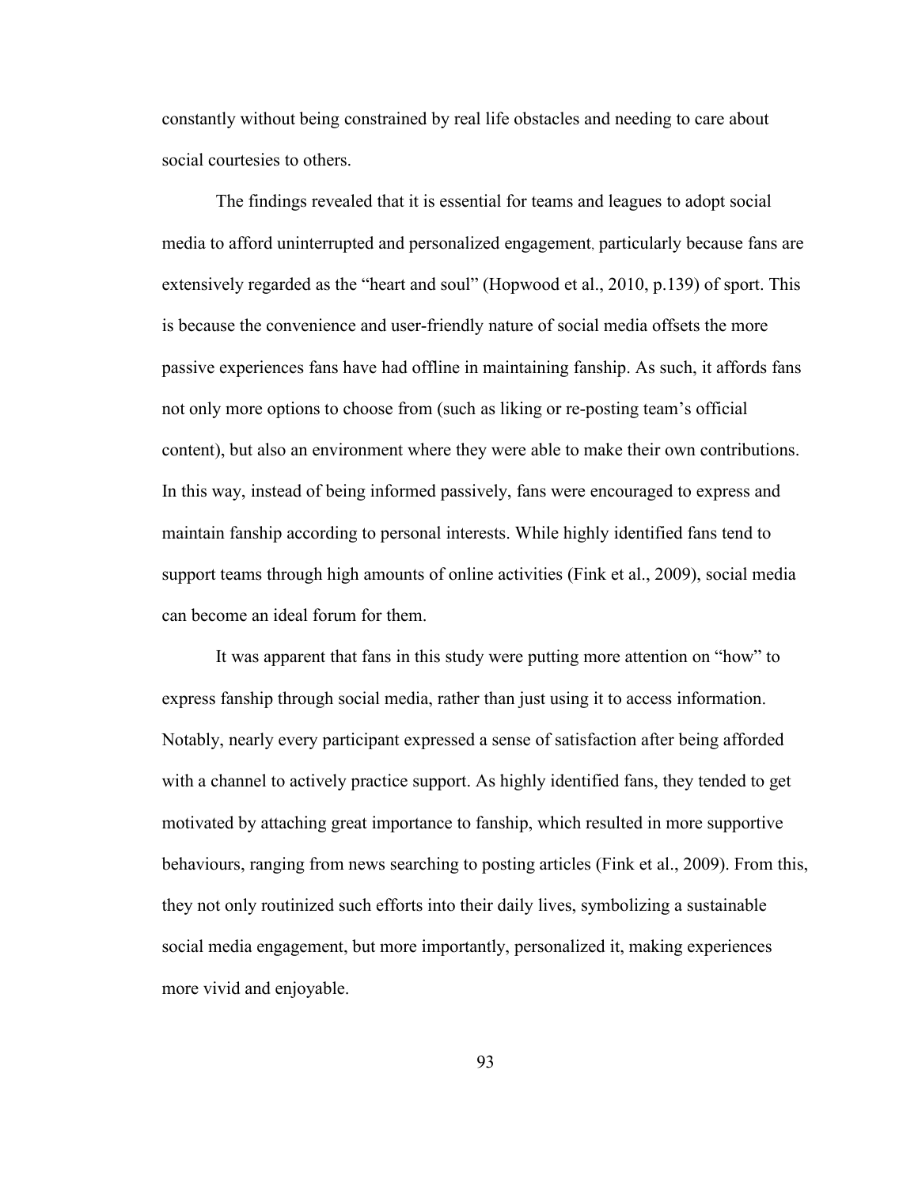constantly without being constrained by real life obstacles and needing to care about social courtesies to others.

The findings revealed that it is essential for teams and leagues to adopt social media to afford uninterrupted and personalized engagement, particularly because fans are extensively regarded as the "heart and soul" (Hopwood et al., 2010, p.139) of sport. This is because the convenience and user-friendly nature of social media offsets the more passive experiences fans have had offline in maintaining fanship. As such, it affords fans not only more options to choose from (such as liking or re-posting team's official content), but also an environment where they were able to make their own contributions. In this way, instead of being informed passively, fans were encouraged to express and maintain fanship according to personal interests. While highly identified fans tend to support teams through high amounts of online activities (Fink et al., 2009), social media can become an ideal forum for them.

It was apparent that fans in this study were putting more attention on "how" to express fanship through social media, rather than just using it to access information. Notably, nearly every participant expressed a sense of satisfaction after being afforded with a channel to actively practice support. As highly identified fans, they tended to get motivated by attaching great importance to fanship, which resulted in more supportive behaviours, ranging from news searching to posting articles (Fink et al., 2009). From this, they not only routinized such efforts into their daily lives, symbolizing a sustainable social media engagement, but more importantly, personalized it, making experiences more vivid and enjoyable.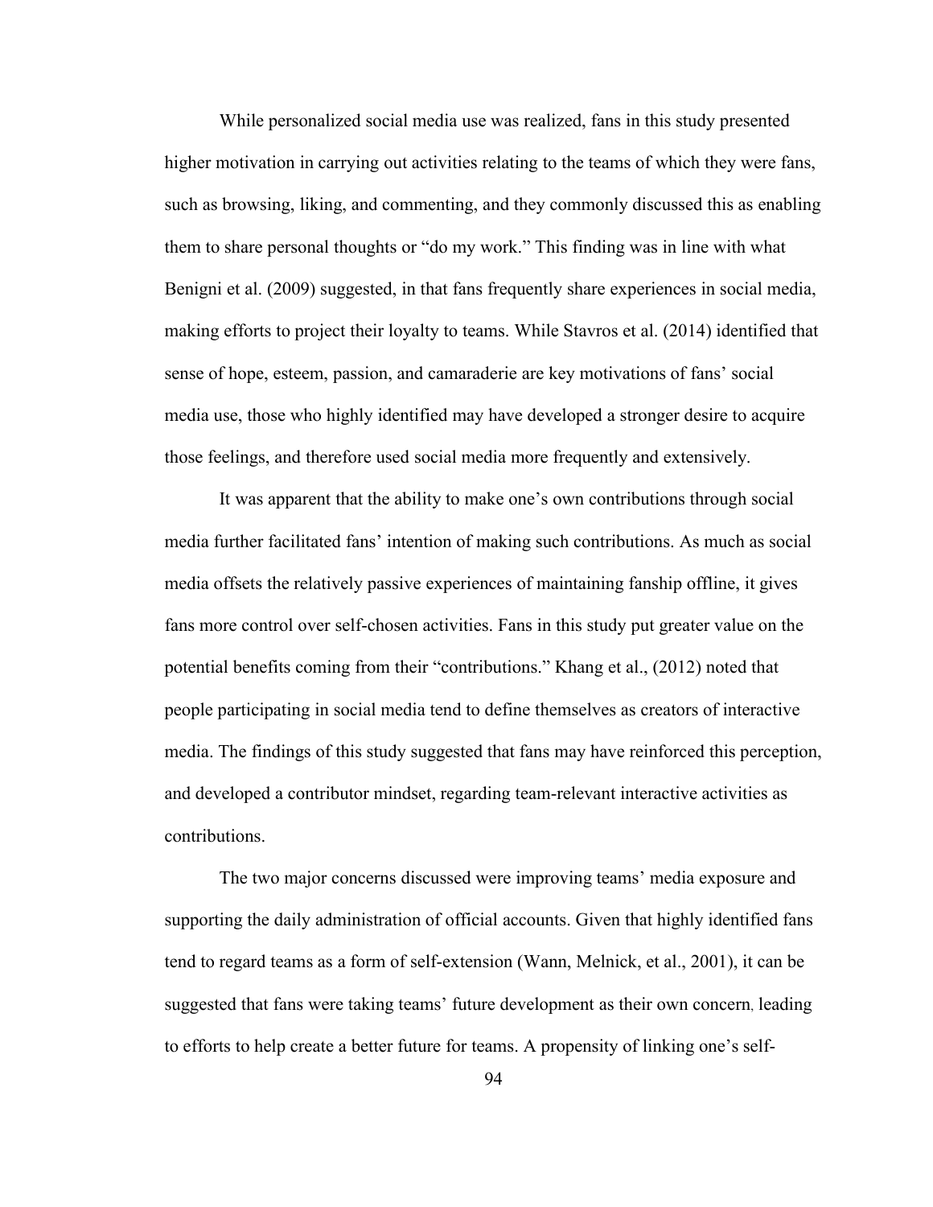While personalized social media use was realized, fans in this study presented higher motivation in carrying out activities relating to the teams of which they were fans, such as browsing, liking, and commenting, and they commonly discussed this as enabling them to share personal thoughts or "do my work." This finding was in line with what Benigni et al. (2009) suggested, in that fans frequently share experiences in social media, making efforts to project their loyalty to teams. While Stavros et al. (2014) identified that sense of hope, esteem, passion, and camaraderie are key motivations of fans' social media use, those who highly identified may have developed a stronger desire to acquire those feelings, and therefore used social media more frequently and extensively.

It was apparent that the ability to make one's own contributions through social media further facilitated fans' intention of making such contributions. As much as social media offsets the relatively passive experiences of maintaining fanship offline, it gives fans more control over self-chosen activities. Fans in this study put greater value on the potential benefits coming from their "contributions." Khang et al., (2012) noted that people participating in social media tend to define themselves as creators of interactive media. The findings of this study suggested that fans may have reinforced this perception, and developed a contributor mindset, regarding team-relevant interactive activities as contributions.

The two major concerns discussed were improving teams' media exposure and supporting the daily administration of official accounts. Given that highly identified fans tend to regard teams as a form of self-extension (Wann, Melnick, et al., 2001), it can be suggested that fans were taking teams' future development as their own concern, leading to efforts to help create a better future for teams. A propensity of linking one's self-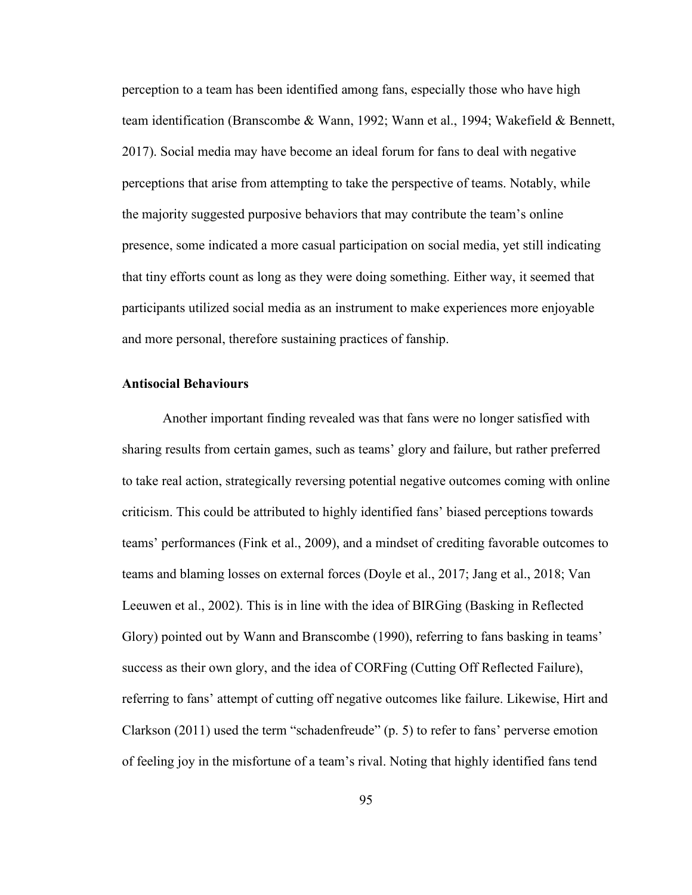perception to a team has been identified among fans, especially those who have high team identification (Branscombe & Wann, 1992; Wann et al., 1994; Wakefield & Bennett, 2017). Social media may have become an ideal forum for fans to deal with negative perceptions that arise from attempting to take the perspective of teams. Notably, while the majority suggested purposive behaviors that may contribute the team's online presence, some indicated a more casual participation on social media, yet still indicating that tiny efforts count as long as they were doing something. Either way, it seemed that participants utilized social media as an instrument to make experiences more enjoyable and more personal, therefore sustaining practices of fanship.

### Antisocial Behaviours

Another important finding revealed was that fans were no longer satisfied with sharing results from certain games, such as teams' glory and failure, but rather preferred to take real action, strategically reversing potential negative outcomes coming with online criticism. This could be attributed to highly identified fans' biased perceptions towards teams' performances (Fink et al., 2009), and a mindset of crediting favorable outcomes to teams and blaming losses on external forces (Doyle et al., 2017; Jang et al., 2018; Van Leeuwen et al., 2002). This is in line with the idea of BIRGing (Basking in Reflected Glory) pointed out by Wann and Branscombe (1990), referring to fans basking in teams' success as their own glory, and the idea of CORFing (Cutting Off Reflected Failure), referring to fans' attempt of cutting off negative outcomes like failure. Likewise, Hirt and Clarkson (2011) used the term "schadenfreude" (p. 5) to refer to fans' perverse emotion of feeling joy in the misfortune of a team's rival. Noting that highly identified fans tend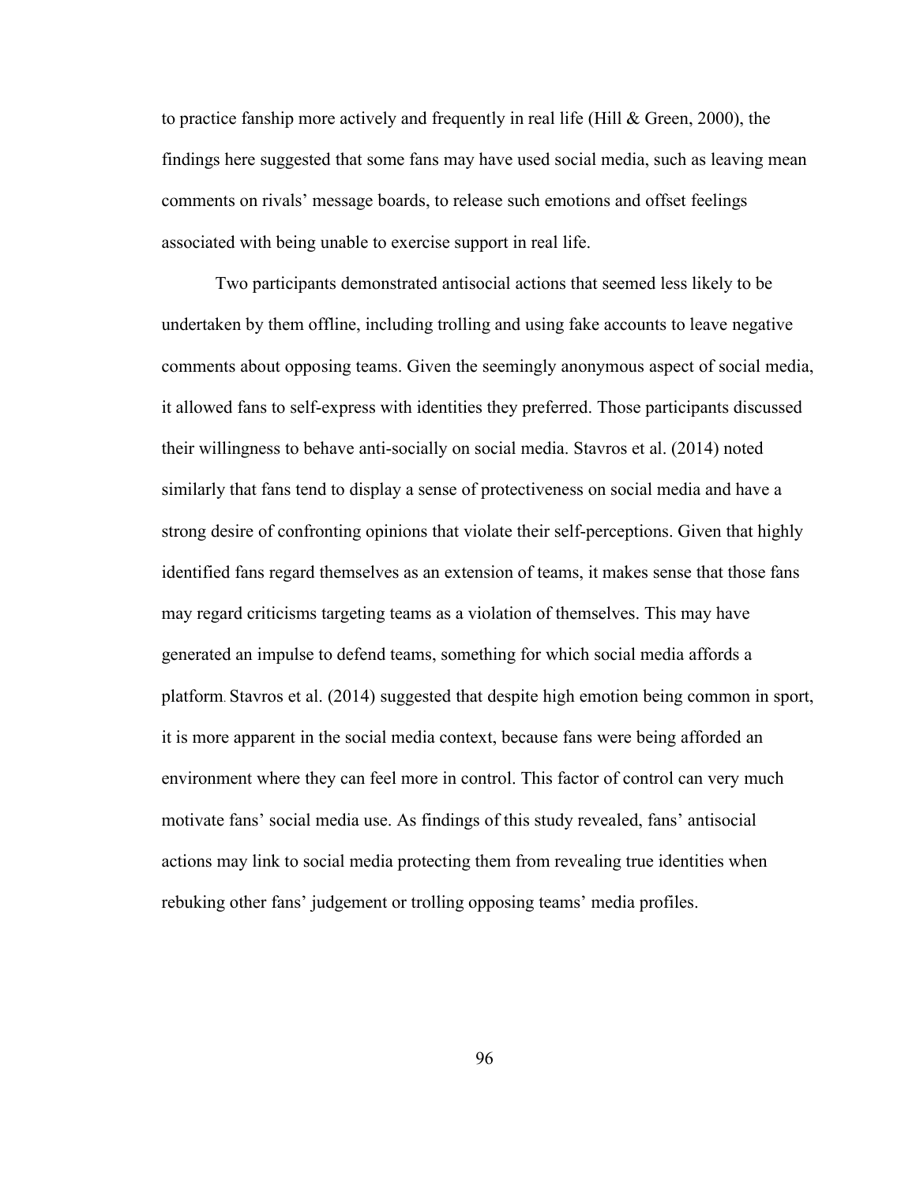to practice fanship more actively and frequently in real life (Hill & Green, 2000), the findings here suggested that some fans may have used social media, such as leaving mean comments on rivals' message boards, to release such emotions and offset feelings associated with being unable to exercise support in real life.

Two participants demonstrated antisocial actions that seemed less likely to be undertaken by them offline, including trolling and using fake accounts to leave negative comments about opposing teams. Given the seemingly anonymous aspect of social media, it allowed fans to self-express with identities they preferred. Those participants discussed their willingness to behave anti-socially on social media. Stavros et al. (2014) noted similarly that fans tend to display a sense of protectiveness on social media and have a strong desire of confronting opinions that violate their self-perceptions. Given that highly identified fans regard themselves as an extension of teams, it makes sense that those fans may regard criticisms targeting teams as a violation of themselves. This may have generated an impulse to defend teams, something for which social media affords a platform. Stavros et al. (2014) suggested that despite high emotion being common in sport, it is more apparent in the social media context, because fans were being afforded an environment where they can feel more in control. This factor of control can very much motivate fans' social media use. As findings of this study revealed, fans' antisocial actions may link to social media protecting them from revealing true identities when rebuking other fans' judgement or trolling opposing teams' media profiles.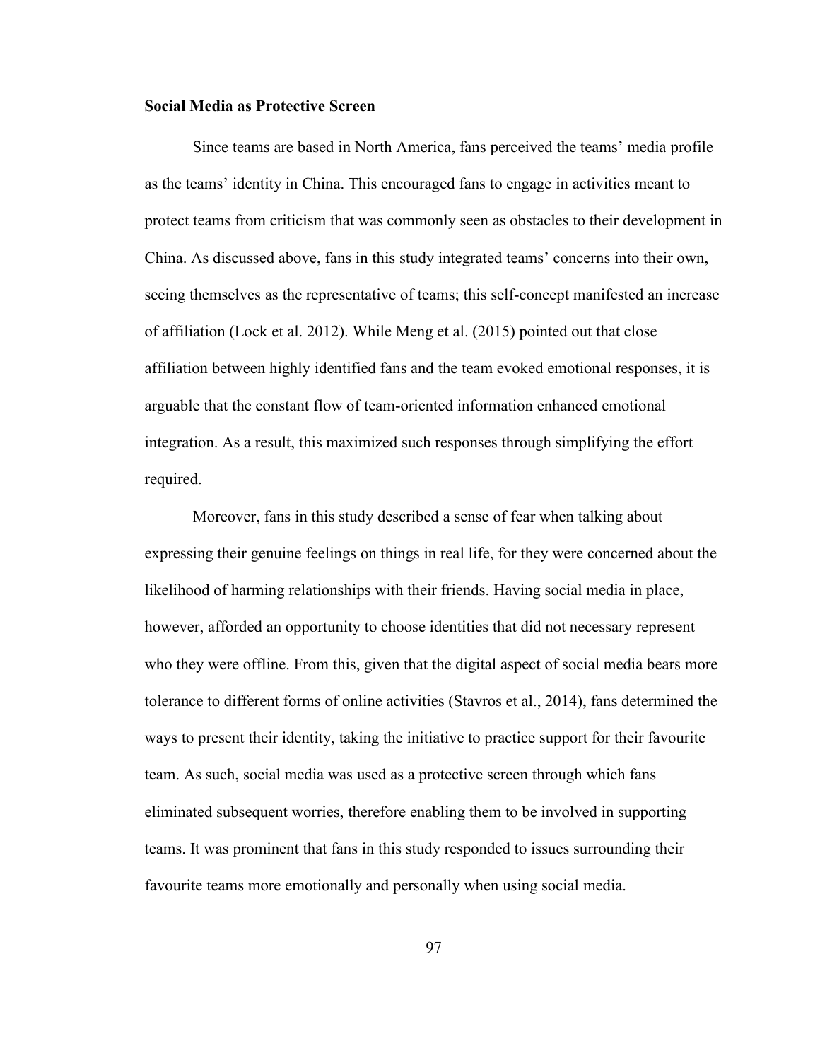**Social Media as Protective Screen**

Since teams are based in North America, fans perceived the teams' media profile as the teams' identity in China. This encouraged fans to engage in activities meant to protect teams from criticism that was commonly seen as obstacles to their development in China. As discussed above, fans in this study integrated teams' concerns into their own, seeing themselves as the representative of teams; this self-concept manifested an increase of affiliation (Lock et al. 2012). While Meng et al. (2015) pointed out that close affiliation between highly identified fans and the team evoked emotional responses, it is arguable that the constant flow of team-oriented information enhanced emotional integration. As a result, this maximized such responses through simplifying the effort required.

Moreover, fans in this study described a sense of fear when talking about expressing their genuine feelings on things in real life, for they were concerned about the likelihood of harming relationships with their friends. Having social media in place, however, afforded an opportunity to choose identities that did not necessary represent who they were offline. From this, given that the digital aspect of social media bears more tolerance to different forms of online activities (Stavros et al., 2014), fans determined the ways to present their identity, taking the initiative to practice support for their favourite team. As such, social media was used as a protective screen through which fans eliminated subsequent worries, therefore enabling them to be involved in supporting teams. It was prominent that fans in this study responded to issues surrounding their favourite teams more emotionally and personally when using social media.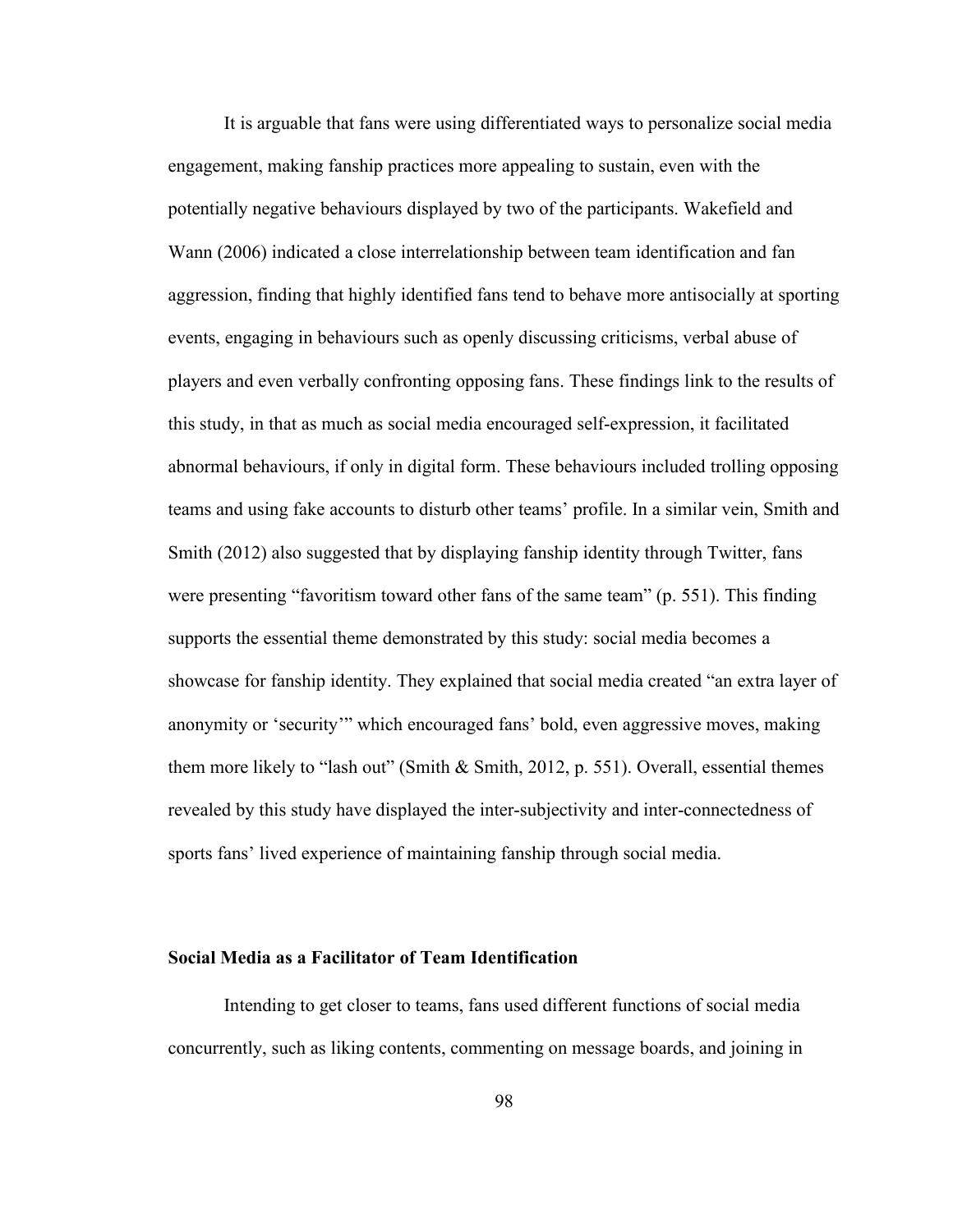It is arguable that fans were using differentiated ways to personalize social media engagement, making fanship practices more appealing to sustain, even with the potentially negative behaviours displayed by two of the participants. Wakefield and Wann (2006) indicated a close interrelationship between team identification and fan aggression, finding that highly identified fans tend to behave more antisocially at sporting events, engaging in behaviours such as openly discussing criticisms, verbal abuse of players and even verbally confronting opposing fans. These findings link to the results of this study, in that as much as social media encouraged self-expression, it facilitated abnormal behaviours, if only in digital form. These behaviours included trolling opposing teams and using fake accounts to disturb other teams' profile. In a similar vein, Smith and Smith (2012) also suggested that by displaying fanship identity through Twitter, fans were presenting "favoritism toward other fans of the same team" (p. 551). This finding supports the essential theme demonstrated by this study: social media becomes a showcase for fanship identity. They explained that social media created "an extra layer of anonymity or 'security'" which encouraged fans' bold, even aggressive moves, making them more likely to "lash out" (Smith & Smith, 2012, p. 551). Overall, essential themes revealed by this study have displayed the inter-subjectivity and inter-connectedness of sports fans' lived experience of maintaining fanship through social media.

**Social Media as a Facilitator of Team Identification**

Intending to get closer to teams, fans used different functions of social media concurrently, such as liking contents, commenting on message boards, and joining in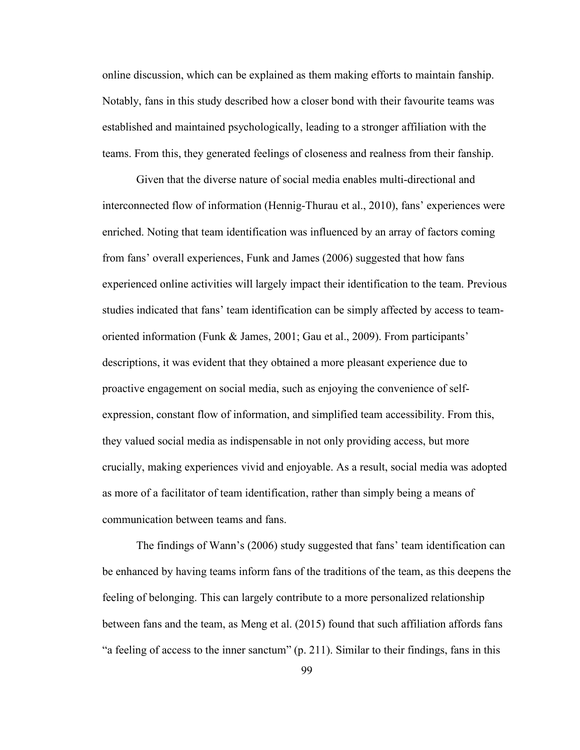online discussion, which can be explained as them making efforts to maintain fanship. Notably, fans in this study described how a closer bond with their favourite teams was established and maintained psychologically, leading to a stronger affiliation with the teams. From this, they generated feelings of closeness and realness from their fanship.

Given that the diverse nature of social media enables multi-directional and interconnected flow of information (Hennig-Thurau et al., 2010), fans' experiences were enriched. Noting that team identification was influenced by an array of factors coming from fans' overall experiences, Funk and James (2006) suggested that how fans experienced online activities will largely impact their identification to the team. Previous studies indicated that fans' team identification can be simply affected by access to team-oriented information (Funk & James, 2001; Gau et al., 2009). From participants' descriptions, it was evident that they obtained a more pleasant experience due to proactive engagement on social media, such as enjoying the convenience of self-expression, constant flow of information, and simplified team accessibility. From this, they valued social media as indispensable in not only providing access, but more crucially, making experiences vivid and enjoyable. As a result, social media was adopted as more of a facilitator of team identification, rather than simply being a means of communication between teams and fans.

The findings of Wann's (2006) study suggested that fans' team identification can be enhanced by having teams inform fans of the traditions of the team, as this deepens the feeling of belonging. This can largely contribute to a more personalized relationship between fans and the team, as Meng et al. (2015) found that such affiliation affords fans "a feeling of access to the inner sanctum" (p. 211). Similar to their findings, fans in this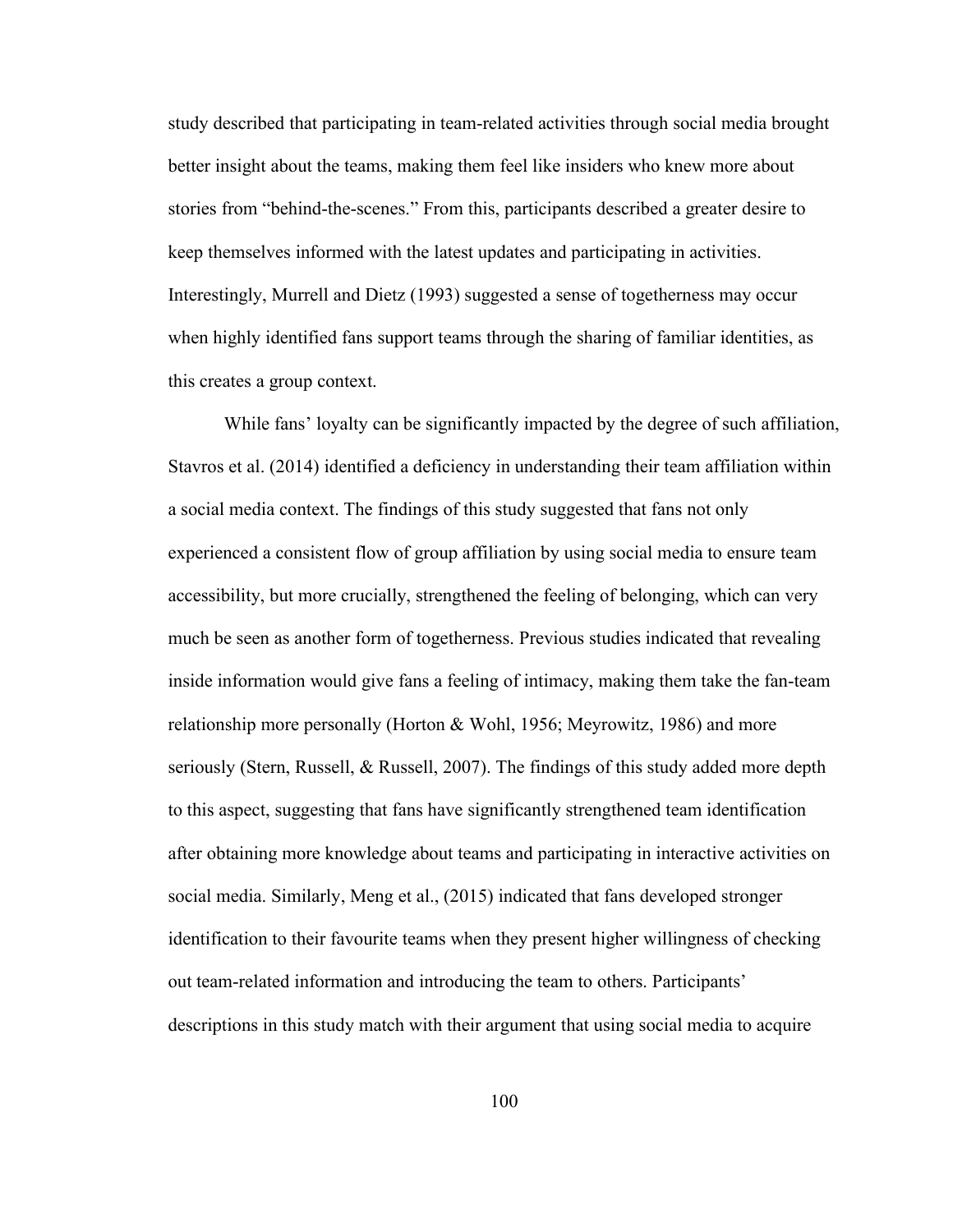study described that participating in team-related activities through social media brought better insight about the teams, making them feel like insiders who knew more about stories from “behind-the-scenes.” From this, participants described a greater desire to keep themselves informed with the latest updates and participating in activities. Interestingly, Murrell and Dietz (1993) suggested a sense of togetherness may occur when highly identified fans support teams through the sharing of familiar identities, as this creates a group context.

While fans’ loyalty can be significantly impacted by the degree of such affiliation, Stavros et al. (2014) identified a deficiency in understanding their team affiliation within a social media context. The findings of this study suggested that fans not only experienced a consistent flow of group affiliation by using social media to ensure team accessibility, but more crucially, strengthened the feeling of belonging, which can very much be seen as another form of togetherness. Previous studies indicated that revealing inside information would give fans a feeling of intimacy, making them take the fan-team relationship more personally (Horton & Wohl, 1956; Meyrowitz, 1986) and more seriously (Stern, Russell, & Russell, 2007). The findings of this study added more depth to this aspect, suggesting that fans have significantly strengthened team identification after obtaining more knowledge about teams and participating in interactive activities on social media. Similarly, Meng et al., (2015) indicated that fans developed stronger identification to their favourite teams when they present higher willingness of checking out team-related information and introducing the team to others. Participants’ descriptions in this study match with their argument that using social media to acquire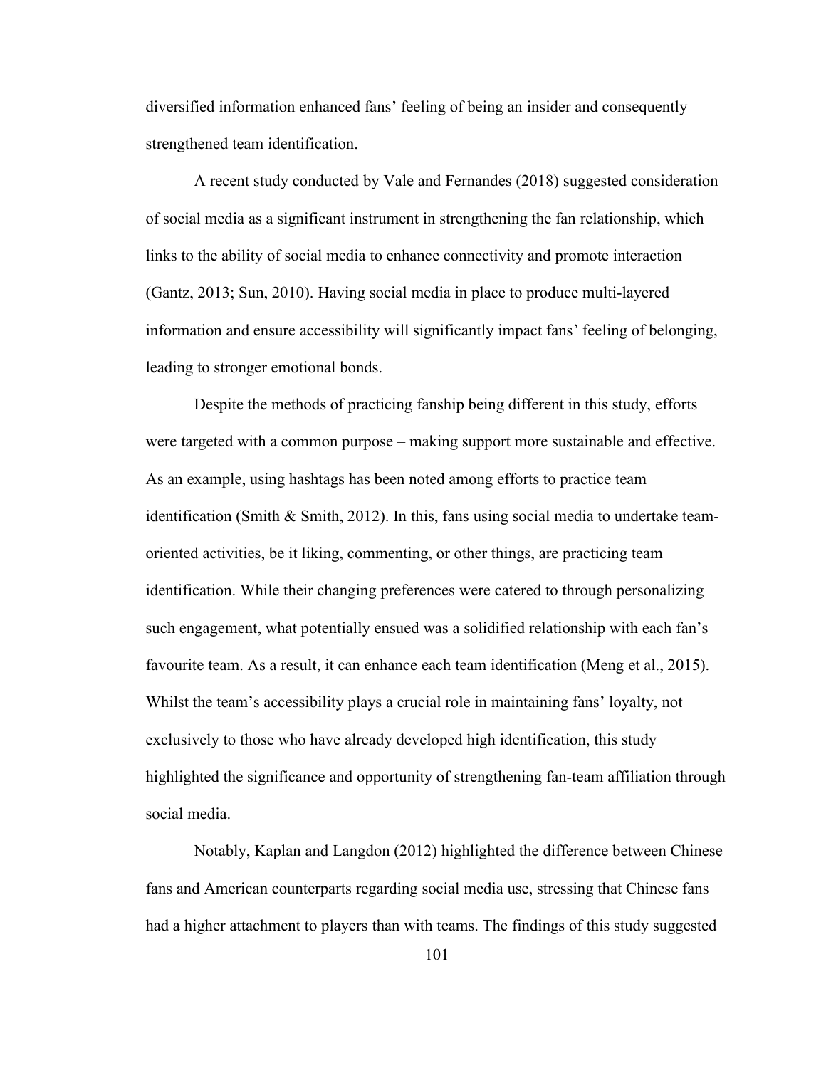diversified information enhanced fans' feeling of being an insider and consequently strengthened team identification.

A recent study conducted by Vale and Fernandes (2018) suggested consideration of social media as a significant instrument in strengthening the fan relationship, which links to the ability of social media to enhance connectivity and promote interaction (Gantz, 2013; Sun, 2010). Having social media in place to produce multi-layered information and ensure accessibility will significantly impact fans' feeling of belonging, leading to stronger emotional bonds.

Despite the methods of practicing fanship being different in this study, efforts were targeted with a common purpose – making support more sustainable and effective. As an example, using hashtags has been noted among efforts to practice team identification (Smith & Smith, 2012). In this, fans using social media to undertake team-oriented activities, be it liking, commenting, or other things, are practicing team identification. While their changing preferences were catered to through personalizing such engagement, what potentially ensued was a solidified relationship with each fan's favourite team. As a result, it can enhance each team identification (Meng et al., 2015). Whilst the team's accessibility plays a crucial role in maintaining fans' loyalty, not exclusively to those who have already developed high identification, this study highlighted the significance and opportunity of strengthening fan-team affiliation through social media.

Notably, Kaplan and Langdon (2012) highlighted the difference between Chinese fans and American counterparts regarding social media use, stressing that Chinese fans had a higher attachment to players than with teams. The findings of this study suggested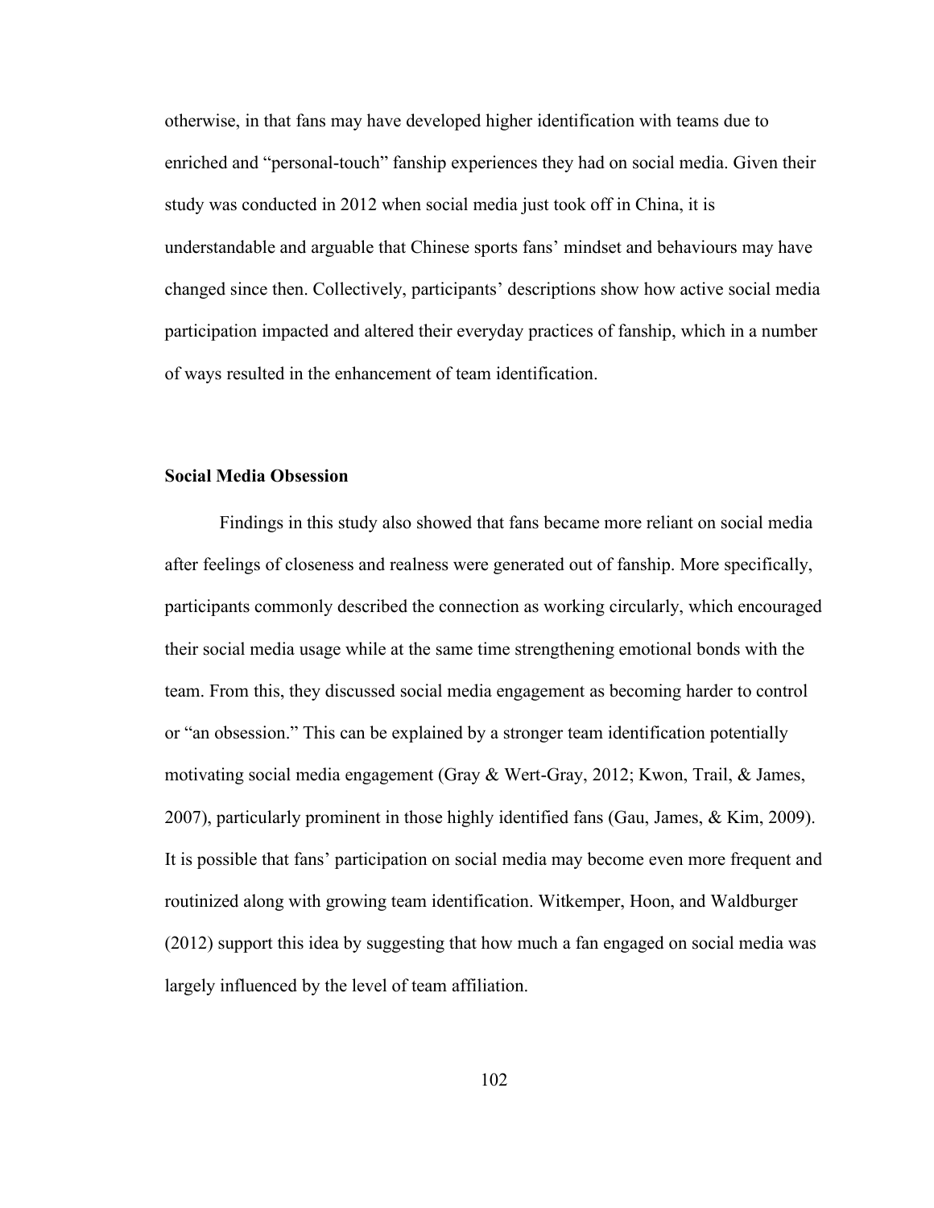otherwise, in that fans may have developed higher identification with teams due to enriched and "personal-touch" fanship experiences they had on social media. Given their study was conducted in 2012 when social media just took off in China, it is understandable and arguable that Chinese sports fans' mindset and behaviours may have changed since then. Collectively, participants' descriptions show how active social media participation impacted and altered their everyday practices of fanship, which in a number of ways resulted in the enhancement of team identification.

### Social Media Obsession

Findings in this study also showed that fans became more reliant on social media after feelings of closeness and realness were generated out of fanship. More specifically, participants commonly described the connection as working circularly, which encouraged their social media usage while at the same time strengthening emotional bonds with the team. From this, they discussed social media engagement as becoming harder to control or "an obsession." This can be explained by a stronger team identification potentially motivating social media engagement (Gray & Wert-Gray, 2012; Kwon, Trail, & James, 2007), particularly prominent in those highly identified fans (Gau, James, & Kim, 2009). It is possible that fans' participation on social media may become even more frequent and routinized along with growing team identification. Witkemper, Hoon, and Waldburger (2012) support this idea by suggesting that how much a fan engaged on social media was largely influenced by the level of team affiliation.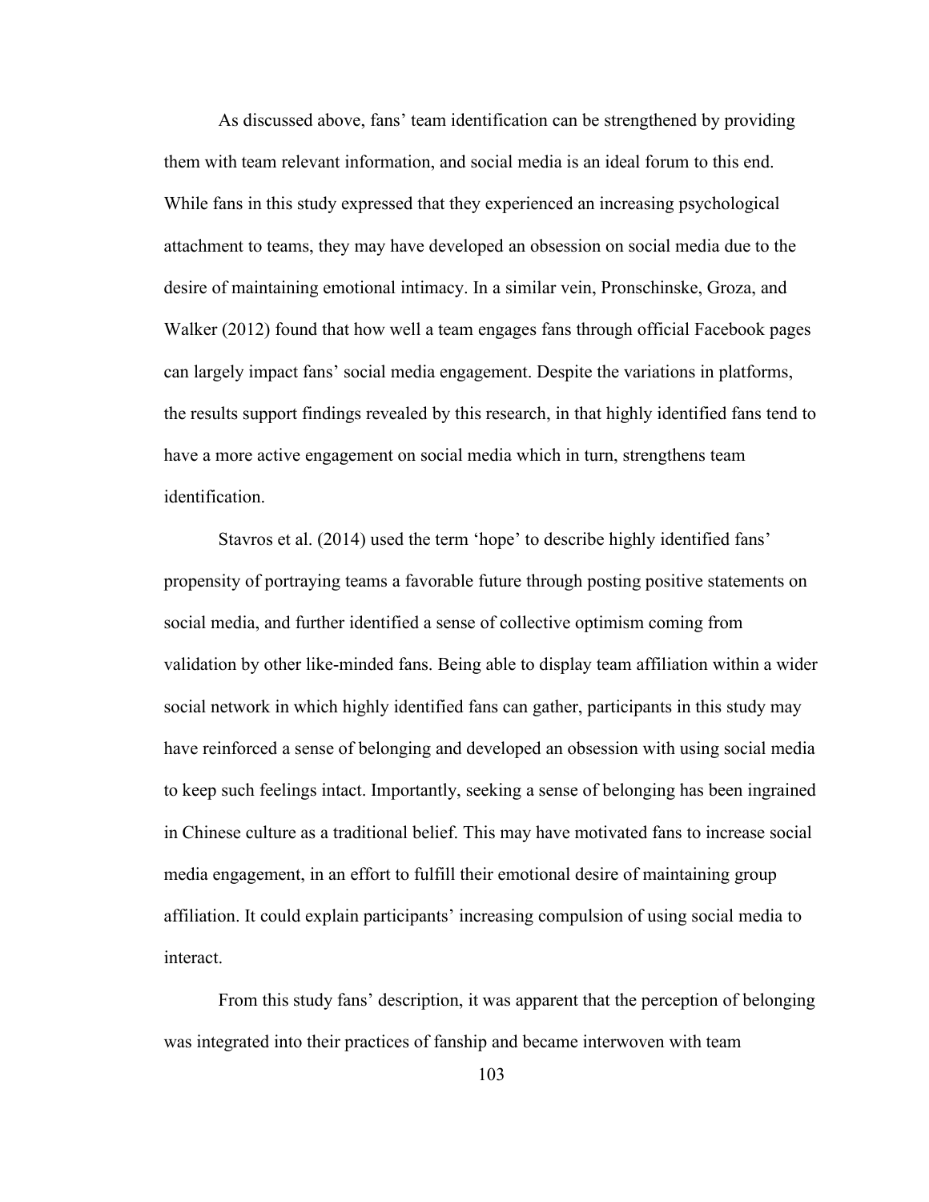As discussed above, fans' team identification can be strengthened by providing them with team relevant information, and social media is an ideal forum to this end. While fans in this study expressed that they experienced an increasing psychological attachment to teams, they may have developed an obsession on social media due to the desire of maintaining emotional intimacy. In a similar vein, Pronschinske, Groza, and Walker (2012) found that how well a team engages fans through official Facebook pages can largely impact fans' social media engagement. Despite the variations in platforms, the results support findings revealed by this research, in that highly identified fans tend to have a more active engagement on social media which in turn, strengthens team identification.

Stavros et al. (2014) used the term 'hope' to describe highly identified fans' propensity of portraying teams a favorable future through posting positive statements on social media, and further identified a sense of collective optimism coming from validation by other like-minded fans. Being able to display team affiliation within a wider social network in which highly identified fans can gather, participants in this study may have reinforced a sense of belonging and developed an obsession with using social media to keep such feelings intact. Importantly, seeking a sense of belonging has been ingrained in Chinese culture as a traditional belief. This may have motivated fans to increase social media engagement, in an effort to fulfill their emotional desire of maintaining group affiliation. It could explain participants' increasing compulsion of using social media to interact.

From this study fans' description, it was apparent that the perception of belonging was integrated into their practices of fanship and became interwoven with team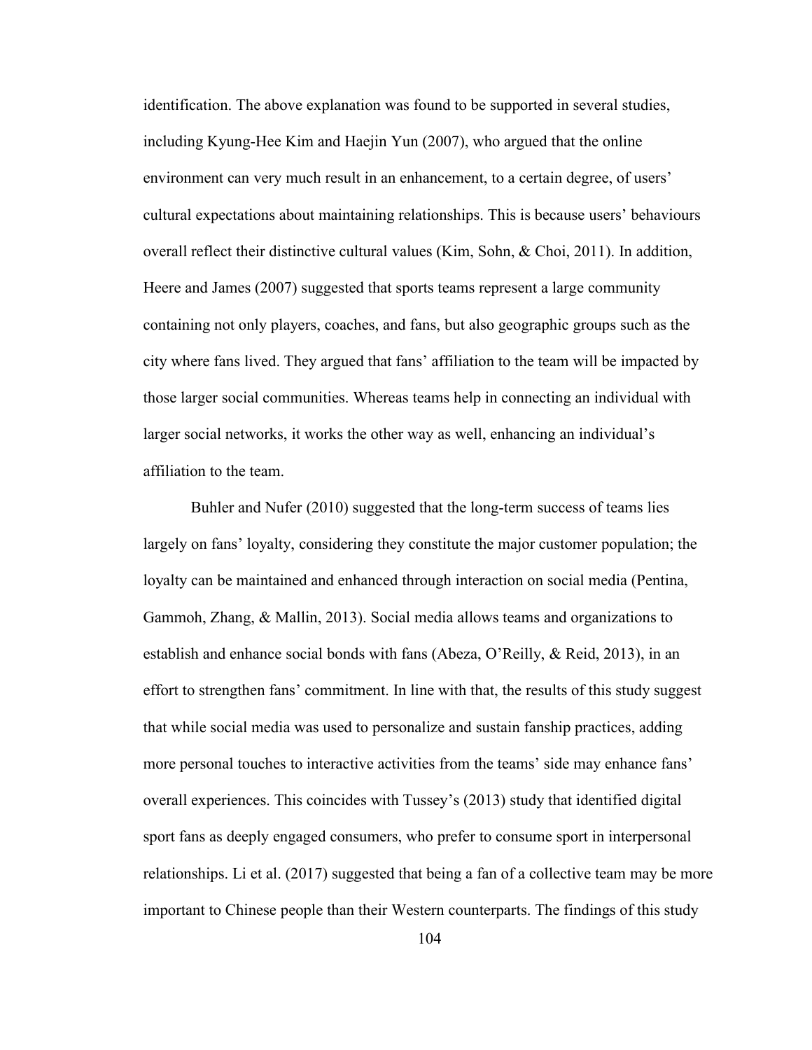identification. The above explanation was found to be supported in several studies, including Kyung-Hee Kim and Haejin Yun (2007), who argued that the online environment can very much result in an enhancement, to a certain degree, of users' cultural expectations about maintaining relationships. This is because users' behaviours overall reflect their distinctive cultural values (Kim, Sohn, & Choi, 2011). In addition, Heere and James (2007) suggested that sports teams represent a large community containing not only players, coaches, and fans, but also geographic groups such as the city where fans lived. They argued that fans' affiliation to the team will be impacted by those larger social communities. Whereas teams help in connecting an individual with larger social networks, it works the other way as well, enhancing an individual's affiliation to the team.

Buhler and Nufer (2010) suggested that the long-term success of teams lies largely on fans' loyalty, considering they constitute the major customer population; the loyalty can be maintained and enhanced through interaction on social media (Pentina, Gammoh, Zhang, & Mallin, 2013). Social media allows teams and organizations to establish and enhance social bonds with fans (Abeza, O'Reilly, & Reid, 2013), in an effort to strengthen fans' commitment. In line with that, the results of this study suggest that while social media was used to personalize and sustain fanship practices, adding more personal touches to interactive activities from the teams' side may enhance fans' overall experiences. This coincides with Tussey's (2013) study that identified digital sport fans as deeply engaged consumers, who prefer to consume sport in interpersonal relationships. Li et al. (2017) suggested that being a fan of a collective team may be more important to Chinese people than their Western counterparts. The findings of this study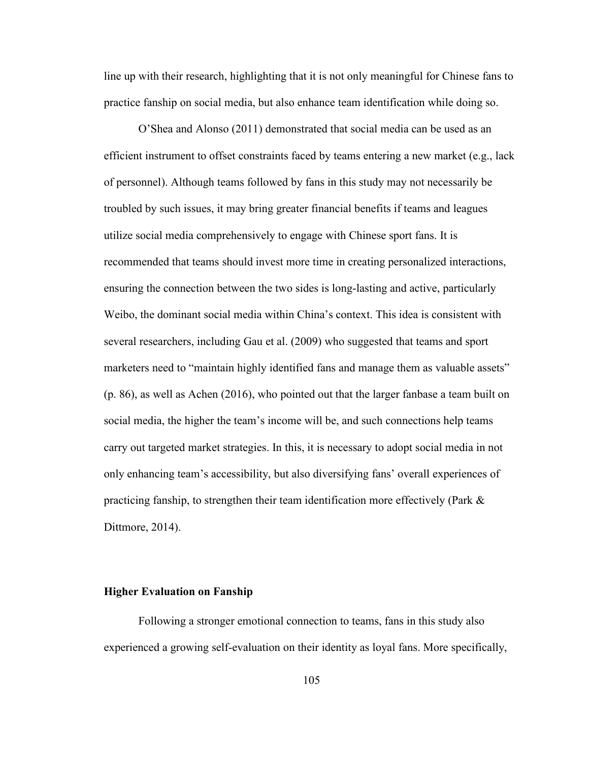line up with their research, highlighting that it is not only meaningful for Chinese fans to practice fanship on social media, but also enhance team identification while doing so.

O’Shea and Alonso (2011) demonstrated that social media can be used as an efficient instrument to offset constraints faced by teams entering a new market (e.g., lack of personnel). Although teams followed by fans in this study may not necessarily be troubled by such issues, it may bring greater financial benefits if teams and leagues utilize social media comprehensively to engage with Chinese sport fans. It is recommended that teams should invest more time in creating personalized interactions, ensuring the connection between the two sides is long-lasting and active, particularly Weibo, the dominant social media within China’s context. This idea is consistent with several researchers, including Gau et al. (2009) who suggested that teams and sport marketers need to “maintain highly identified fans and manage them as valuable assets” (p. 86), as well as Achen (2016), who pointed out that the larger fanbase a team built on social media, the higher the team’s income will be, and such connections help teams carry out targeted market strategies. In this, it is necessary to adopt social media in not only enhancing team’s accessibility, but also diversifying fans’ overall experiences of practicing fanship, to strengthen their team identification more effectively (Park & Dittmore, 2014).

### Higher Evaluation on Fanship

Following a stronger emotional connection to teams, fans in this study also experienced a growing self-evaluation on their identity as loyal fans. More specifically,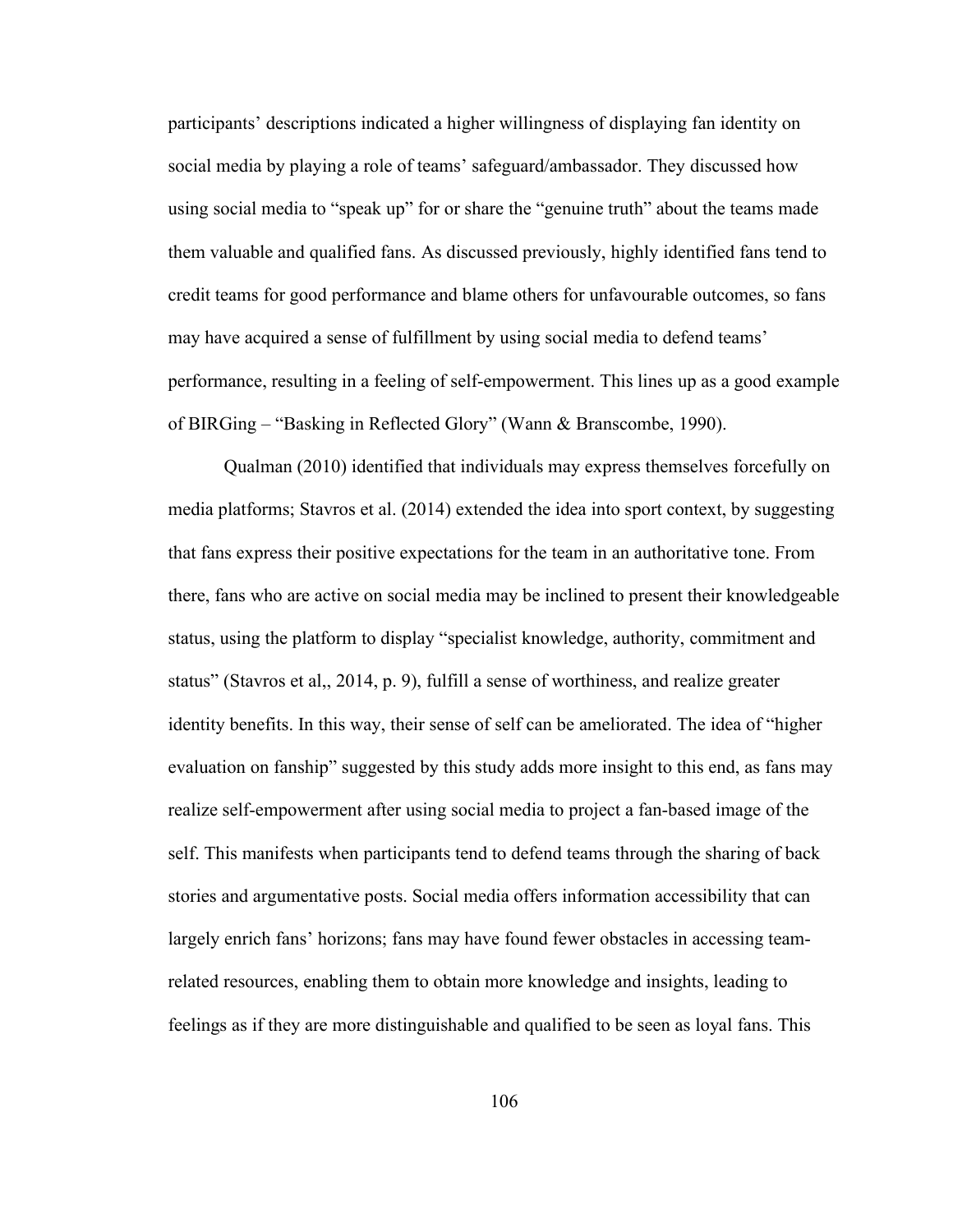participants' descriptions indicated a higher willingness of displaying fan identity on social media by playing a role of teams' safeguard/ambassador. They discussed how using social media to "speak up" for or share the "genuine truth" about the teams made them valuable and qualified fans. As discussed previously, highly identified fans tend to credit teams for good performance and blame others for unfavourable outcomes, so fans may have acquired a sense of fulfillment by using social media to defend teams' performance, resulting in a feeling of self-empowerment. This lines up as a good example of BIRGing – "Basking in Reflected Glory" (Wann & Branscombe, 1990).

Qualman (2010) identified that individuals may express themselves forcefully on media platforms; Stavros et al. (2014) extended the idea into sport context, by suggesting that fans express their positive expectations for the team in an authoritative tone. From there, fans who are active on social media may be inclined to present their knowledgeable status, using the platform to display "specialist knowledge, authority, commitment and status" (Stavros et al,, 2014, p. 9), fulfill a sense of worthiness, and realize greater identity benefits. In this way, their sense of self can be ameliorated. The idea of "higher evaluation on fanship" suggested by this study adds more insight to this end, as fans may realize self-empowerment after using social media to project a fan-based image of the self. This manifests when participants tend to defend teams through the sharing of back stories and argumentative posts. Social media offers information accessibility that can largely enrich fans' horizons; fans may have found fewer obstacles in accessing team-related resources, enabling them to obtain more knowledge and insights, leading to feelings as if they are more distinguishable and qualified to be seen as loyal fans. This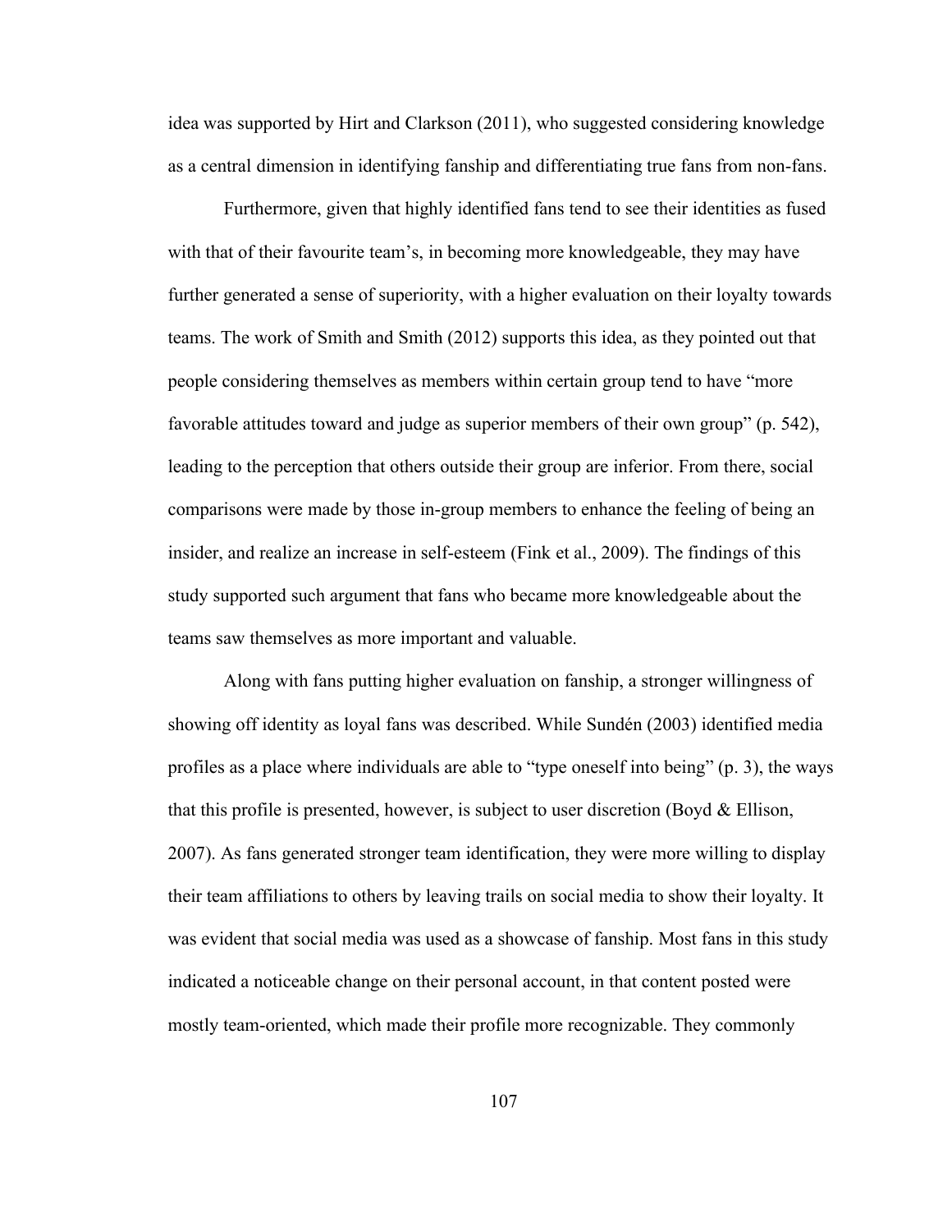idea was supported by Hirt and Clarkson (2011), who suggested considering knowledge as a central dimension in identifying fanship and differentiating true fans from non-fans.

Furthermore, given that highly identified fans tend to see their identities as fused with that of their favourite team's, in becoming more knowledgeable, they may have further generated a sense of superiority, with a higher evaluation on their loyalty towards teams. The work of Smith and Smith (2012) supports this idea, as they pointed out that people considering themselves as members within certain group tend to have "more favorable attitudes toward and judge as superior members of their own group" (p. 542), leading to the perception that others outside their group are inferior. From there, social comparisons were made by those in-group members to enhance the feeling of being an insider, and realize an increase in self-esteem (Fink et al., 2009). The findings of this study supported such argument that fans who became more knowledgeable about the teams saw themselves as more important and valuable.

Along with fans putting higher evaluation on fanship, a stronger willingness of showing off identity as loyal fans was described. While Sundén (2003) identified media profiles as a place where individuals are able to "type oneself into being" (p. 3), the ways that this profile is presented, however, is subject to user discretion (Boyd & Ellison, 2007). As fans generated stronger team identification, they were more willing to display their team affiliations to others by leaving trails on social media to show their loyalty. It was evident that social media was used as a showcase of fanship. Most fans in this study indicated a noticeable change on their personal account, in that content posted were mostly team-oriented, which made their profile more recognizable. They commonly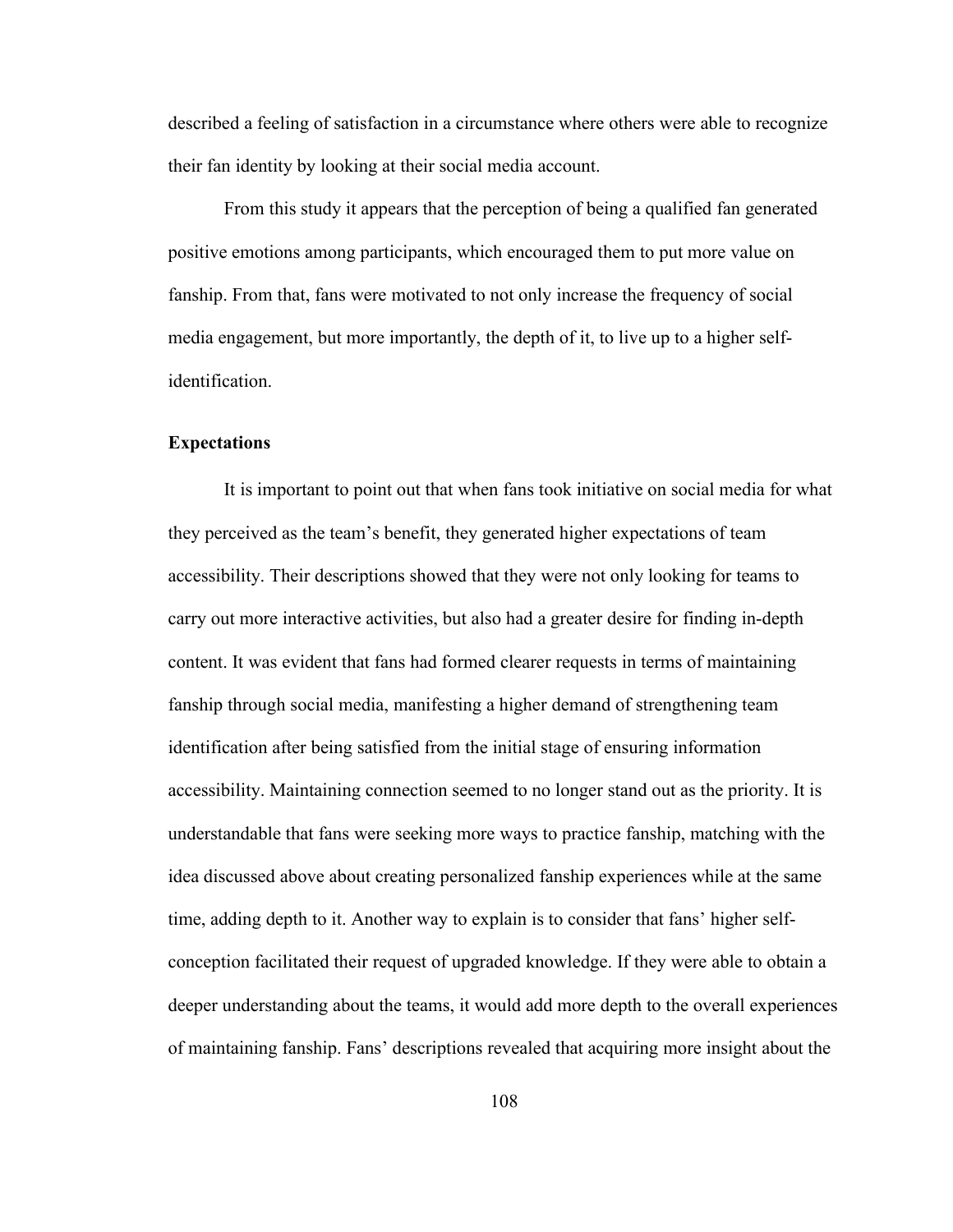described a feeling of satisfaction in a circumstance where others were able to recognize their fan identity by looking at their social media account.

From this study it appears that the perception of being a qualified fan generated positive emotions among participants, which encouraged them to put more value on fanship. From that, fans were motivated to not only increase the frequency of social media engagement, but more importantly, the depth of it, to live up to a higher self-identification.

### Expectations

It is important to point out that when fans took initiative on social media for what they perceived as the team's benefit, they generated higher expectations of team accessibility. Their descriptions showed that they were not only looking for teams to carry out more interactive activities, but also had a greater desire for finding in-depth content. It was evident that fans had formed clearer requests in terms of maintaining fanship through social media, manifesting a higher demand of strengthening team identification after being satisfied from the initial stage of ensuring information accessibility. Maintaining connection seemed to no longer stand out as the priority. It is understandable that fans were seeking more ways to practice fanship, matching with the idea discussed above about creating personalized fanship experiences while at the same time, adding depth to it. Another way to explain is to consider that fans' higher self-conception facilitated their request of upgraded knowledge. If they were able to obtain a deeper understanding about the teams, it would add more depth to the overall experiences of maintaining fanship. Fans' descriptions revealed that acquiring more insight about the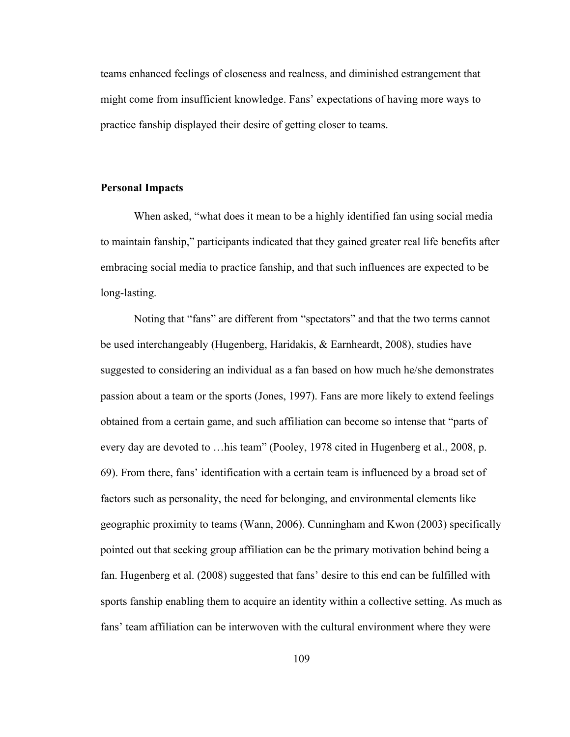teams enhanced feelings of closeness and realness, and diminished estrangement that might come from insufficient knowledge. Fans' expectations of having more ways to practice fanship displayed their desire of getting closer to teams.

### Personal Impacts

When asked, "what does it mean to be a highly identified fan using social media to maintain fanship," participants indicated that they gained greater real life benefits after embracing social media to practice fanship, and that such influences are expected to be long-lasting.

Noting that "fans" are different from "spectators" and that the two terms cannot be used interchangeably (Hugenberg, Haridakis, & Earnheardt, 2008), studies have suggested to considering an individual as a fan based on how much he/she demonstrates passion about a team or the sports (Jones, 1997). Fans are more likely to extend feelings obtained from a certain game, and such affiliation can become so intense that "parts of every day are devoted to …his team" (Pooley, 1978 cited in Hugenberg et al., 2008, p. 69). From there, fans' identification with a certain team is influenced by a broad set of factors such as personality, the need for belonging, and environmental elements like geographic proximity to teams (Wann, 2006). Cunningham and Kwon (2003) specifically pointed out that seeking group affiliation can be the primary motivation behind being a fan. Hugenberg et al. (2008) suggested that fans' desire to this end can be fulfilled with sports fanship enabling them to acquire an identity within a collective setting. As much as fans' team affiliation can be interwoven with the cultural environment where they were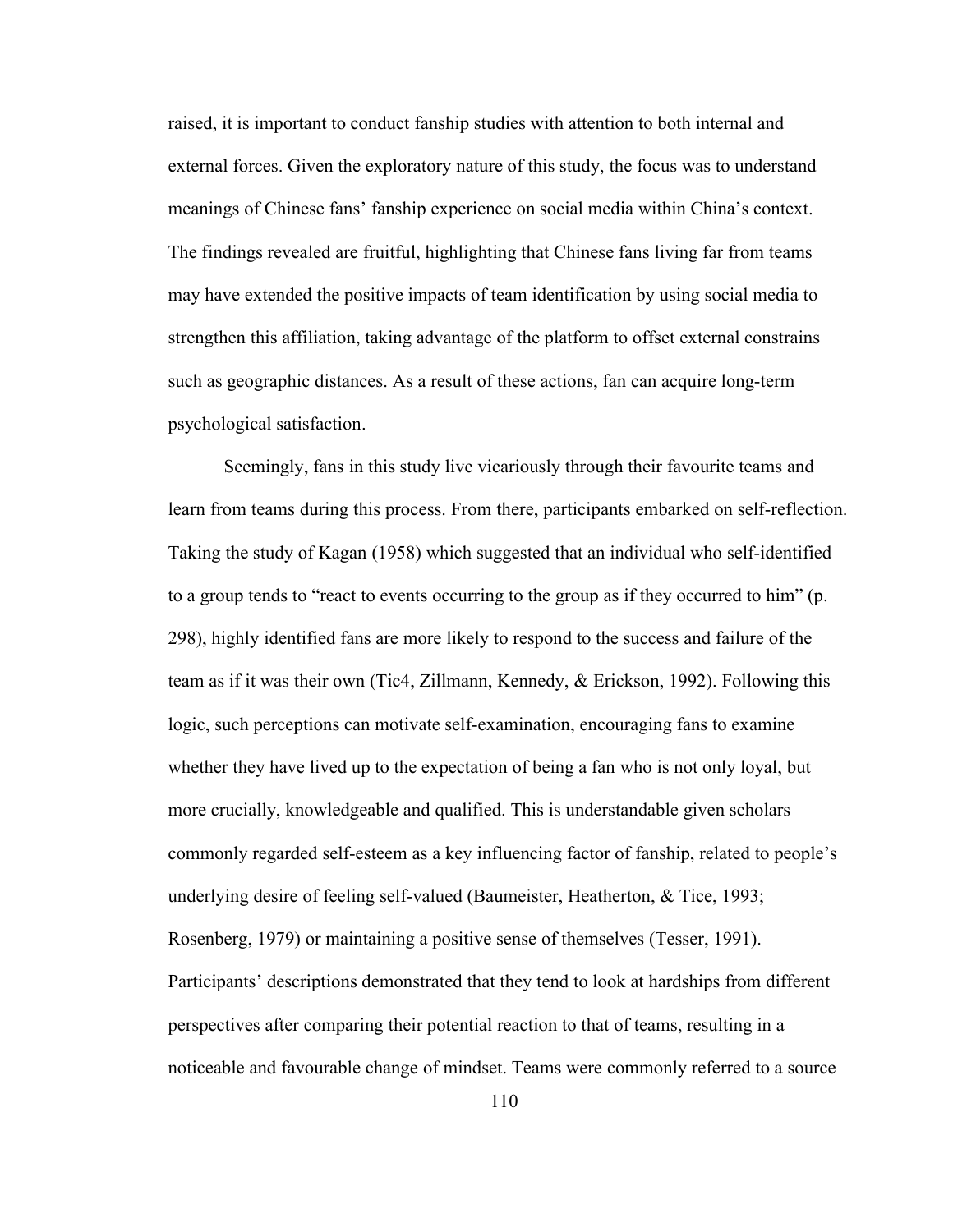raised, it is important to conduct fanship studies with attention to both internal and external forces. Given the exploratory nature of this study, the focus was to understand meanings of Chinese fans' fanship experience on social media within China's context. The findings revealed are fruitful, highlighting that Chinese fans living far from teams may have extended the positive impacts of team identification by using social media to strengthen this affiliation, taking advantage of the platform to offset external constrains such as geographic distances. As a result of these actions, fan can acquire long-term psychological satisfaction.

Seemingly, fans in this study live vicariously through their favourite teams and learn from teams during this process. From there, participants embarked on self-reflection. Taking the study of Kagan (1958) which suggested that an individual who self-identified to a group tends to "react to events occurring to the group as if they occurred to him" (p. 298), highly identified fans are more likely to respond to the success and failure of the team as if it was their own (Tic4, Zillmann, Kennedy, & Erickson, 1992). Following this logic, such perceptions can motivate self-examination, encouraging fans to examine whether they have lived up to the expectation of being a fan who is not only loyal, but more crucially, knowledgeable and qualified. This is understandable given scholars commonly regarded self-esteem as a key influencing factor of fanship, related to people's underlying desire of feeling self-valued (Baumeister, Heatherton, & Tice, 1993; Rosenberg, 1979) or maintaining a positive sense of themselves (Tesser, 1991). Participants' descriptions demonstrated that they tend to look at hardships from different perspectives after comparing their potential reaction to that of teams, resulting in a noticeable and favourable change of mindset. Teams were commonly referred to a source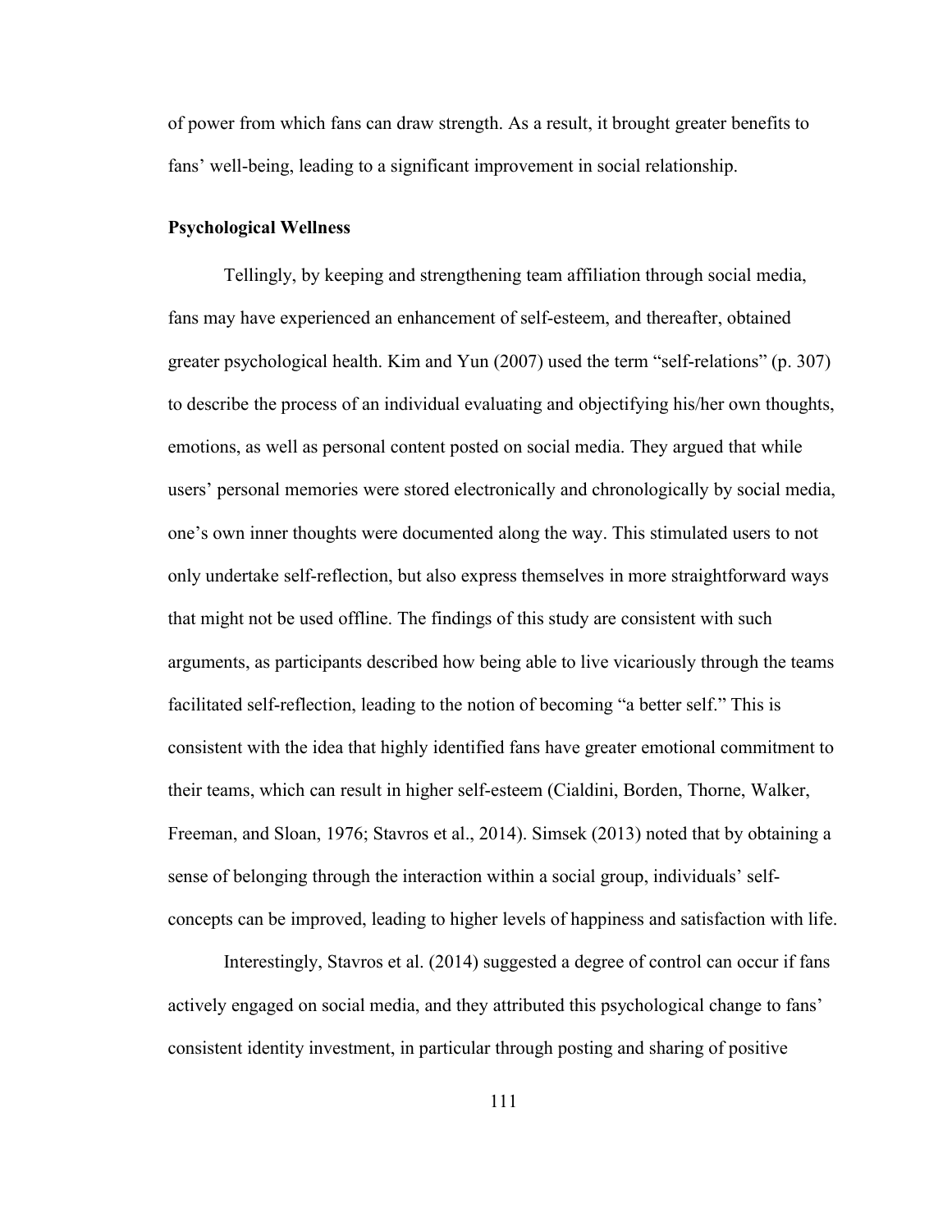of power from which fans can draw strength. As a result, it brought greater benefits to fans' well-being, leading to a significant improvement in social relationship.

**Psychological Wellness**

Tellingly, by keeping and strengthening team affiliation through social media, fans may have experienced an enhancement of self-esteem, and thereafter, obtained greater psychological health. Kim and Yun (2007) used the term "self-relations" (p. 307) to describe the process of an individual evaluating and objectifying his/her own thoughts, emotions, as well as personal content posted on social media. They argued that while users' personal memories were stored electronically and chronologically by social media, one's own inner thoughts were documented along the way. This stimulated users to not only undertake self-reflection, but also express themselves in more straightforward ways that might not be used offline. The findings of this study are consistent with such arguments, as participants described how being able to live vicariously through the teams facilitated self-reflection, leading to the notion of becoming "a better self." This is consistent with the idea that highly identified fans have greater emotional commitment to their teams, which can result in higher self-esteem (Cialdini, Borden, Thorne, Walker, Freeman, and Sloan, 1976; Stavros et al., 2014). Simsek (2013) noted that by obtaining a sense of belonging through the interaction within a social group, individuals' self-concepts can be improved, leading to higher levels of happiness and satisfaction with life.

Interestingly, Stavros et al. (2014) suggested a degree of control can occur if fans actively engaged on social media, and they attributed this psychological change to fans' consistent identity investment, in particular through posting and sharing of positive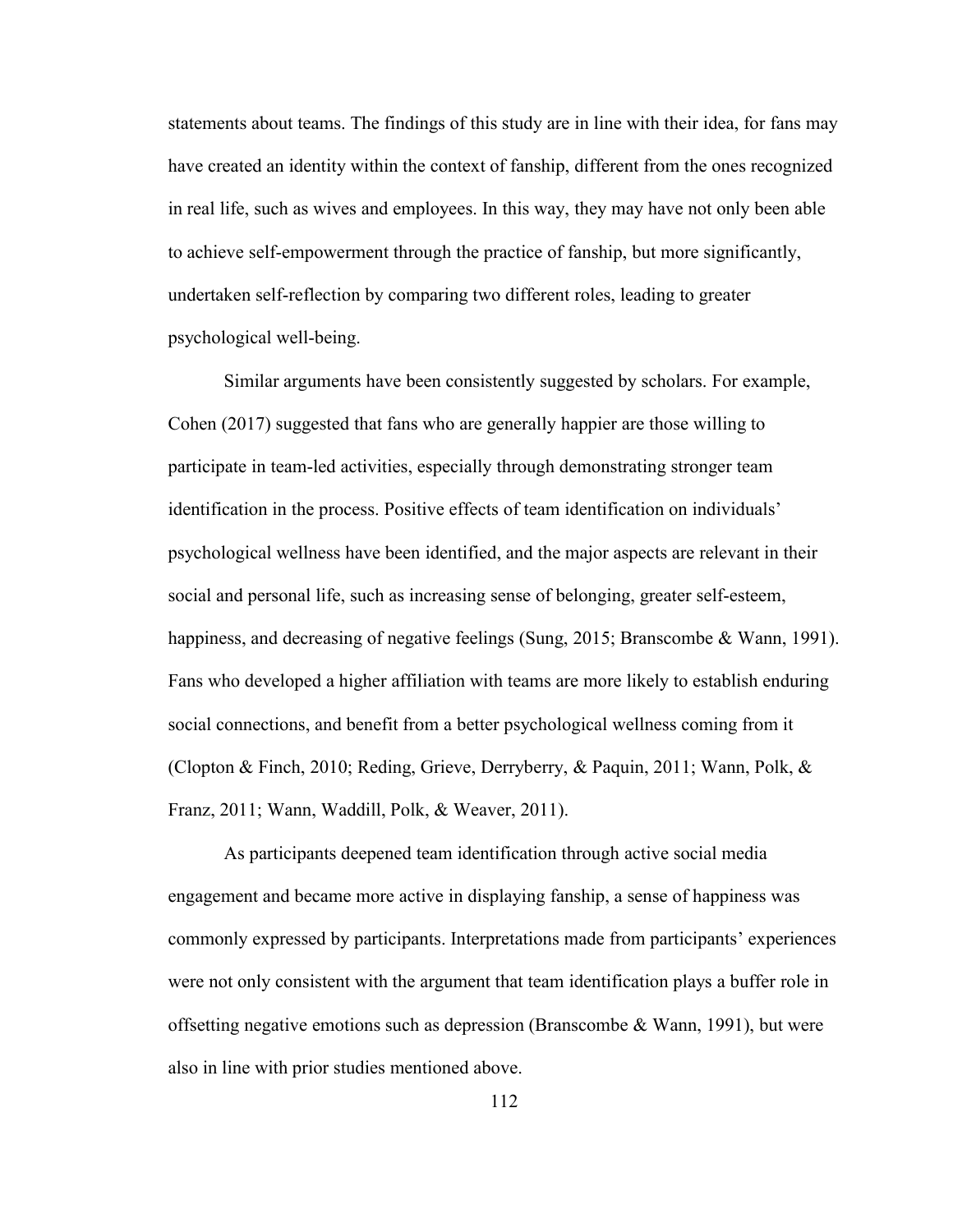statements about teams. The findings of this study are in line with their idea, for fans may have created an identity within the context of fanship, different from the ones recognized in real life, such as wives and employees. In this way, they may have not only been able to achieve self-empowerment through the practice of fanship, but more significantly, undertaken self-reflection by comparing two different roles, leading to greater psychological well-being.

Similar arguments have been consistently suggested by scholars. For example, Cohen (2017) suggested that fans who are generally happier are those willing to participate in team-led activities, especially through demonstrating stronger team identification in the process. Positive effects of team identification on individuals' psychological wellness have been identified, and the major aspects are relevant in their social and personal life, such as increasing sense of belonging, greater self-esteem, happiness, and decreasing of negative feelings (Sung, 2015; Branscombe & Wann, 1991). Fans who developed a higher affiliation with teams are more likely to establish enduring social connections, and benefit from a better psychological wellness coming from it (Clopton & Finch, 2010; Reding, Grieve, Derryberry, & Paquin, 2011; Wann, Polk, & Franz, 2011; Wann, Waddill, Polk, & Weaver, 2011).

As participants deepened team identification through active social media engagement and became more active in displaying fanship, a sense of happiness was commonly expressed by participants. Interpretations made from participants' experiences were not only consistent with the argument that team identification plays a buffer role in offsetting negative emotions such as depression (Branscombe & Wann, 1991), but were also in line with prior studies mentioned above.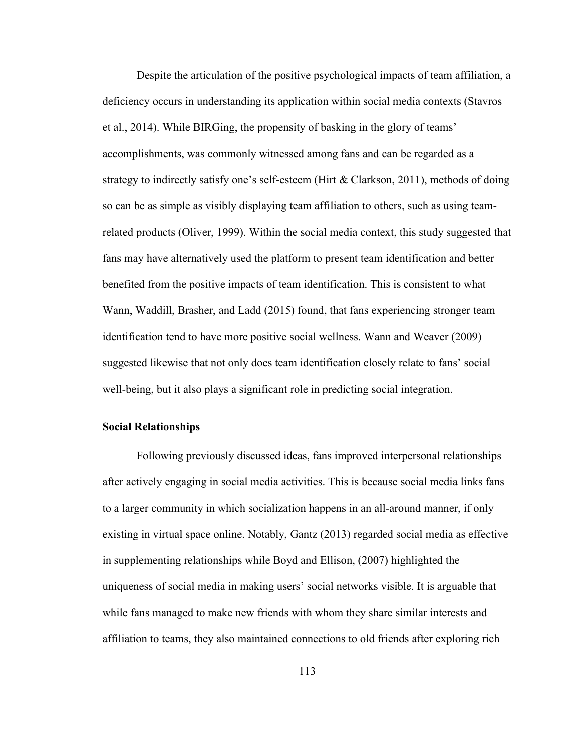Despite the articulation of the positive psychological impacts of team affiliation, a deficiency occurs in understanding its application within social media contexts (Stavros et al., 2014). While BIRGing, the propensity of basking in the glory of teams' accomplishments, was commonly witnessed among fans and can be regarded as a strategy to indirectly satisfy one's self-esteem (Hirt & Clarkson, 2011), methods of doing so can be as simple as visibly displaying team affiliation to others, such as using team-related products (Oliver, 1999). Within the social media context, this study suggested that fans may have alternatively used the platform to present team identification and better benefited from the positive impacts of team identification. This is consistent to what Wann, Waddill, Brasher, and Ladd (2015) found, that fans experiencing stronger team identification tend to have more positive social wellness. Wann and Weaver (2009) suggested likewise that not only does team identification closely relate to fans' social well-being, but it also plays a significant role in predicting social integration.

**Social Relationships**

Following previously discussed ideas, fans improved interpersonal relationships after actively engaging in social media activities. This is because social media links fans to a larger community in which socialization happens in an all-around manner, if only existing in virtual space online. Notably, Gantz (2013) regarded social media as effective in supplementing relationships while Boyd and Ellison, (2007) highlighted the uniqueness of social media in making users' social networks visible. It is arguable that while fans managed to make new friends with whom they share similar interests and affiliation to teams, they also maintained connections to old friends after exploring rich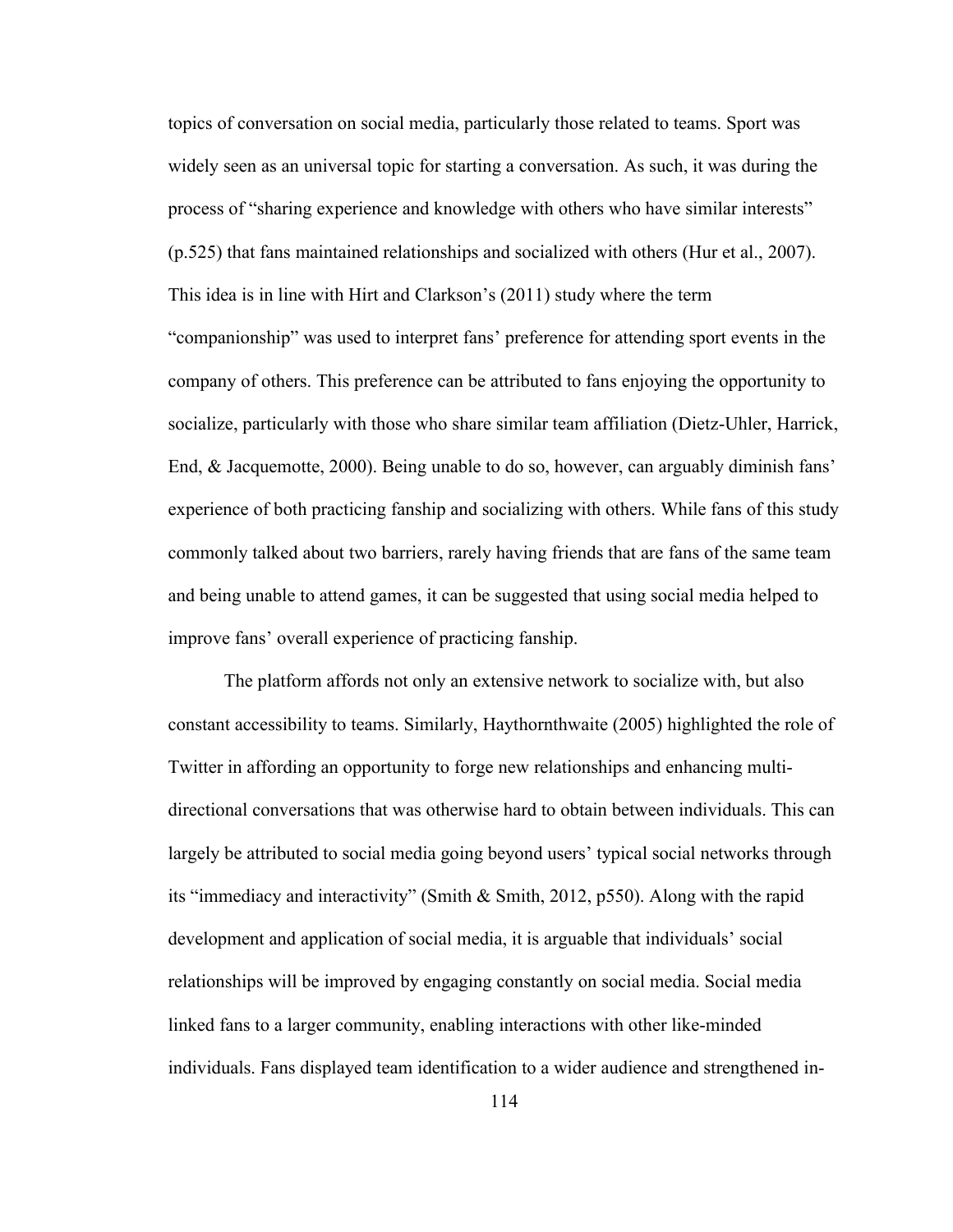topics of conversation on social media, particularly those related to teams. Sport was widely seen as an universal topic for starting a conversation. As such, it was during the process of "sharing experience and knowledge with others who have similar interests" (p.525) that fans maintained relationships and socialized with others (Hur et al., 2007). This idea is in line with Hirt and Clarkson's (2011) study where the term "companionship" was used to interpret fans' preference for attending sport events in the company of others. This preference can be attributed to fans enjoying the opportunity to socialize, particularly with those who share similar team affiliation (Dietz-Uhler, Harrick, End, & Jacquemotte, 2000). Being unable to do so, however, can arguably diminish fans' experience of both practicing fanship and socializing with others. While fans of this study commonly talked about two barriers, rarely having friends that are fans of the same team and being unable to attend games, it can be suggested that using social media helped to improve fans' overall experience of practicing fanship.

The platform affords not only an extensive network to socialize with, but also constant accessibility to teams. Similarly, Haythornthwaite (2005) highlighted the role of Twitter in affording an opportunity to forge new relationships and enhancing multi-directional conversations that was otherwise hard to obtain between individuals. This can largely be attributed to social media going beyond users' typical social networks through its "immediacy and interactivity" (Smith & Smith, 2012, p550). Along with the rapid development and application of social media, it is arguable that individuals' social relationships will be improved by engaging constantly on social media. Social media linked fans to a larger community, enabling interactions with other like-minded individuals. Fans displayed team identification to a wider audience and strengthened in-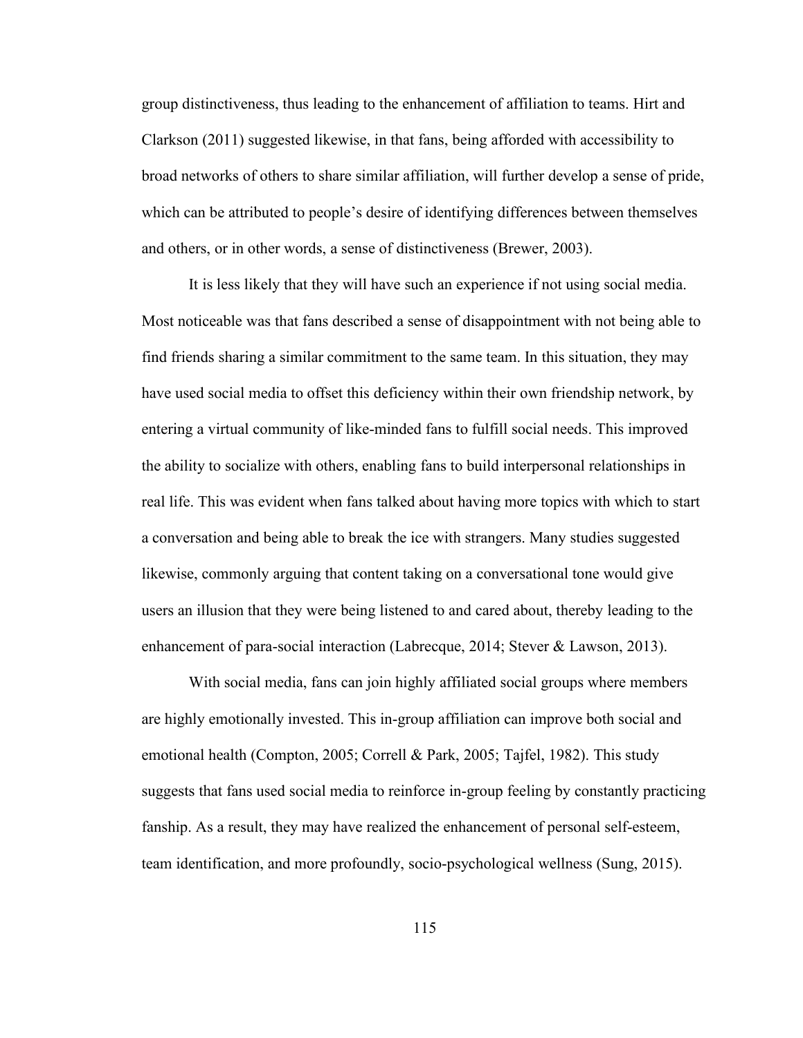group distinctiveness, thus leading to the enhancement of affiliation to teams. Hirt and Clarkson (2011) suggested likewise, in that fans, being afforded with accessibility to broad networks of others to share similar affiliation, will further develop a sense of pride, which can be attributed to people's desire of identifying differences between themselves and others, or in other words, a sense of distinctiveness (Brewer, 2003).

It is less likely that they will have such an experience if not using social media. Most noticeable was that fans described a sense of disappointment with not being able to find friends sharing a similar commitment to the same team. In this situation, they may have used social media to offset this deficiency within their own friendship network, by entering a virtual community of like-minded fans to fulfill social needs. This improved the ability to socialize with others, enabling fans to build interpersonal relationships in real life. This was evident when fans talked about having more topics with which to start a conversation and being able to break the ice with strangers. Many studies suggested likewise, commonly arguing that content taking on a conversational tone would give users an illusion that they were being listened to and cared about, thereby leading to the enhancement of para-social interaction (Labrecque, 2014; Stever & Lawson, 2013).

With social media, fans can join highly affiliated social groups where members are highly emotionally invested. This in-group affiliation can improve both social and emotional health (Compton, 2005; Correll & Park, 2005; Tajfel, 1982). This study suggests that fans used social media to reinforce in-group feeling by constantly practicing fanship. As a result, they may have realized the enhancement of personal self-esteem, team identification, and more profoundly, socio-psychological wellness (Sung, 2015).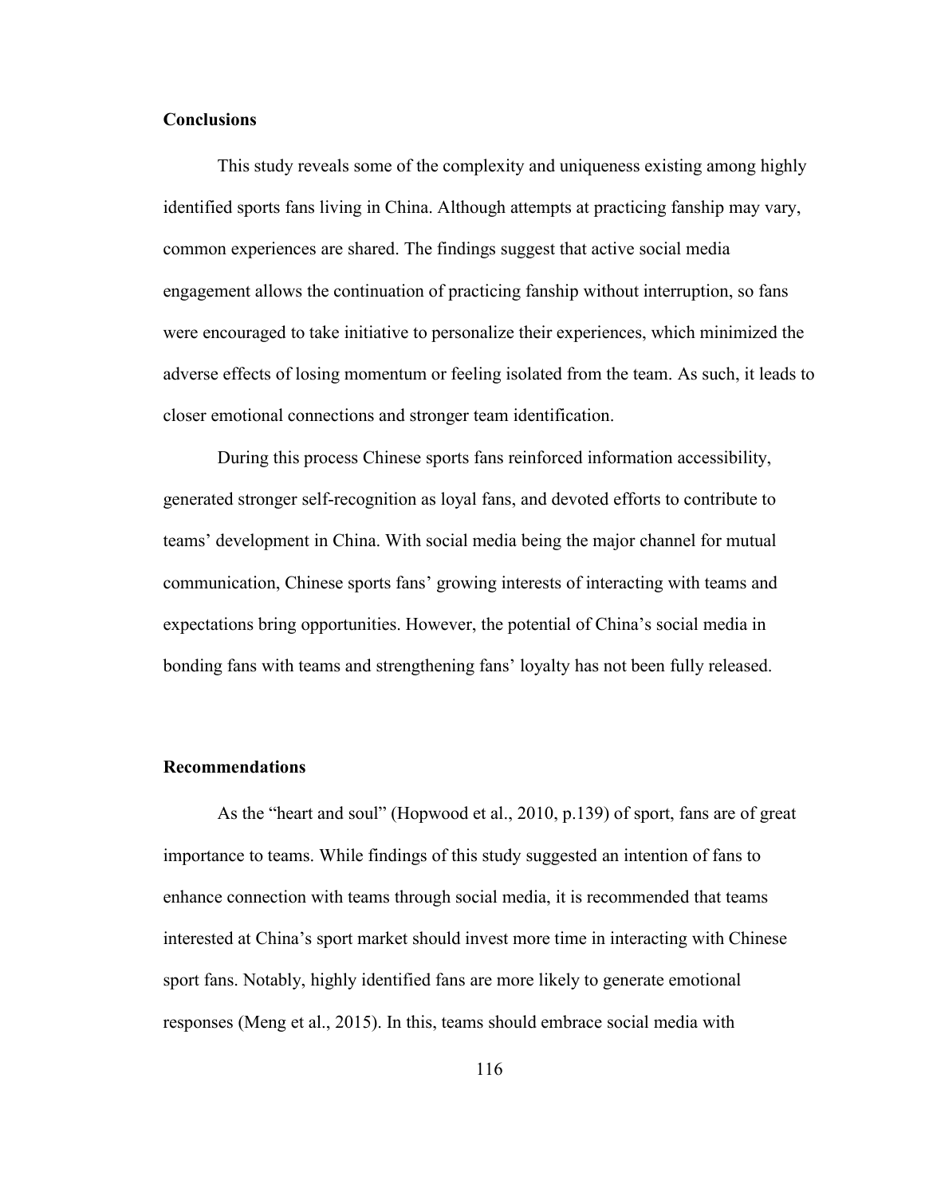## Conclusions

This study reveals some of the complexity and uniqueness existing among highly identified sports fans living in China. Although attempts at practicing fanship may vary, common experiences are shared. The findings suggest that active social media engagement allows the continuation of practicing fanship without interruption, so fans were encouraged to take initiative to personalize their experiences, which minimized the adverse effects of losing momentum or feeling isolated from the team. As such, it leads to closer emotional connections and stronger team identification.

During this process Chinese sports fans reinforced information accessibility, generated stronger self-recognition as loyal fans, and devoted efforts to contribute to teams' development in China. With social media being the major channel for mutual communication, Chinese sports fans' growing interests of interacting with teams and expectations bring opportunities. However, the potential of China's social media in bonding fans with teams and strengthening fans' loyalty has not been fully released.

## Recommendations

As the "heart and soul" (Hopwood et al., 2010, p.139) of sport, fans are of great importance to teams. While findings of this study suggested an intention of fans to enhance connection with teams through social media, it is recommended that teams interested at China's sport market should invest more time in interacting with Chinese sport fans. Notably, highly identified fans are more likely to generate emotional responses (Meng et al., 2015). In this, teams should embrace social media with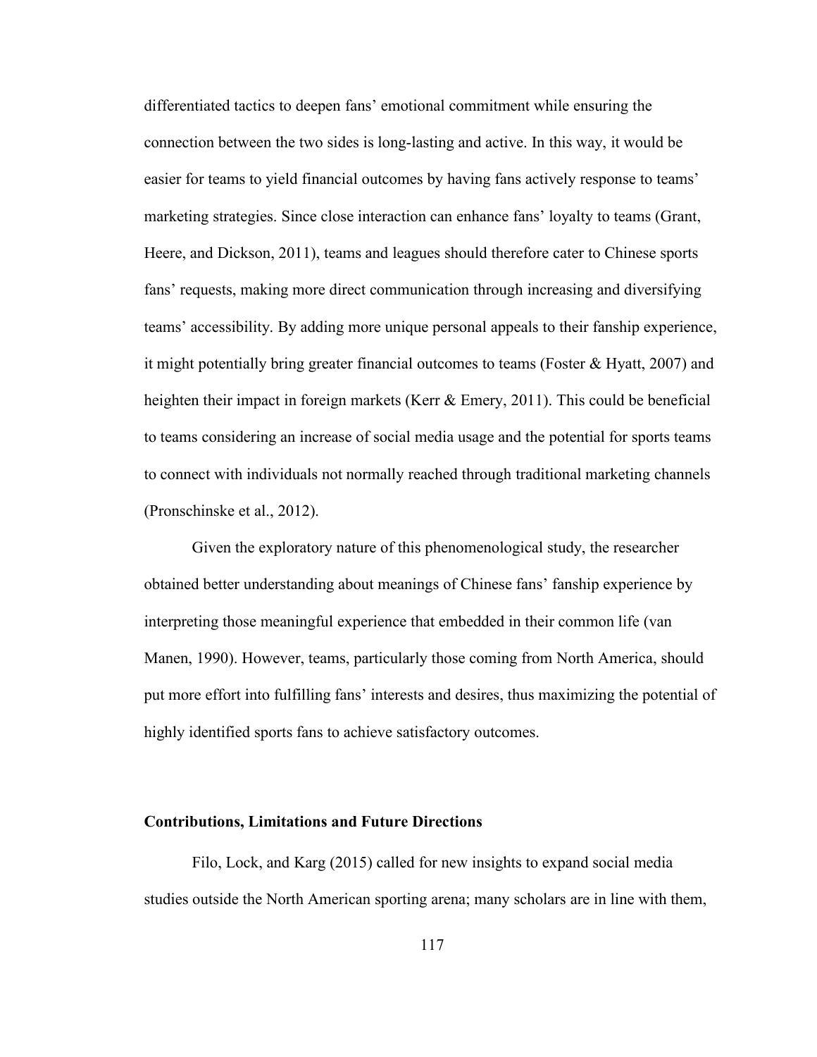differentiated tactics to deepen fans' emotional commitment while ensuring the connection between the two sides is long-lasting and active. In this way, it would be easier for teams to yield financial outcomes by having fans actively response to teams' marketing strategies. Since close interaction can enhance fans' loyalty to teams (Grant, Heere, and Dickson, 2011), teams and leagues should therefore cater to Chinese sports fans' requests, making more direct communication through increasing and diversifying teams' accessibility. By adding more unique personal appeals to their fanship experience, it might potentially bring greater financial outcomes to teams (Foster & Hyatt, 2007) and heighten their impact in foreign markets (Kerr & Emery, 2011). This could be beneficial to teams considering an increase of social media usage and the potential for sports teams to connect with individuals not normally reached through traditional marketing channels (Pronschinske et al., 2012).

Given the exploratory nature of this phenomenological study, the researcher obtained better understanding about meanings of Chinese fans' fanship experience by interpreting those meaningful experience that embedded in their common life (van Manen, 1990). However, teams, particularly those coming from North America, should put more effort into fulfilling fans' interests and desires, thus maximizing the potential of highly identified sports fans to achieve satisfactory outcomes.

### Contributions, Limitations and Future Directions

Filo, Lock, and Karg (2015) called for new insights to expand social media studies outside the North American sporting arena; many scholars are in line with them,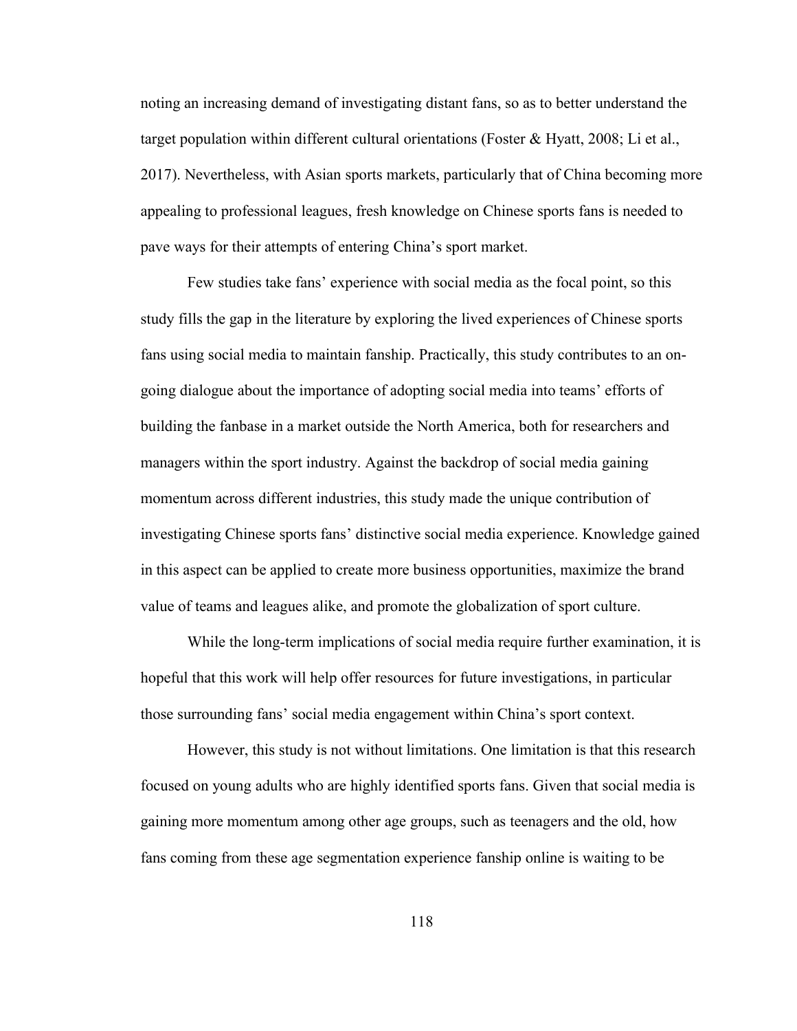noting an increasing demand of investigating distant fans, so as to better understand the target population within different cultural orientations (Foster & Hyatt, 2008; Li et al., 2017). Nevertheless, with Asian sports markets, particularly that of China becoming more appealing to professional leagues, fresh knowledge on Chinese sports fans is needed to pave ways for their attempts of entering China's sport market.

Few studies take fans' experience with social media as the focal point, so this study fills the gap in the literature by exploring the lived experiences of Chinese sports fans using social media to maintain fanship. Practically, this study contributes to an on-going dialogue about the importance of adopting social media into teams' efforts of building the fanbase in a market outside the North America, both for researchers and managers within the sport industry. Against the backdrop of social media gaining momentum across different industries, this study made the unique contribution of investigating Chinese sports fans' distinctive social media experience. Knowledge gained in this aspect can be applied to create more business opportunities, maximize the brand value of teams and leagues alike, and promote the globalization of sport culture.

While the long-term implications of social media require further examination, it is hopeful that this work will help offer resources for future investigations, in particular those surrounding fans' social media engagement within China's sport context.

However, this study is not without limitations. One limitation is that this research focused on young adults who are highly identified sports fans. Given that social media is gaining more momentum among other age groups, such as teenagers and the old, how fans coming from these age segmentation experience fanship online is waiting to be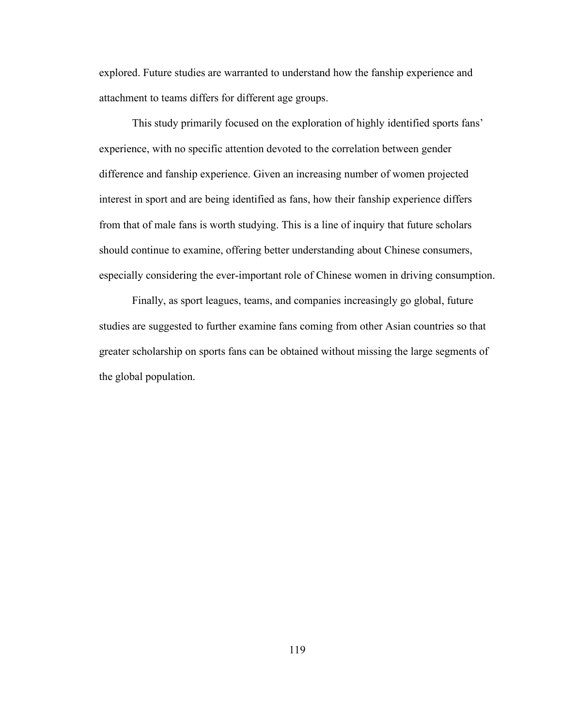explored. Future studies are warranted to understand how the fanship experience and attachment to teams differs for different age groups.

This study primarily focused on the exploration of highly identified sports fans' experience, with no specific attention devoted to the correlation between gender difference and fanship experience. Given an increasing number of women projected interest in sport and are being identified as fans, how their fanship experience differs from that of male fans is worth studying. This is a line of inquiry that future scholars should continue to examine, offering better understanding about Chinese consumers, especially considering the ever-important role of Chinese women in driving consumption.

Finally, as sport leagues, teams, and companies increasingly go global, future studies are suggested to further examine fans coming from other Asian countries so that greater scholarship on sports fans can be obtained without missing the large segments of the global population.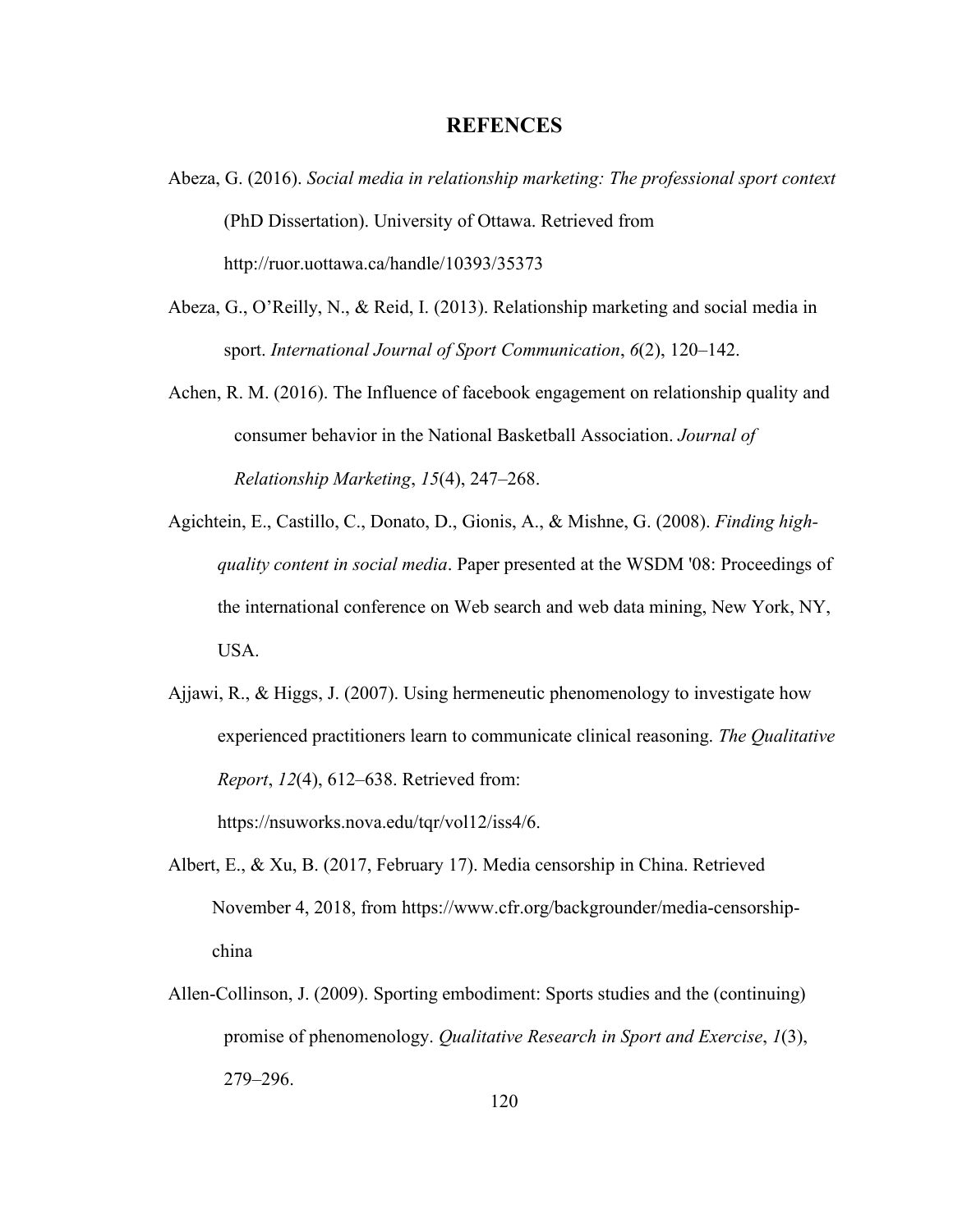# REFENCES

Abeza, G. (2016). *Social media in relationship marketing: The professional sport context* (PhD Dissertation). University of Ottawa. Retrieved from http://ruor.uottawa.ca/handle/10393/35373

Abeza, G., O'Reilly, N., & Reid, I. (2013). Relationship marketing and social media in sport. *International Journal of Sport Communication*, *6*(2), 120–142.

Achen, R. M. (2016). The Influence of facebook engagement on relationship quality and consumer behavior in the National Basketball Association. *Journal of Relationship Marketing*, *15*(4), 247–268.

Agichtein, E., Castillo, C., Donato, D., Gionis, A., & Mishne, G. (2008). *Finding high-quality content in social media*. Paper presented at the WSDM '08: Proceedings of the international conference on Web search and web data mining, New York, NY, USA.

Ajjawi, R., & Higgs, J. (2007). Using hermeneutic phenomenology to investigate how experienced practitioners learn to communicate clinical reasoning. *The Qualitative Report*, *12*(4), 612–638. Retrieved from: https://nsuworks.nova.edu/tqr/vol12/iss4/6.

Albert, E., & Xu, B. (2017, February 17). Media censorship in China. Retrieved November 4, 2018, from https://www.cfr.org/backgrounder/media-censorship-china

Allen-Collinson, J. (2009). Sporting embodiment: Sports studies and the (continuing) promise of phenomenology. *Qualitative Research in Sport and Exercise*, *1*(3), 279–296.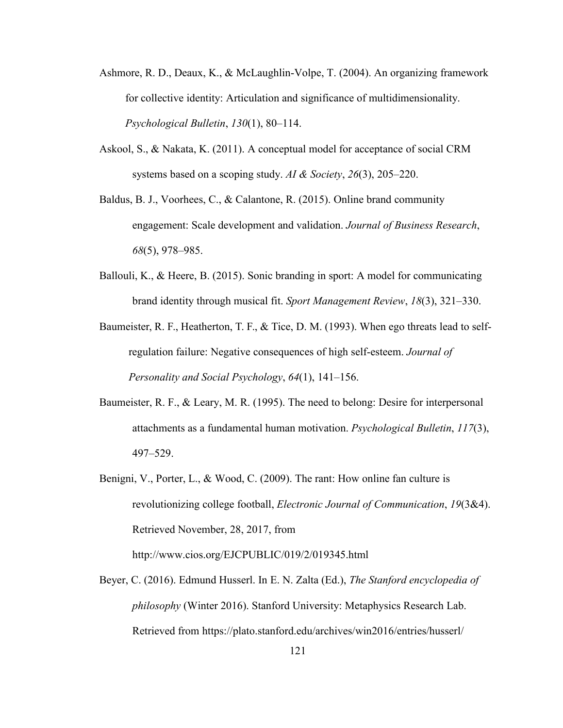Ashmore, R. D., Deaux, K., & McLaughlin-Volpe, T. (2004). An organizing framework for collective identity: Articulation and significance of multidimensionality. *Psychological Bulletin*, *130*(1), 80–114.

Askool, S., & Nakata, K. (2011). A conceptual model for acceptance of social CRM systems based on a scoping study. *AI & Society*, *26*(3), 205–220.

Baldus, B. J., Voorhees, C., & Calantone, R. (2015). Online brand community engagement: Scale development and validation. *Journal of Business Research*, *68*(5), 978–985.

Ballouli, K., & Heere, B. (2015). Sonic branding in sport: A model for communicating brand identity through musical fit. *Sport Management Review*, *18*(3), 321–330.

Baumeister, R. F., Heatherton, T. F., & Tice, D. M. (1993). When ego threats lead to self-regulation failure: Negative consequences of high self-esteem. *Journal of Personality and Social Psychology*, *64*(1), 141–156.

Baumeister, R. F., & Leary, M. R. (1995). The need to belong: Desire for interpersonal attachments as a fundamental human motivation. *Psychological Bulletin*, *117*(3), 497–529.

Benigni, V., Porter, L., & Wood, C. (2009). The rant: How online fan culture is revolutionizing college football, *Electronic Journal of Communication*, *19*(3&4). Retrieved November, 28, 2017, from http://www.cios.org/EJCPUBLIC/019/2/019345.html

Beyer, C. (2016). Edmund Husserl. In E. N. Zalta (Ed.), *The Stanford encyclopedia of philosophy* (Winter 2016). Stanford University: Metaphysics Research Lab. Retrieved from https://plato.stanford.edu/archives/win2016/entries/husserl/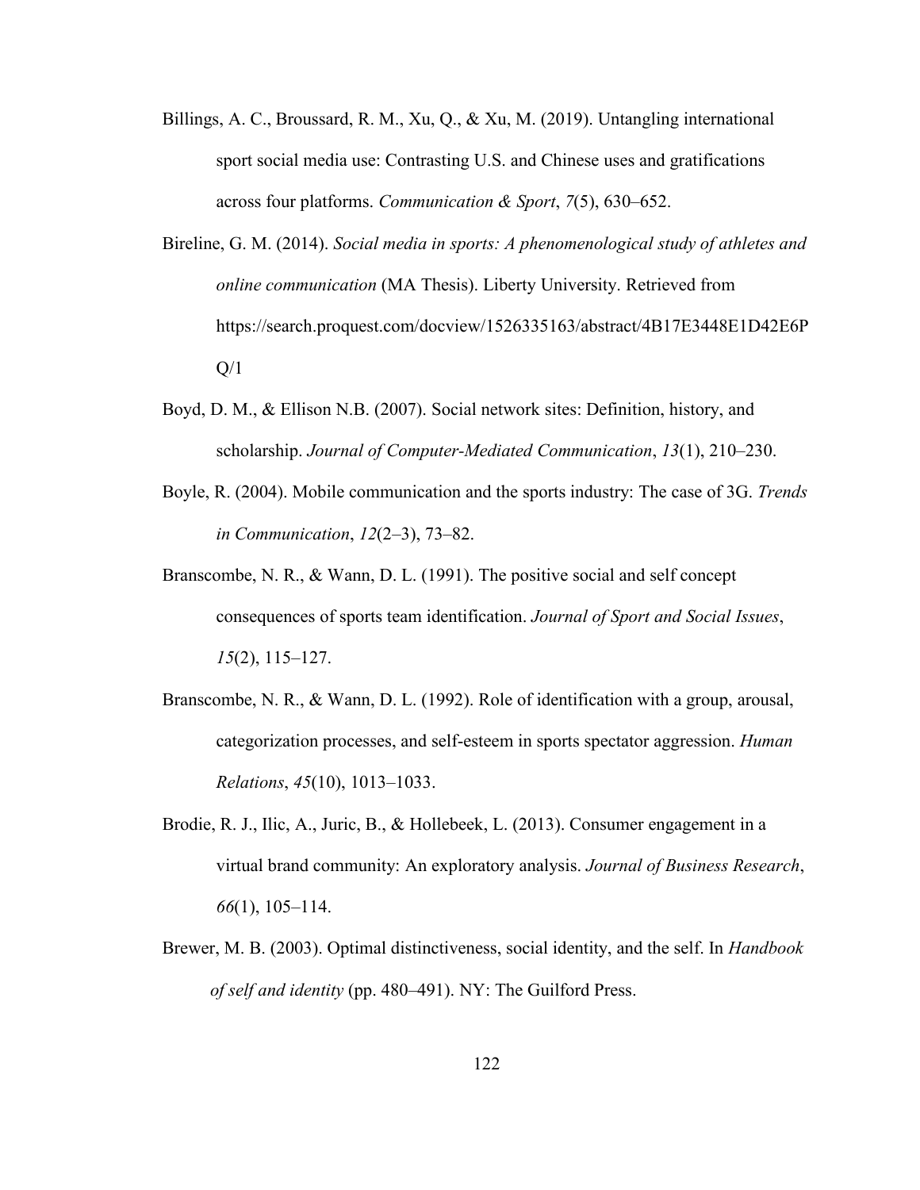Billings, A. C., Broussard, R. M., Xu, Q., & Xu, M. (2019). Untangling international sport social media use: Contrasting U.S. and Chinese uses and gratifications across four platforms. *Communication & Sport*, *7*(5), 630–652.

Bireline, G. M. (2014). *Social media in sports: A phenomenological study of athletes and online communication* (MA Thesis). Liberty University. Retrieved from https://search.proquest.com/docview/1526335163/abstract/4B17E3448E1D42E6PQ/1

Boyd, D. M., & Ellison N.B. (2007). Social network sites: Definition, history, and scholarship. *Journal of Computer-Mediated Communication*, *13*(1), 210–230.

Boyle, R. (2004). Mobile communication and the sports industry: The case of 3G. *Trends in Communication*, *12*(2–3), 73–82.

Branscombe, N. R., & Wann, D. L. (1991). The positive social and self concept consequences of sports team identification. *Journal of Sport and Social Issues*, *15*(2), 115–127.

Branscombe, N. R., & Wann, D. L. (1992). Role of identification with a group, arousal, categorization processes, and self-esteem in sports spectator aggression. *Human Relations*, *45*(10), 1013–1033.

Brodie, R. J., Ilic, A., Juric, B., & Hollebeek, L. (2013). Consumer engagement in a virtual brand community: An exploratory analysis. *Journal of Business Research*, *66*(1), 105–114.

Brewer, M. B. (2003). Optimal distinctiveness, social identity, and the self. In *Handbook of self and identity* (pp. 480–491). NY: The Guilford Press.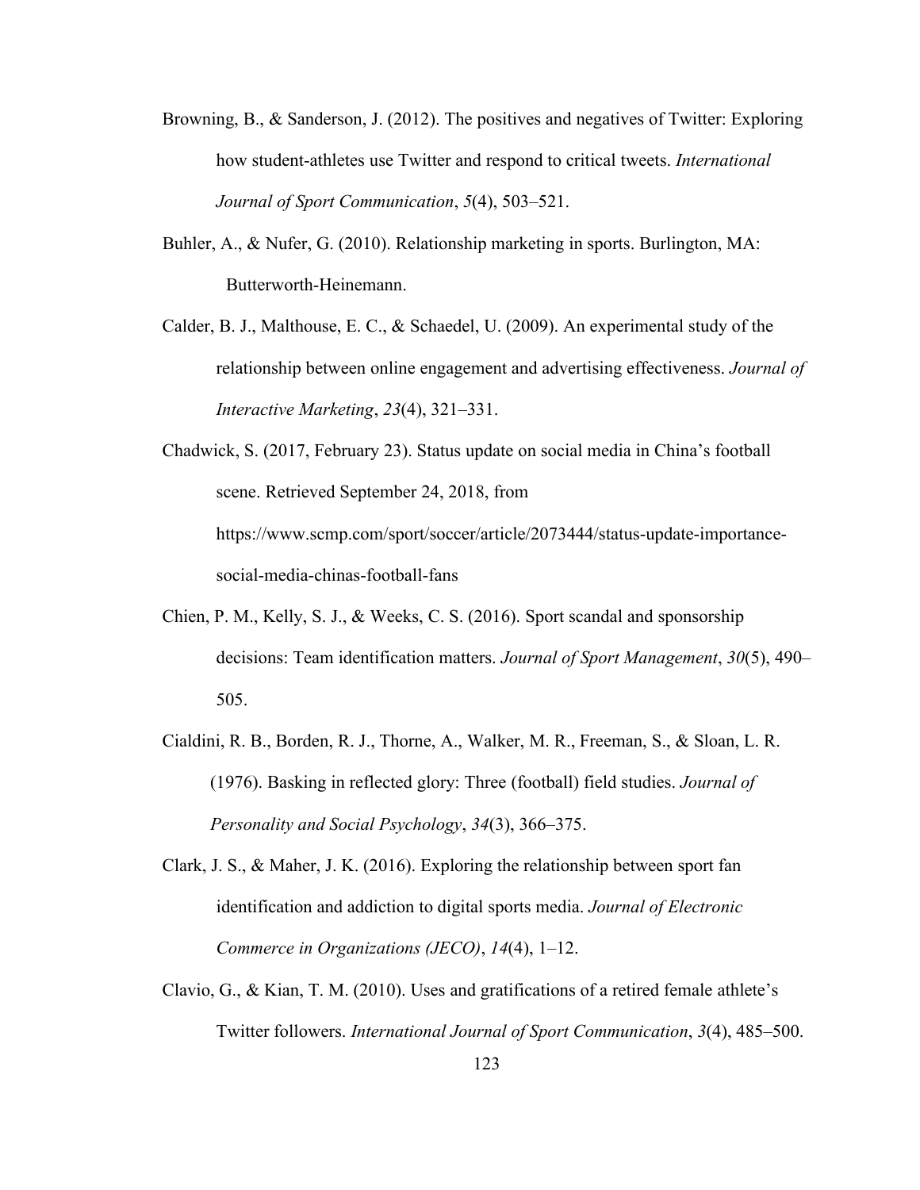Browning, B., & Sanderson, J. (2012). The positives and negatives of Twitter: Exploring how student-athletes use Twitter and respond to critical tweets. *International Journal of Sport Communication*, *5*(4), 503–521.

Buhler, A., & Nufer, G. (2010). Relationship marketing in sports. Burlington, MA: Butterworth-Heinemann.

Calder, B. J., Malthouse, E. C., & Schaedel, U. (2009). An experimental study of the relationship between online engagement and advertising effectiveness. *Journal of Interactive Marketing*, *23*(4), 321–331.

Chadwick, S. (2017, February 23). Status update on social media in China's football scene. Retrieved September 24, 2018, from https://www.scmp.com/sport/soccer/article/2073444/status-update-importance-social-media-chinas-football-fans

Chien, P. M., Kelly, S. J., & Weeks, C. S. (2016). Sport scandal and sponsorship decisions: Team identification matters. *Journal of Sport Management*, *30*(5), 490–505.

Cialdini, R. B., Borden, R. J., Thorne, A., Walker, M. R., Freeman, S., & Sloan, L. R. (1976). Basking in reflected glory: Three (football) field studies. *Journal of Personality and Social Psychology*, *34*(3), 366–375.

Clark, J. S., & Maher, J. K. (2016). Exploring the relationship between sport fan identification and addiction to digital sports media. *Journal of Electronic Commerce in Organizations (JECO)*, *14*(4), 1–12.

Clavio, G., & Kian, T. M. (2010). Uses and gratifications of a retired female athlete's Twitter followers. *International Journal of Sport Communication*, *3*(4), 485–500.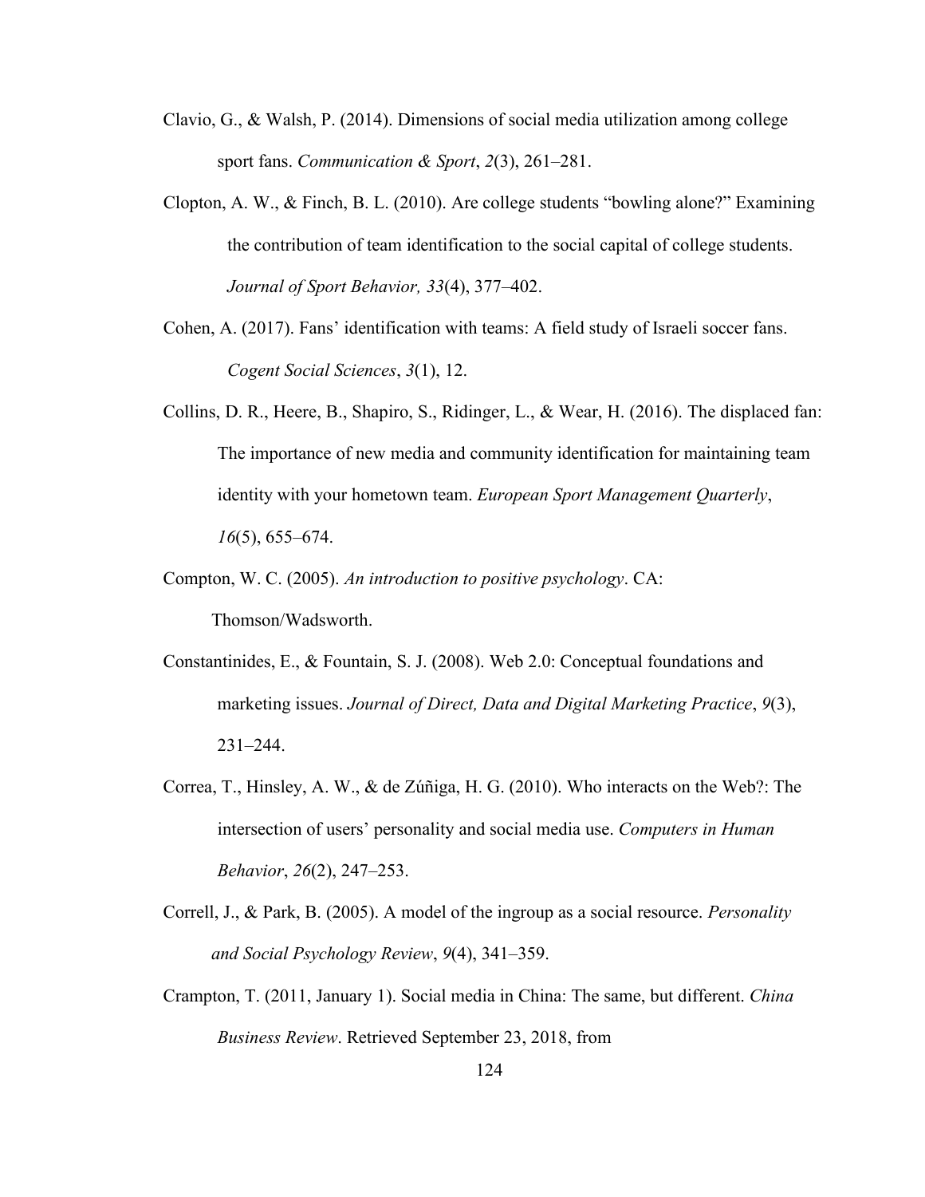Clavio, G., & Walsh, P. (2014). Dimensions of social media utilization among college sport fans. *Communication & Sport*, *2*(3), 261–281.

Clopton, A. W., & Finch, B. L. (2010). Are college students "bowling alone?" Examining the contribution of team identification to the social capital of college students. *Journal of Sport Behavior, 33*(4), 377–402.

Cohen, A. (2017). Fans' identification with teams: A field study of Israeli soccer fans. *Cogent Social Sciences*, *3*(1), 12.

Collins, D. R., Heere, B., Shapiro, S., Ridinger, L., & Wear, H. (2016). The displaced fan: The importance of new media and community identification for maintaining team identity with your hometown team. *European Sport Management Quarterly*, *16*(5), 655–674.

Compton, W. C. (2005). *An introduction to positive psychology*. CA: Thomson/Wadsworth.

Constantinides, E., & Fountain, S. J. (2008). Web 2.0: Conceptual foundations and marketing issues. *Journal of Direct, Data and Digital Marketing Practice*, *9*(3), 231–244.

Correa, T., Hinsley, A. W., & de Zúñiga, H. G. (2010). Who interacts on the Web?: The intersection of users' personality and social media use. *Computers in Human Behavior*, *26*(2), 247–253.

Correll, J., & Park, B. (2005). A model of the ingroup as a social resource. *Personality and Social Psychology Review*, *9*(4), 341–359.

Crampton, T. (2011, January 1). Social media in China: The same, but different. *China Business Review*. Retrieved September 23, 2018, from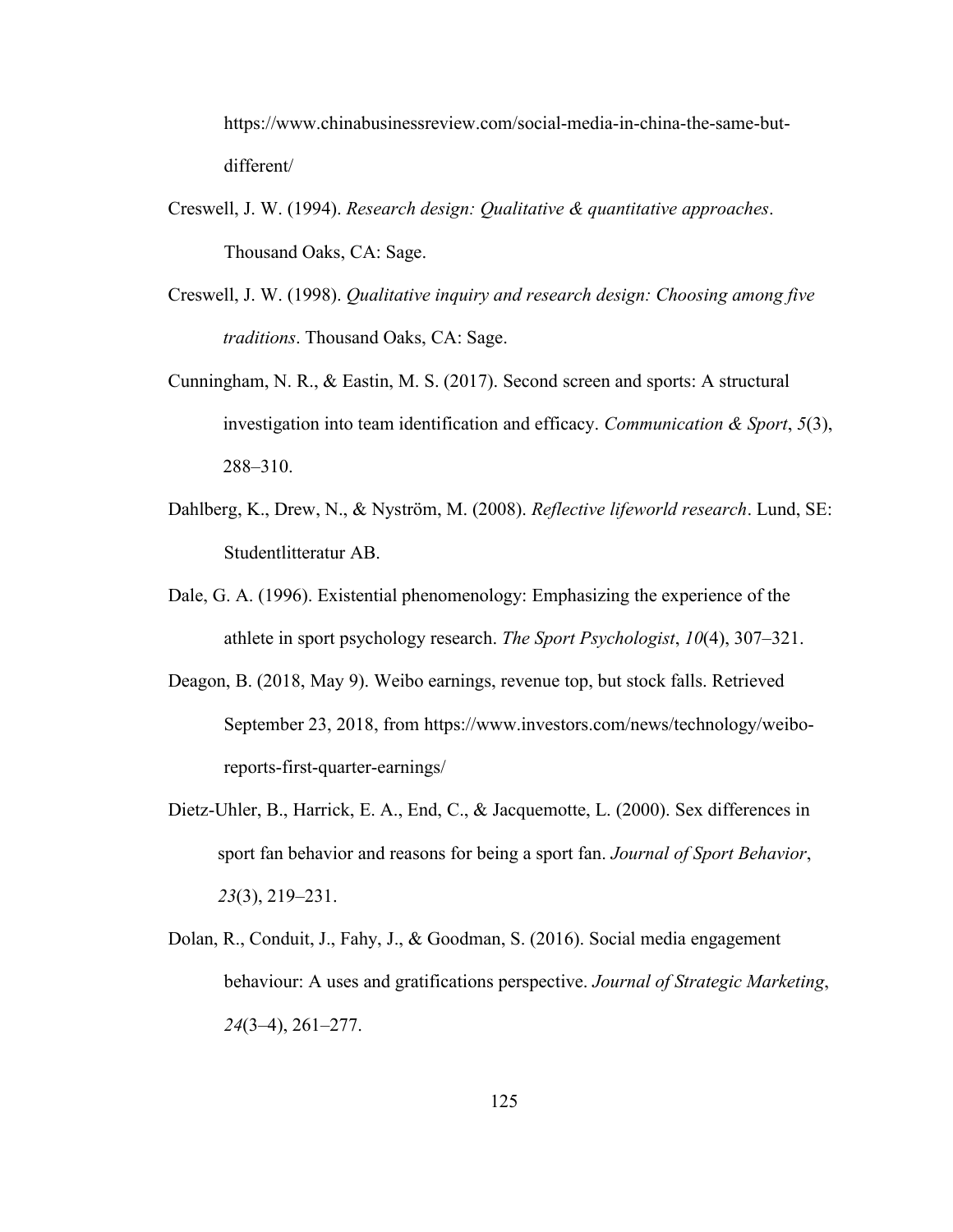https://www.chinabusinessreview.com/social-media-in-china-the-same-but-different/

Creswell, J. W. (1994). *Research design: Qualitative & quantitative approaches*. Thousand Oaks, CA: Sage.

Creswell, J. W. (1998). *Qualitative inquiry and research design: Choosing among five traditions*. Thousand Oaks, CA: Sage.

Cunningham, N. R., & Eastin, M. S. (2017). Second screen and sports: A structural investigation into team identification and efficacy. *Communication & Sport*, *5*(3), 288–310.

Dahlberg, K., Drew, N., & Nyström, M. (2008). *Reflective lifeworld research*. Lund, SE: Studentlitteratur AB.

Dale, G. A. (1996). Existential phenomenology: Emphasizing the experience of the athlete in sport psychology research. *The Sport Psychologist*, *10*(4), 307–321.

Deagon, B. (2018, May 9). Weibo earnings, revenue top, but stock falls. Retrieved September 23, 2018, from https://www.investors.com/news/technology/weibo-reports-first-quarter-earnings/

Dietz-Uhler, B., Harrick, E. A., End, C., & Jacquemotte, L. (2000). Sex differences in sport fan behavior and reasons for being a sport fan. *Journal of Sport Behavior*, *23*(3), 219–231.

Dolan, R., Conduit, J., Fahy, J., & Goodman, S. (2016). Social media engagement behaviour: A uses and gratifications perspective. *Journal of Strategic Marketing*, *24*(3–4), 261–277.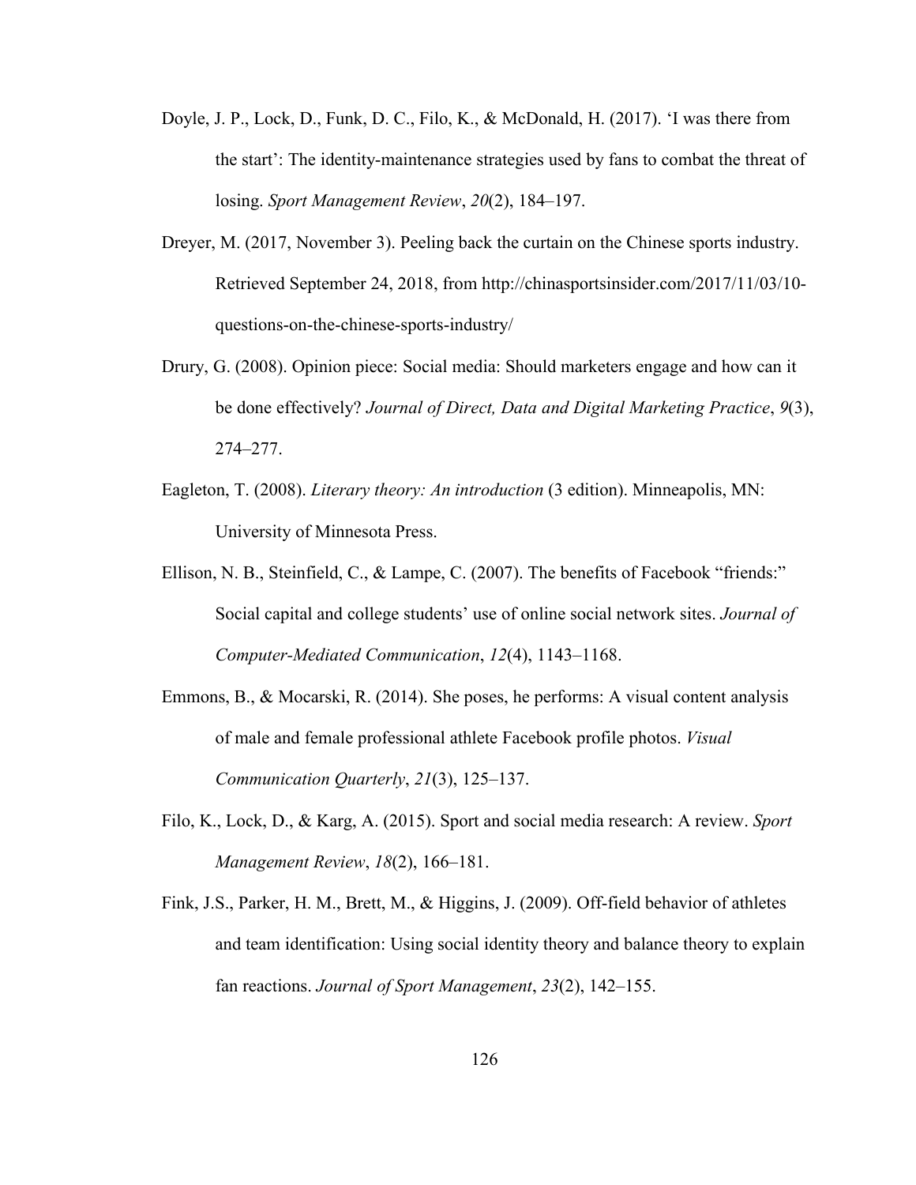Doyle, J. P., Lock, D., Funk, D. C., Filo, K., & McDonald, H. (2017). 'I was there from the start': The identity-maintenance strategies used by fans to combat the threat of losing. *Sport Management Review*, *20*(2), 184–197.

Dreyer, M. (2017, November 3). Peeling back the curtain on the Chinese sports industry. Retrieved September 24, 2018, from http://chinasportsinsider.com/2017/11/03/10-questions-on-the-chinese-sports-industry/

Drury, G. (2008). Opinion piece: Social media: Should marketers engage and how can it be done effectively? *Journal of Direct, Data and Digital Marketing Practice*, *9*(3), 274–277.

Eagleton, T. (2008). *Literary theory: An introduction* (3 edition). Minneapolis, MN: University of Minnesota Press.

Ellison, N. B., Steinfield, C., & Lampe, C. (2007). The benefits of Facebook "friends:" Social capital and college students' use of online social network sites. *Journal of Computer-Mediated Communication*, *12*(4), 1143–1168.

Emmons, B., & Mocarski, R. (2014). She poses, he performs: A visual content analysis of male and female professional athlete Facebook profile photos. *Visual Communication Quarterly*, *21*(3), 125–137.

Filo, K., Lock, D., & Karg, A. (2015). Sport and social media research: A review. *Sport Management Review*, *18*(2), 166–181.

Fink, J.S., Parker, H. M., Brett, M., & Higgins, J. (2009). Off-field behavior of athletes and team identification: Using social identity theory and balance theory to explain fan reactions. *Journal of Sport Management*, *23*(2), 142–155.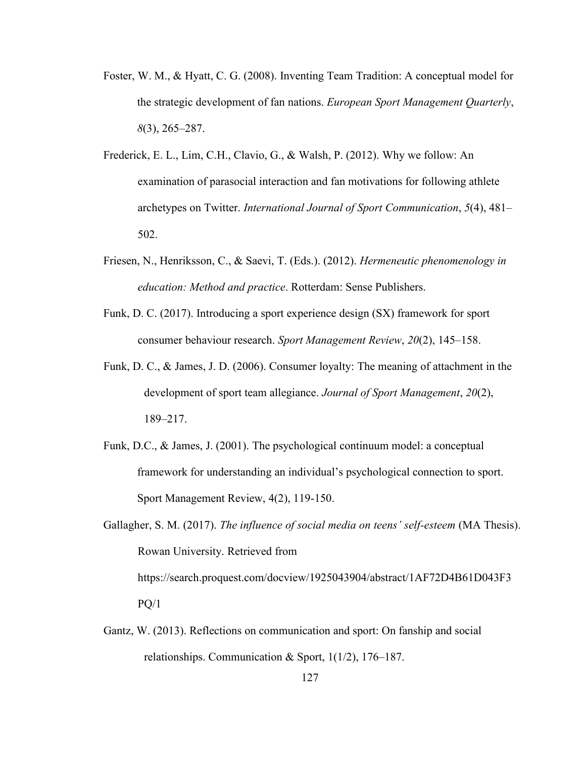Foster, W. M., & Hyatt, C. G. (2008). Inventing Team Tradition: A conceptual model for the strategic development of fan nations. *European Sport Management Quarterly*, *8*(3), 265–287.

Frederick, E. L., Lim, C.H., Clavio, G., & Walsh, P. (2012). Why we follow: An examination of parasocial interaction and fan motivations for following athlete archetypes on Twitter. *International Journal of Sport Communication*, *5*(4), 481–502.

Friesen, N., Henriksson, C., & Saevi, T. (Eds.). (2012). *Hermeneutic phenomenology in education: Method and practice*. Rotterdam: Sense Publishers.

Funk, D. C. (2017). Introducing a sport experience design (SX) framework for sport consumer behaviour research. *Sport Management Review*, *20*(2), 145–158.

Funk, D. C., & James, J. D. (2006). Consumer loyalty: The meaning of attachment in the development of sport team allegiance. *Journal of Sport Management*, *20*(2), 189–217.

Funk, D.C., & James, J. (2001). The psychological continuum model: a conceptual framework for understanding an individual's psychological connection to sport. Sport Management Review, 4(2), 119-150.

Gallagher, S. M. (2017). *The influence of social media on teens' self-esteem* (MA Thesis). Rowan University. Retrieved from https://search.proquest.com/docview/1925043904/abstract/1AF72D4B61D043F3PQ/1

Gantz, W. (2013). Reflections on communication and sport: On fanship and social relationships. Communication & Sport, 1(1/2), 176–187.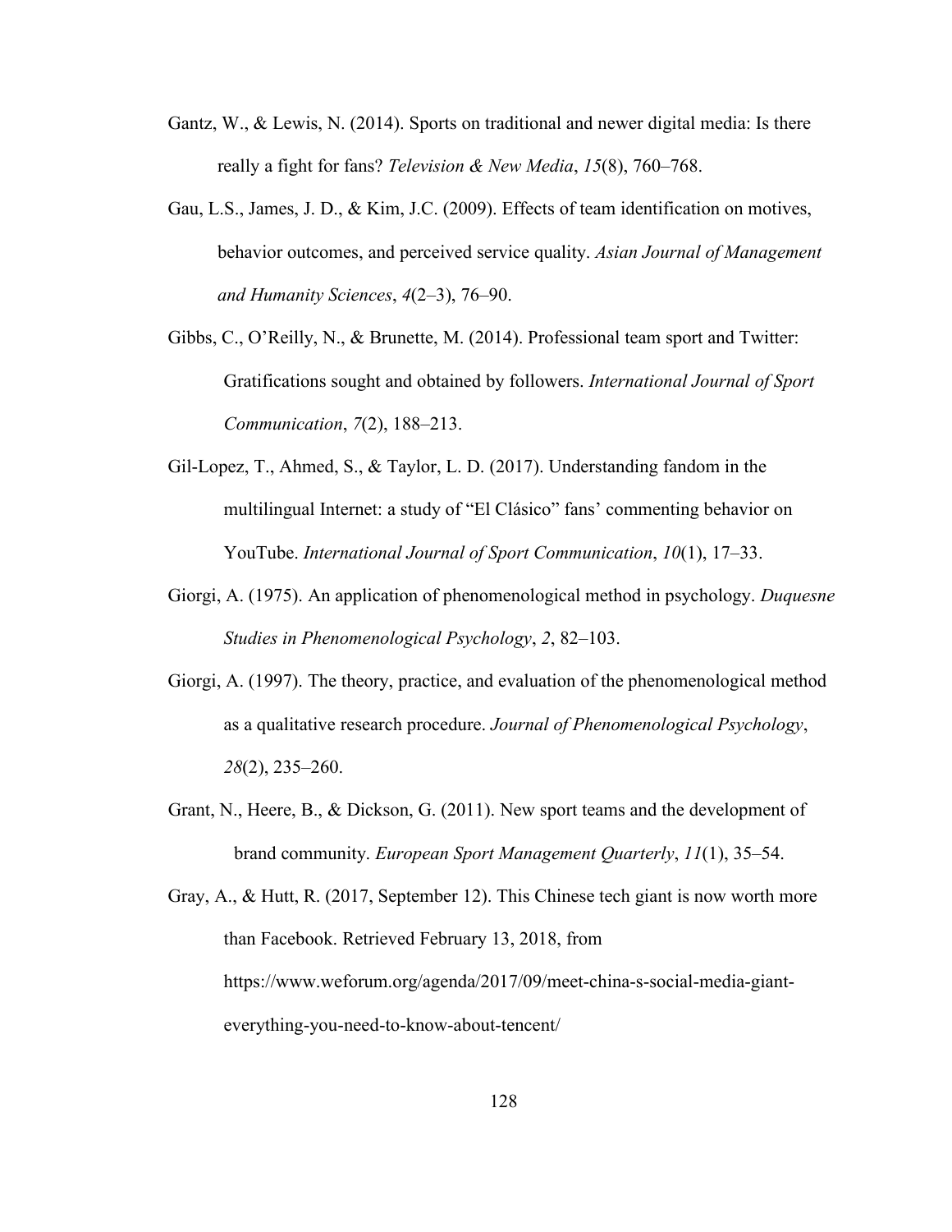Gantz, W., & Lewis, N. (2014). Sports on traditional and newer digital media: Is there really a fight for fans? *Television & New Media*, *15*(8), 760–768.

Gau, L.S., James, J. D., & Kim, J.C. (2009). Effects of team identification on motives, behavior outcomes, and perceived service quality. *Asian Journal of Management and Humanity Sciences*, *4*(2–3), 76–90.

Gibbs, C., O'Reilly, N., & Brunette, M. (2014). Professional team sport and Twitter: Gratifications sought and obtained by followers. *International Journal of Sport Communication*, *7*(2), 188–213.

Gil-Lopez, T., Ahmed, S., & Taylor, L. D. (2017). Understanding fandom in the multilingual Internet: a study of "El Clásico" fans' commenting behavior on YouTube. *International Journal of Sport Communication*, *10*(1), 17–33.

Giorgi, A. (1975). An application of phenomenological method in psychology. *Duquesne Studies in Phenomenological Psychology*, *2*, 82–103.

Giorgi, A. (1997). The theory, practice, and evaluation of the phenomenological method as a qualitative research procedure. *Journal of Phenomenological Psychology*, *28*(2), 235–260.

Grant, N., Heere, B., & Dickson, G. (2011). New sport teams and the development of brand community. *European Sport Management Quarterly*, *11*(1), 35–54.

Gray, A., & Hutt, R. (2017, September 12). This Chinese tech giant is now worth more than Facebook. Retrieved February 13, 2018, from https://www.weforum.org/agenda/2017/09/meet-china-s-social-media-giant-everything-you-need-to-know-about-tencent/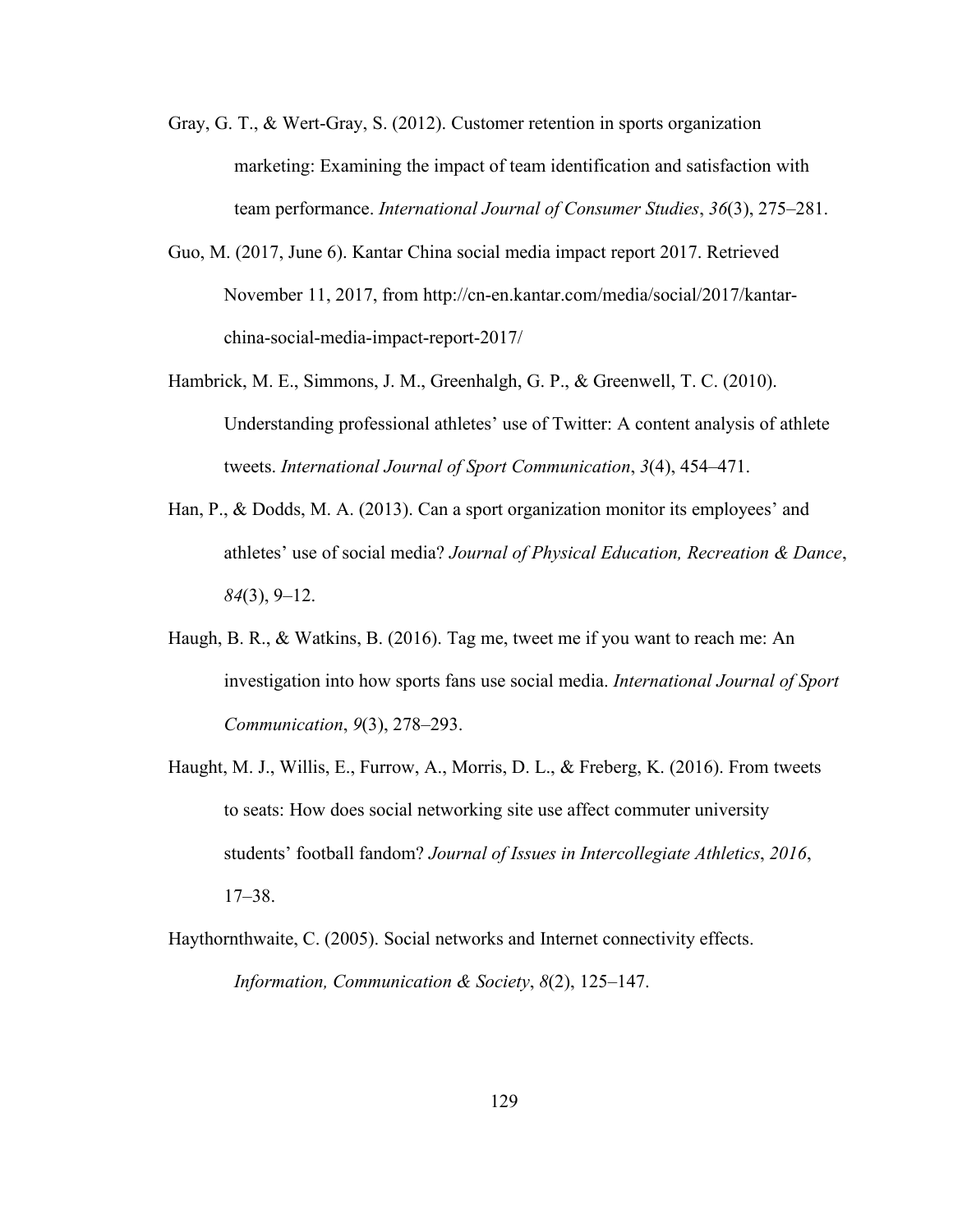Gray, G. T., & Wert-Gray, S. (2012). Customer retention in sports organization marketing: Examining the impact of team identification and satisfaction with team performance. *International Journal of Consumer Studies*, *36*(3), 275–281.

Guo, M. (2017, June 6). Kantar China social media impact report 2017. Retrieved November 11, 2017, from http://cn-en.kantar.com/media/social/2017/kantar-china-social-media-impact-report-2017/

Hambrick, M. E., Simmons, J. M., Greenhalgh, G. P., & Greenwell, T. C. (2010). Understanding professional athletes' use of Twitter: A content analysis of athlete tweets. *International Journal of Sport Communication*, *3*(4), 454–471.

Han, P., & Dodds, M. A. (2013). Can a sport organization monitor its employees' and athletes' use of social media? *Journal of Physical Education, Recreation & Dance*, *84*(3), 9–12.

Haugh, B. R., & Watkins, B. (2016). Tag me, tweet me if you want to reach me: An investigation into how sports fans use social media. *International Journal of Sport Communication*, *9*(3), 278–293.

Haught, M. J., Willis, E., Furrow, A., Morris, D. L., & Freberg, K. (2016). From tweets to seats: How does social networking site use affect commuter university students' football fandom? *Journal of Issues in Intercollegiate Athletics*, *2016*, 17–38.

Haythornthwaite, C. (2005). Social networks and Internet connectivity effects. *Information, Communication & Society*, *8*(2), 125–147.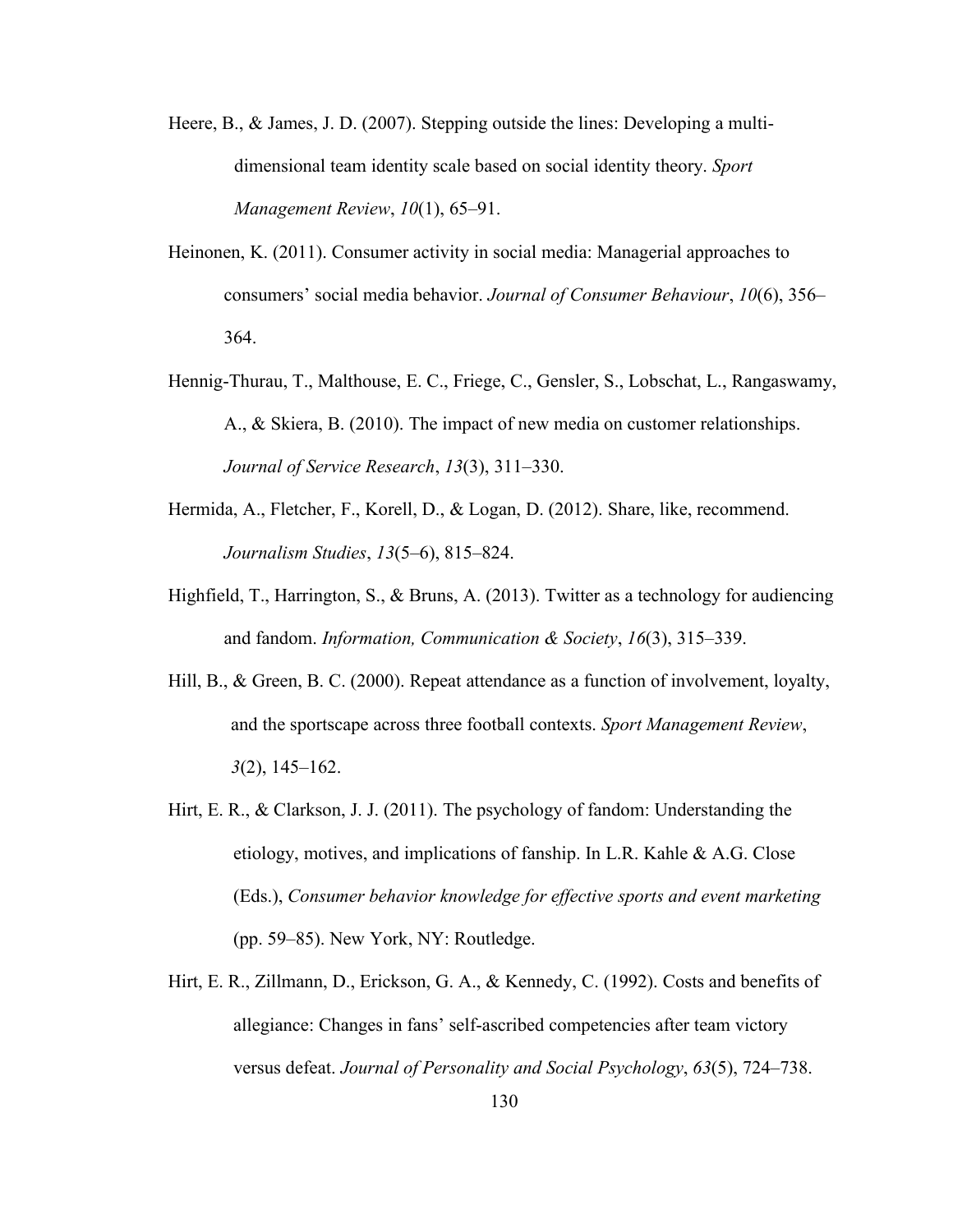Heere, B., & James, J. D. (2007). Stepping outside the lines: Developing a multi-dimensional team identity scale based on social identity theory. *Sport Management Review*, *10*(1), 65–91.

Heinonen, K. (2011). Consumer activity in social media: Managerial approaches to consumers' social media behavior. *Journal of Consumer Behaviour*, *10*(6), 356–364.

Hennig-Thurau, T., Malthouse, E. C., Friege, C., Gensler, S., Lobschat, L., Rangaswamy, A., & Skiera, B. (2010). The impact of new media on customer relationships. *Journal of Service Research*, *13*(3), 311–330.

Hermida, A., Fletcher, F., Korell, D., & Logan, D. (2012). Share, like, recommend. *Journalism Studies*, *13*(5–6), 815–824.

Highfield, T., Harrington, S., & Bruns, A. (2013). Twitter as a technology for audiencing and fandom. *Information, Communication & Society*, *16*(3), 315–339.

Hill, B., & Green, B. C. (2000). Repeat attendance as a function of involvement, loyalty, and the sportscape across three football contexts. *Sport Management Review*, *3*(2), 145–162.

Hirt, E. R., & Clarkson, J. J. (2011). The psychology of fandom: Understanding the etiology, motives, and implications of fanship. In L.R. Kahle & A.G. Close (Eds.), *Consumer behavior knowledge for effective sports and event marketing* (pp. 59–85). New York, NY: Routledge.

Hirt, E. R., Zillmann, D., Erickson, G. A., & Kennedy, C. (1992). Costs and benefits of allegiance: Changes in fans' self-ascribed competencies after team victory versus defeat. *Journal of Personality and Social Psychology*, *63*(5), 724–738.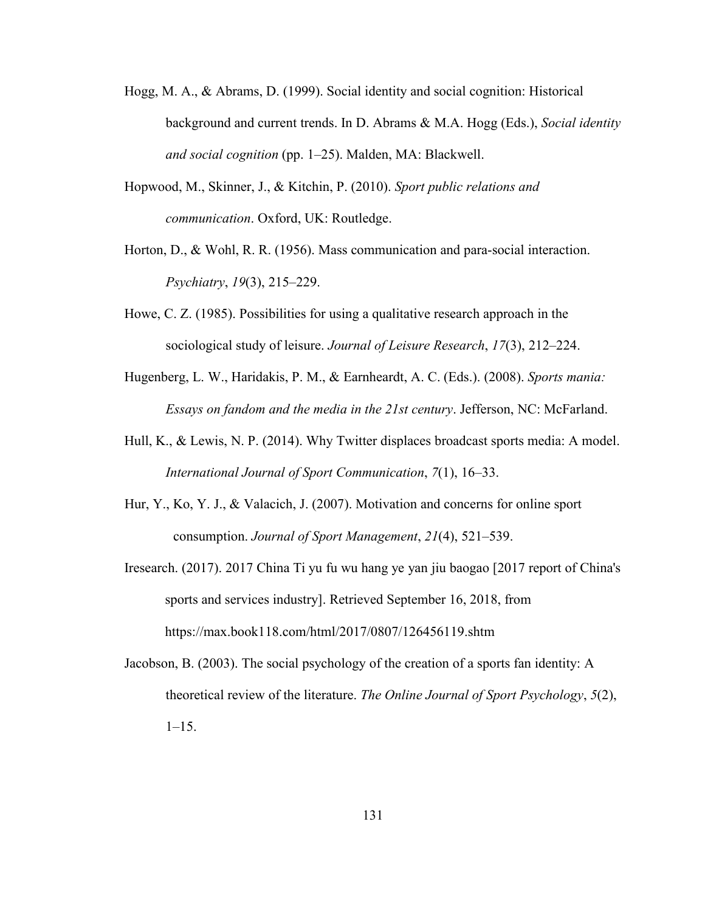Hogg, M. A., & Abrams, D. (1999). Social identity and social cognition: Historical background and current trends. In D. Abrams & M.A. Hogg (Eds.), *Social identity and social cognition* (pp. 1–25). Malden, MA: Blackwell.

Hopwood, M., Skinner, J., & Kitchin, P. (2010). *Sport public relations and communication*. Oxford, UK: Routledge.

Horton, D., & Wohl, R. R. (1956). Mass communication and para-social interaction. *Psychiatry*, *19*(3), 215–229.

Howe, C. Z. (1985). Possibilities for using a qualitative research approach in the sociological study of leisure. *Journal of Leisure Research*, *17*(3), 212–224.

Hugenberg, L. W., Haridakis, P. M., & Earnheardt, A. C. (Eds.). (2008). *Sports mania: Essays on fandom and the media in the 21st century*. Jefferson, NC: McFarland.

Hull, K., & Lewis, N. P. (2014). Why Twitter displaces broadcast sports media: A model. *International Journal of Sport Communication*, *7*(1), 16–33.

Hur, Y., Ko, Y. J., & Valacich, J. (2007). Motivation and concerns for online sport consumption. *Journal of Sport Management*, *21*(4), 521–539.

Iresearch. (2017). 2017 China Ti yu fu wu hang ye yan jiu baogao [2017 report of China's sports and services industry]. Retrieved September 16, 2018, from https://max.book118.com/html/2017/0807/126456119.shtm

Jacobson, B. (2003). The social psychology of the creation of a sports fan identity: A theoretical review of the literature. *The Online Journal of Sport Psychology*, *5*(2), 1–15.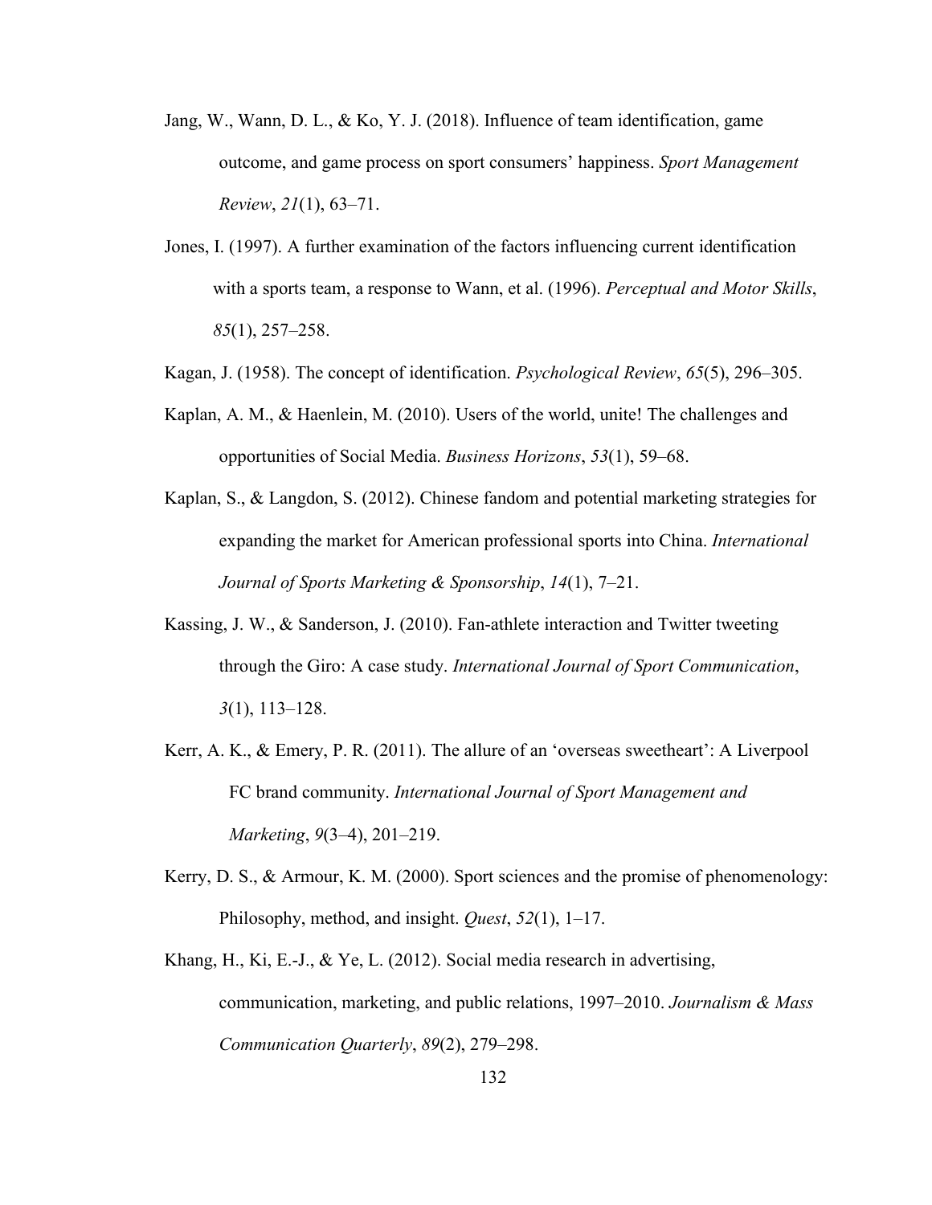Jang, W., Wann, D. L., & Ko, Y. J. (2018). Influence of team identification, game outcome, and game process on sport consumers' happiness. *Sport Management Review*, *21*(1), 63–71.

Jones, I. (1997). A further examination of the factors influencing current identification with a sports team, a response to Wann, et al. (1996). *Perceptual and Motor Skills*, *85*(1), 257–258.

Kagan, J. (1958). The concept of identification. *Psychological Review*, *65*(5), 296–305.

Kaplan, A. M., & Haenlein, M. (2010). Users of the world, unite! The challenges and opportunities of Social Media. *Business Horizons*, *53*(1), 59–68.

Kaplan, S., & Langdon, S. (2012). Chinese fandom and potential marketing strategies for expanding the market for American professional sports into China. *International Journal of Sports Marketing & Sponsorship*, *14*(1), 7–21.

Kassing, J. W., & Sanderson, J. (2010). Fan-athlete interaction and Twitter tweeting through the Giro: A case study. *International Journal of Sport Communication*, *3*(1), 113–128.

Kerr, A. K., & Emery, P. R. (2011). The allure of an 'overseas sweetheart': A Liverpool FC brand community. *International Journal of Sport Management and Marketing*, *9*(3–4), 201–219.

Kerry, D. S., & Armour, K. M. (2000). Sport sciences and the promise of phenomenology: Philosophy, method, and insight. *Quest*, *52*(1), 1–17.

Khang, H., Ki, E.-J., & Ye, L. (2012). Social media research in advertising, communication, marketing, and public relations, 1997–2010. *Journalism & Mass Communication Quarterly*, *89*(2), 279–298.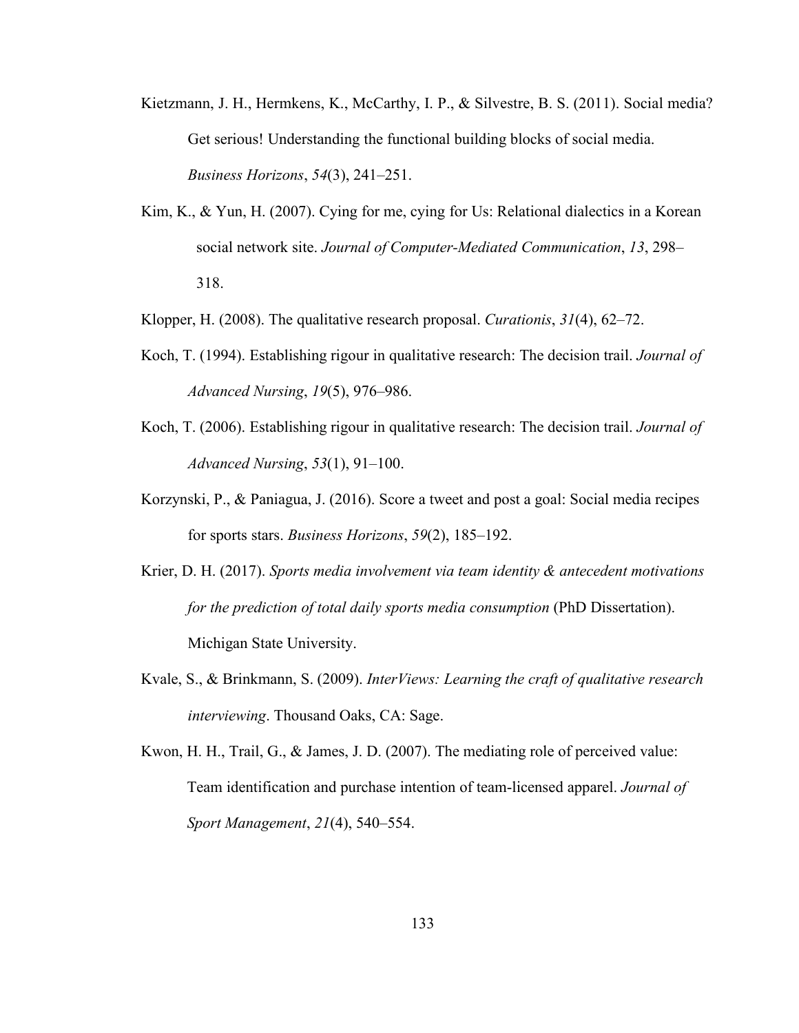Kietzmann, J. H., Hermkens, K., McCarthy, I. P., & Silvestre, B. S. (2011). Social media? Get serious! Understanding the functional building blocks of social media. *Business Horizons*, *54*(3), 241–251.

Kim, K., & Yun, H. (2007). Cying for me, cying for Us: Relational dialectics in a Korean social network site. *Journal of Computer-Mediated Communication*, *13*, 298–318.

Klopper, H. (2008). The qualitative research proposal. *Curationis*, *31*(4), 62–72.

Koch, T. (1994). Establishing rigour in qualitative research: The decision trail. *Journal of Advanced Nursing*, *19*(5), 976–986.

Koch, T. (2006). Establishing rigour in qualitative research: The decision trail. *Journal of Advanced Nursing*, *53*(1), 91–100.

Korzynski, P., & Paniagua, J. (2016). Score a tweet and post a goal: Social media recipes for sports stars. *Business Horizons*, *59*(2), 185–192.

Krier, D. H. (2017). *Sports media involvement via team identity & antecedent motivations for the prediction of total daily sports media consumption* (PhD Dissertation). Michigan State University.

Kvale, S., & Brinkmann, S. (2009). *InterViews: Learning the craft of qualitative research interviewing*. Thousand Oaks, CA: Sage.

Kwon, H. H., Trail, G., & James, J. D. (2007). The mediating role of perceived value: Team identification and purchase intention of team-licensed apparel. *Journal of Sport Management*, *21*(4), 540–554.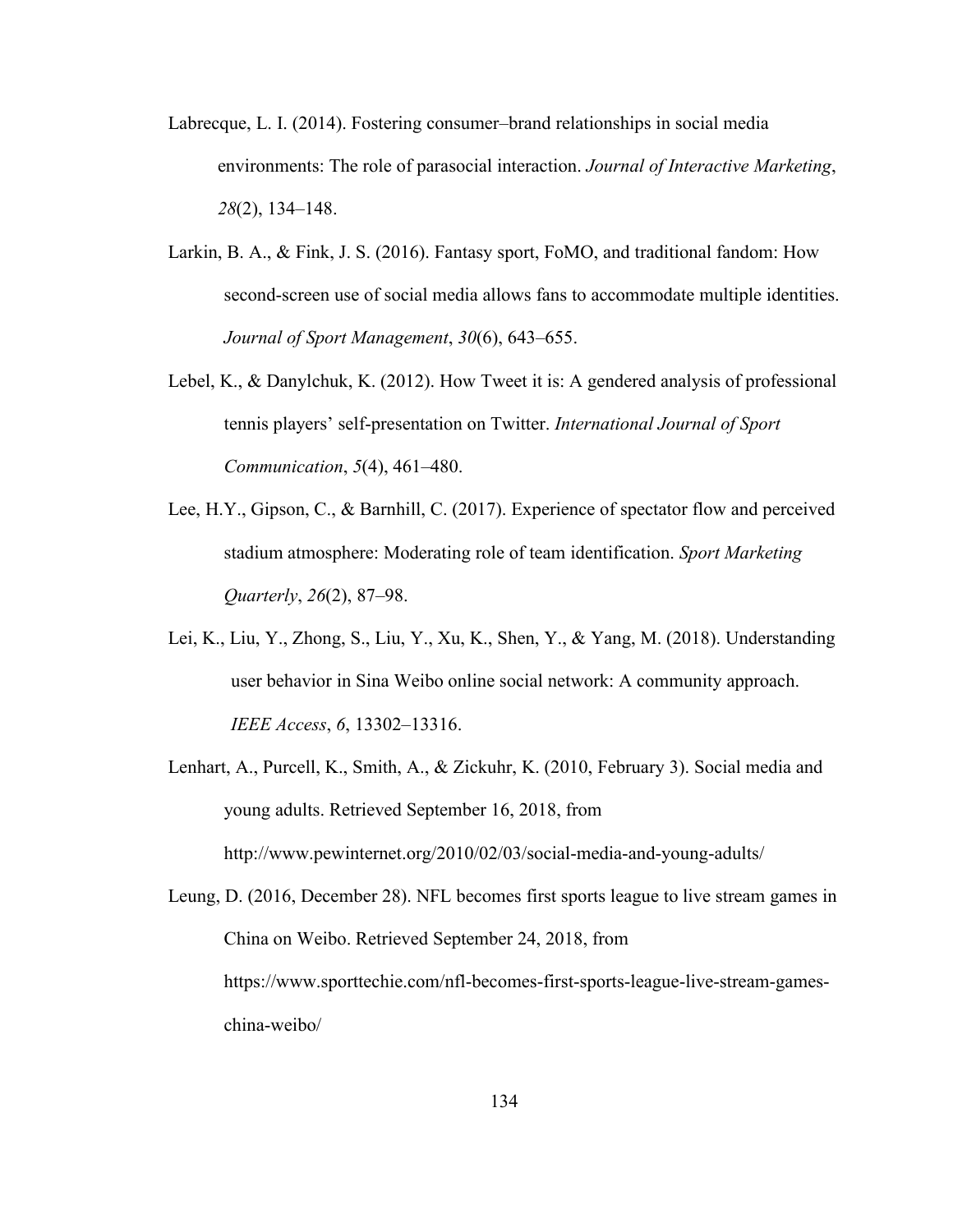Labrecque, L. I. (2014). Fostering consumer–brand relationships in social media environments: The role of parasocial interaction. *Journal of Interactive Marketing*, *28*(2), 134–148.

Larkin, B. A., & Fink, J. S. (2016). Fantasy sport, FoMO, and traditional fandom: How second-screen use of social media allows fans to accommodate multiple identities. *Journal of Sport Management*, *30*(6), 643–655.

Lebel, K., & Danylchuk, K. (2012). How Tweet it is: A gendered analysis of professional tennis players' self-presentation on Twitter. *International Journal of Sport Communication*, *5*(4), 461–480.

Lee, H.Y., Gipson, C., & Barnhill, C. (2017). Experience of spectator flow and perceived stadium atmosphere: Moderating role of team identification. *Sport Marketing Quarterly*, *26*(2), 87–98.

Lei, K., Liu, Y., Zhong, S., Liu, Y., Xu, K., Shen, Y., & Yang, M. (2018). Understanding user behavior in Sina Weibo online social network: A community approach. *IEEE Access*, *6*, 13302–13316.

Lenhart, A., Purcell, K., Smith, A., & Zickuhr, K. (2010, February 3). Social media and young adults. Retrieved September 16, 2018, from http://www.pewinternet.org/2010/02/03/social-media-and-young-adults/

Leung, D. (2016, December 28). NFL becomes first sports league to live stream games in China on Weibo. Retrieved September 24, 2018, from https://www.sporttechie.com/nfl-becomes-first-sports-league-live-stream-games-china-weibo/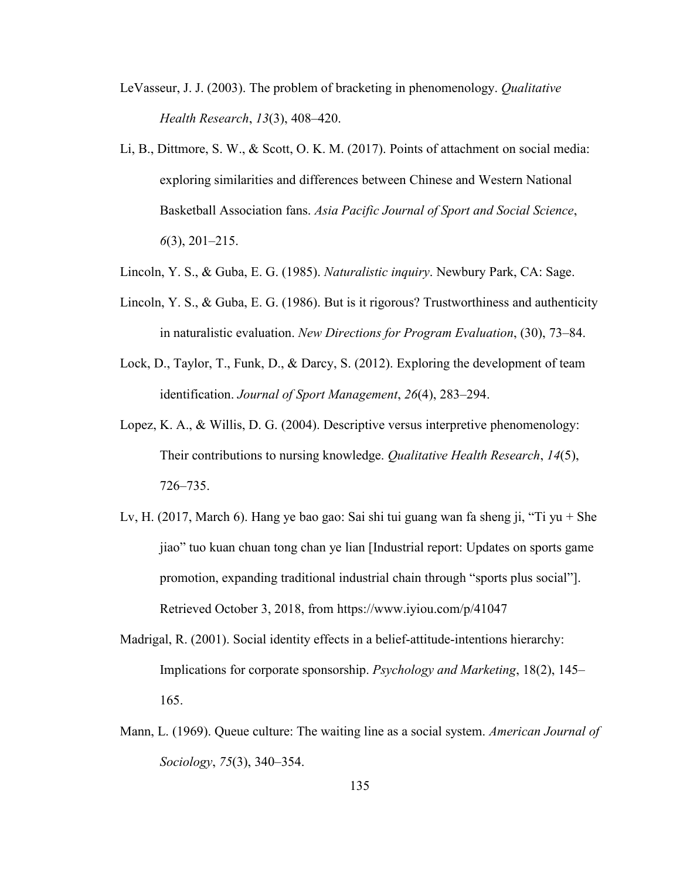LeVasseur, J. J. (2003). The problem of bracketing in phenomenology. *Qualitative Health Research*, *13*(3), 408–420.

Li, B., Dittmore, S. W., & Scott, O. K. M. (2017). Points of attachment on social media: exploring similarities and differences between Chinese and Western National Basketball Association fans. *Asia Pacific Journal of Sport and Social Science*, *6*(3), 201–215.

Lincoln, Y. S., & Guba, E. G. (1985). *Naturalistic inquiry*. Newbury Park, CA: Sage.

Lincoln, Y. S., & Guba, E. G. (1986). But is it rigorous? Trustworthiness and authenticity in naturalistic evaluation. *New Directions for Program Evaluation*, (30), 73–84.

Lock, D., Taylor, T., Funk, D., & Darcy, S. (2012). Exploring the development of team identification. *Journal of Sport Management*, *26*(4), 283–294.

Lopez, K. A., & Willis, D. G. (2004). Descriptive versus interpretive phenomenology: Their contributions to nursing knowledge. *Qualitative Health Research*, *14*(5), 726–735.

Lv, H. (2017, March 6). Hang ye bao gao: Sai shi tui guang wan fa sheng ji, "Ti yu + She jiao" tuo kuan chuan tong chan ye lian [Industrial report: Updates on sports game promotion, expanding traditional industrial chain through "sports plus social"]. Retrieved October 3, 2018, from https://www.iyiou.com/p/41047

Madrigal, R. (2001). Social identity effects in a belief-attitude-intentions hierarchy: Implications for corporate sponsorship. *Psychology and Marketing*, 18(2), 145–165.

Mann, L. (1969). Queue culture: The waiting line as a social system. *American Journal of Sociology*, *75*(3), 340–354.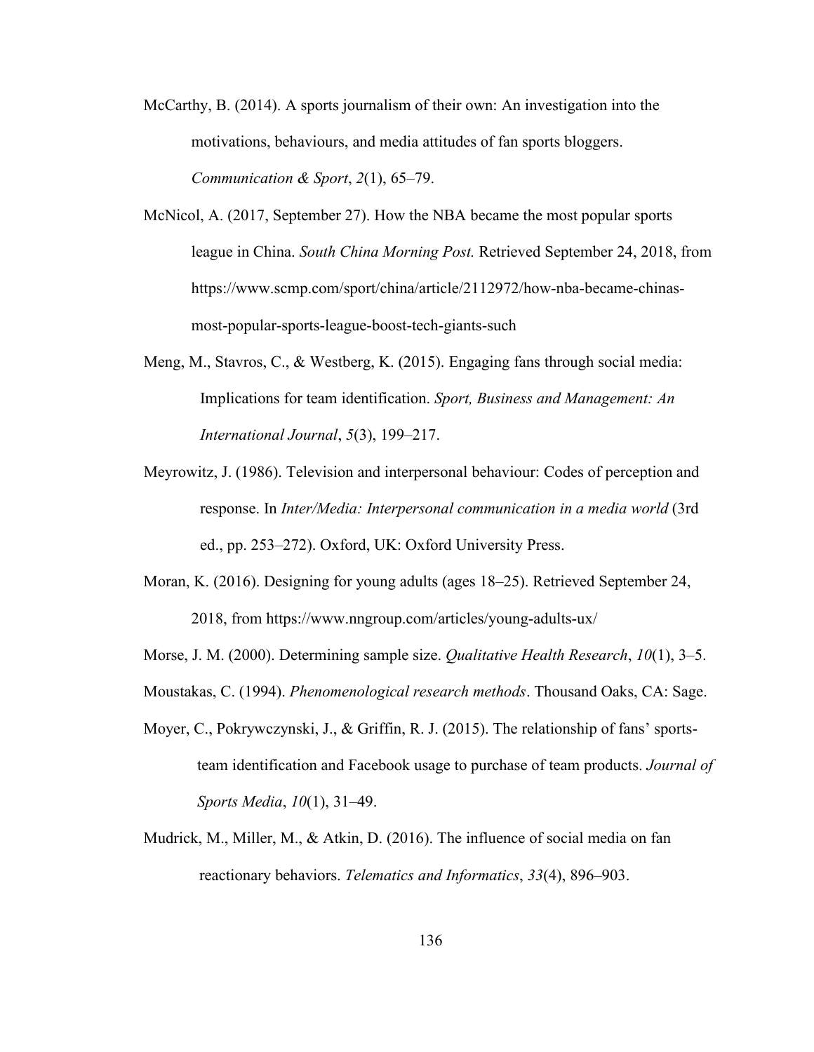McCarthy, B. (2014). A sports journalism of their own: An investigation into the motivations, behaviours, and media attitudes of fan sports bloggers. *Communication & Sport*, *2*(1), 65–79.

McNicol, A. (2017, September 27). How the NBA became the most popular sports league in China. *South China Morning Post.* Retrieved September 24, 2018, from https://www.scmp.com/sport/china/article/2112972/how-nba-became-chinas-most-popular-sports-league-boost-tech-giants-such

Meng, M., Stavros, C., & Westberg, K. (2015). Engaging fans through social media: Implications for team identification. *Sport, Business and Management: An International Journal*, *5*(3), 199–217.

Meyrowitz, J. (1986). Television and interpersonal behaviour: Codes of perception and response. In *Inter/Media: Interpersonal communication in a media world* (3rd ed., pp. 253–272). Oxford, UK: Oxford University Press.

Moran, K. (2016). Designing for young adults (ages 18–25). Retrieved September 24, 2018, from https://www.nngroup.com/articles/young-adults-ux/

Morse, J. M. (2000). Determining sample size. *Qualitative Health Research*, *10*(1), 3–5.

Moustakas, C. (1994). *Phenomenological research methods*. Thousand Oaks, CA: Sage.

Moyer, C., Pokrywczynski, J., & Griffin, R. J. (2015). The relationship of fans' sports-team identification and Facebook usage to purchase of team products. *Journal of Sports Media*, *10*(1), 31–49.

Mudrick, M., Miller, M., & Atkin, D. (2016). The influence of social media on fan reactionary behaviors. *Telematics and Informatics*, *33*(4), 896–903.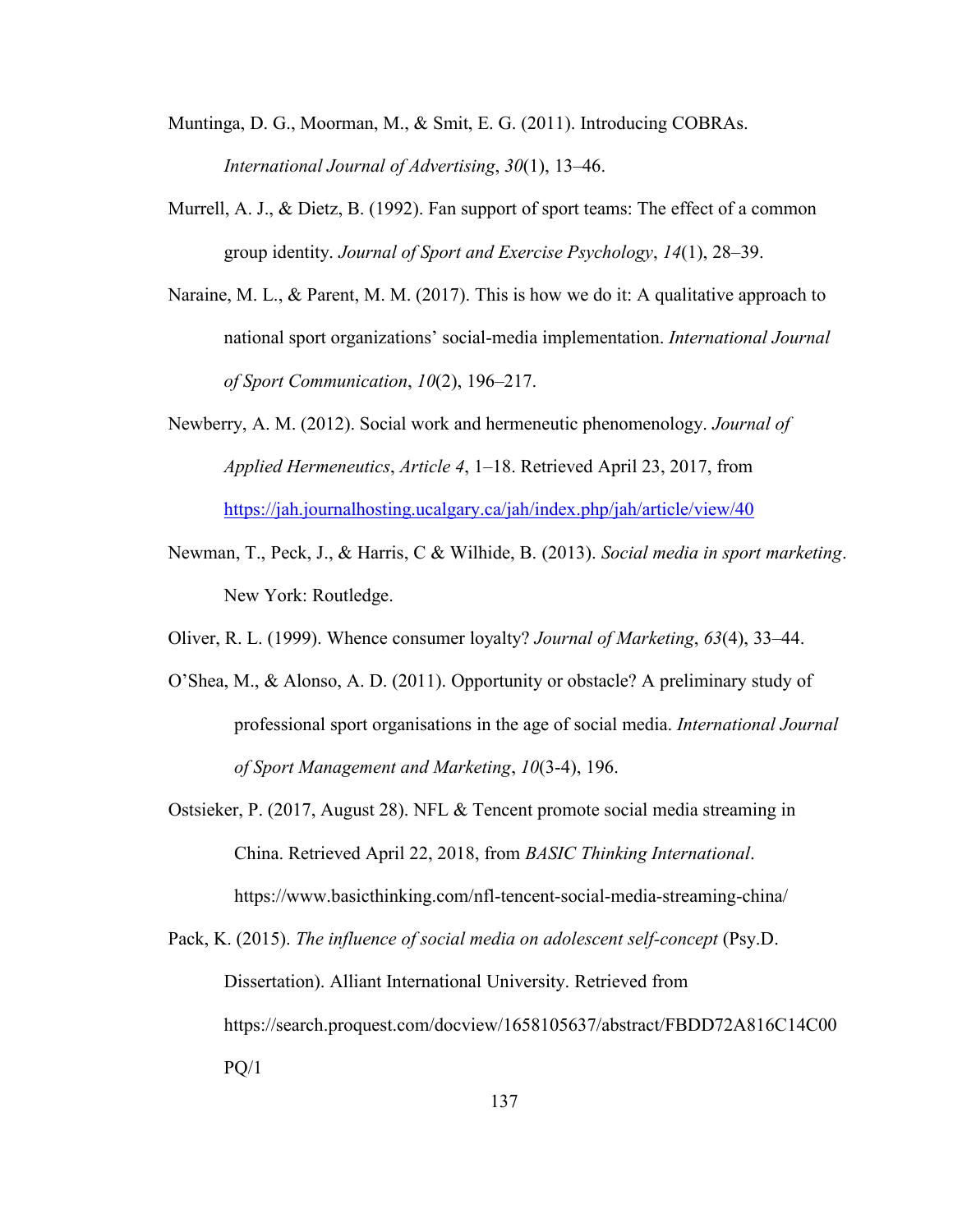Muntinga, D. G., Moorman, M., & Smit, E. G. (2011). Introducing COBRAs. *International Journal of Advertising*, *30*(1), 13–46.

Murrell, A. J., & Dietz, B. (1992). Fan support of sport teams: The effect of a common group identity. *Journal of Sport and Exercise Psychology*, *14*(1), 28–39.

Naraine, M. L., & Parent, M. M. (2017). This is how we do it: A qualitative approach to national sport organizations' social-media implementation. *International Journal of Sport Communication*, *10*(2), 196–217.

Newberry, A. M. (2012). Social work and hermeneutic phenomenology. *Journal of Applied Hermeneutics*, *Article 4*, 1–18. Retrieved April 23, 2017, from https://jah.journalhosting.ucalgary.ca/jah/index.php/jah/article/view/40

Newman, T., Peck, J., & Harris, C & Wilhide, B. (2013). *Social media in sport marketing*. New York: Routledge.

Oliver, R. L. (1999). Whence consumer loyalty? *Journal of Marketing*, *63*(4), 33–44.

O'Shea, M., & Alonso, A. D. (2011). Opportunity or obstacle? A preliminary study of professional sport organisations in the age of social media. *International Journal of Sport Management and Marketing*, *10*(3-4), 196.

Ostsieker, P. (2017, August 28). NFL & Tencent promote social media streaming in China. Retrieved April 22, 2018, from *BASIC Thinking International*. https://www.basicthinking.com/nfl-tencent-social-media-streaming-china/

Pack, K. (2015). *The influence of social media on adolescent self-concept* (Psy.D. Dissertation). Alliant International University. Retrieved from https://search.proquest.com/docview/1658105637/abstract/FBDD72A816C14C00PQ/1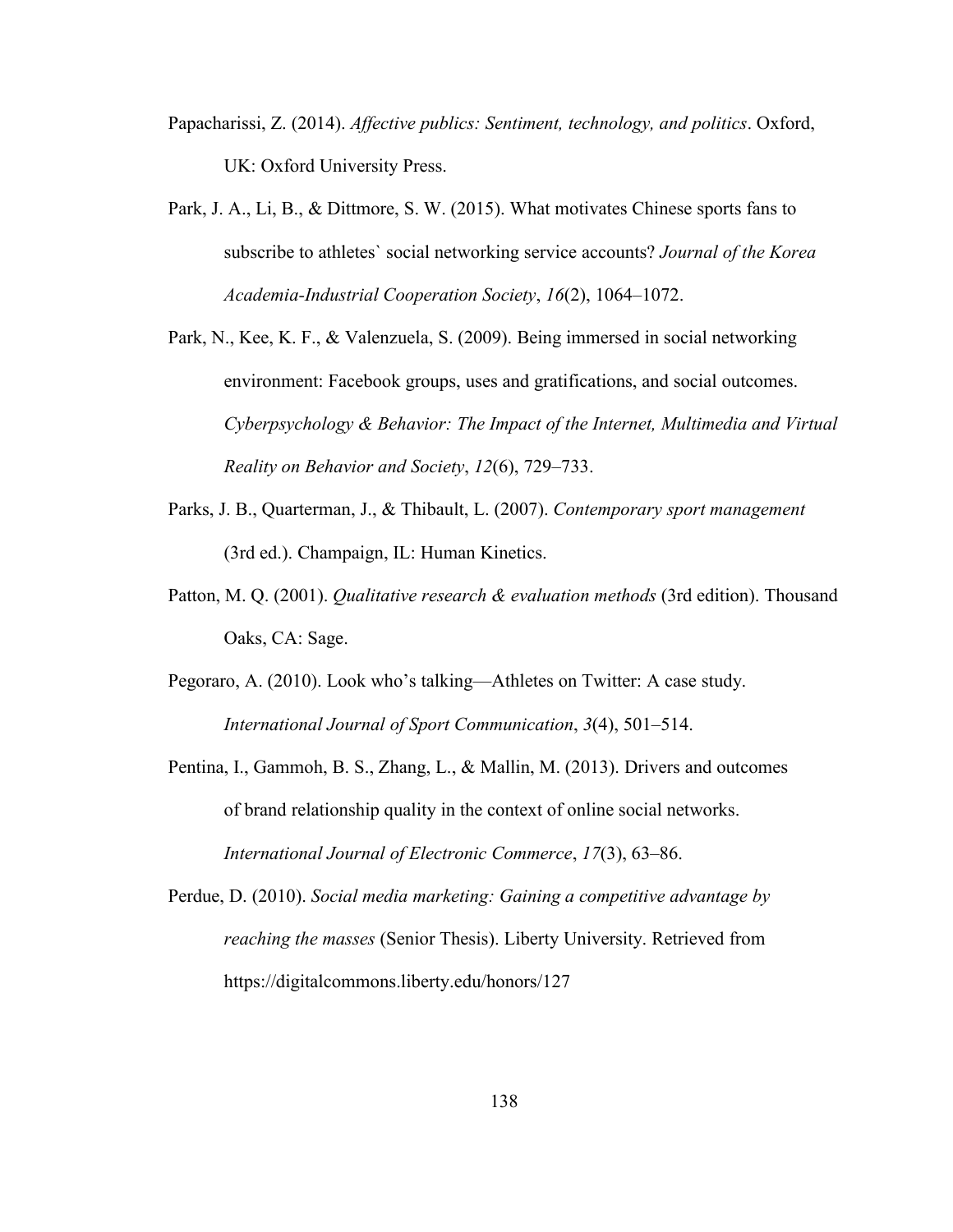Papacharissi, Z. (2014). *Affective publics: Sentiment, technology, and politics*. Oxford, UK: Oxford University Press.

Park, J. A., Li, B., & Dittmore, S. W. (2015). What motivates Chinese sports fans to subscribe to athletes` social networking service accounts? *Journal of the Korea Academia-Industrial Cooperation Society*, *16*(2), 1064–1072.

Park, N., Kee, K. F., & Valenzuela, S. (2009). Being immersed in social networking environment: Facebook groups, uses and gratifications, and social outcomes. *Cyberpsychology & Behavior: The Impact of the Internet, Multimedia and Virtual Reality on Behavior and Society*, *12*(6), 729–733.

Parks, J. B., Quarterman, J., & Thibault, L. (2007). *Contemporary sport management* (3rd ed.). Champaign, IL: Human Kinetics.

Patton, M. Q. (2001). *Qualitative research & evaluation methods* (3rd edition). Thousand Oaks, CA: Sage.

Pegoraro, A. (2010). Look who’s talking—Athletes on Twitter: A case study. *International Journal of Sport Communication*, *3*(4), 501–514.

Pentina, I., Gammoh, B. S., Zhang, L., & Mallin, M. (2013). Drivers and outcomes of brand relationship quality in the context of online social networks. *International Journal of Electronic Commerce*, *17*(3), 63–86.

Perdue, D. (2010). *Social media marketing: Gaining a competitive advantage by reaching the masses* (Senior Thesis). Liberty University. Retrieved from https://digitalcommons.liberty.edu/honors/127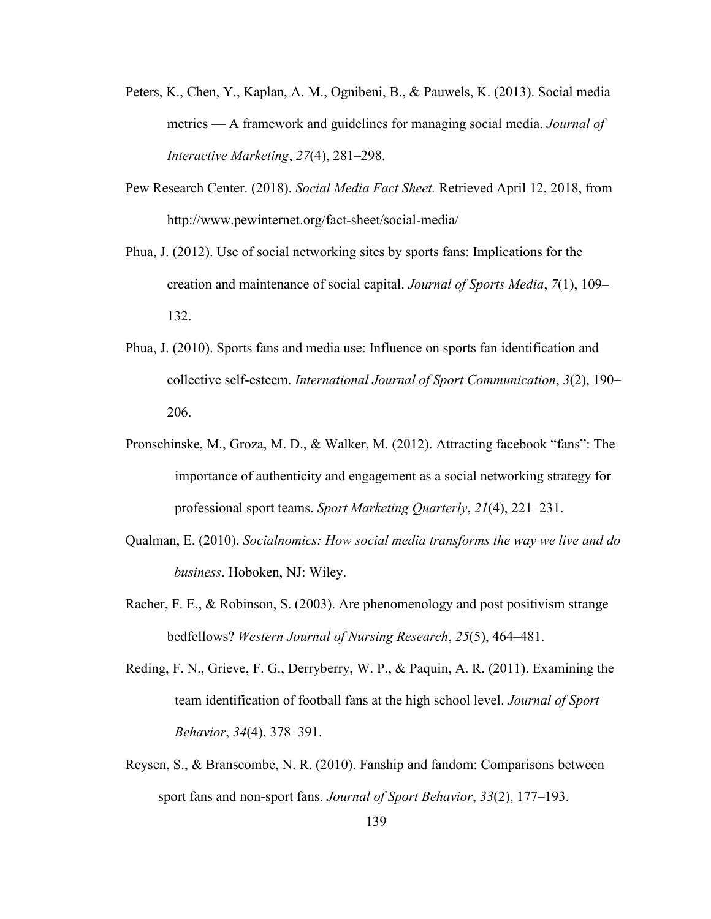Peters, K., Chen, Y., Kaplan, A. M., Ognibeni, B., & Pauwels, K. (2013). Social media metrics — A framework and guidelines for managing social media. *Journal of Interactive Marketing*, *27*(4), 281–298.

Pew Research Center. (2018). *Social Media Fact Sheet.* Retrieved April 12, 2018, from http://www.pewinternet.org/fact-sheet/social-media/

Phua, J. (2012). Use of social networking sites by sports fans: Implications for the creation and maintenance of social capital. *Journal of Sports Media*, *7*(1), 109–132.

Phua, J. (2010). Sports fans and media use: Influence on sports fan identification and collective self-esteem. *International Journal of Sport Communication*, *3*(2), 190–206.

Pronschinske, M., Groza, M. D., & Walker, M. (2012). Attracting facebook "fans": The importance of authenticity and engagement as a social networking strategy for professional sport teams. *Sport Marketing Quarterly*, *21*(4), 221–231.

Qualman, E. (2010). *Socialnomics: How social media transforms the way we live and do business*. Hoboken, NJ: Wiley.

Racher, F. E., & Robinson, S. (2003). Are phenomenology and post positivism strange bedfellows? *Western Journal of Nursing Research*, *25*(5), 464–481.

Reding, F. N., Grieve, F. G., Derryberry, W. P., & Paquin, A. R. (2011). Examining the team identification of football fans at the high school level. *Journal of Sport Behavior*, *34*(4), 378–391.

Reysen, S., & Branscombe, N. R. (2010). Fanship and fandom: Comparisons between sport fans and non-sport fans. *Journal of Sport Behavior*, *33*(2), 177–193.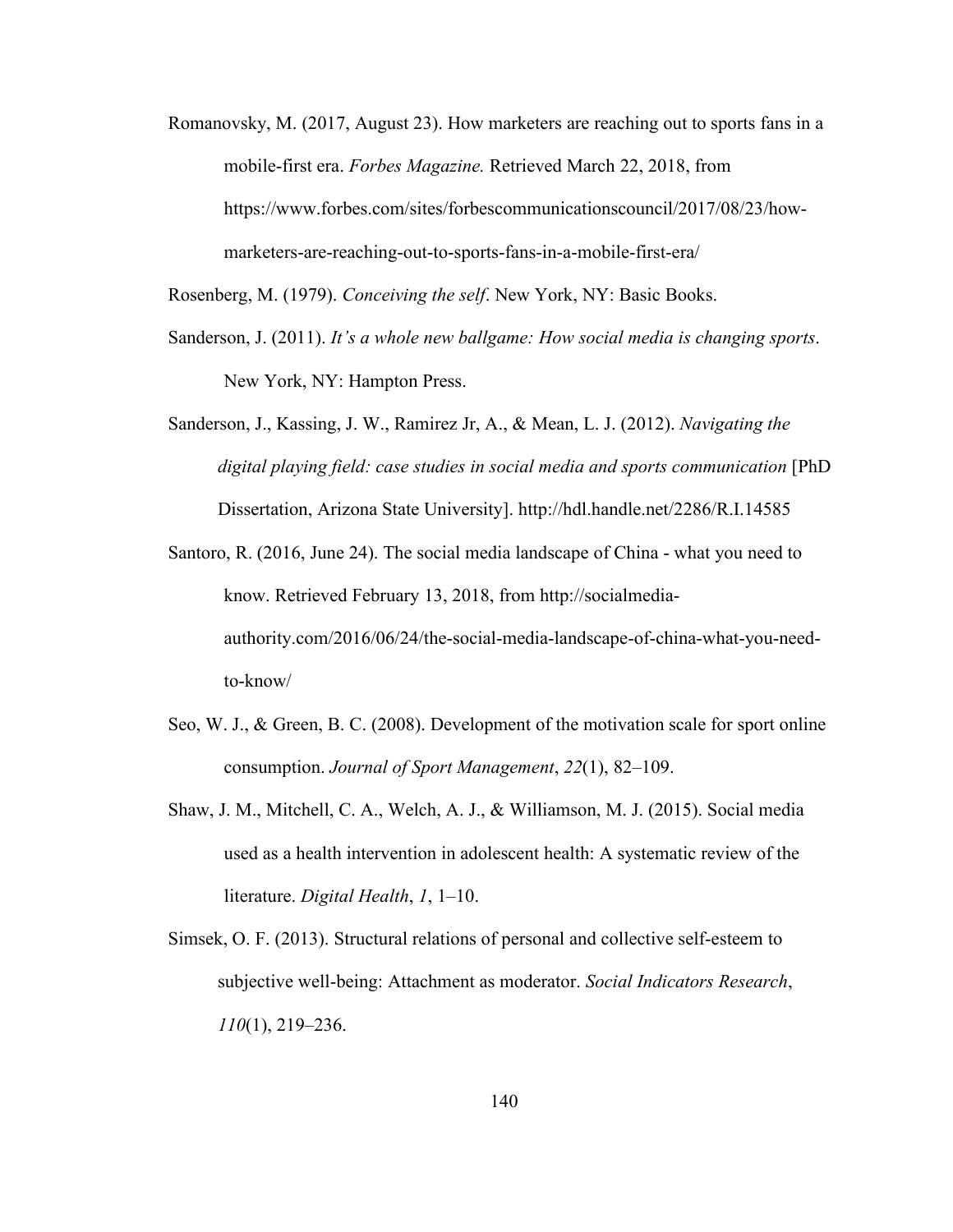Romanovsky, M. (2017, August 23). How marketers are reaching out to sports fans in a mobile-first era. *Forbes Magazine.* Retrieved March 22, 2018, from https://www.forbes.com/sites/forbescommunicationscouncil/2017/08/23/how-marketers-are-reaching-out-to-sports-fans-in-a-mobile-first-era/

Rosenberg, M. (1979). *Conceiving the self*. New York, NY: Basic Books.

Sanderson, J. (2011). *It's a whole new ballgame: How social media is changing sports*. New York, NY: Hampton Press.

Sanderson, J., Kassing, J. W., Ramirez Jr, A., & Mean, L. J. (2012). *Navigating the digital playing field: case studies in social media and sports communication* [PhD Dissertation, Arizona State University]. http://hdl.handle.net/2286/R.I.14585

Santoro, R. (2016, June 24). The social media landscape of China - what you need to know. Retrieved February 13, 2018, from http://socialmedia-authority.com/2016/06/24/the-social-media-landscape-of-china-what-you-need-to-know/

Seo, W. J., & Green, B. C. (2008). Development of the motivation scale for sport online consumption. *Journal of Sport Management*, *22*(1), 82–109.

Shaw, J. M., Mitchell, C. A., Welch, A. J., & Williamson, M. J. (2015). Social media used as a health intervention in adolescent health: A systematic review of the literature. *Digital Health*, *1*, 1–10.

Simsek, O. F. (2013). Structural relations of personal and collective self-esteem to subjective well-being: Attachment as moderator. *Social Indicators Research*, *110*(1), 219–236.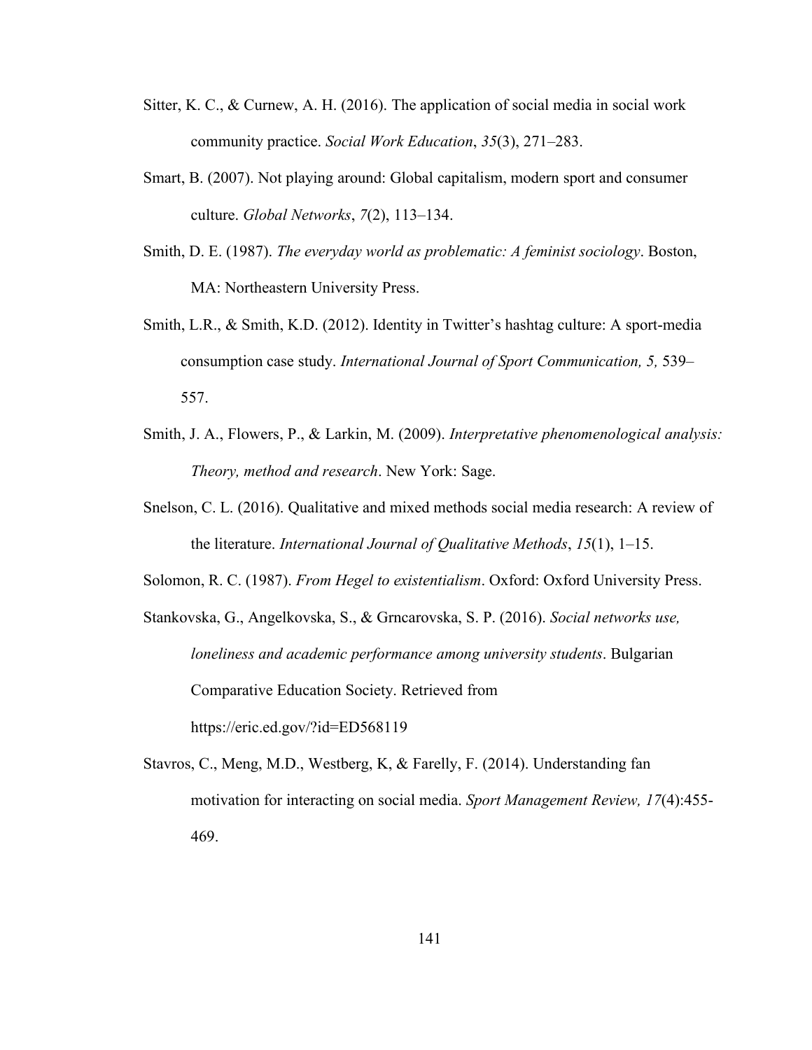Sitter, K. C., & Curnew, A. H. (2016). The application of social media in social work community practice. *Social Work Education*, *35*(3), 271–283.

Smart, B. (2007). Not playing around: Global capitalism, modern sport and consumer culture. *Global Networks*, *7*(2), 113–134.

Smith, D. E. (1987). *The everyday world as problematic: A feminist sociology*. Boston, MA: Northeastern University Press.

Smith, L.R., & Smith, K.D. (2012). Identity in Twitter's hashtag culture: A sport-media consumption case study. *International Journal of Sport Communication, 5,* 539–557.

Smith, J. A., Flowers, P., & Larkin, M. (2009). *Interpretative phenomenological analysis: Theory, method and research*. New York: Sage.

Snelson, C. L. (2016). Qualitative and mixed methods social media research: A review of the literature. *International Journal of Qualitative Methods*, *15*(1), 1–15.

Solomon, R. C. (1987). *From Hegel to existentialism*. Oxford: Oxford University Press.

Stankovska, G., Angelkovska, S., & Grncarovska, S. P. (2016). *Social networks use, loneliness and academic performance among university students*. Bulgarian Comparative Education Society. Retrieved from https://eric.ed.gov/?id=ED568119

Stavros, C., Meng, M.D., Westberg, K, & Farelly, F. (2014). Understanding fan motivation for interacting on social media. *Sport Management Review, 17*(4):455-469.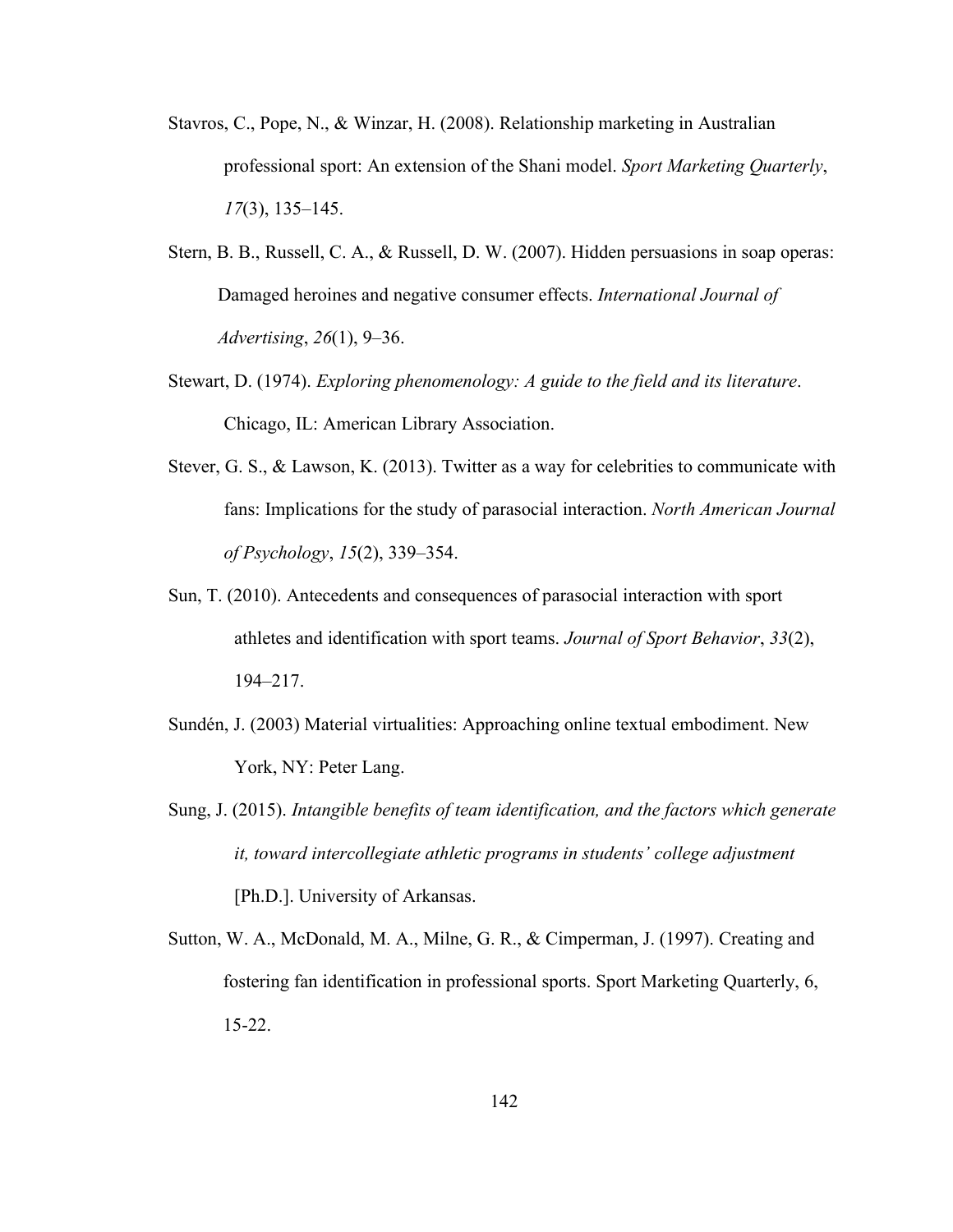Stavros, C., Pope, N., & Winzar, H. (2008). Relationship marketing in Australian professional sport: An extension of the Shani model. *Sport Marketing Quarterly*, *17*(3), 135–145.

Stern, B. B., Russell, C. A., & Russell, D. W. (2007). Hidden persuasions in soap operas: Damaged heroines and negative consumer effects. *International Journal of Advertising*, *26*(1), 9–36.

Stewart, D. (1974). *Exploring phenomenology: A guide to the field and its literature*. Chicago, IL: American Library Association.

Stever, G. S., & Lawson, K. (2013). Twitter as a way for celebrities to communicate with fans: Implications for the study of parasocial interaction. *North American Journal of Psychology*, *15*(2), 339–354.

Sun, T. (2010). Antecedents and consequences of parasocial interaction with sport athletes and identification with sport teams. *Journal of Sport Behavior*, *33*(2), 194–217.

Sundén, J. (2003) Material virtualities: Approaching online textual embodiment. New York, NY: Peter Lang.

Sung, J. (2015). *Intangible benefits of team identification, and the factors which generate it, toward intercollegiate athletic programs in students' college adjustment* [Ph.D.]. University of Arkansas.

Sutton, W. A., McDonald, M. A., Milne, G. R., & Cimperman, J. (1997). Creating and fostering fan identification in professional sports. Sport Marketing Quarterly, 6, 15-22.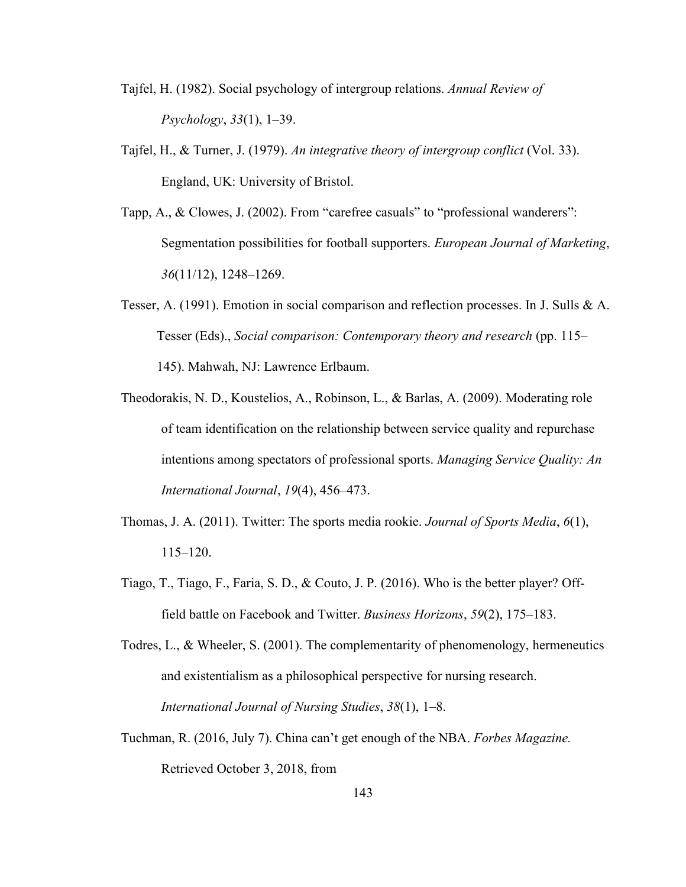Tajfel, H. (1982). Social psychology of intergroup relations. *Annual Review of Psychology*, *33*(1), 1–39.

Tajfel, H., & Turner, J. (1979). *An integrative theory of intergroup conflict* (Vol. 33). England, UK: University of Bristol.

Tapp, A., & Clowes, J. (2002). From “carefree casuals” to “professional wanderers”: Segmentation possibilities for football supporters. *European Journal of Marketing*, *36*(11/12), 1248–1269.

Tesser, A. (1991). Emotion in social comparison and reflection processes. In J. Sulls & A. Tesser (Eds)., *Social comparison: Contemporary theory and research* (pp. 115–145). Mahwah, NJ: Lawrence Erlbaum.

Theodorakis, N. D., Koustelios, A., Robinson, L., & Barlas, A. (2009). Moderating role of team identification on the relationship between service quality and repurchase intentions among spectators of professional sports. *Managing Service Quality: An International Journal*, *19*(4), 456–473.

Thomas, J. A. (2011). Twitter: The sports media rookie. *Journal of Sports Media*, *6*(1), 115–120.

Tiago, T., Tiago, F., Faria, S. D., & Couto, J. P. (2016). Who is the better player? Off-field battle on Facebook and Twitter. *Business Horizons*, *59*(2), 175–183.

Todres, L., & Wheeler, S. (2001). The complementarity of phenomenology, hermeneutics and existentialism as a philosophical perspective for nursing research. *International Journal of Nursing Studies*, *38*(1), 1–8.

Tuchman, R. (2016, July 7). China can’t get enough of the NBA. *Forbes Magazine.* Retrieved October 3, 2018, from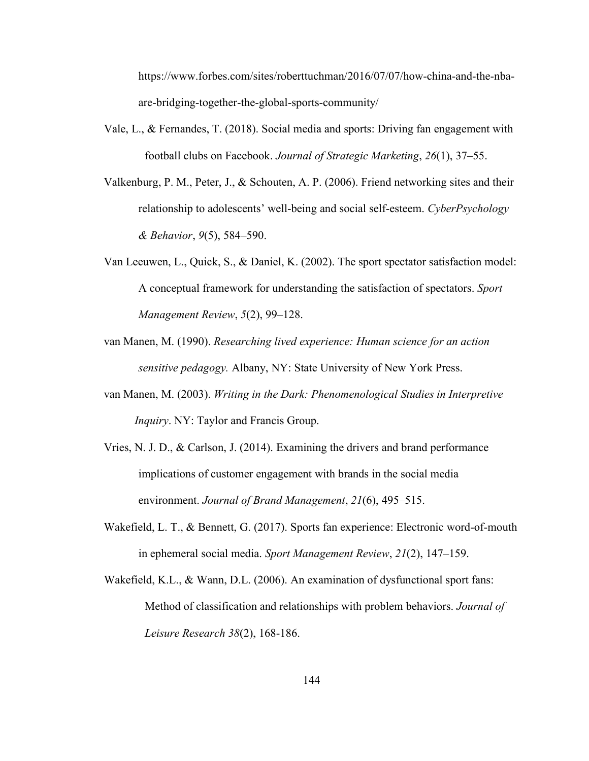https://www.forbes.com/sites/roberttuchman/2016/07/07/how-china-and-the-nba-are-bridging-together-the-global-sports-community/

Vale, L., & Fernandes, T. (2018). Social media and sports: Driving fan engagement with football clubs on Facebook. *Journal of Strategic Marketing*, *26*(1), 37–55.

Valkenburg, P. M., Peter, J., & Schouten, A. P. (2006). Friend networking sites and their relationship to adolescents' well-being and social self-esteem. *CyberPsychology & Behavior*, *9*(5), 584–590.

Van Leeuwen, L., Quick, S., & Daniel, K. (2002). The sport spectator satisfaction model: A conceptual framework for understanding the satisfaction of spectators. *Sport Management Review*, *5*(2), 99–128.

van Manen, M. (1990). *Researching lived experience: Human science for an action sensitive pedagogy.* Albany, NY: State University of New York Press.

van Manen, M. (2003). *Writing in the Dark: Phenomenological Studies in Interpretive Inquiry*. NY: Taylor and Francis Group.

Vries, N. J. D., & Carlson, J. (2014). Examining the drivers and brand performance implications of customer engagement with brands in the social media environment. *Journal of Brand Management*, *21*(6), 495–515.

Wakefield, L. T., & Bennett, G. (2017). Sports fan experience: Electronic word-of-mouth in ephemeral social media. *Sport Management Review*, *21*(2), 147–159.

Wakefield, K.L., & Wann, D.L. (2006). An examination of dysfunctional sport fans: Method of classification and relationships with problem behaviors. *Journal of Leisure Research 38*(2), 168-186.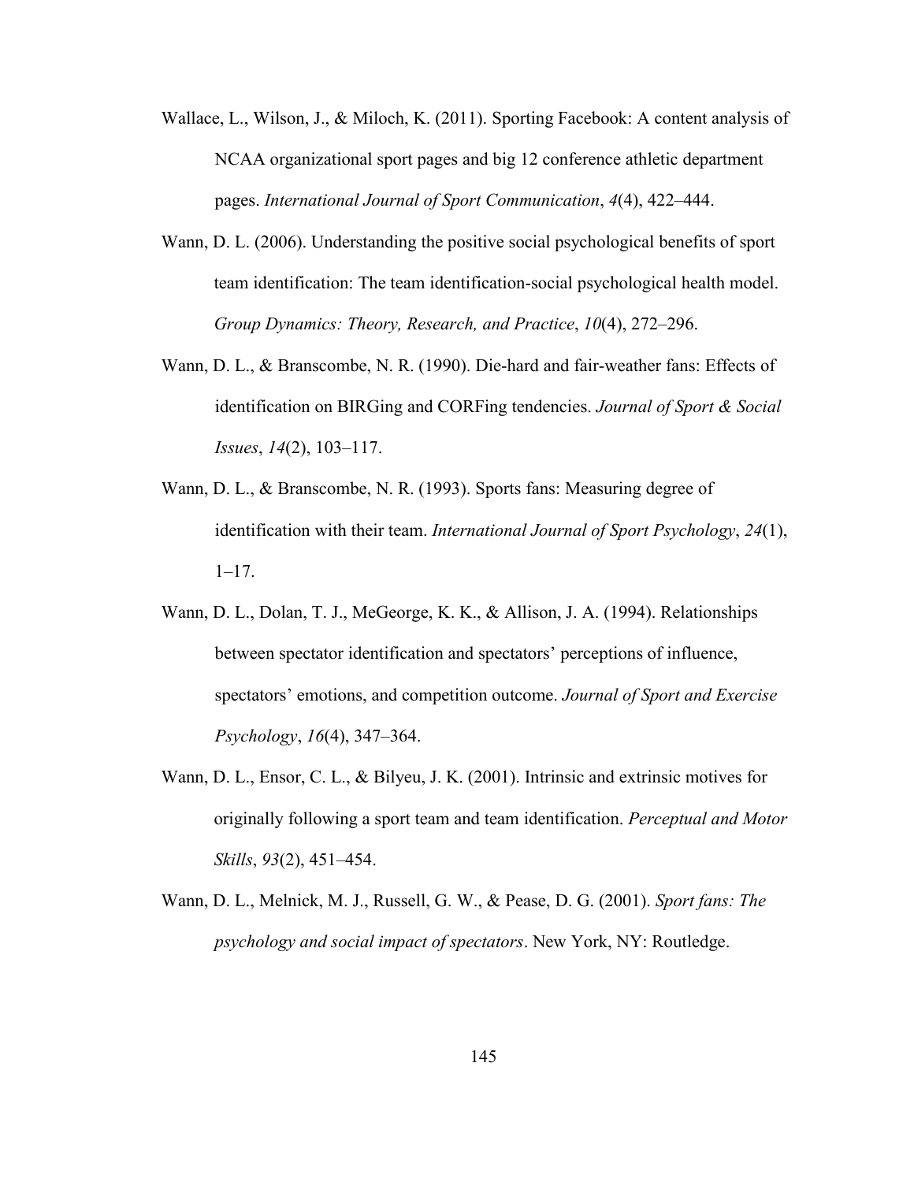Wallace, L., Wilson, J., & Miloch, K. (2011). Sporting Facebook: A content analysis of NCAA organizational sport pages and big 12 conference athletic department pages. *International Journal of Sport Communication*, *4*(4), 422–444.

Wann, D. L. (2006). Understanding the positive social psychological benefits of sport team identification: The team identification-social psychological health model. *Group Dynamics: Theory, Research, and Practice*, *10*(4), 272–296.

Wann, D. L., & Branscombe, N. R. (1990). Die-hard and fair-weather fans: Effects of identification on BIRGing and CORFing tendencies. *Journal of Sport & Social Issues*, *14*(2), 103–117.

Wann, D. L., & Branscombe, N. R. (1993). Sports fans: Measuring degree of identification with their team. *International Journal of Sport Psychology*, *24*(1), 1–17.

Wann, D. L., Dolan, T. J., MeGeorge, K. K., & Allison, J. A. (1994). Relationships between spectator identification and spectators' perceptions of influence, spectators' emotions, and competition outcome. *Journal of Sport and Exercise Psychology*, *16*(4), 347–364.

Wann, D. L., Ensor, C. L., & Bilyeu, J. K. (2001). Intrinsic and extrinsic motives for originally following a sport team and team identification. *Perceptual and Motor Skills*, *93*(2), 451–454.

Wann, D. L., Melnick, M. J., Russell, G. W., & Pease, D. G. (2001). *Sport fans: The psychology and social impact of spectators*. New York, NY: Routledge.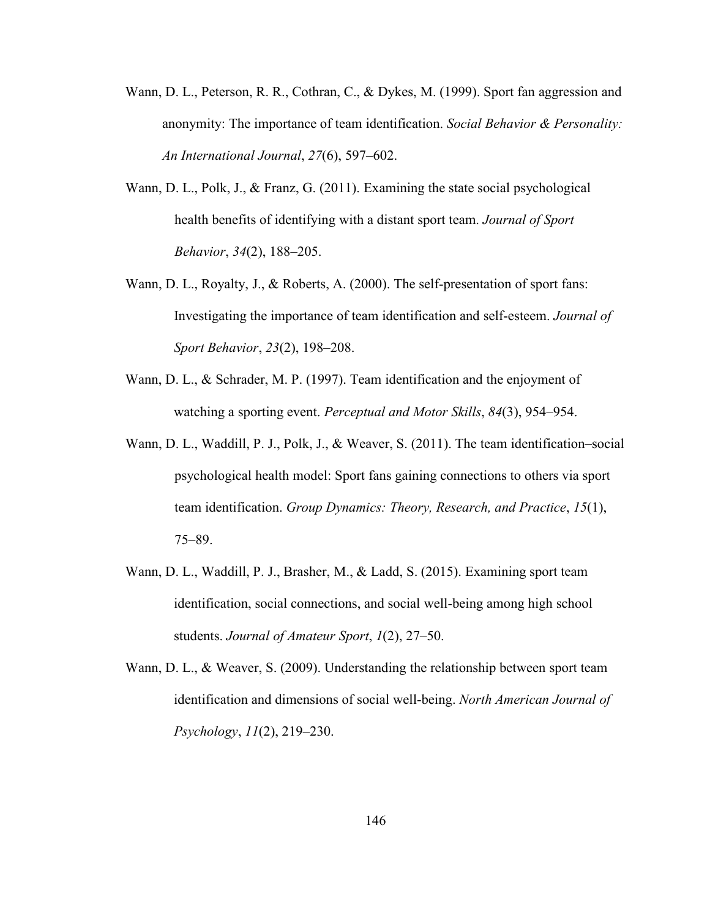Wann, D. L., Peterson, R. R., Cothran, C., & Dykes, M. (1999). Sport fan aggression and anonymity: The importance of team identification. *Social Behavior & Personality: An International Journal*, *27*(6), 597–602.

Wann, D. L., Polk, J., & Franz, G. (2011). Examining the state social psychological health benefits of identifying with a distant sport team. *Journal of Sport Behavior*, *34*(2), 188–205.

Wann, D. L., Royalty, J., & Roberts, A. (2000). The self-presentation of sport fans: Investigating the importance of team identification and self-esteem. *Journal of Sport Behavior*, *23*(2), 198–208.

Wann, D. L., & Schrader, M. P. (1997). Team identification and the enjoyment of watching a sporting event. *Perceptual and Motor Skills*, *84*(3), 954–954.

Wann, D. L., Waddill, P. J., Polk, J., & Weaver, S. (2011). The team identification–social psychological health model: Sport fans gaining connections to others via sport team identification. *Group Dynamics: Theory, Research, and Practice*, *15*(1), 75–89.

Wann, D. L., Waddill, P. J., Brasher, M., & Ladd, S. (2015). Examining sport team identification, social connections, and social well-being among high school students. *Journal of Amateur Sport*, *1*(2), 27–50.

Wann, D. L., & Weaver, S. (2009). Understanding the relationship between sport team identification and dimensions of social well-being. *North American Journal of Psychology*, *11*(2), 219–230.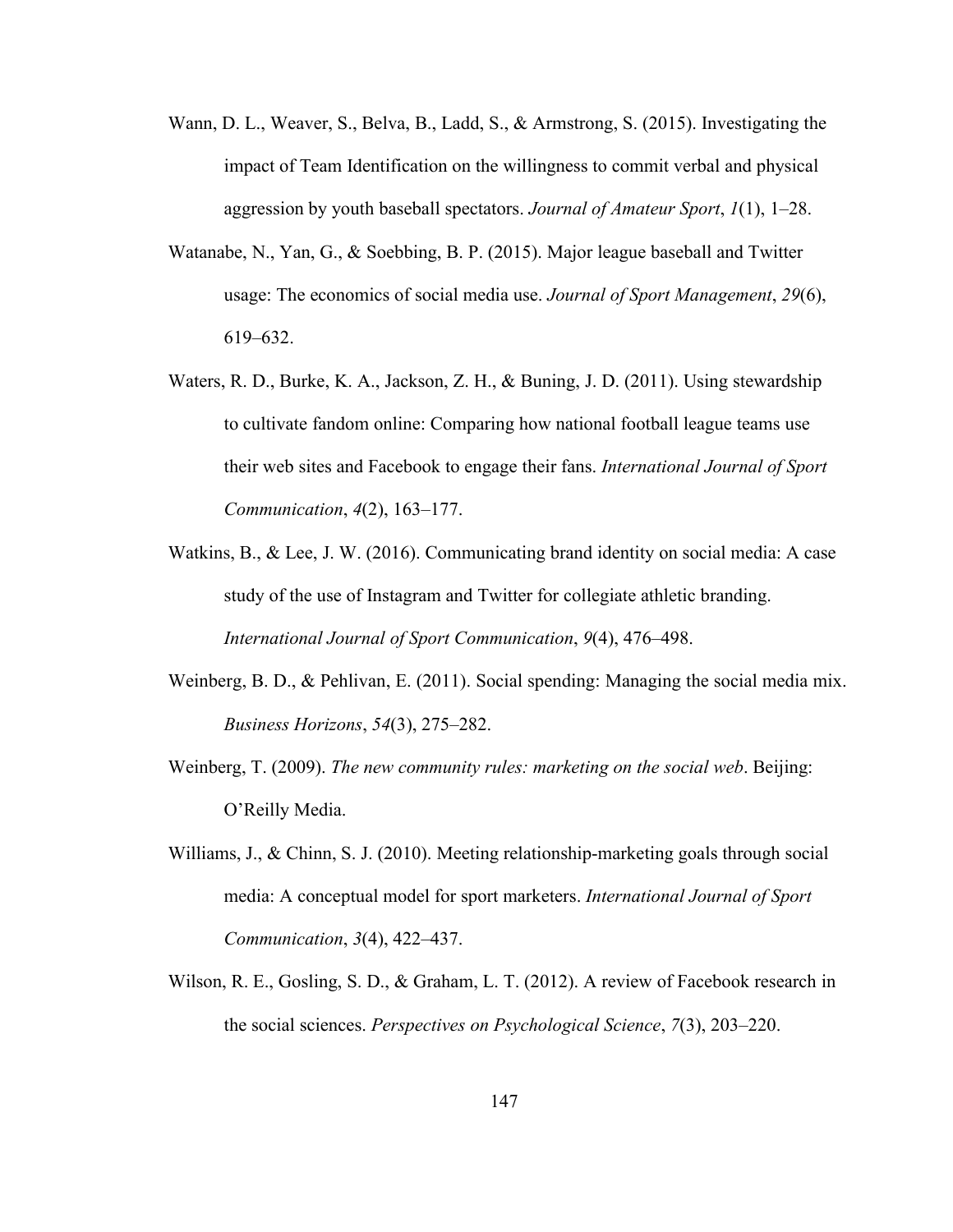Wann, D. L., Weaver, S., Belva, B., Ladd, S., & Armstrong, S. (2015). Investigating the impact of Team Identification on the willingness to commit verbal and physical aggression by youth baseball spectators. *Journal of Amateur Sport*, *1*(1), 1–28.

Watanabe, N., Yan, G., & Soebbing, B. P. (2015). Major league baseball and Twitter usage: The economics of social media use. *Journal of Sport Management*, *29*(6), 619–632.

Waters, R. D., Burke, K. A., Jackson, Z. H., & Buning, J. D. (2011). Using stewardship to cultivate fandom online: Comparing how national football league teams use their web sites and Facebook to engage their fans. *International Journal of Sport Communication*, *4*(2), 163–177.

Watkins, B., & Lee, J. W. (2016). Communicating brand identity on social media: A case study of the use of Instagram and Twitter for collegiate athletic branding. *International Journal of Sport Communication*, *9*(4), 476–498.

Weinberg, B. D., & Pehlivan, E. (2011). Social spending: Managing the social media mix. *Business Horizons*, *54*(3), 275–282.

Weinberg, T. (2009). *The new community rules: marketing on the social web*. Beijing: O'Reilly Media.

Williams, J., & Chinn, S. J. (2010). Meeting relationship-marketing goals through social media: A conceptual model for sport marketers. *International Journal of Sport Communication*, *3*(4), 422–437.

Wilson, R. E., Gosling, S. D., & Graham, L. T. (2012). A review of Facebook research in the social sciences. *Perspectives on Psychological Science*, *7*(3), 203–220.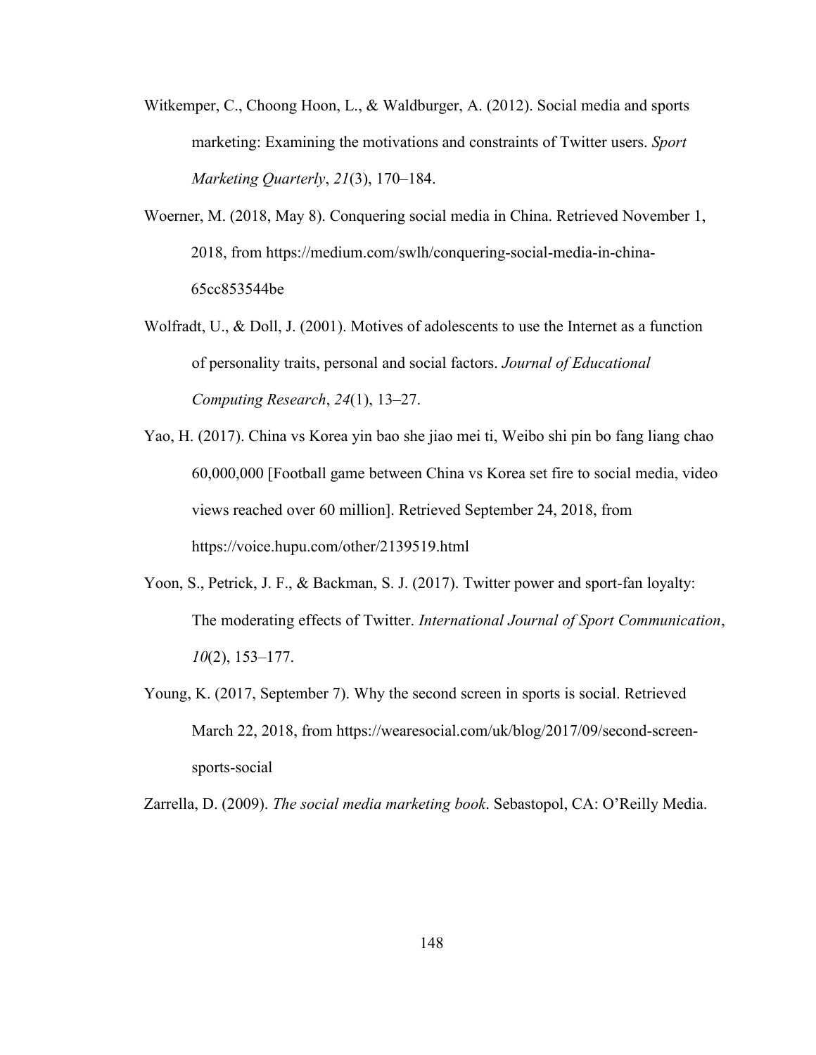Witkemper, C., Choong Hoon, L., & Waldburger, A. (2012). Social media and sports marketing: Examining the motivations and constraints of Twitter users. *Sport Marketing Quarterly*, *21*(3), 170–184.

Woerner, M. (2018, May 8). Conquering social media in China. Retrieved November 1, 2018, from https://medium.com/swlh/conquering-social-media-in-china-65cc853544be

Wolfradt, U., & Doll, J. (2001). Motives of adolescents to use the Internet as a function of personality traits, personal and social factors. *Journal of Educational Computing Research*, *24*(1), 13–27.

Yao, H. (2017). China vs Korea yin bao she jiao mei ti, Weibo shi pin bo fang liang chao 60,000,000 [Football game between China vs Korea set fire to social media, video views reached over 60 million]. Retrieved September 24, 2018, from https://voice.hupu.com/other/2139519.html

Yoon, S., Petrick, J. F., & Backman, S. J. (2017). Twitter power and sport-fan loyalty: The moderating effects of Twitter. *International Journal of Sport Communication*, *10*(2), 153–177.

Young, K. (2017, September 7). Why the second screen in sports is social. Retrieved March 22, 2018, from https://wearesocial.com/uk/blog/2017/09/second-screen-sports-social

Zarrella, D. (2009). *The social media marketing book*. Sebastopol, CA: O'Reilly Media.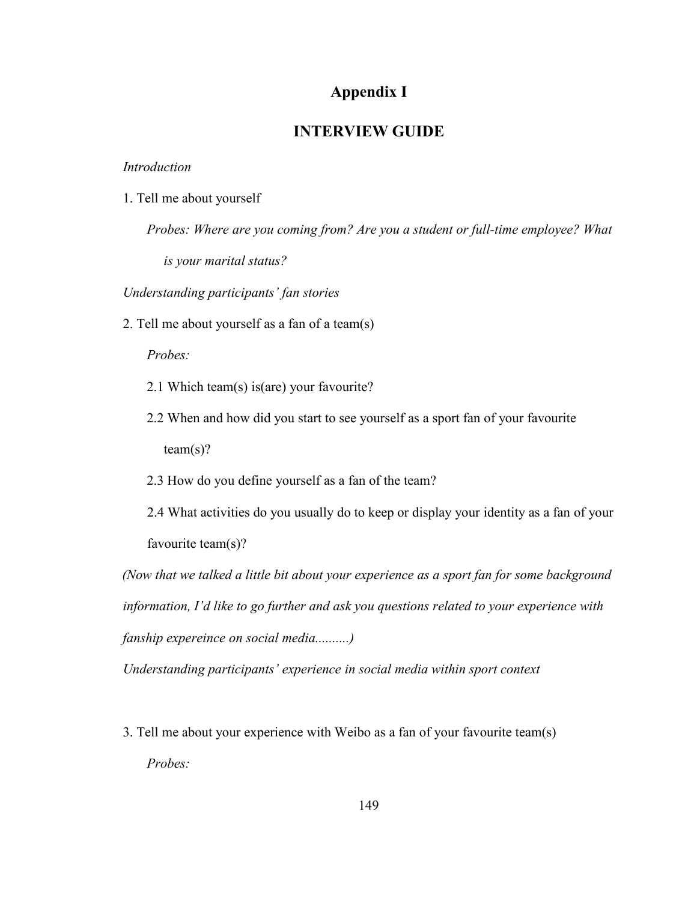# Appendix I

## INTERVIEW GUIDE

*Introduction*

1. Tell me about yourself

   *Probes: Where are you coming from? Are you a student or full-time employee? What is your marital status?*

*Understanding participants' fan stories*

2. Tell me about yourself as a fan of a team(s)

   *Probes:*

   2.1 Which team(s) is(are) your favourite?

   2.2 When and how did you start to see yourself as a sport fan of your favourite team(s)?

   2.3 How do you define yourself as a fan of the team?

   2.4 What activities do you usually do to keep or display your identity as a fan of your favourite team(s)?

*(Now that we talked a little bit about your experience as a sport fan for some background information, I'd like to go further and ask you questions related to your experience with fanship expereince on social media..........)*

*Understanding participants' experience in social media within sport context*

3. Tell me about your experience with Weibo as a fan of your favourite team(s)

   *Probes:*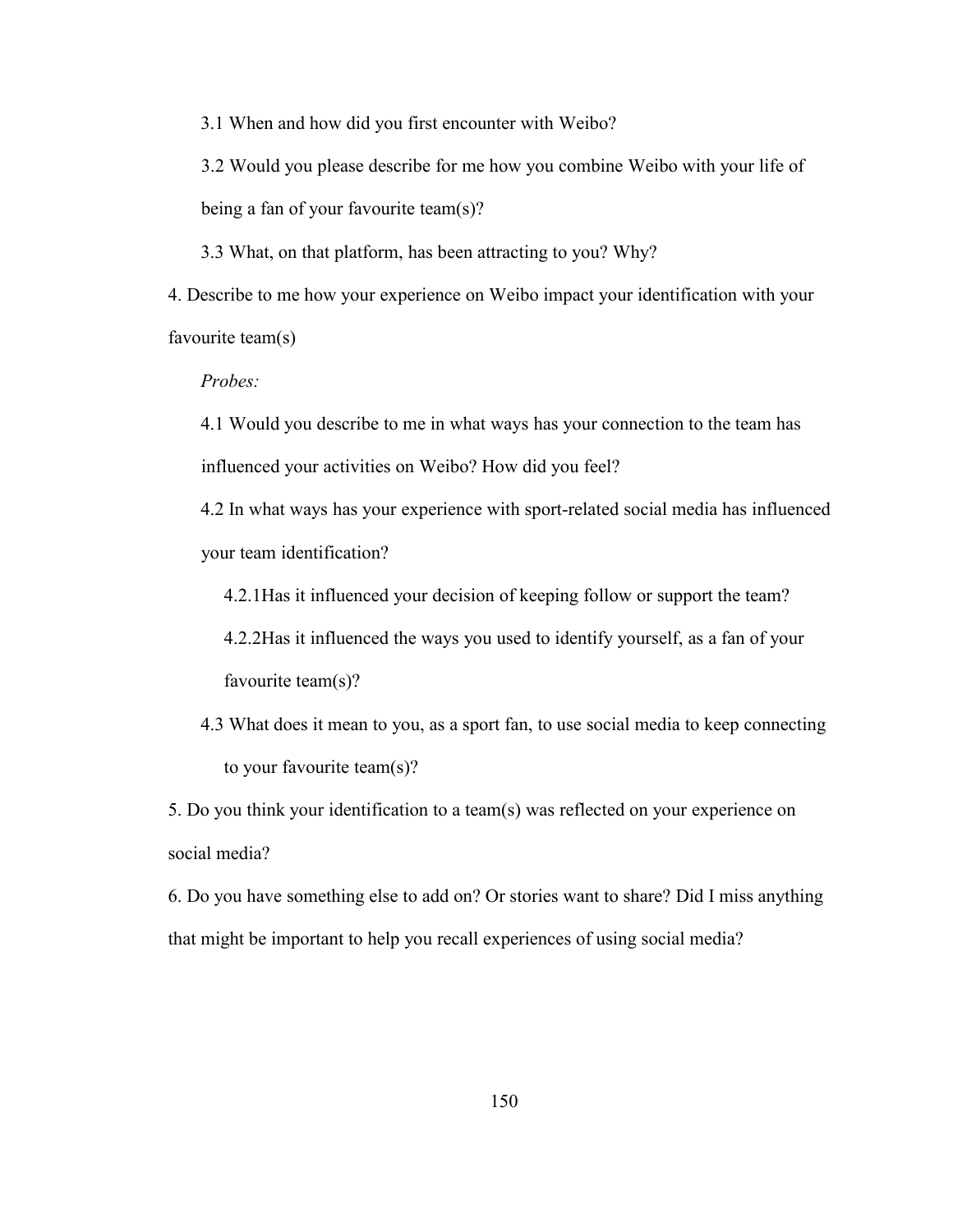3.1 When and how did you first encounter with Weibo?

3.2 Would you please describe for me how you combine Weibo with your life of being a fan of your favourite team(s)?

3.3 What, on that platform, has been attracting to you? Why?

4. Describe to me how your experience on Weibo impact your identification with your favourite team(s)

*Probes:*

4.1 Would you describe to me in what ways has your connection to the team has influenced your activities on Weibo? How did you feel?

4.2 In what ways has your experience with sport-related social media has influenced your team identification?

4.2.1Has it influenced your decision of keeping follow or support the team?

4.2.2Has it influenced the ways you used to identify yourself, as a fan of your favourite team(s)?

4.3 What does it mean to you, as a sport fan, to use social media to keep connecting to your favourite team(s)?

5. Do you think your identification to a team(s) was reflected on your experience on social media?

6. Do you have something else to add on? Or stories want to share? Did I miss anything that might be important to help you recall experiences of using social media?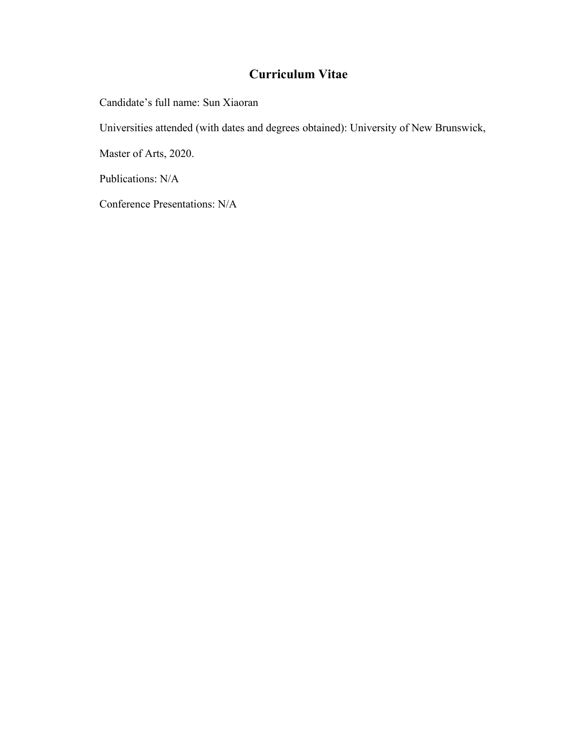# Curriculum Vitae

Candidate's full name: Sun Xiaoran

Universities attended (with dates and degrees obtained): University of New Brunswick, Master of Arts, 2020.

Publications: N/A

Conference Presentations: N/A